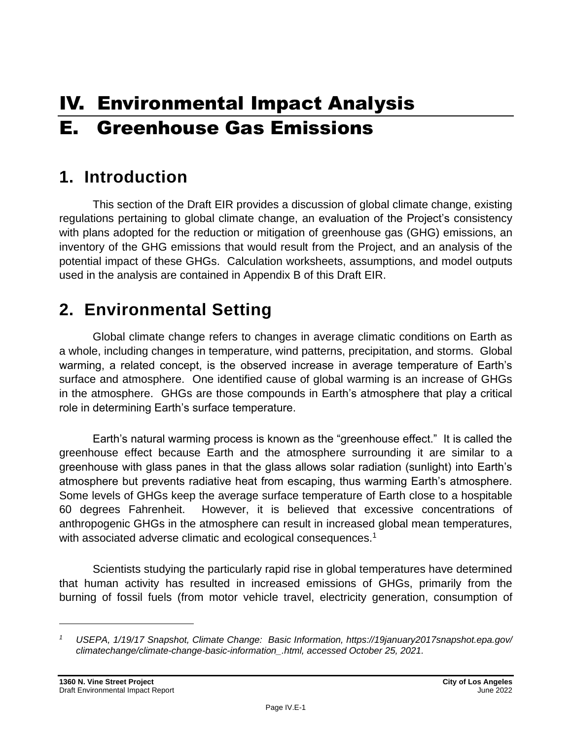# IV. Environmental Impact Analysis

# E. Greenhouse Gas Emissions

## 1. Introduction

This section of the Draft EIR provides a discussion of global climate change, existing regulations pertaining to global climate change, an evaluation of the Project's consistency with plans adopted for the reduction or mitigation of greenhouse gas (GHG) emissions, an inventory of the GHG emissions that would result from the Project, and an analysis of the potential impact of these GHGs. Calculation worksheets, assumptions, and model outputs used in the analysis are contained in Appendix B of this Draft EIR.

## 2. Environmental Setting

Global climate change refers to changes in average climatic conditions on Earth as a whole, including changes in temperature, wind patterns, precipitation, and storms. Global warming, a related concept, is the observed increase in average temperature of Earth's surface and atmosphere. One identified cause of global warming is an increase of GHGs in the atmosphere. GHGs are those compounds in Earth's atmosphere that play a critical role in determining Earth's surface temperature.

Earth's natural warming process is known as the "greenhouse effect." It is called the greenhouse effect because Earth and the atmosphere surrounding it are similar to a greenhouse with glass panes in that the glass allows solar radiation (sunlight) into Earth's atmosphere but prevents radiative heat from escaping, thus warming Earth's atmosphere. Some levels of GHGs keep the average surface temperature of Earth close to a hospitable 60 degrees Fahrenheit. However, it is believed that excessive concentrations of anthropogenic GHGs in the atmosphere can result in increased global mean temperatures, with associated adverse climatic and ecological consequences.[1]

Scientists studying the particularly rapid rise in global temperatures have determined that human activity has resulted in increased emissions of GHGs, primarily from the burning of fossil fuels (from motor vehicle travel, electricity generation, consumption of

---

[1] *USEPA, 1/19/17 Snapshot, Climate Change: Basic Information, https://19january2017snapshot.epa.gov/climatechange/climate-change-basic-information_.html, accessed October 25, 2021.*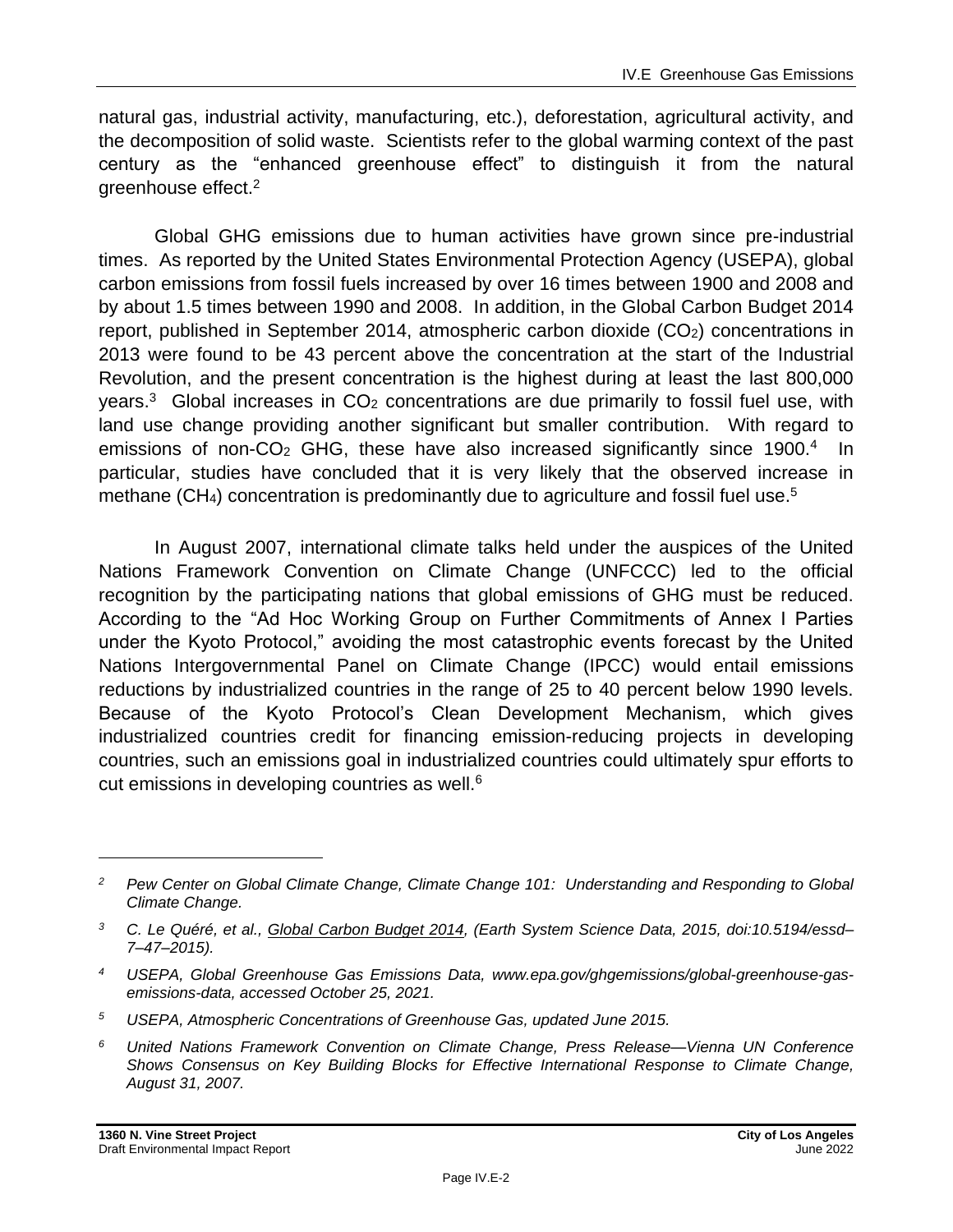natural gas, industrial activity, manufacturing, etc.), deforestation, agricultural activity, and the decomposition of solid waste. Scientists refer to the global warming context of the past century as the "enhanced greenhouse effect" to distinguish it from the natural greenhouse effect.[2]

Global GHG emissions due to human activities have grown since pre-industrial times. As reported by the United States Environmental Protection Agency (USEPA), global carbon emissions from fossil fuels increased by over 16 times between 1900 and 2008 and by about 1.5 times between 1990 and 2008. In addition, in the Global Carbon Budget 2014 report, published in September 2014, atmospheric carbon dioxide ($CO_2$) concentrations in 2013 were found to be 43 percent above the concentration at the start of the Industrial Revolution, and the present concentration is the highest during at least the last 800,000 years.[3] Global increases in $CO_2$ concentrations are due primarily to fossil fuel use, with land use change providing another significant but smaller contribution. With regard to emissions of non-$CO_2$ GHG, these have also increased significantly since 1900.[4] In particular, studies have concluded that it is very likely that the observed increase in methane ($CH_4$) concentration is predominantly due to agriculture and fossil fuel use.[5]

In August 2007, international climate talks held under the auspices of the United Nations Framework Convention on Climate Change (UNFCCC) led to the official recognition by the participating nations that global emissions of GHG must be reduced. According to the "Ad Hoc Working Group on Further Commitments of Annex I Parties under the Kyoto Protocol," avoiding the most catastrophic events forecast by the United Nations Intergovernmental Panel on Climate Change (IPCC) would entail emissions reductions by industrialized countries in the range of 25 to 40 percent below 1990 levels. Because of the Kyoto Protocol's Clean Development Mechanism, which gives industrialized countries credit for financing emission-reducing projects in developing countries, such an emissions goal in industrialized countries could ultimately spur efforts to cut emissions in developing countries as well.[6]

---

[2] *Pew Center on Global Climate Change, Climate Change 101: Understanding and Responding to Global Climate Change.*

[3] *C. Le Quéré, et al., Global Carbon Budget 2014, (Earth System Science Data, 2015, doi:10.5194/essd–7–47–2015).*

[4] *USEPA, Global Greenhouse Gas Emissions Data, www.epa.gov/ghgemissions/global-greenhouse-gas-emissions-data, accessed October 25, 2021.*

[5] *USEPA, Atmospheric Concentrations of Greenhouse Gas, updated June 2015.*

[6] *United Nations Framework Convention on Climate Change, Press Release—Vienna UN Conference Shows Consensus on Key Building Blocks for Effective International Response to Climate Change, August 31, 2007.*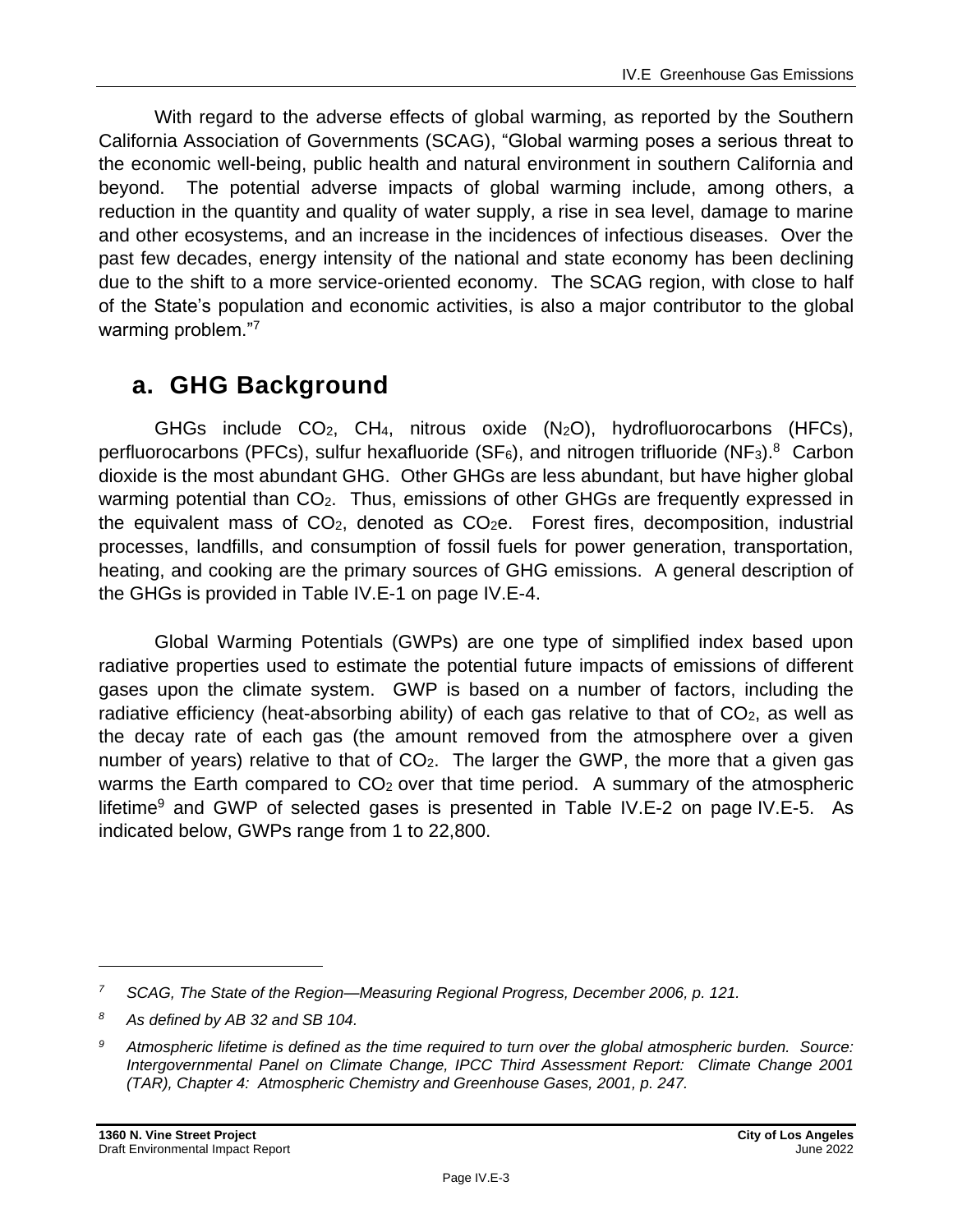With regard to the adverse effects of global warming, as reported by the Southern California Association of Governments (SCAG), "Global warming poses a serious threat to the economic well-being, public health and natural environment in southern California and beyond. The potential adverse impacts of global warming include, among others, a reduction in the quantity and quality of water supply, a rise in sea level, damage to marine and other ecosystems, and an increase in the incidences of infectious diseases. Over the past few decades, energy intensity of the national and state economy has been declining due to the shift to a more service-oriented economy. The SCAG region, with close to half of the State's population and economic activities, is also a major contributor to the global warming problem."[7]

## a. GHG Background

GHGs include $CO_2$, $CH_4$, nitrous oxide ($N_2O$), hydrofluorocarbons (HFCs), perfluorocarbons (PFCs), sulfur hexafluoride ($SF_6$), and nitrogen trifluoride ($NF_3$).[8] Carbon dioxide is the most abundant GHG. Other GHGs are less abundant, but have higher global warming potential than $CO_2$. Thus, emissions of other GHGs are frequently expressed in the equivalent mass of $CO_2$, denoted as $CO_2e$. Forest fires, decomposition, industrial processes, landfills, and consumption of fossil fuels for power generation, transportation, heating, and cooking are the primary sources of GHG emissions. A general description of the GHGs is provided in Table IV.E-1 on page IV.E-4.

Global Warming Potentials (GWPs) are one type of simplified index based upon radiative properties used to estimate the potential future impacts of emissions of different gases upon the climate system. GWP is based on a number of factors, including the radiative efficiency (heat-absorbing ability) of each gas relative to that of $CO_2$, as well as the decay rate of each gas (the amount removed from the atmosphere over a given number of years) relative to that of $CO_2$. The larger the GWP, the more that a given gas warms the Earth compared to $CO_2$ over that time period. A summary of the atmospheric lifetime[9] and GWP of selected gases is presented in Table IV.E-2 on page IV.E-5. As indicated below, GWPs range from 1 to 22,800.

---

[7] *SCAG, The State of the Region—Measuring Regional Progress, December 2006, p. 121.*

[8] *As defined by AB 32 and SB 104.*

[9] *Atmospheric lifetime is defined as the time required to turn over the global atmospheric burden. Source: Intergovernmental Panel on Climate Change, IPCC Third Assessment Report: Climate Change 2001 (TAR), Chapter 4: Atmospheric Chemistry and Greenhouse Gases, 2001, p. 247.*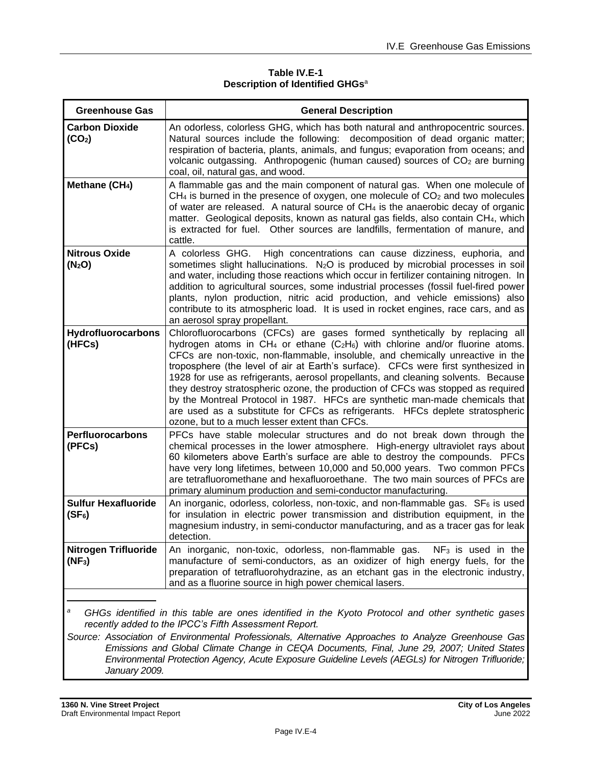**Table IV.E-1**
**Description of Identified GHGs**[a]

| Greenhouse Gas | General Description |
|---|---|
| **Carbon Dioxide ($CO_2$)** | An odorless, colorless GHG, which has both natural and anthropocentric sources. Natural sources include the following: decomposition of dead organic matter; respiration of bacteria, plants, animals, and fungus; evaporation from oceans; and volcanic outgassing. Anthropogenic (human caused) sources of $CO_2$ are burning coal, oil, natural gas, and wood. |
| **Methane ($CH_4$)** | A flammable gas and the main component of natural gas. When one molecule of $CH_4$ is burned in the presence of oxygen, one molecule of $CO_2$ and two molecules of water are released. A natural source of $CH_4$ is the anaerobic decay of organic matter. Geological deposits, known as natural gas fields, also contain $CH_4$, which is extracted for fuel. Other sources are landfills, fermentation of manure, and cattle. |
| **Nitrous Oxide ($N_2O$)** | A colorless GHG. High concentrations can cause dizziness, euphoria, and sometimes slight hallucinations. $N_2O$ is produced by microbial processes in soil and water, including those reactions which occur in fertilizer containing nitrogen. In addition to agricultural sources, some industrial processes (fossil fuel-fired power plants, nylon production, nitric acid production, and vehicle emissions) also contribute to its atmospheric load. It is used in rocket engines, race cars, and as an aerosol spray propellant. |
| **Hydrofluorocarbons (HFCs)** | Chlorofluorocarbons (CFCs) are gases formed synthetically by replacing all hydrogen atoms in $CH_4$ or ethane ($C_2H_6$) with chlorine and/or fluorine atoms. CFCs are non-toxic, non-flammable, insoluble, and chemically unreactive in the troposphere (the level of air at Earth's surface). CFCs were first synthesized in 1928 for use as refrigerants, aerosol propellants, and cleaning solvents. Because they destroy stratospheric ozone, the production of CFCs was stopped as required by the Montreal Protocol in 1987. HFCs are synthetic man-made chemicals that are used as a substitute for CFCs as refrigerants. HFCs deplete stratospheric ozone, but to a much lesser extent than CFCs. |
| **Perfluorocarbons (PFCs)** | PFCs have stable molecular structures and do not break down through the chemical processes in the lower atmosphere. High-energy ultraviolet rays about 60 kilometers above Earth's surface are able to destroy the compounds. PFCs have very long lifetimes, between 10,000 and 50,000 years. Two common PFCs are tetrafluoromethane and hexafluoroethane. The two main sources of PFCs are primary aluminum production and semi-conductor manufacturing. |
| **Sulfur Hexafluoride ($SF_6$)** | An inorganic, odorless, colorless, non-toxic, and non-flammable gas. $SF_6$ is used for insulation in electric power transmission and distribution equipment, in the magnesium industry, in semi-conductor manufacturing, and as a tracer gas for leak detection. |
| **Nitrogen Trifluoride ($NF_3$)** | An inorganic, non-toxic, odorless, non-flammable gas. $NF_3$ is used in the manufacture of semi-conductors, as an oxidizer of high energy fuels, for the preparation of tetrafluorohydrazine, as an etchant gas in the electronic industry, and as a fluorine source in high power chemical lasers. |

[a] *GHGs identified in this table are ones identified in the Kyoto Protocol and other synthetic gases recently added to the IPCC's Fifth Assessment Report.*

*Source: Association of Environmental Professionals, Alternative Approaches to Analyze Greenhouse Gas Emissions and Global Climate Change in CEQA Documents, Final, June 29, 2007; United States Environmental Protection Agency, Acute Exposure Guideline Levels (AEGLs) for Nitrogen Trifluoride; January 2009.*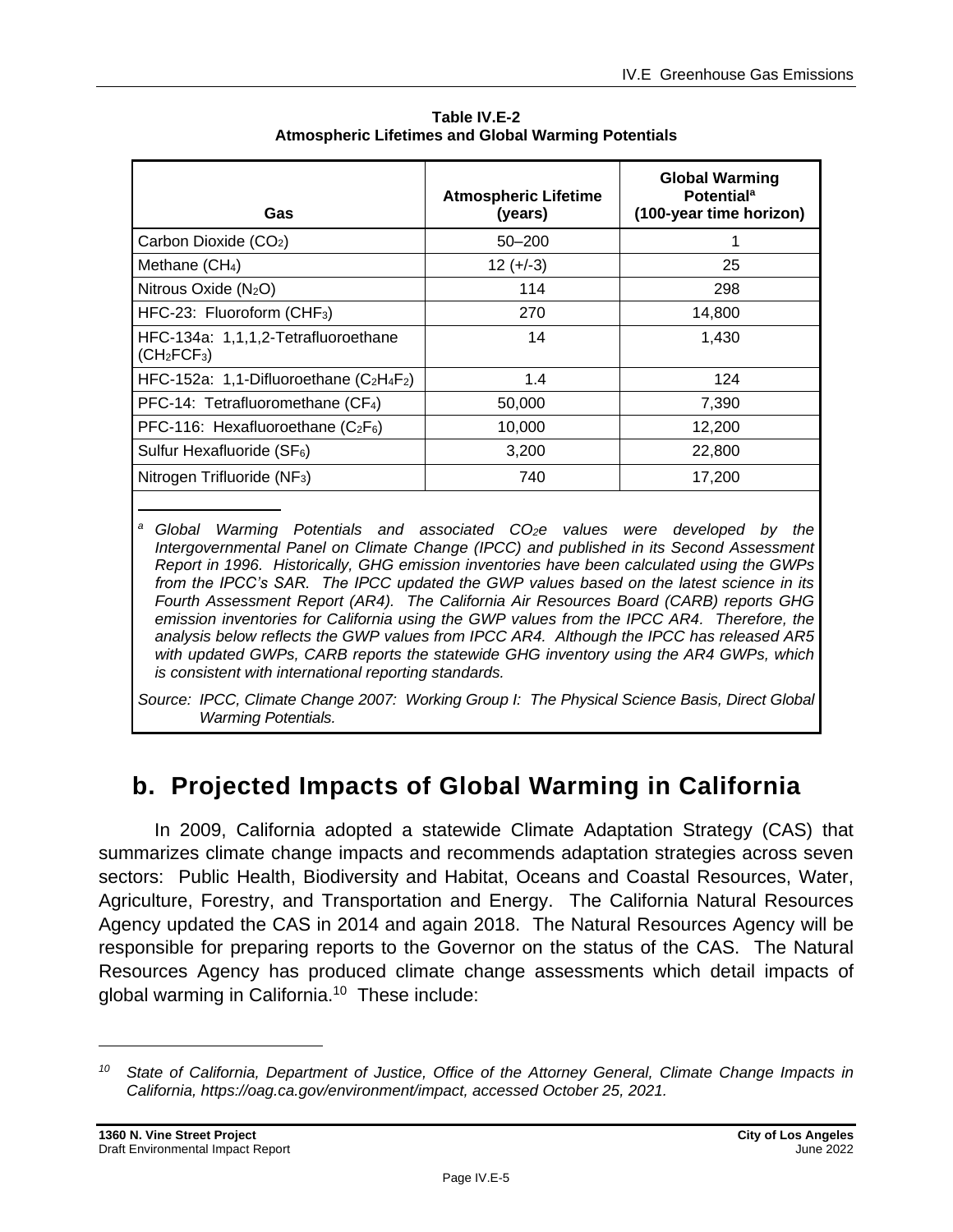**Table IV.E-2**
**Atmospheric Lifetimes and Global Warming Potentials**

| Gas | Atmospheric Lifetime (years) | Global Warming Potential[a] (100-year time horizon) |
|---|---|---|
| Carbon Dioxide ($CO_2$) | 50–200 | 1 |
| Methane ($CH_4$) | 12 (+/-3) | 25 |
| Nitrous Oxide ($N_2O$) | 114 | 298 |
| HFC-23: Fluoroform ($CHF_3$) | 270 | 14,800 |
| HFC-134a: 1,1,1,2-Tetrafluoroethane ($CH_2FCF_3$) | 14 | 1,430 |
| HFC-152a: 1,1-Difluoroethane ($C_2H_4F_2$) | 1.4 | 124 |
| PFC-14: Tetrafluoromethane ($CF_4$) | 50,000 | 7,390 |
| PFC-116: Hexafluoroethane ($C_2F_6$) | 10,000 | 12,200 |
| Sulfur Hexafluoride ($SF_6$) | 3,200 | 22,800 |
| Nitrogen Trifluoride ($NF_3$) | 740 | 17,200 |

[a] *Global Warming Potentials and associated $CO_2e$ values were developed by the Intergovernmental Panel on Climate Change (IPCC) and published in its Second Assessment Report in 1996. Historically, GHG emission inventories have been calculated using the GWPs from the IPCC's SAR. The IPCC updated the GWP values based on the latest science in its Fourth Assessment Report (AR4). The California Air Resources Board (CARB) reports GHG emission inventories for California using the GWP values from the IPCC AR4. Therefore, the analysis below reflects the GWP values from IPCC AR4. Although the IPCC has released AR5 with updated GWPs, CARB reports the statewide GHG inventory using the AR4 GWPs, which is consistent with international reporting standards.*

*Source: IPCC, Climate Change 2007: Working Group I: The Physical Science Basis, Direct Global Warming Potentials.*

## b. Projected Impacts of Global Warming in California

In 2009, California adopted a statewide Climate Adaptation Strategy (CAS) that summarizes climate change impacts and recommends adaptation strategies across seven sectors: Public Health, Biodiversity and Habitat, Oceans and Coastal Resources, Water, Agriculture, Forestry, and Transportation and Energy. The California Natural Resources Agency updated the CAS in 2014 and again 2018. The Natural Resources Agency will be responsible for preparing reports to the Governor on the status of the CAS. The Natural Resources Agency has produced climate change assessments which detail impacts of global warming in California.[10] These include:

[10] *State of California, Department of Justice, Office of the Attorney General, Climate Change Impacts in California, https://oag.ca.gov/environment/impact, accessed October 25, 2021.*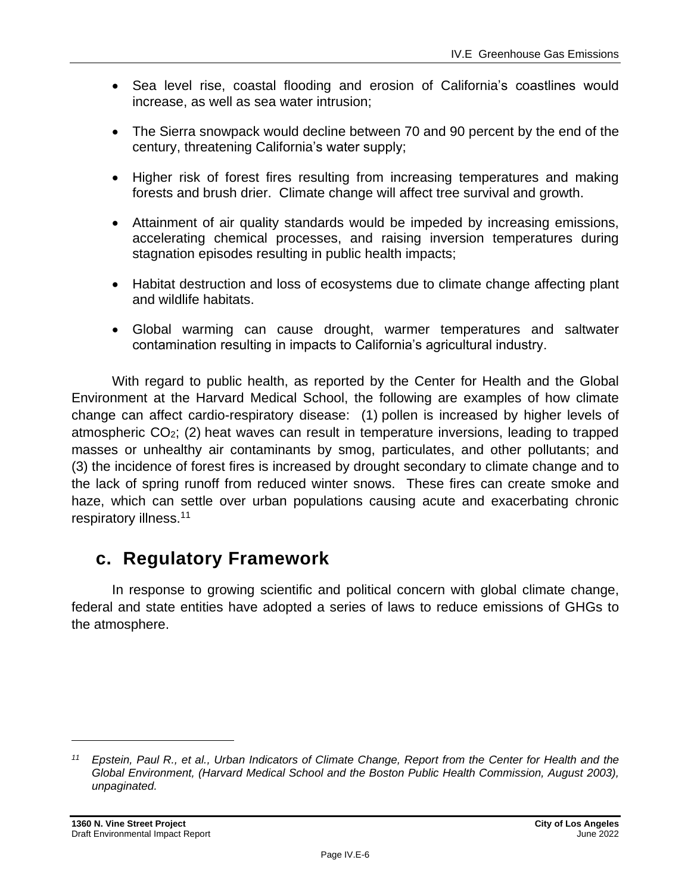- Sea level rise, coastal flooding and erosion of California's coastlines would increase, as well as sea water intrusion;
- The Sierra snowpack would decline between 70 and 90 percent by the end of the century, threatening California's water supply;
- Higher risk of forest fires resulting from increasing temperatures and making forests and brush drier. Climate change will affect tree survival and growth.
- Attainment of air quality standards would be impeded by increasing emissions, accelerating chemical processes, and raising inversion temperatures during stagnation episodes resulting in public health impacts;
- Habitat destruction and loss of ecosystems due to climate change affecting plant and wildlife habitats.
- Global warming can cause drought, warmer temperatures and saltwater contamination resulting in impacts to California's agricultural industry.

With regard to public health, as reported by the Center for Health and the Global Environment at the Harvard Medical School, the following are examples of how climate change can affect cardio-respiratory disease: (1) pollen is increased by higher levels of atmospheric $CO_2$; (2) heat waves can result in temperature inversions, leading to trapped masses or unhealthy air contaminants by smog, particulates, and other pollutants; and (3) the incidence of forest fires is increased by drought secondary to climate change and to the lack of spring runoff from reduced winter snows. These fires can create smoke and haze, which can settle over urban populations causing acute and exacerbating chronic respiratory illness.[11]

## c. Regulatory Framework

In response to growing scientific and political concern with global climate change, federal and state entities have adopted a series of laws to reduce emissions of GHGs to the atmosphere.

---

[11] *Epstein, Paul R., et al., Urban Indicators of Climate Change, Report from the Center for Health and the Global Environment, (Harvard Medical School and the Boston Public Health Commission, August 2003), unpaginated.*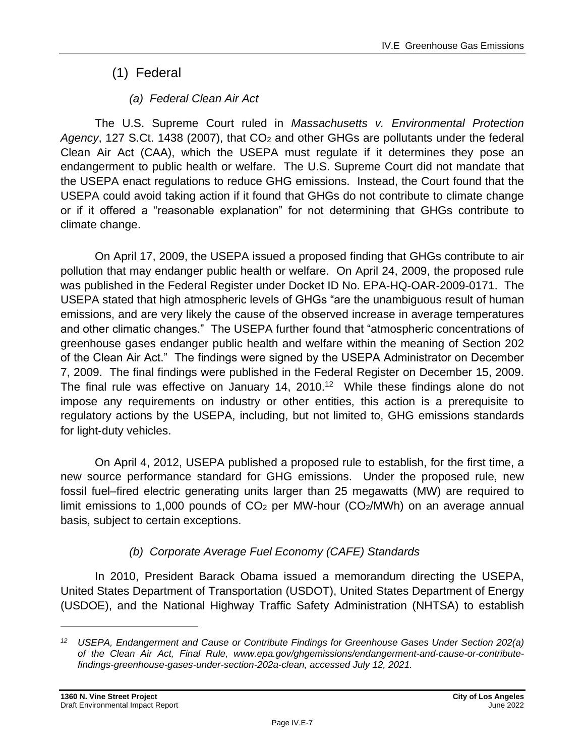## (1) Federal

### *(a) Federal Clean Air Act*

The U.S. Supreme Court ruled in *Massachusetts v. Environmental Protection Agency*, 127 S.Ct. 1438 (2007), that $CO_2$ and other GHGs are pollutants under the federal Clean Air Act (CAA), which the USEPA must regulate if it determines they pose an endangerment to public health or welfare. The U.S. Supreme Court did not mandate that the USEPA enact regulations to reduce GHG emissions. Instead, the Court found that the USEPA could avoid taking action if it found that GHGs do not contribute to climate change or if it offered a "reasonable explanation" for not determining that GHGs contribute to climate change.

On April 17, 2009, the USEPA issued a proposed finding that GHGs contribute to air pollution that may endanger public health or welfare. On April 24, 2009, the proposed rule was published in the Federal Register under Docket ID No. EPA-HQ-OAR-2009-0171. The USEPA stated that high atmospheric levels of GHGs "are the unambiguous result of human emissions, and are very likely the cause of the observed increase in average temperatures and other climatic changes." The USEPA further found that "atmospheric concentrations of greenhouse gases endanger public health and welfare within the meaning of Section 202 of the Clean Air Act." The findings were signed by the USEPA Administrator on December 7, 2009. The final findings were published in the Federal Register on December 15, 2009. The final rule was effective on January 14, 2010.[12] While these findings alone do not impose any requirements on industry or other entities, this action is a prerequisite to regulatory actions by the USEPA, including, but not limited to, GHG emissions standards for light-duty vehicles.

On April 4, 2012, USEPA published a proposed rule to establish, for the first time, a new source performance standard for GHG emissions. Under the proposed rule, new fossil fuel–fired electric generating units larger than 25 megawatts (MW) are required to limit emissions to 1,000 pounds of $CO_2$ per MW-hour ($CO_2$/MWh) on an average annual basis, subject to certain exceptions.

### *(b) Corporate Average Fuel Economy (CAFE) Standards*

In 2010, President Barack Obama issued a memorandum directing the USEPA, United States Department of Transportation (USDOT), United States Department of Energy (USDOE), and the National Highway Traffic Safety Administration (NHTSA) to establish

---

[12] *USEPA, Endangerment and Cause or Contribute Findings for Greenhouse Gases Under Section 202(a) of the Clean Air Act, Final Rule, www.epa.gov/ghgemissions/endangerment-and-cause-or-contribute-findings-greenhouse-gases-under-section-202a-clean, accessed July 12, 2021.*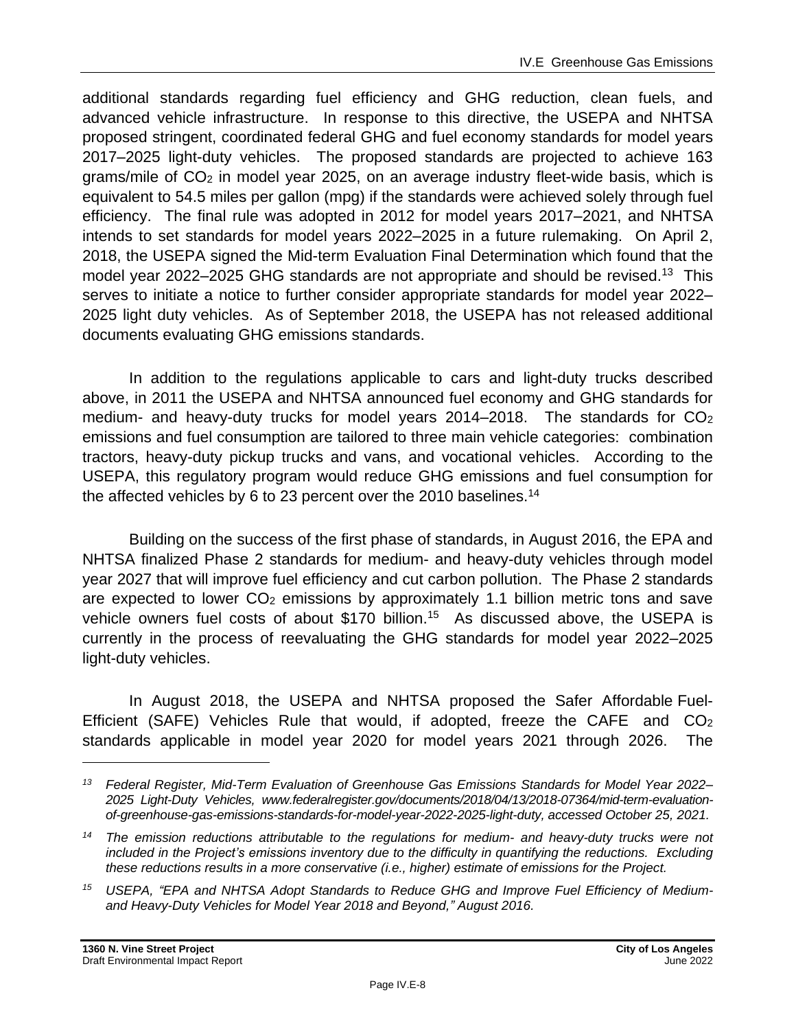additional standards regarding fuel efficiency and GHG reduction, clean fuels, and advanced vehicle infrastructure. In response to this directive, the USEPA and NHTSA proposed stringent, coordinated federal GHG and fuel economy standards for model years 2017–2025 light-duty vehicles. The proposed standards are projected to achieve 163 grams/mile of $CO_2$ in model year 2025, on an average industry fleet-wide basis, which is equivalent to 54.5 miles per gallon (mpg) if the standards were achieved solely through fuel efficiency. The final rule was adopted in 2012 for model years 2017–2021, and NHTSA intends to set standards for model years 2022–2025 in a future rulemaking. On April 2, 2018, the USEPA signed the Mid-term Evaluation Final Determination which found that the model year 2022–2025 GHG standards are not appropriate and should be revised.[13] This serves to initiate a notice to further consider appropriate standards for model year 2022–2025 light duty vehicles. As of September 2018, the USEPA has not released additional documents evaluating GHG emissions standards.

In addition to the regulations applicable to cars and light-duty trucks described above, in 2011 the USEPA and NHTSA announced fuel economy and GHG standards for medium- and heavy-duty trucks for model years 2014–2018. The standards for $CO_2$ emissions and fuel consumption are tailored to three main vehicle categories: combination tractors, heavy-duty pickup trucks and vans, and vocational vehicles. According to the USEPA, this regulatory program would reduce GHG emissions and fuel consumption for the affected vehicles by 6 to 23 percent over the 2010 baselines.[14]

Building on the success of the first phase of standards, in August 2016, the EPA and NHTSA finalized Phase 2 standards for medium- and heavy-duty vehicles through model year 2027 that will improve fuel efficiency and cut carbon pollution. The Phase 2 standards are expected to lower $CO_2$ emissions by approximately 1.1 billion metric tons and save vehicle owners fuel costs of about $170 billion.[15] As discussed above, the USEPA is currently in the process of reevaluating the GHG standards for model year 2022–2025 light-duty vehicles.

In August 2018, the USEPA and NHTSA proposed the Safer Affordable Fuel-Efficient (SAFE) Vehicles Rule that would, if adopted, freeze the CAFE and $CO_2$ standards applicable in model year 2020 for model years 2021 through 2026. The

---

*13 Federal Register, Mid-Term Evaluation of Greenhouse Gas Emissions Standards for Model Year 2022–2025 Light-Duty Vehicles, www.federalregister.gov/documents/2018/04/13/2018-07364/mid-term-evaluation-of-greenhouse-gas-emissions-standards-for-model-year-2022-2025-light-duty, accessed October 25, 2021.*

*14 The emission reductions attributable to the regulations for medium- and heavy-duty trucks were not included in the Project's emissions inventory due to the difficulty in quantifying the reductions. Excluding these reductions results in a more conservative (i.e., higher) estimate of emissions for the Project.*

*15 USEPA, "EPA and NHTSA Adopt Standards to Reduce GHG and Improve Fuel Efficiency of Medium- and Heavy-Duty Vehicles for Model Year 2018 and Beyond," August 2016.*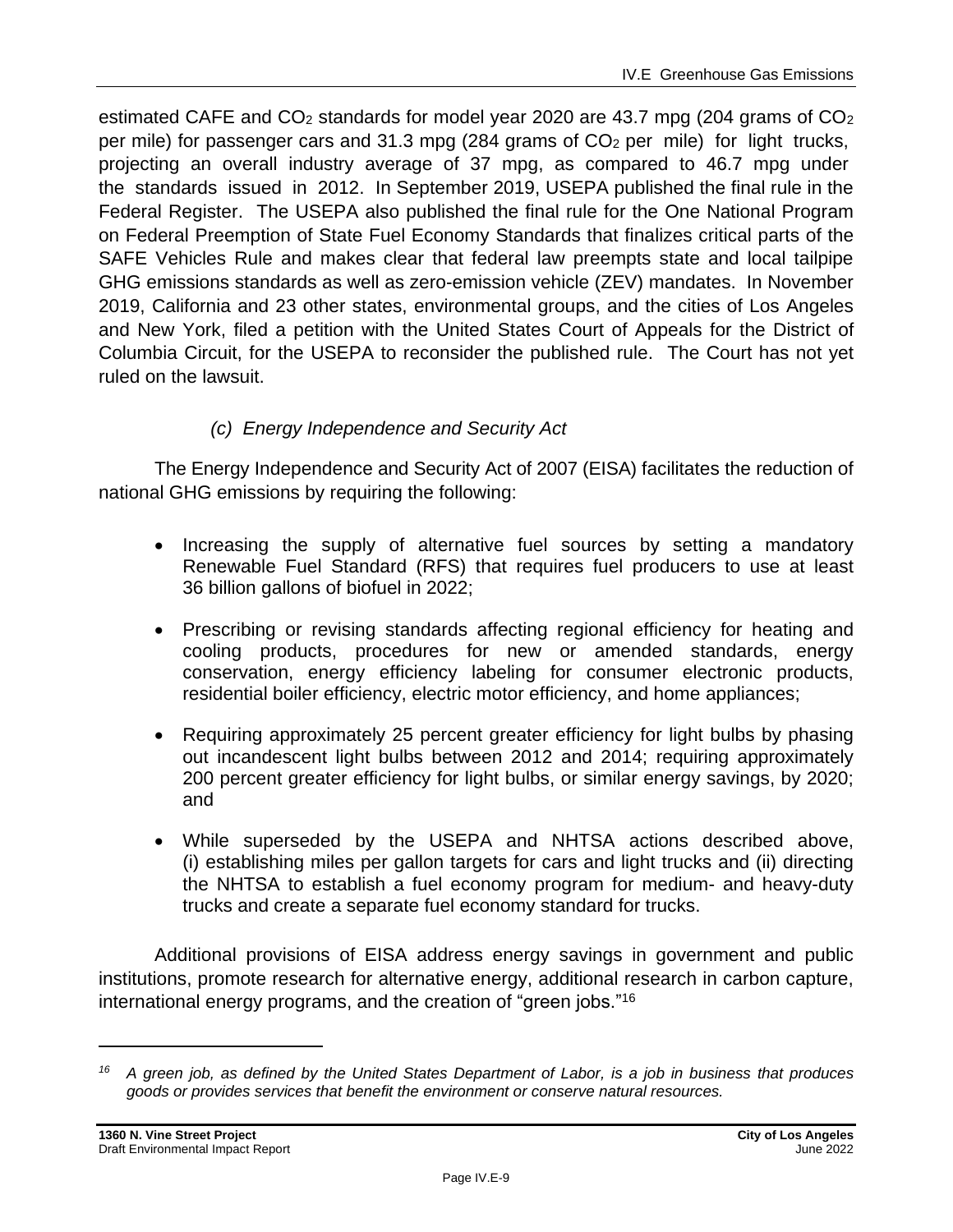estimated CAFE and $CO_2$ standards for model year 2020 are 43.7 mpg (204 grams of $CO_2$ per mile) for passenger cars and 31.3 mpg (284 grams of $CO_2$ per mile) for light trucks, projecting an overall industry average of 37 mpg, as compared to 46.7 mpg under the standards issued in 2012. In September 2019, USEPA published the final rule in the Federal Register. The USEPA also published the final rule for the One National Program on Federal Preemption of State Fuel Economy Standards that finalizes critical parts of the SAFE Vehicles Rule and makes clear that federal law preempts state and local tailpipe GHG emissions standards as well as zero-emission vehicle (ZEV) mandates. In November 2019, California and 23 other states, environmental groups, and the cities of Los Angeles and New York, filed a petition with the United States Court of Appeals for the District of Columbia Circuit, for the USEPA to reconsider the published rule. The Court has not yet ruled on the lawsuit.

#### *(c) Energy Independence and Security Act*

The Energy Independence and Security Act of 2007 (EISA) facilitates the reduction of national GHG emissions by requiring the following:

- Increasing the supply of alternative fuel sources by setting a mandatory Renewable Fuel Standard (RFS) that requires fuel producers to use at least 36 billion gallons of biofuel in 2022;
- Prescribing or revising standards affecting regional efficiency for heating and cooling products, procedures for new or amended standards, energy conservation, energy efficiency labeling for consumer electronic products, residential boiler efficiency, electric motor efficiency, and home appliances;
- Requiring approximately 25 percent greater efficiency for light bulbs by phasing out incandescent light bulbs between 2012 and 2014; requiring approximately 200 percent greater efficiency for light bulbs, or similar energy savings, by 2020; and
- While superseded by the USEPA and NHTSA actions described above, (i) establishing miles per gallon targets for cars and light trucks and (ii) directing the NHTSA to establish a fuel economy program for medium- and heavy-duty trucks and create a separate fuel economy standard for trucks.

Additional provisions of EISA address energy savings in government and public institutions, promote research for alternative energy, additional research in carbon capture, international energy programs, and the creation of "green jobs."[16]

---

[16] *A green job, as defined by the United States Department of Labor, is a job in business that produces goods or provides services that benefit the environment or conserve natural resources.*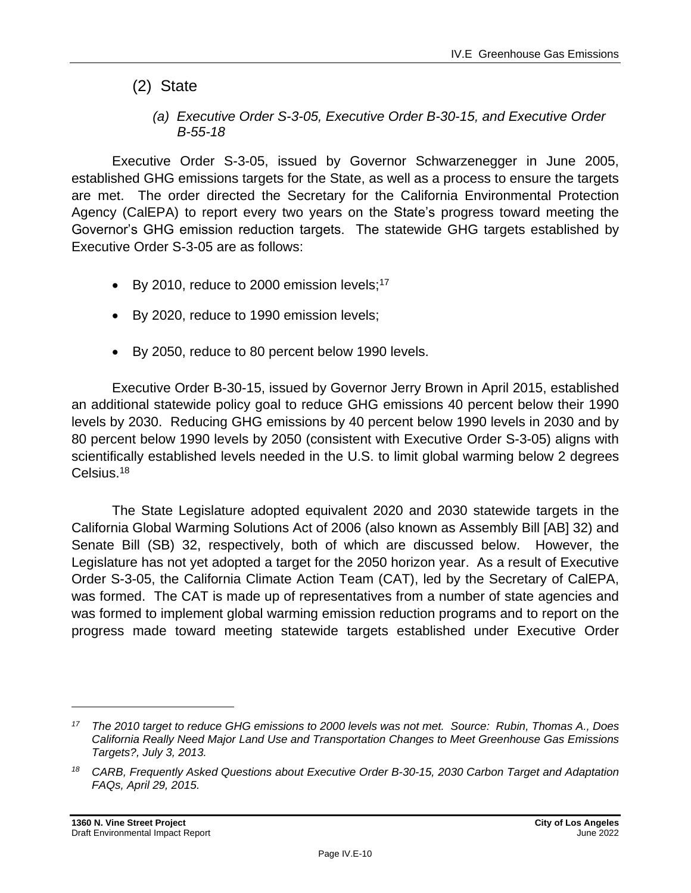## (2) State

### *(a) Executive Order S-3-05, Executive Order B-30-15, and Executive Order B-55-18*

Executive Order S-3-05, issued by Governor Schwarzenegger in June 2005, established GHG emissions targets for the State, as well as a process to ensure the targets are met. The order directed the Secretary for the California Environmental Protection Agency (CalEPA) to report every two years on the State's progress toward meeting the Governor's GHG emission reduction targets. The statewide GHG targets established by Executive Order S-3-05 are as follows:

- By 2010, reduce to 2000 emission levels;[17]
- By 2020, reduce to 1990 emission levels;
- By 2050, reduce to 80 percent below 1990 levels.

Executive Order B-30-15, issued by Governor Jerry Brown in April 2015, established an additional statewide policy goal to reduce GHG emissions 40 percent below their 1990 levels by 2030. Reducing GHG emissions by 40 percent below 1990 levels in 2030 and by 80 percent below 1990 levels by 2050 (consistent with Executive Order S-3-05) aligns with scientifically established levels needed in the U.S. to limit global warming below 2 degrees Celsius.[18]

The State Legislature adopted equivalent 2020 and 2030 statewide targets in the California Global Warming Solutions Act of 2006 (also known as Assembly Bill [AB] 32) and Senate Bill (SB) 32, respectively, both of which are discussed below. However, the Legislature has not yet adopted a target for the 2050 horizon year. As a result of Executive Order S-3-05, the California Climate Action Team (CAT), led by the Secretary of CalEPA, was formed. The CAT is made up of representatives from a number of state agencies and was formed to implement global warming emission reduction programs and to report on the progress made toward meeting statewide targets established under Executive Order

---

*[17] The 2010 target to reduce GHG emissions to 2000 levels was not met. Source: Rubin, Thomas A., Does California Really Need Major Land Use and Transportation Changes to Meet Greenhouse Gas Emissions Targets?, July 3, 2013.*

*[18] CARB, Frequently Asked Questions about Executive Order B-30-15, 2030 Carbon Target and Adaptation FAQs, April 29, 2015.*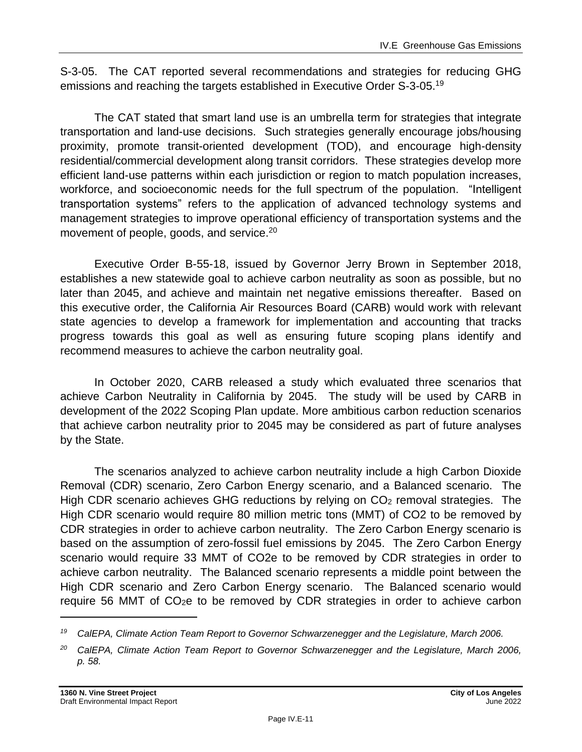S-3-05. The CAT reported several recommendations and strategies for reducing GHG emissions and reaching the targets established in Executive Order S-3-05.[19]

The CAT stated that smart land use is an umbrella term for strategies that integrate transportation and land-use decisions. Such strategies generally encourage jobs/housing proximity, promote transit-oriented development (TOD), and encourage high-density residential/commercial development along transit corridors. These strategies develop more efficient land-use patterns within each jurisdiction or region to match population increases, workforce, and socioeconomic needs for the full spectrum of the population. "Intelligent transportation systems" refers to the application of advanced technology systems and management strategies to improve operational efficiency of transportation systems and the movement of people, goods, and service.[20]

Executive Order B-55-18, issued by Governor Jerry Brown in September 2018, establishes a new statewide goal to achieve carbon neutrality as soon as possible, but no later than 2045, and achieve and maintain net negative emissions thereafter. Based on this executive order, the California Air Resources Board (CARB) would work with relevant state agencies to develop a framework for implementation and accounting that tracks progress towards this goal as well as ensuring future scoping plans identify and recommend measures to achieve the carbon neutrality goal.

In October 2020, CARB released a study which evaluated three scenarios that achieve Carbon Neutrality in California by 2045. The study will be used by CARB in development of the 2022 Scoping Plan update. More ambitious carbon reduction scenarios that achieve carbon neutrality prior to 2045 may be considered as part of future analyses by the State.

The scenarios analyzed to achieve carbon neutrality include a high Carbon Dioxide Removal (CDR) scenario, Zero Carbon Energy scenario, and a Balanced scenario. The High CDR scenario achieves GHG reductions by relying on $CO_2$ removal strategies. The High CDR scenario would require 80 million metric tons (MMT) of CO2 to be removed by CDR strategies in order to achieve carbon neutrality. The Zero Carbon Energy scenario is based on the assumption of zero-fossil fuel emissions by 2045. The Zero Carbon Energy scenario would require 33 MMT of CO2e to be removed by CDR strategies in order to achieve carbon neutrality. The Balanced scenario represents a middle point between the High CDR scenario and Zero Carbon Energy scenario. The Balanced scenario would require 56 MMT of $CO_2e$ to be removed by CDR strategies in order to achieve carbon

---

[19] *CalEPA, Climate Action Team Report to Governor Schwarzenegger and the Legislature, March 2006.*

[20] *CalEPA, Climate Action Team Report to Governor Schwarzenegger and the Legislature, March 2006, p. 58.*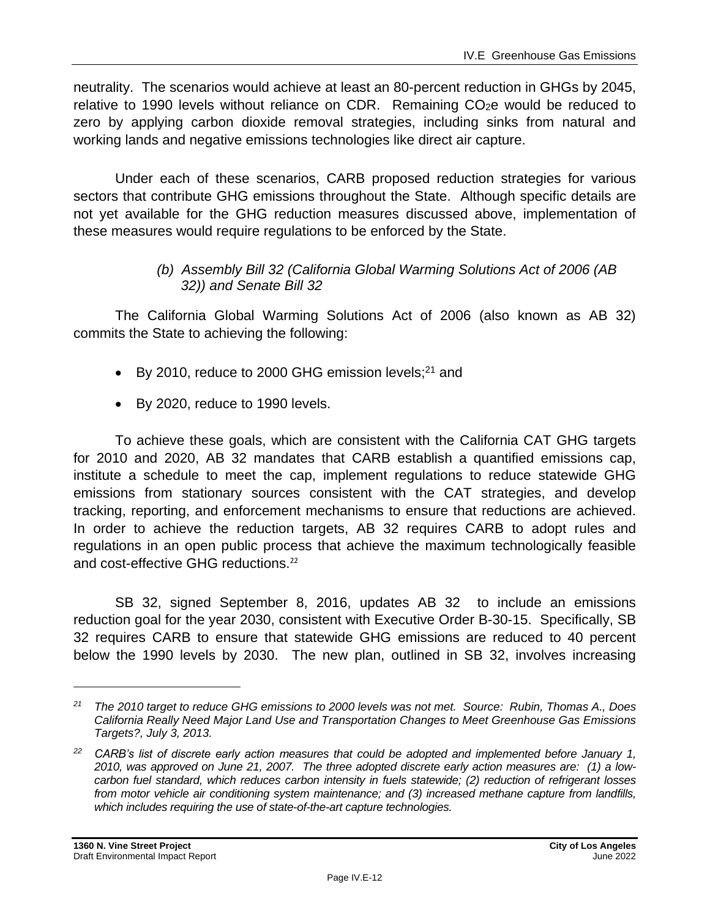neutrality. The scenarios would achieve at least an 80-percent reduction in GHGs by 2045, relative to 1990 levels without reliance on CDR. Remaining $CO_2e$ would be reduced to zero by applying carbon dioxide removal strategies, including sinks from natural and working lands and negative emissions technologies like direct air capture.

Under each of these scenarios, CARB proposed reduction strategies for various sectors that contribute GHG emissions throughout the State. Although specific details are not yet available for the GHG reduction measures discussed above, implementation of these measures would require regulations to be enforced by the State.

*(b) Assembly Bill 32 (California Global Warming Solutions Act of 2006 (AB 32)) and Senate Bill 32*

The California Global Warming Solutions Act of 2006 (also known as AB 32) commits the State to achieving the following:

- By 2010, reduce to 2000 GHG emission levels;[21] and
- By 2020, reduce to 1990 levels.

To achieve these goals, which are consistent with the California CAT GHG targets for 2010 and 2020, AB 32 mandates that CARB establish a quantified emissions cap, institute a schedule to meet the cap, implement regulations to reduce statewide GHG emissions from stationary sources consistent with the CAT strategies, and develop tracking, reporting, and enforcement mechanisms to ensure that reductions are achieved. In order to achieve the reduction targets, AB 32 requires CARB to adopt rules and regulations in an open public process that achieve the maximum technologically feasible and cost-effective GHG reductions.[22]

SB 32, signed September 8, 2016, updates AB 32 to include an emissions reduction goal for the year 2030, consistent with Executive Order B-30-15. Specifically, SB 32 requires CARB to ensure that statewide GHG emissions are reduced to 40 percent below the 1990 levels by 2030. The new plan, outlined in SB 32, involves increasing

---

*[21] The 2010 target to reduce GHG emissions to 2000 levels was not met. Source: Rubin, Thomas A., Does California Really Need Major Land Use and Transportation Changes to Meet Greenhouse Gas Emissions Targets?, July 3, 2013.*

*[22] CARB's list of discrete early action measures that could be adopted and implemented before January 1, 2010, was approved on June 21, 2007. The three adopted discrete early action measures are: (1) a low-carbon fuel standard, which reduces carbon intensity in fuels statewide; (2) reduction of refrigerant losses from motor vehicle air conditioning system maintenance; and (3) increased methane capture from landfills, which includes requiring the use of state-of-the-art capture technologies.*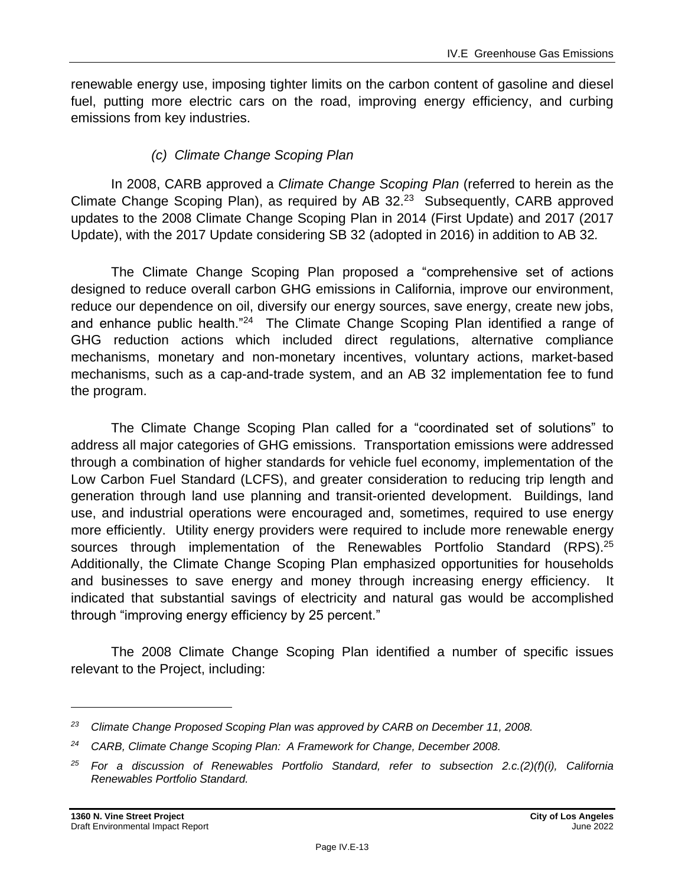renewable energy use, imposing tighter limits on the carbon content of gasoline and diesel fuel, putting more electric cars on the road, improving energy efficiency, and curbing emissions from key industries.

#### *(c) Climate Change Scoping Plan*

In 2008, CARB approved a *Climate Change Scoping Plan* (referred to herein as the Climate Change Scoping Plan), as required by AB 32.[23] Subsequently, CARB approved updates to the 2008 Climate Change Scoping Plan in 2014 (First Update) and 2017 (2017 Update), with the 2017 Update considering SB 32 (adopted in 2016) in addition to AB 32.

The Climate Change Scoping Plan proposed a "comprehensive set of actions designed to reduce overall carbon GHG emissions in California, improve our environment, reduce our dependence on oil, diversify our energy sources, save energy, create new jobs, and enhance public health."[24] The Climate Change Scoping Plan identified a range of GHG reduction actions which included direct regulations, alternative compliance mechanisms, monetary and non-monetary incentives, voluntary actions, market-based mechanisms, such as a cap-and-trade system, and an AB 32 implementation fee to fund the program.

The Climate Change Scoping Plan called for a "coordinated set of solutions" to address all major categories of GHG emissions. Transportation emissions were addressed through a combination of higher standards for vehicle fuel economy, implementation of the Low Carbon Fuel Standard (LCFS), and greater consideration to reducing trip length and generation through land use planning and transit-oriented development. Buildings, land use, and industrial operations were encouraged and, sometimes, required to use energy more efficiently. Utility energy providers were required to include more renewable energy sources through implementation of the Renewables Portfolio Standard (RPS).[25] Additionally, the Climate Change Scoping Plan emphasized opportunities for households and businesses to save energy and money through increasing energy efficiency. It indicated that substantial savings of electricity and natural gas would be accomplished through "improving energy efficiency by 25 percent."

The 2008 Climate Change Scoping Plan identified a number of specific issues relevant to the Project, including:

---

*[23] Climate Change Proposed Scoping Plan was approved by CARB on December 11, 2008.*

*[24] CARB, Climate Change Scoping Plan: A Framework for Change, December 2008.*

*[25] For a discussion of Renewables Portfolio Standard, refer to subsection 2.c.(2)(f)(i), California Renewables Portfolio Standard.*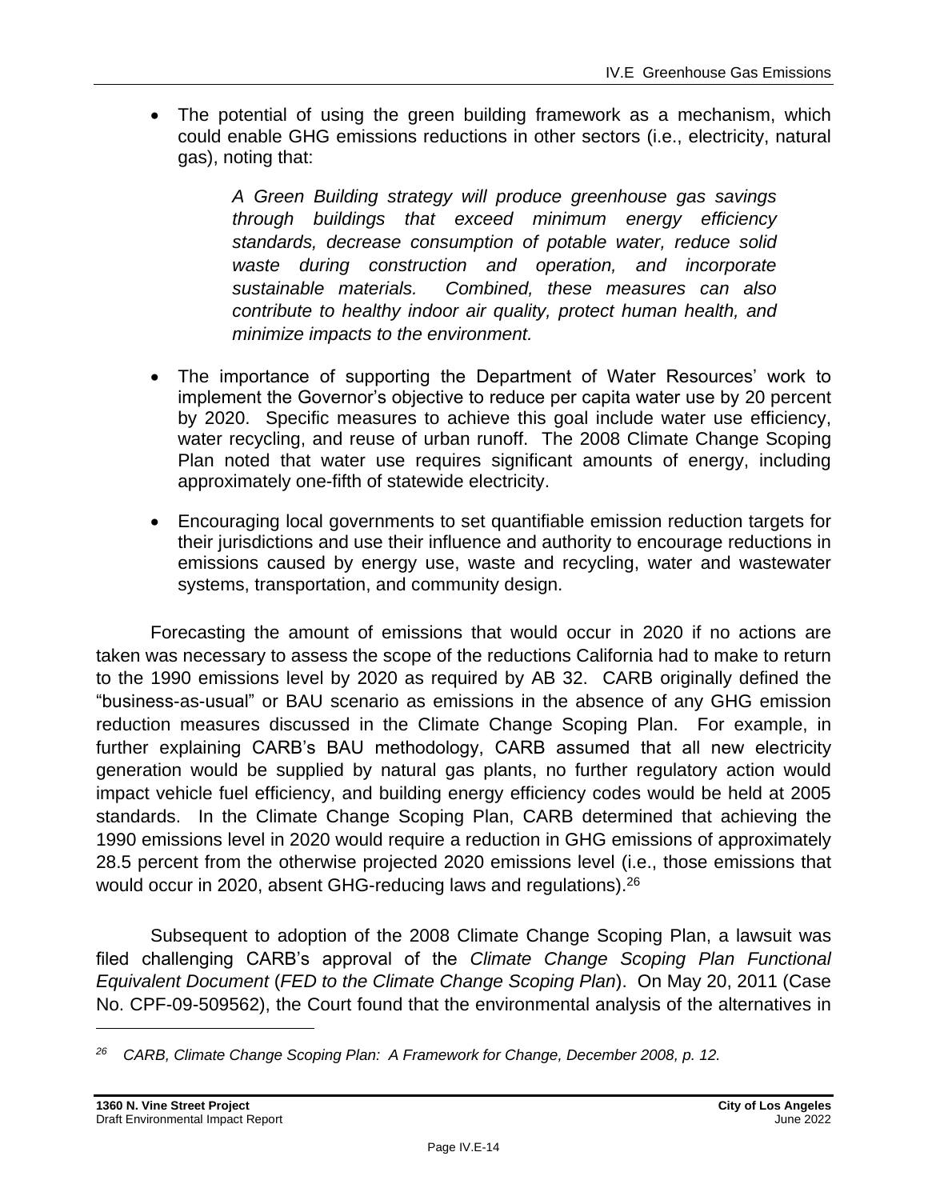- The potential of using the green building framework as a mechanism, which could enable GHG emissions reductions in other sectors (i.e., electricity, natural gas), noting that:

  > *A Green Building strategy will produce greenhouse gas savings through buildings that exceed minimum energy efficiency standards, decrease consumption of potable water, reduce solid waste during construction and operation, and incorporate sustainable materials. Combined, these measures can also contribute to healthy indoor air quality, protect human health, and minimize impacts to the environment.*

- The importance of supporting the Department of Water Resources' work to implement the Governor's objective to reduce per capita water use by 20 percent by 2020. Specific measures to achieve this goal include water use efficiency, water recycling, and reuse of urban runoff. The 2008 Climate Change Scoping Plan noted that water use requires significant amounts of energy, including approximately one-fifth of statewide electricity.

- Encouraging local governments to set quantifiable emission reduction targets for their jurisdictions and use their influence and authority to encourage reductions in emissions caused by energy use, waste and recycling, water and wastewater systems, transportation, and community design.

Forecasting the amount of emissions that would occur in 2020 if no actions are taken was necessary to assess the scope of the reductions California had to make to return to the 1990 emissions level by 2020 as required by AB 32. CARB originally defined the "business-as-usual" or BAU scenario as emissions in the absence of any GHG emission reduction measures discussed in the Climate Change Scoping Plan. For example, in further explaining CARB's BAU methodology, CARB assumed that all new electricity generation would be supplied by natural gas plants, no further regulatory action would impact vehicle fuel efficiency, and building energy efficiency codes would be held at 2005 standards. In the Climate Change Scoping Plan, CARB determined that achieving the 1990 emissions level in 2020 would require a reduction in GHG emissions of approximately 28.5 percent from the otherwise projected 2020 emissions level (i.e., those emissions that would occur in 2020, absent GHG-reducing laws and regulations).[26]

Subsequent to adoption of the 2008 Climate Change Scoping Plan, a lawsuit was filed challenging CARB's approval of the *Climate Change Scoping Plan Functional Equivalent Document* (*FED to the Climate Change Scoping Plan*). On May 20, 2011 (Case No. CPF-09-509562), the Court found that the environmental analysis of the alternatives in

---

[26] *CARB, Climate Change Scoping Plan: A Framework for Change, December 2008, p. 12.*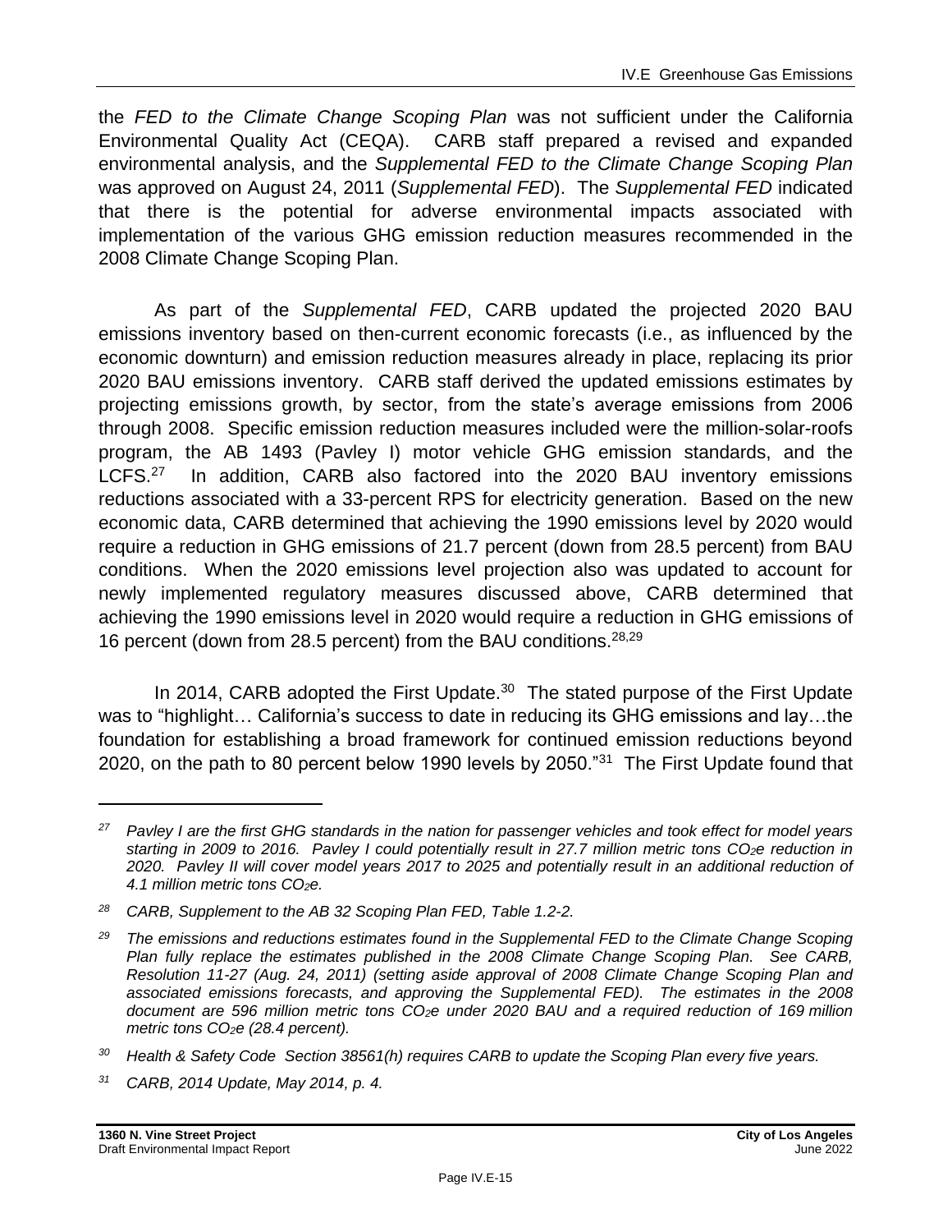the *FED to the Climate Change Scoping Plan* was not sufficient under the California Environmental Quality Act (CEQA). CARB staff prepared a revised and expanded environmental analysis, and the *Supplemental FED to the Climate Change Scoping Plan* was approved on August 24, 2011 (*Supplemental FED*). The *Supplemental FED* indicated that there is the potential for adverse environmental impacts associated with implementation of the various GHG emission reduction measures recommended in the 2008 Climate Change Scoping Plan.

As part of the *Supplemental FED*, CARB updated the projected 2020 BAU emissions inventory based on then-current economic forecasts (i.e., as influenced by the economic downturn) and emission reduction measures already in place, replacing its prior 2020 BAU emissions inventory. CARB staff derived the updated emissions estimates by projecting emissions growth, by sector, from the state's average emissions from 2006 through 2008. Specific emission reduction measures included were the million-solar-roofs program, the AB 1493 (Pavley I) motor vehicle GHG emission standards, and the LCFS.[27] In addition, CARB also factored into the 2020 BAU inventory emissions reductions associated with a 33-percent RPS for electricity generation. Based on the new economic data, CARB determined that achieving the 1990 emissions level by 2020 would require a reduction in GHG emissions of 21.7 percent (down from 28.5 percent) from BAU conditions. When the 2020 emissions level projection also was updated to account for newly implemented regulatory measures discussed above, CARB determined that achieving the 1990 emissions level in 2020 would require a reduction in GHG emissions of 16 percent (down from 28.5 percent) from the BAU conditions.[28,29]

In 2014, CARB adopted the First Update.[30] The stated purpose of the First Update was to "highlight… California's success to date in reducing its GHG emissions and lay…the foundation for establishing a broad framework for continued emission reductions beyond 2020, on the path to 80 percent below 1990 levels by 2050."[31] The First Update found that

---

[27] *Pavley I are the first GHG standards in the nation for passenger vehicles and took effect for model years starting in 2009 to 2016. Pavley I could potentially result in 27.7 million metric tons $CO_2e$ reduction in 2020. Pavley II will cover model years 2017 to 2025 and potentially result in an additional reduction of 4.1 million metric tons $CO_2e$.*

[28] *CARB, Supplement to the AB 32 Scoping Plan FED, Table 1.2-2.*

[29] *The emissions and reductions estimates found in the Supplemental FED to the Climate Change Scoping Plan fully replace the estimates published in the 2008 Climate Change Scoping Plan. See CARB, Resolution 11-27 (Aug. 24, 2011) (setting aside approval of 2008 Climate Change Scoping Plan and associated emissions forecasts, and approving the Supplemental FED). The estimates in the 2008 document are 596 million metric tons $CO_2e$ under 2020 BAU and a required reduction of 169 million metric tons $CO_2e$ (28.4 percent).*

[30] *Health & Safety Code Section 38561(h) requires CARB to update the Scoping Plan every five years.*

[31] *CARB, 2014 Update, May 2014, p. 4.*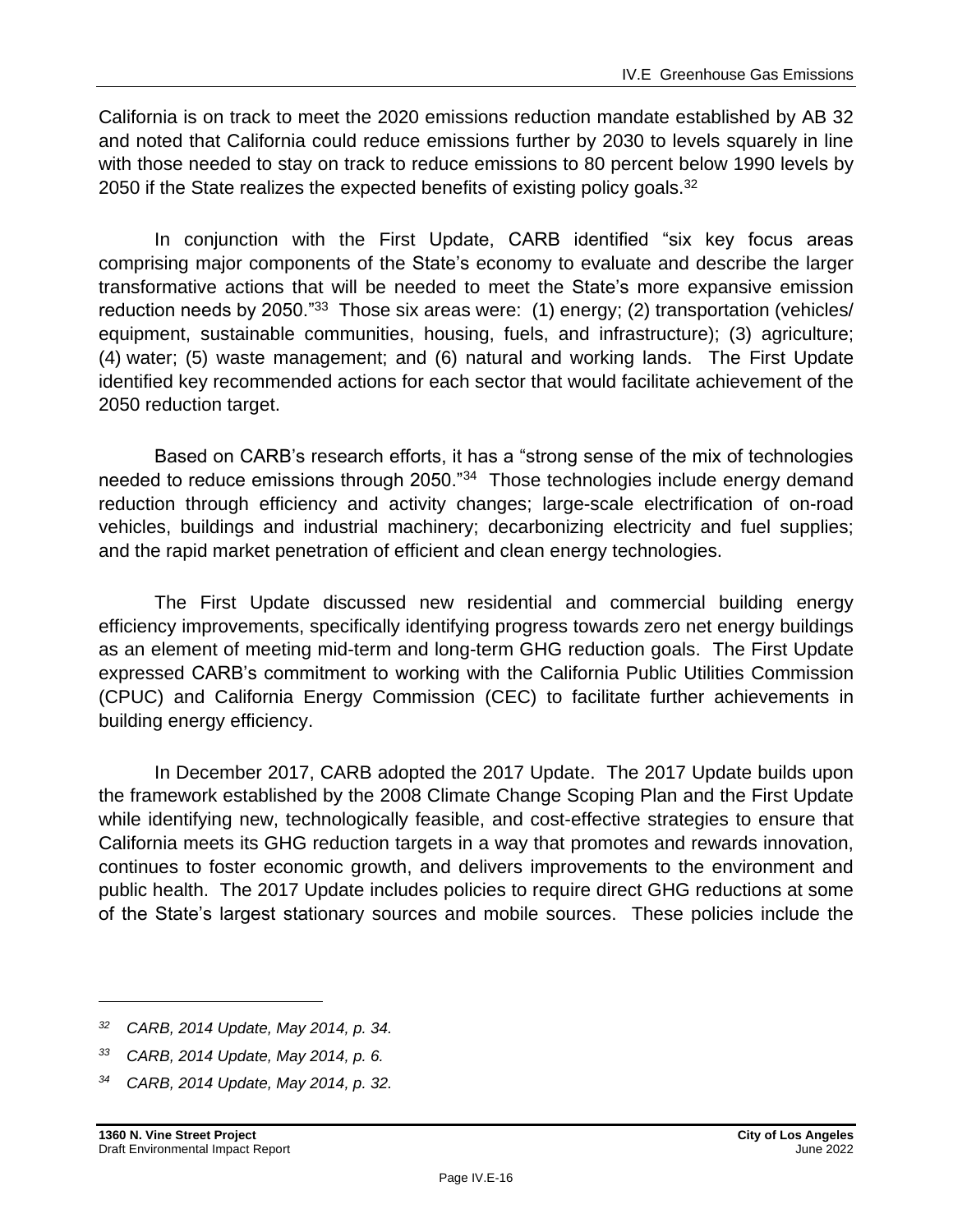California is on track to meet the 2020 emissions reduction mandate established by AB 32 and noted that California could reduce emissions further by 2030 to levels squarely in line with those needed to stay on track to reduce emissions to 80 percent below 1990 levels by 2050 if the State realizes the expected benefits of existing policy goals.[32]

In conjunction with the First Update, CARB identified "six key focus areas comprising major components of the State's economy to evaluate and describe the larger transformative actions that will be needed to meet the State's more expansive emission reduction needs by 2050."[33] Those six areas were: (1) energy; (2) transportation (vehicles/ equipment, sustainable communities, housing, fuels, and infrastructure); (3) agriculture; (4) water; (5) waste management; and (6) natural and working lands. The First Update identified key recommended actions for each sector that would facilitate achievement of the 2050 reduction target.

Based on CARB's research efforts, it has a "strong sense of the mix of technologies needed to reduce emissions through 2050."[34] Those technologies include energy demand reduction through efficiency and activity changes; large-scale electrification of on-road vehicles, buildings and industrial machinery; decarbonizing electricity and fuel supplies; and the rapid market penetration of efficient and clean energy technologies.

The First Update discussed new residential and commercial building energy efficiency improvements, specifically identifying progress towards zero net energy buildings as an element of meeting mid-term and long-term GHG reduction goals. The First Update expressed CARB's commitment to working with the California Public Utilities Commission (CPUC) and California Energy Commission (CEC) to facilitate further achievements in building energy efficiency.

In December 2017, CARB adopted the 2017 Update. The 2017 Update builds upon the framework established by the 2008 Climate Change Scoping Plan and the First Update while identifying new, technologically feasible, and cost-effective strategies to ensure that California meets its GHG reduction targets in a way that promotes and rewards innovation, continues to foster economic growth, and delivers improvements to the environment and public health. The 2017 Update includes policies to require direct GHG reductions at some of the State's largest stationary sources and mobile sources. These policies include the

---

*[32] CARB, 2014 Update, May 2014, p. 34.*

*[33] CARB, 2014 Update, May 2014, p. 6.*

*[34] CARB, 2014 Update, May 2014, p. 32.*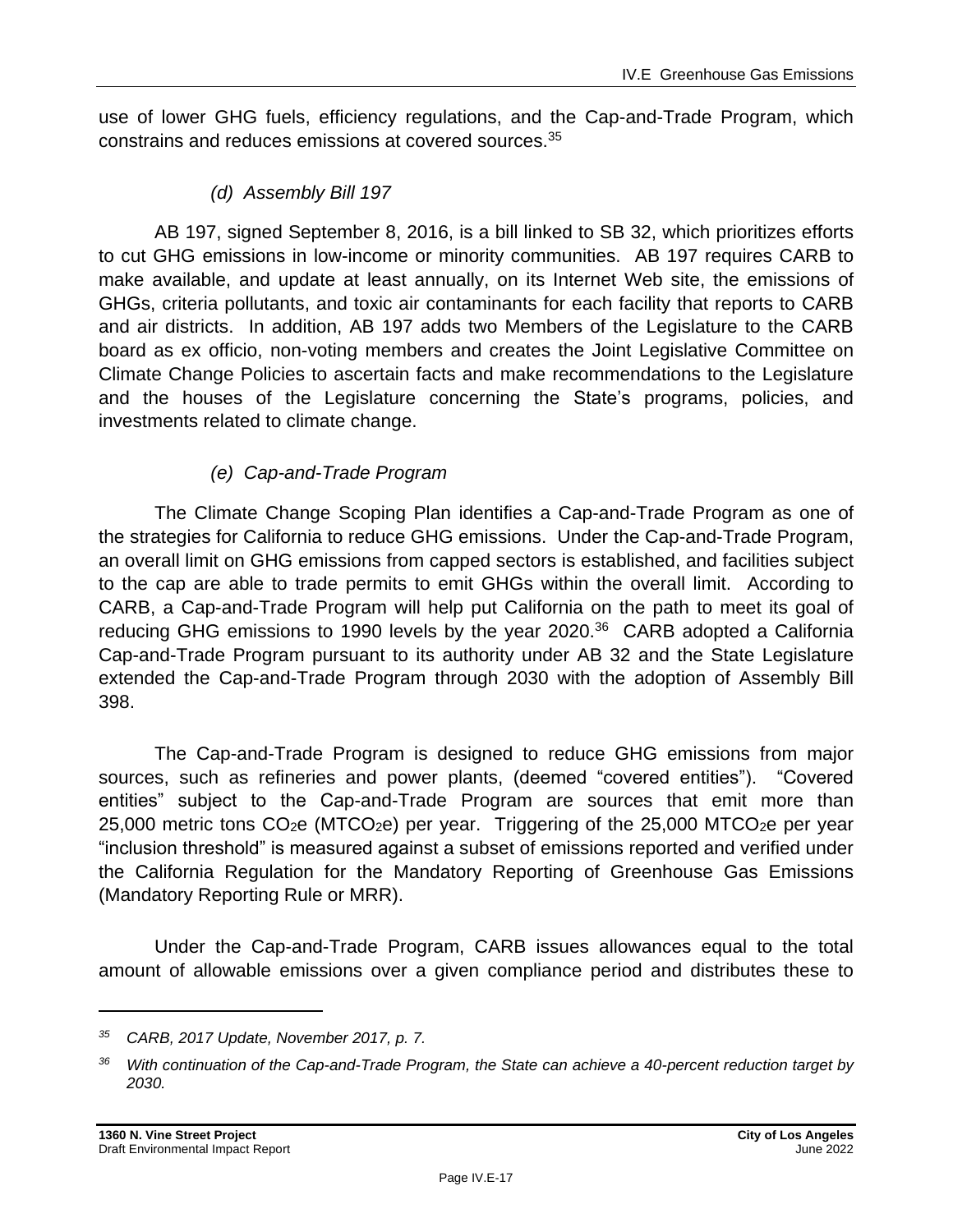use of lower GHG fuels, efficiency regulations, and the Cap-and-Trade Program, which constrains and reduces emissions at covered sources.[35]

#### *(d) Assembly Bill 197*

AB 197, signed September 8, 2016, is a bill linked to SB 32, which prioritizes efforts to cut GHG emissions in low-income or minority communities. AB 197 requires CARB to make available, and update at least annually, on its Internet Web site, the emissions of GHGs, criteria pollutants, and toxic air contaminants for each facility that reports to CARB and air districts. In addition, AB 197 adds two Members of the Legislature to the CARB board as ex officio, non-voting members and creates the Joint Legislative Committee on Climate Change Policies to ascertain facts and make recommendations to the Legislature and the houses of the Legislature concerning the State's programs, policies, and investments related to climate change.

#### *(e) Cap-and-Trade Program*

The Climate Change Scoping Plan identifies a Cap-and-Trade Program as one of the strategies for California to reduce GHG emissions. Under the Cap-and-Trade Program, an overall limit on GHG emissions from capped sectors is established, and facilities subject to the cap are able to trade permits to emit GHGs within the overall limit. According to CARB, a Cap-and-Trade Program will help put California on the path to meet its goal of reducing GHG emissions to 1990 levels by the year 2020.[36] CARB adopted a California Cap-and-Trade Program pursuant to its authority under AB 32 and the State Legislature extended the Cap-and-Trade Program through 2030 with the adoption of Assembly Bill 398.

The Cap-and-Trade Program is designed to reduce GHG emissions from major sources, such as refineries and power plants, (deemed "covered entities"). "Covered entities" subject to the Cap-and-Trade Program are sources that emit more than 25,000 metric tons $CO_2e$ ($MTCO_2e$) per year. Triggering of the 25,000 $MTCO_2e$ per year "inclusion threshold" is measured against a subset of emissions reported and verified under the California Regulation for the Mandatory Reporting of Greenhouse Gas Emissions (Mandatory Reporting Rule or MRR).

Under the Cap-and-Trade Program, CARB issues allowances equal to the total amount of allowable emissions over a given compliance period and distributes these to

---

[35] *CARB, 2017 Update, November 2017, p. 7.*

[36] *With continuation of the Cap-and-Trade Program, the State can achieve a 40-percent reduction target by 2030.*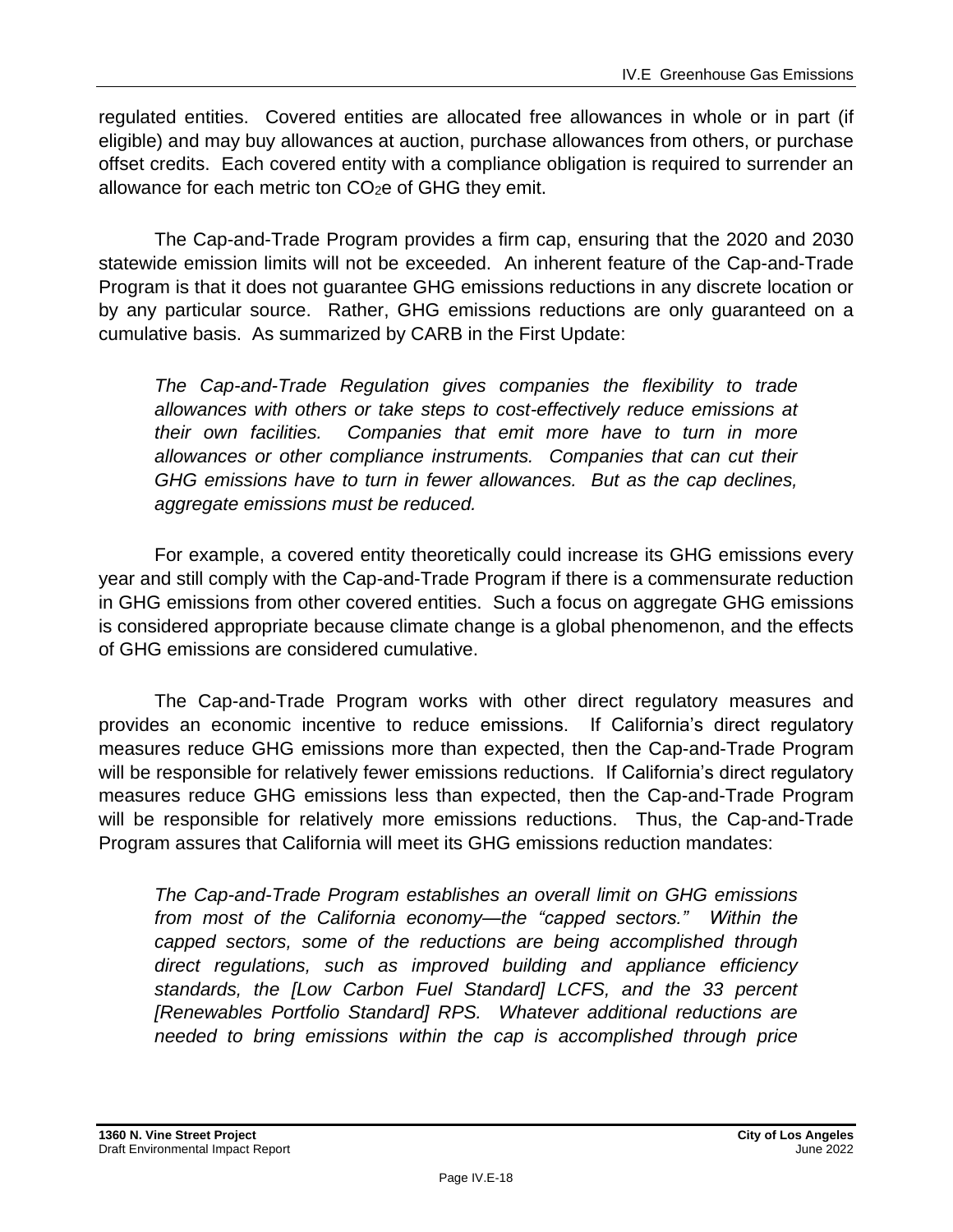regulated entities. Covered entities are allocated free allowances in whole or in part (if eligible) and may buy allowances at auction, purchase allowances from others, or purchase offset credits. Each covered entity with a compliance obligation is required to surrender an allowance for each metric ton $CO_2e$ of GHG they emit.

The Cap-and-Trade Program provides a firm cap, ensuring that the 2020 and 2030 statewide emission limits will not be exceeded. An inherent feature of the Cap-and-Trade Program is that it does not guarantee GHG emissions reductions in any discrete location or by any particular source. Rather, GHG emissions reductions are only guaranteed on a cumulative basis. As summarized by CARB in the First Update:

> *The Cap-and-Trade Regulation gives companies the flexibility to trade allowances with others or take steps to cost-effectively reduce emissions at their own facilities. Companies that emit more have to turn in more allowances or other compliance instruments. Companies that can cut their GHG emissions have to turn in fewer allowances. But as the cap declines, aggregate emissions must be reduced.*

For example, a covered entity theoretically could increase its GHG emissions every year and still comply with the Cap-and-Trade Program if there is a commensurate reduction in GHG emissions from other covered entities. Such a focus on aggregate GHG emissions is considered appropriate because climate change is a global phenomenon, and the effects of GHG emissions are considered cumulative.

The Cap-and-Trade Program works with other direct regulatory measures and provides an economic incentive to reduce emissions. If California's direct regulatory measures reduce GHG emissions more than expected, then the Cap-and-Trade Program will be responsible for relatively fewer emissions reductions. If California's direct regulatory measures reduce GHG emissions less than expected, then the Cap-and-Trade Program will be responsible for relatively more emissions reductions. Thus, the Cap-and-Trade Program assures that California will meet its GHG emissions reduction mandates:

> *The Cap-and-Trade Program establishes an overall limit on GHG emissions from most of the California economy—the "capped sectors." Within the capped sectors, some of the reductions are being accomplished through direct regulations, such as improved building and appliance efficiency standards, the [Low Carbon Fuel Standard] LCFS, and the 33 percent [Renewables Portfolio Standard] RPS. Whatever additional reductions are needed to bring emissions within the cap is accomplished through price*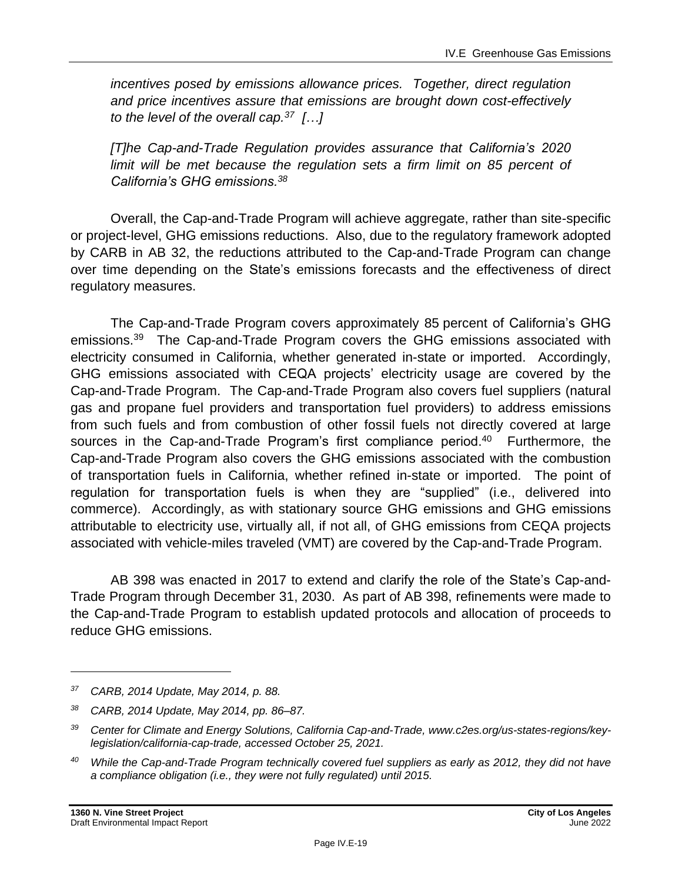*incentives posed by emissions allowance prices. Together, direct regulation and price incentives assure that emissions are brought down cost-effectively to the level of the overall cap.*[37] *[…]*

*[T]he Cap-and-Trade Regulation provides assurance that California's 2020 limit will be met because the regulation sets a firm limit on 85 percent of California's GHG emissions.*[38]

Overall, the Cap-and-Trade Program will achieve aggregate, rather than site-specific or project-level, GHG emissions reductions. Also, due to the regulatory framework adopted by CARB in AB 32, the reductions attributed to the Cap-and-Trade Program can change over time depending on the State's emissions forecasts and the effectiveness of direct regulatory measures.

The Cap-and-Trade Program covers approximately 85 percent of California's GHG emissions.[39] The Cap-and-Trade Program covers the GHG emissions associated with electricity consumed in California, whether generated in-state or imported. Accordingly, GHG emissions associated with CEQA projects' electricity usage are covered by the Cap-and-Trade Program. The Cap-and-Trade Program also covers fuel suppliers (natural gas and propane fuel providers and transportation fuel providers) to address emissions from such fuels and from combustion of other fossil fuels not directly covered at large sources in the Cap-and-Trade Program's first compliance period.[40] Furthermore, the Cap-and-Trade Program also covers the GHG emissions associated with the combustion of transportation fuels in California, whether refined in-state or imported. The point of regulation for transportation fuels is when they are "supplied" (i.e., delivered into commerce). Accordingly, as with stationary source GHG emissions and GHG emissions attributable to electricity use, virtually all, if not all, of GHG emissions from CEQA projects associated with vehicle-miles traveled (VMT) are covered by the Cap-and-Trade Program.

AB 398 was enacted in 2017 to extend and clarify the role of the State's Cap-and-Trade Program through December 31, 2030. As part of AB 398, refinements were made to the Cap-and-Trade Program to establish updated protocols and allocation of proceeds to reduce GHG emissions.

---

[37] *CARB, 2014 Update, May 2014, p. 88.*

[38] *CARB, 2014 Update, May 2014, pp. 86–87.*

[39] *Center for Climate and Energy Solutions, California Cap-and-Trade, www.c2es.org/us-states-regions/key-legislation/california-cap-trade, accessed October 25, 2021.*

[40] *While the Cap-and-Trade Program technically covered fuel suppliers as early as 2012, they did not have a compliance obligation (i.e., they were not fully regulated) until 2015.*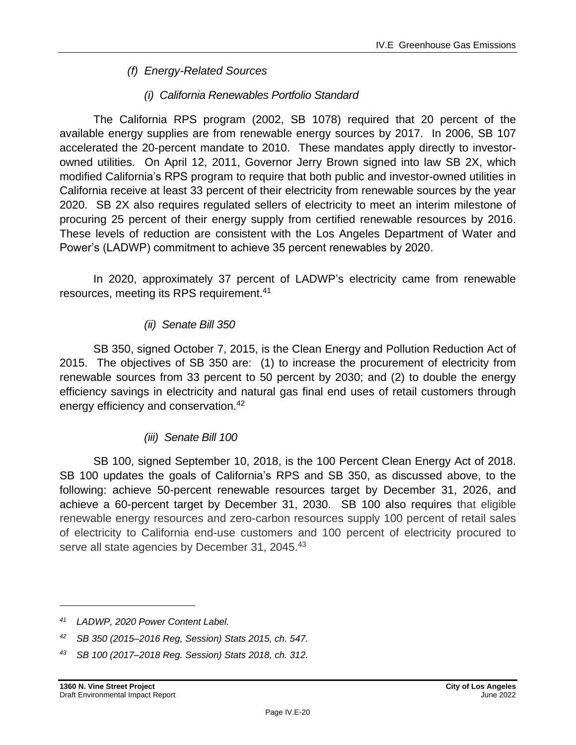*(f) Energy-Related Sources*

*(i) California Renewables Portfolio Standard*

The California RPS program (2002, SB 1078) required that 20 percent of the available energy supplies are from renewable energy sources by 2017. In 2006, SB 107 accelerated the 20-percent mandate to 2010. These mandates apply directly to investor-owned utilities. On April 12, 2011, Governor Jerry Brown signed into law SB 2X, which modified California's RPS program to require that both public and investor-owned utilities in California receive at least 33 percent of their electricity from renewable sources by the year 2020. SB 2X also requires regulated sellers of electricity to meet an interim milestone of procuring 25 percent of their energy supply from certified renewable resources by 2016. These levels of reduction are consistent with the Los Angeles Department of Water and Power's (LADWP) commitment to achieve 35 percent renewables by 2020.

In 2020, approximately 37 percent of LADWP's electricity came from renewable resources, meeting its RPS requirement.[41]

*(ii) Senate Bill 350*

SB 350, signed October 7, 2015, is the Clean Energy and Pollution Reduction Act of 2015. The objectives of SB 350 are: (1) to increase the procurement of electricity from renewable sources from 33 percent to 50 percent by 2030; and (2) to double the energy efficiency savings in electricity and natural gas final end uses of retail customers through energy efficiency and conservation.[42]

*(iii) Senate Bill 100*

SB 100, signed September 10, 2018, is the 100 Percent Clean Energy Act of 2018. SB 100 updates the goals of California's RPS and SB 350, as discussed above, to the following: achieve 50-percent renewable resources target by December 31, 2026, and achieve a 60-percent target by December 31, 2030. SB 100 also requires that eligible renewable energy resources and zero-carbon resources supply 100 percent of retail sales of electricity to California end-use customers and 100 percent of electricity procured to serve all state agencies by December 31, 2045.[43]

---

*[41] LADWP, 2020 Power Content Label.*

*[42] SB 350 (2015–2016 Reg, Session) Stats 2015, ch. 547.*

*[43] SB 100 (2017–2018 Reg. Session) Stats 2018, ch. 312.*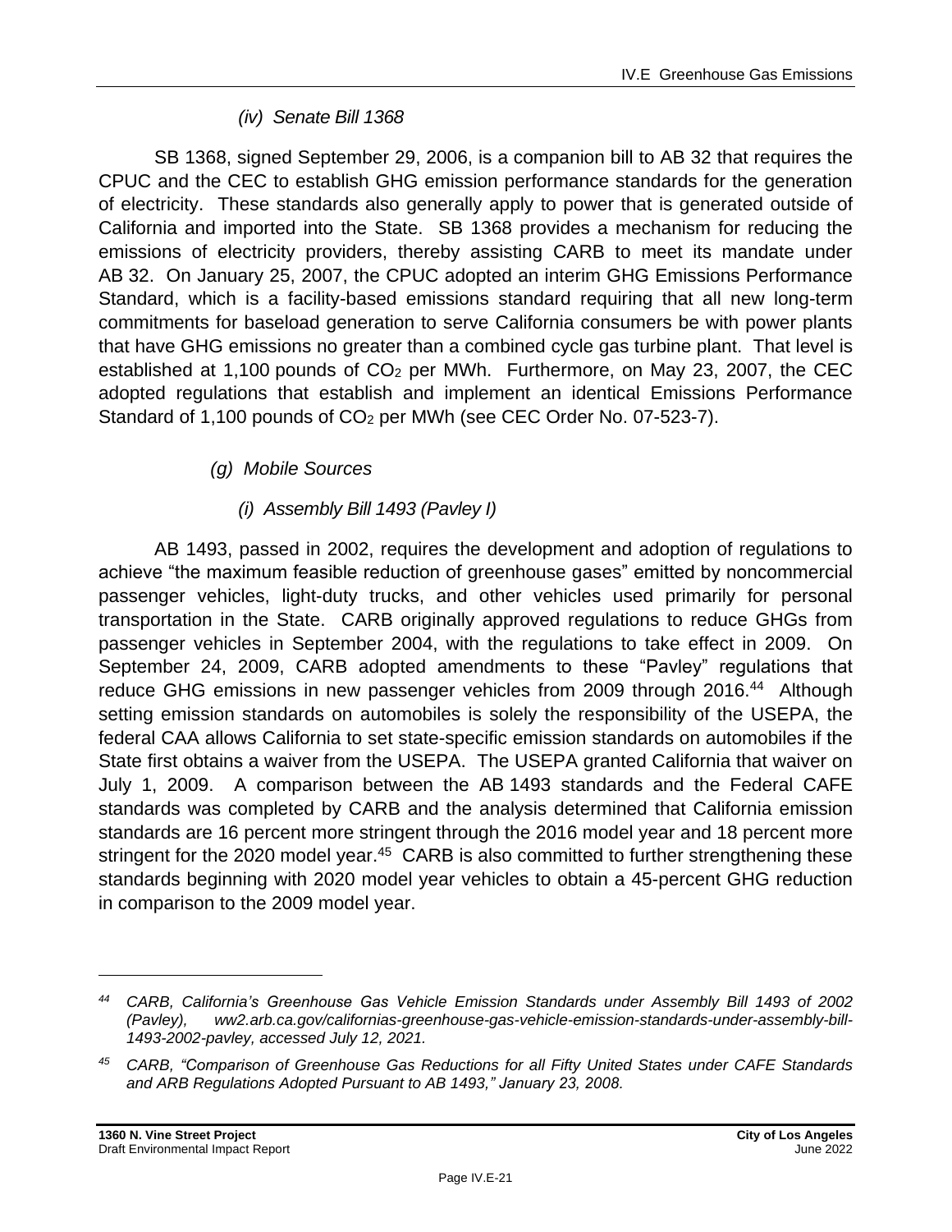#### *(iv) Senate Bill 1368*

SB 1368, signed September 29, 2006, is a companion bill to AB 32 that requires the CPUC and the CEC to establish GHG emission performance standards for the generation of electricity. These standards also generally apply to power that is generated outside of California and imported into the State. SB 1368 provides a mechanism for reducing the emissions of electricity providers, thereby assisting CARB to meet its mandate under AB 32. On January 25, 2007, the CPUC adopted an interim GHG Emissions Performance Standard, which is a facility-based emissions standard requiring that all new long-term commitments for baseload generation to serve California consumers be with power plants that have GHG emissions no greater than a combined cycle gas turbine plant. That level is established at 1,100 pounds of $CO_2$ per MWh. Furthermore, on May 23, 2007, the CEC adopted regulations that establish and implement an identical Emissions Performance Standard of 1,100 pounds of $CO_2$ per MWh (see CEC Order No. 07-523-7).

### *(g) Mobile Sources*

#### *(i) Assembly Bill 1493 (Pavley I)*

AB 1493, passed in 2002, requires the development and adoption of regulations to achieve "the maximum feasible reduction of greenhouse gases" emitted by noncommercial passenger vehicles, light-duty trucks, and other vehicles used primarily for personal transportation in the State. CARB originally approved regulations to reduce GHGs from passenger vehicles in September 2004, with the regulations to take effect in 2009. On September 24, 2009, CARB adopted amendments to these "Pavley" regulations that reduce GHG emissions in new passenger vehicles from 2009 through 2016.[44] Although setting emission standards on automobiles is solely the responsibility of the USEPA, the federal CAA allows California to set state-specific emission standards on automobiles if the State first obtains a waiver from the USEPA. The USEPA granted California that waiver on July 1, 2009. A comparison between the AB 1493 standards and the Federal CAFE standards was completed by CARB and the analysis determined that California emission standards are 16 percent more stringent through the 2016 model year and 18 percent more stringent for the 2020 model year.[45] CARB is also committed to further strengthening these standards beginning with 2020 model year vehicles to obtain a 45-percent GHG reduction in comparison to the 2009 model year.

---

*[44] CARB, California's Greenhouse Gas Vehicle Emission Standards under Assembly Bill 1493 of 2002 (Pavley), ww2.arb.ca.gov/californias-greenhouse-gas-vehicle-emission-standards-under-assembly-bill-1493-2002-pavley, accessed July 12, 2021.*

*[45] CARB, "Comparison of Greenhouse Gas Reductions for all Fifty United States under CAFE Standards and ARB Regulations Adopted Pursuant to AB 1493," January 23, 2008.*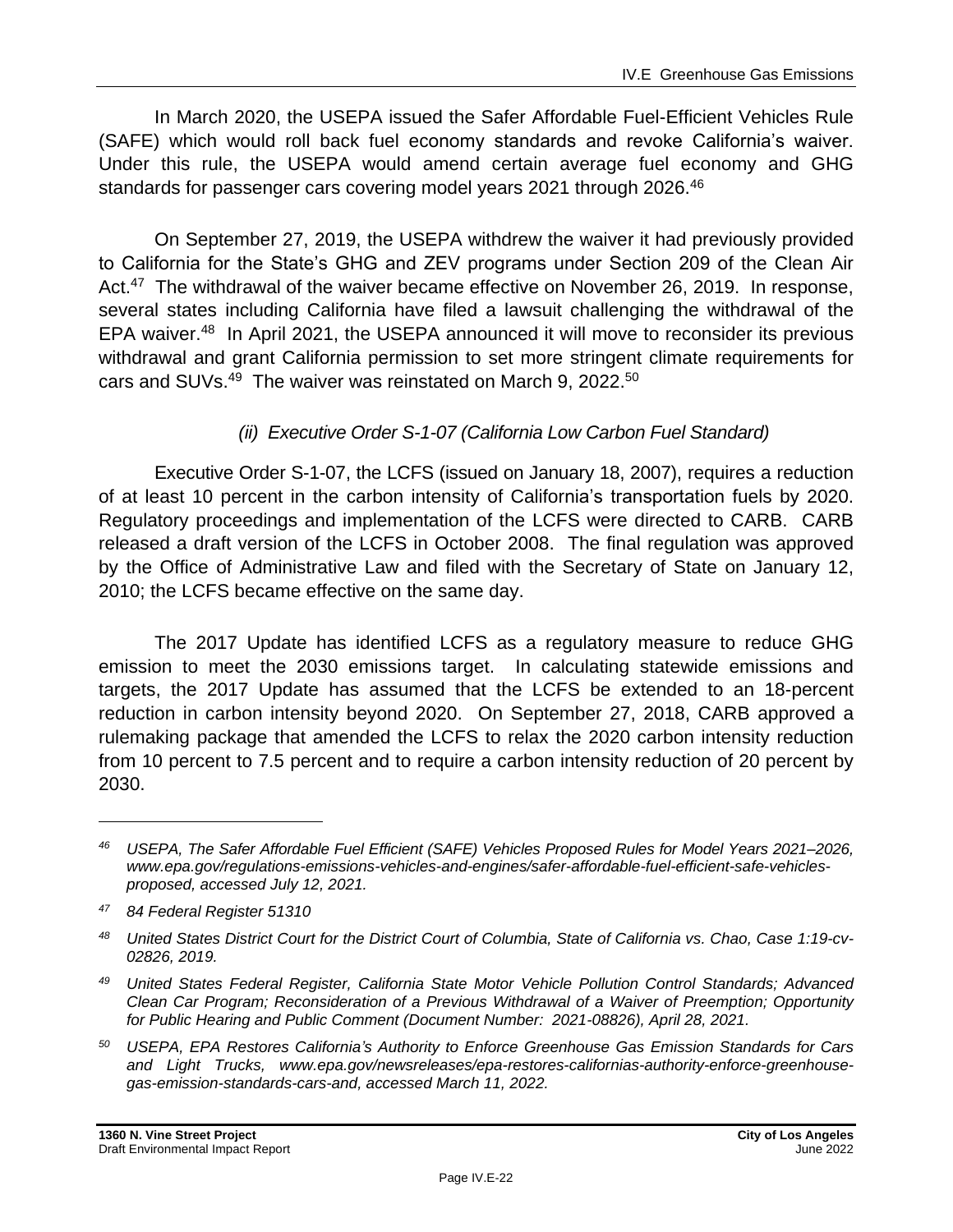In March 2020, the USEPA issued the Safer Affordable Fuel-Efficient Vehicles Rule (SAFE) which would roll back fuel economy standards and revoke California's waiver. Under this rule, the USEPA would amend certain average fuel economy and GHG standards for passenger cars covering model years 2021 through 2026.[46]

On September 27, 2019, the USEPA withdrew the waiver it had previously provided to California for the State's GHG and ZEV programs under Section 209 of the Clean Air Act.[47] The withdrawal of the waiver became effective on November 26, 2019. In response, several states including California have filed a lawsuit challenging the withdrawal of the EPA waiver.[48] In April 2021, the USEPA announced it will move to reconsider its previous withdrawal and grant California permission to set more stringent climate requirements for cars and SUVs.[49] The waiver was reinstated on March 9, 2022.[50]

*(ii) Executive Order S-1-07 (California Low Carbon Fuel Standard)*

Executive Order S-1-07, the LCFS (issued on January 18, 2007), requires a reduction of at least 10 percent in the carbon intensity of California's transportation fuels by 2020. Regulatory proceedings and implementation of the LCFS were directed to CARB. CARB released a draft version of the LCFS in October 2008. The final regulation was approved by the Office of Administrative Law and filed with the Secretary of State on January 12, 2010; the LCFS became effective on the same day.

The 2017 Update has identified LCFS as a regulatory measure to reduce GHG emission to meet the 2030 emissions target. In calculating statewide emissions and targets, the 2017 Update has assumed that the LCFS be extended to an 18-percent reduction in carbon intensity beyond 2020. On September 27, 2018, CARB approved a rulemaking package that amended the LCFS to relax the 2020 carbon intensity reduction from 10 percent to 7.5 percent and to require a carbon intensity reduction of 20 percent by 2030.

---

[46] *USEPA, The Safer Affordable Fuel Efficient (SAFE) Vehicles Proposed Rules for Model Years 2021–2026, www.epa.gov/regulations-emissions-vehicles-and-engines/safer-affordable-fuel-efficient-safe-vehicles-proposed, accessed July 12, 2021.*

[47] *84 Federal Register 51310*

[48] *United States District Court for the District Court of Columbia, State of California vs. Chao, Case 1:19-cv-02826, 2019.*

[49] *United States Federal Register, California State Motor Vehicle Pollution Control Standards; Advanced Clean Car Program; Reconsideration of a Previous Withdrawal of a Waiver of Preemption; Opportunity for Public Hearing and Public Comment (Document Number: 2021-08826), April 28, 2021.*

[50] *USEPA, EPA Restores California's Authority to Enforce Greenhouse Gas Emission Standards for Cars and Light Trucks, www.epa.gov/newsreleases/epa-restores-californias-authority-enforce-greenhouse-gas-emission-standards-cars-and, accessed March 11, 2022.*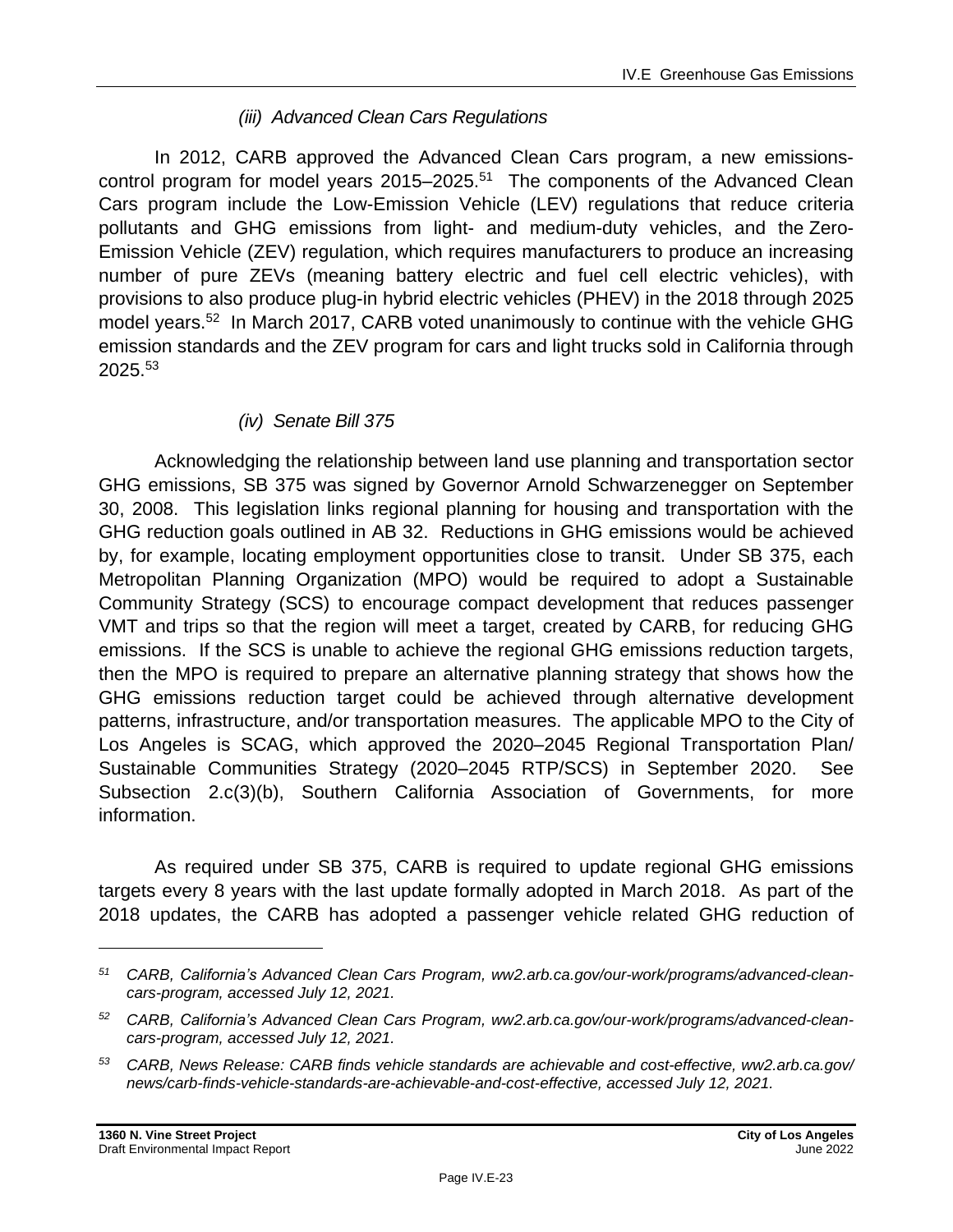#### *(iii) Advanced Clean Cars Regulations*

In 2012, CARB approved the Advanced Clean Cars program, a new emissions-control program for model years 2015–2025.[51] The components of the Advanced Clean Cars program include the Low-Emission Vehicle (LEV) regulations that reduce criteria pollutants and GHG emissions from light- and medium-duty vehicles, and the Zero-Emission Vehicle (ZEV) regulation, which requires manufacturers to produce an increasing number of pure ZEVs (meaning battery electric and fuel cell electric vehicles), with provisions to also produce plug-in hybrid electric vehicles (PHEV) in the 2018 through 2025 model years.[52] In March 2017, CARB voted unanimously to continue with the vehicle GHG emission standards and the ZEV program for cars and light trucks sold in California through 2025.[53]

#### *(iv) Senate Bill 375*

Acknowledging the relationship between land use planning and transportation sector GHG emissions, SB 375 was signed by Governor Arnold Schwarzenegger on September 30, 2008. This legislation links regional planning for housing and transportation with the GHG reduction goals outlined in AB 32. Reductions in GHG emissions would be achieved by, for example, locating employment opportunities close to transit. Under SB 375, each Metropolitan Planning Organization (MPO) would be required to adopt a Sustainable Community Strategy (SCS) to encourage compact development that reduces passenger VMT and trips so that the region will meet a target, created by CARB, for reducing GHG emissions. If the SCS is unable to achieve the regional GHG emissions reduction targets, then the MPO is required to prepare an alternative planning strategy that shows how the GHG emissions reduction target could be achieved through alternative development patterns, infrastructure, and/or transportation measures. The applicable MPO to the City of Los Angeles is SCAG, which approved the 2020–2045 Regional Transportation Plan/ Sustainable Communities Strategy (2020–2045 RTP/SCS) in September 2020. See Subsection 2.c(3)(b), Southern California Association of Governments, for more information.

As required under SB 375, CARB is required to update regional GHG emissions targets every 8 years with the last update formally adopted in March 2018. As part of the 2018 updates, the CARB has adopted a passenger vehicle related GHG reduction of

---

*51 CARB, California's Advanced Clean Cars Program, ww2.arb.ca.gov/our-work/programs/advanced-clean-cars-program, accessed July 12, 2021.*

*52 CARB, California's Advanced Clean Cars Program, ww2.arb.ca.gov/our-work/programs/advanced-clean-cars-program, accessed July 12, 2021.*

*53 CARB, News Release: CARB finds vehicle standards are achievable and cost-effective, ww2.arb.ca.gov/news/carb-finds-vehicle-standards-are-achievable-and-cost-effective, accessed July 12, 2021.*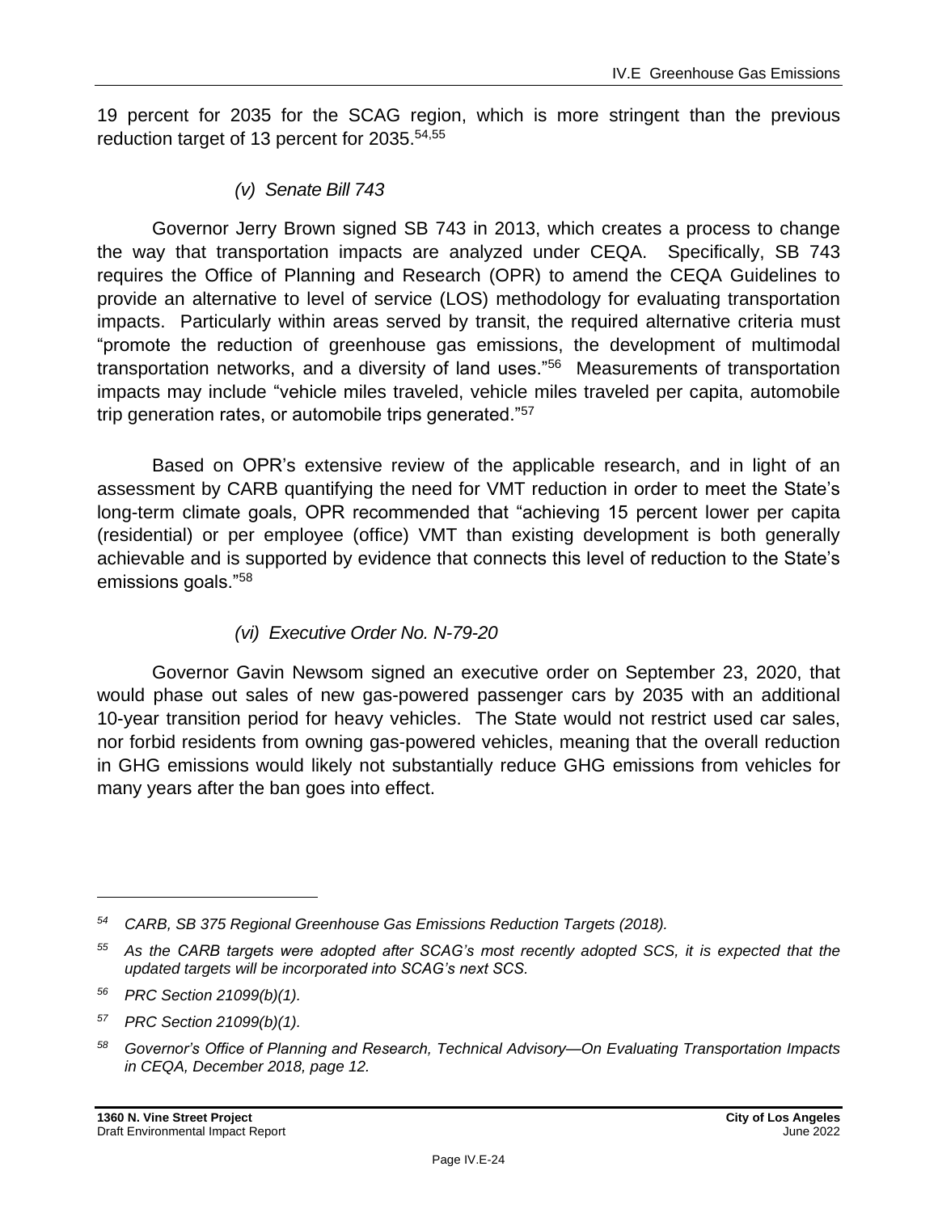19 percent for 2035 for the SCAG region, which is more stringent than the previous reduction target of 13 percent for 2035.[54,55]

*(v) Senate Bill 743*

Governor Jerry Brown signed SB 743 in 2013, which creates a process to change the way that transportation impacts are analyzed under CEQA. Specifically, SB 743 requires the Office of Planning and Research (OPR) to amend the CEQA Guidelines to provide an alternative to level of service (LOS) methodology for evaluating transportation impacts. Particularly within areas served by transit, the required alternative criteria must "promote the reduction of greenhouse gas emissions, the development of multimodal transportation networks, and a diversity of land uses."[56] Measurements of transportation impacts may include "vehicle miles traveled, vehicle miles traveled per capita, automobile trip generation rates, or automobile trips generated."[57]

Based on OPR's extensive review of the applicable research, and in light of an assessment by CARB quantifying the need for VMT reduction in order to meet the State's long-term climate goals, OPR recommended that "achieving 15 percent lower per capita (residential) or per employee (office) VMT than existing development is both generally achievable and is supported by evidence that connects this level of reduction to the State's emissions goals."[58]

*(vi) Executive Order No. N-79-20*

Governor Gavin Newsom signed an executive order on September 23, 2020, that would phase out sales of new gas-powered passenger cars by 2035 with an additional 10-year transition period for heavy vehicles. The State would not restrict used car sales, nor forbid residents from owning gas-powered vehicles, meaning that the overall reduction in GHG emissions would likely not substantially reduce GHG emissions from vehicles for many years after the ban goes into effect.

---

[54] *CARB, SB 375 Regional Greenhouse Gas Emissions Reduction Targets (2018).*

[55] *As the CARB targets were adopted after SCAG's most recently adopted SCS, it is expected that the updated targets will be incorporated into SCAG's next SCS.*

[56] *PRC Section 21099(b)(1).*

[57] *PRC Section 21099(b)(1).*

[58] *Governor's Office of Planning and Research, Technical Advisory—On Evaluating Transportation Impacts in CEQA, December 2018, page 12.*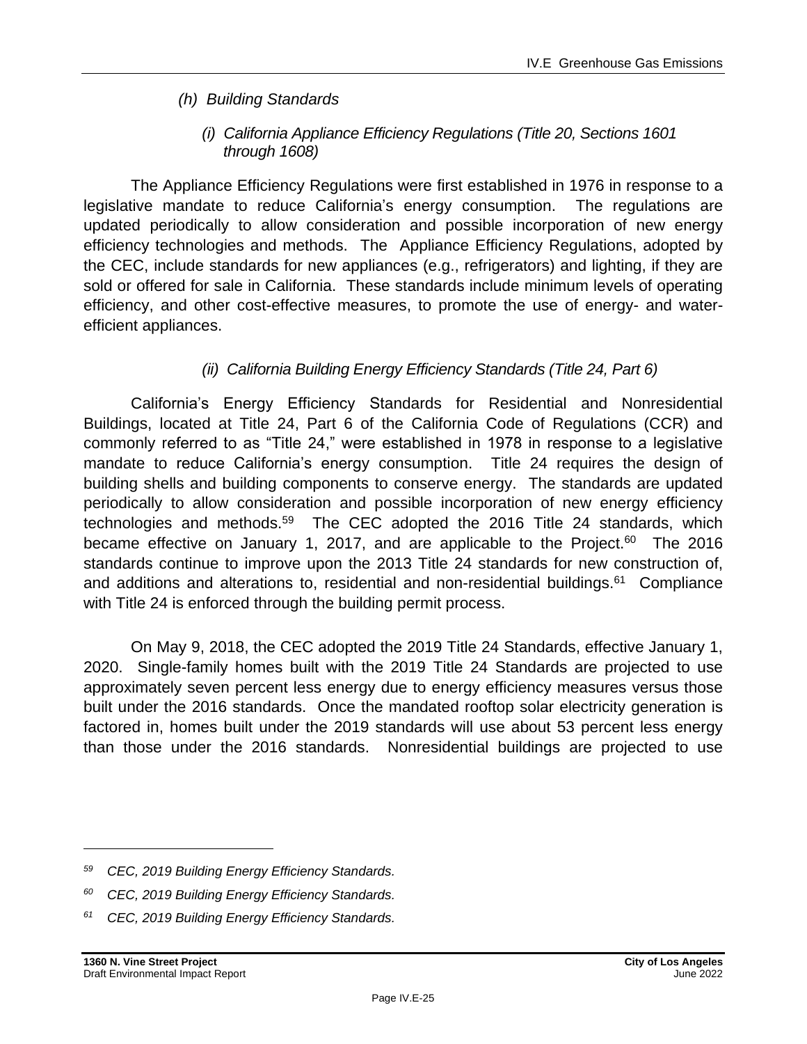*(h) Building Standards*

*(i) California Appliance Efficiency Regulations (Title 20, Sections 1601 through 1608)*

The Appliance Efficiency Regulations were first established in 1976 in response to a legislative mandate to reduce California's energy consumption. The regulations are updated periodically to allow consideration and possible incorporation of new energy efficiency technologies and methods. The Appliance Efficiency Regulations, adopted by the CEC, include standards for new appliances (e.g., refrigerators) and lighting, if they are sold or offered for sale in California. These standards include minimum levels of operating efficiency, and other cost-effective measures, to promote the use of energy- and water-efficient appliances.

*(ii) California Building Energy Efficiency Standards (Title 24, Part 6)*

California's Energy Efficiency Standards for Residential and Nonresidential Buildings, located at Title 24, Part 6 of the California Code of Regulations (CCR) and commonly referred to as "Title 24," were established in 1978 in response to a legislative mandate to reduce California's energy consumption. Title 24 requires the design of building shells and building components to conserve energy. The standards are updated periodically to allow consideration and possible incorporation of new energy efficiency technologies and methods.[59] The CEC adopted the 2016 Title 24 standards, which became effective on January 1, 2017, and are applicable to the Project.[60] The 2016 standards continue to improve upon the 2013 Title 24 standards for new construction of, and additions and alterations to, residential and non-residential buildings.[61] Compliance with Title 24 is enforced through the building permit process.

On May 9, 2018, the CEC adopted the 2019 Title 24 Standards, effective January 1, 2020. Single-family homes built with the 2019 Title 24 Standards are projected to use approximately seven percent less energy due to energy efficiency measures versus those built under the 2016 standards. Once the mandated rooftop solar electricity generation is factored in, homes built under the 2019 standards will use about 53 percent less energy than those under the 2016 standards. Nonresidential buildings are projected to use

---

*[59] CEC, 2019 Building Energy Efficiency Standards.*

*[60] CEC, 2019 Building Energy Efficiency Standards.*

*[61] CEC, 2019 Building Energy Efficiency Standards.*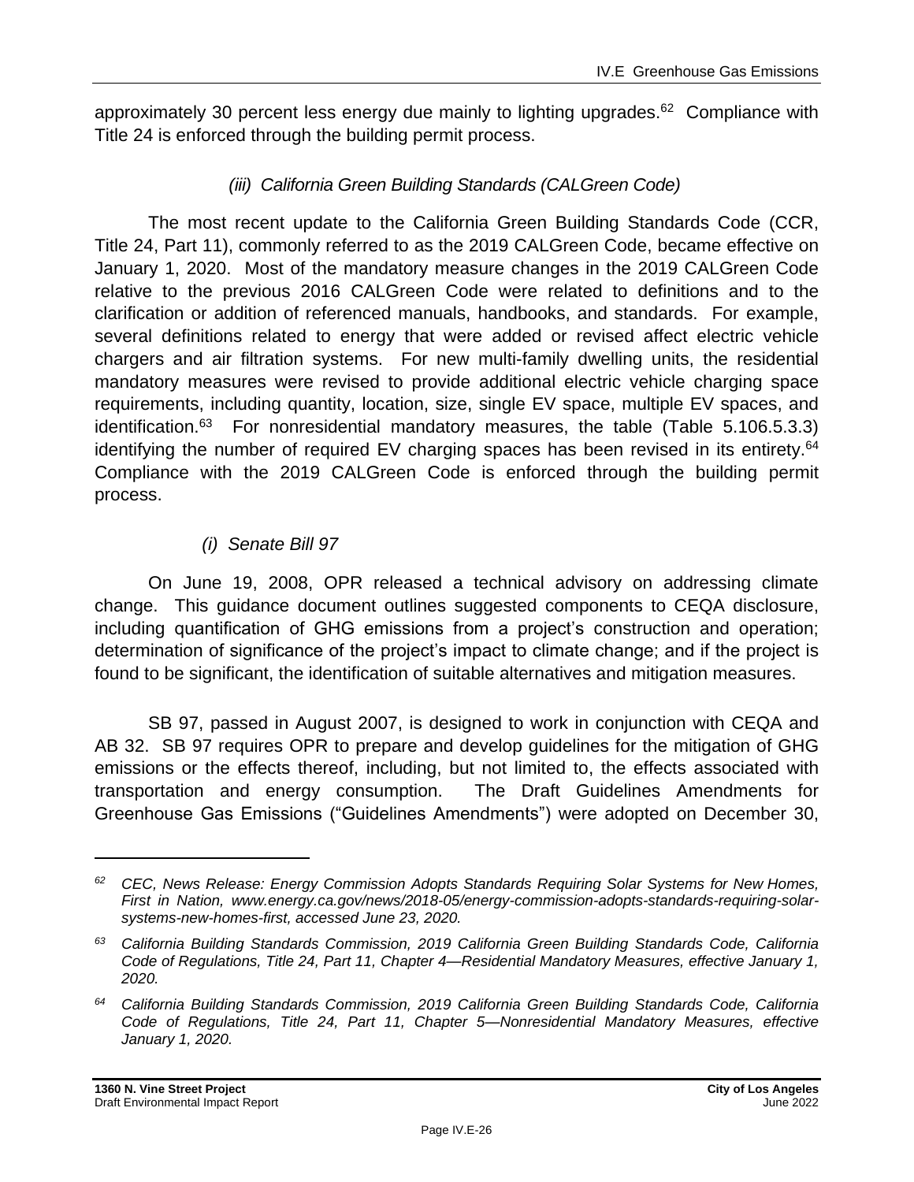approximately 30 percent less energy due mainly to lighting upgrades.[62] Compliance with Title 24 is enforced through the building permit process.

*(iii) California Green Building Standards (CALGreen Code)*

The most recent update to the California Green Building Standards Code (CCR, Title 24, Part 11), commonly referred to as the 2019 CALGreen Code, became effective on January 1, 2020. Most of the mandatory measure changes in the 2019 CALGreen Code relative to the previous 2016 CALGreen Code were related to definitions and to the clarification or addition of referenced manuals, handbooks, and standards. For example, several definitions related to energy that were added or revised affect electric vehicle chargers and air filtration systems. For new multi-family dwelling units, the residential mandatory measures were revised to provide additional electric vehicle charging space requirements, including quantity, location, size, single EV space, multiple EV spaces, and identification.[63] For nonresidential mandatory measures, the table (Table 5.106.5.3.3) identifying the number of required EV charging spaces has been revised in its entirety.[64] Compliance with the 2019 CALGreen Code is enforced through the building permit process.

*(i) Senate Bill 97*

On June 19, 2008, OPR released a technical advisory on addressing climate change. This guidance document outlines suggested components to CEQA disclosure, including quantification of GHG emissions from a project's construction and operation; determination of significance of the project's impact to climate change; and if the project is found to be significant, the identification of suitable alternatives and mitigation measures.

SB 97, passed in August 2007, is designed to work in conjunction with CEQA and AB 32. SB 97 requires OPR to prepare and develop guidelines for the mitigation of GHG emissions or the effects thereof, including, but not limited to, the effects associated with transportation and energy consumption. The Draft Guidelines Amendments for Greenhouse Gas Emissions ("Guidelines Amendments") were adopted on December 30,

---

*62 CEC, News Release: Energy Commission Adopts Standards Requiring Solar Systems for New Homes, First in Nation, www.energy.ca.gov/news/2018-05/energy-commission-adopts-standards-requiring-solar-systems-new-homes-first, accessed June 23, 2020.*

*63 California Building Standards Commission, 2019 California Green Building Standards Code, California Code of Regulations, Title 24, Part 11, Chapter 4—Residential Mandatory Measures, effective January 1, 2020.*

*64 California Building Standards Commission, 2019 California Green Building Standards Code, California Code of Regulations, Title 24, Part 11, Chapter 5—Nonresidential Mandatory Measures, effective January 1, 2020.*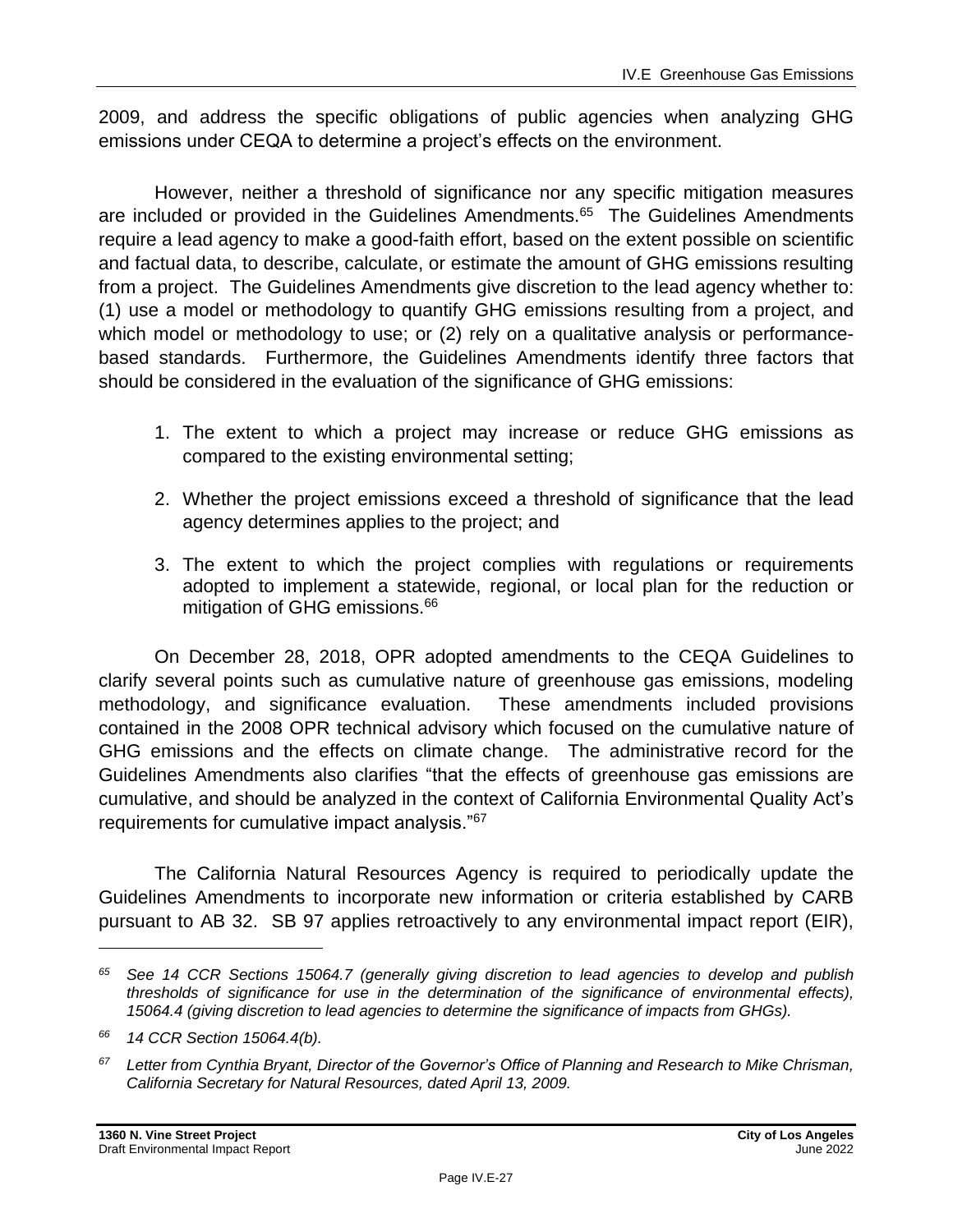2009, and address the specific obligations of public agencies when analyzing GHG emissions under CEQA to determine a project's effects on the environment.

However, neither a threshold of significance nor any specific mitigation measures are included or provided in the Guidelines Amendments.[65] The Guidelines Amendments require a lead agency to make a good-faith effort, based on the extent possible on scientific and factual data, to describe, calculate, or estimate the amount of GHG emissions resulting from a project. The Guidelines Amendments give discretion to the lead agency whether to: (1) use a model or methodology to quantify GHG emissions resulting from a project, and which model or methodology to use; or (2) rely on a qualitative analysis or performance-based standards. Furthermore, the Guidelines Amendments identify three factors that should be considered in the evaluation of the significance of GHG emissions:

1. The extent to which a project may increase or reduce GHG emissions as compared to the existing environmental setting;
2. Whether the project emissions exceed a threshold of significance that the lead agency determines applies to the project; and
3. The extent to which the project complies with regulations or requirements adopted to implement a statewide, regional, or local plan for the reduction or mitigation of GHG emissions.[66]

On December 28, 2018, OPR adopted amendments to the CEQA Guidelines to clarify several points such as cumulative nature of greenhouse gas emissions, modeling methodology, and significance evaluation. These amendments included provisions contained in the 2008 OPR technical advisory which focused on the cumulative nature of GHG emissions and the effects on climate change. The administrative record for the Guidelines Amendments also clarifies "that the effects of greenhouse gas emissions are cumulative, and should be analyzed in the context of California Environmental Quality Act's requirements for cumulative impact analysis."[67]

The California Natural Resources Agency is required to periodically update the Guidelines Amendments to incorporate new information or criteria established by CARB pursuant to AB 32. SB 97 applies retroactively to any environmental impact report (EIR),

---

*[65] See 14 CCR Sections 15064.7 (generally giving discretion to lead agencies to develop and publish thresholds of significance for use in the determination of the significance of environmental effects), 15064.4 (giving discretion to lead agencies to determine the significance of impacts from GHGs).*

*[66] 14 CCR Section 15064.4(b).*

*[67] Letter from Cynthia Bryant, Director of the Governor's Office of Planning and Research to Mike Chrisman, California Secretary for Natural Resources, dated April 13, 2009.*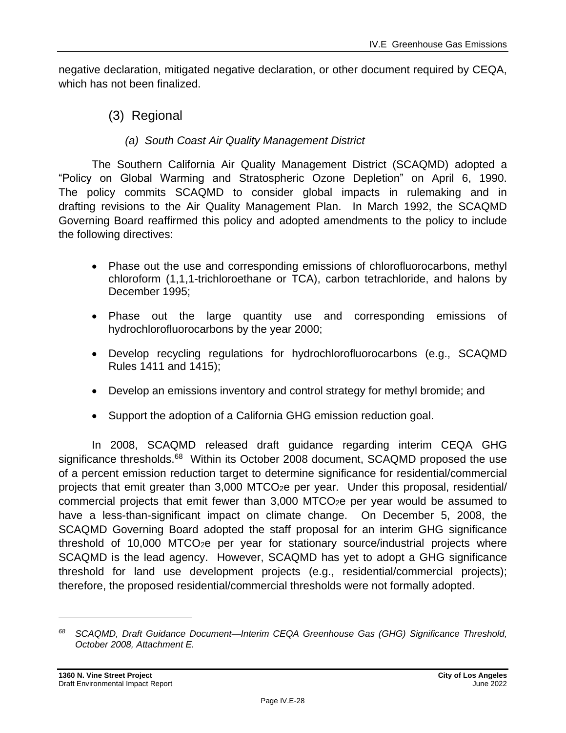negative declaration, mitigated negative declaration, or other document required by CEQA, which has not been finalized.

### (3) Regional

#### *(a) South Coast Air Quality Management District*

The Southern California Air Quality Management District (SCAQMD) adopted a "Policy on Global Warming and Stratospheric Ozone Depletion" on April 6, 1990. The policy commits SCAQMD to consider global impacts in rulemaking and in drafting revisions to the Air Quality Management Plan. In March 1992, the SCAQMD Governing Board reaffirmed this policy and adopted amendments to the policy to include the following directives:

- Phase out the use and corresponding emissions of chlorofluorocarbons, methyl chloroform (1,1,1-trichloroethane or TCA), carbon tetrachloride, and halons by December 1995;
- Phase out the large quantity use and corresponding emissions of hydrochlorofluorocarbons by the year 2000;
- Develop recycling regulations for hydrochlorofluorocarbons (e.g., SCAQMD Rules 1411 and 1415);
- Develop an emissions inventory and control strategy for methyl bromide; and
- Support the adoption of a California GHG emission reduction goal.

In 2008, SCAQMD released draft guidance regarding interim CEQA GHG significance thresholds.[68] Within its October 2008 document, SCAQMD proposed the use of a percent emission reduction target to determine significance for residential/commercial projects that emit greater than 3,000 $MTCO_2e$ per year. Under this proposal, residential/ commercial projects that emit fewer than 3,000 $MTCO_2e$ per year would be assumed to have a less-than-significant impact on climate change. On December 5, 2008, the SCAQMD Governing Board adopted the staff proposal for an interim GHG significance threshold of 10,000 $MTCO_2e$ per year for stationary source/industrial projects where SCAQMD is the lead agency. However, SCAQMD has yet to adopt a GHG significance threshold for land use development projects (e.g., residential/commercial projects); therefore, the proposed residential/commercial thresholds were not formally adopted.

---

[68] *SCAQMD, Draft Guidance Document—Interim CEQA Greenhouse Gas (GHG) Significance Threshold, October 2008, Attachment E.*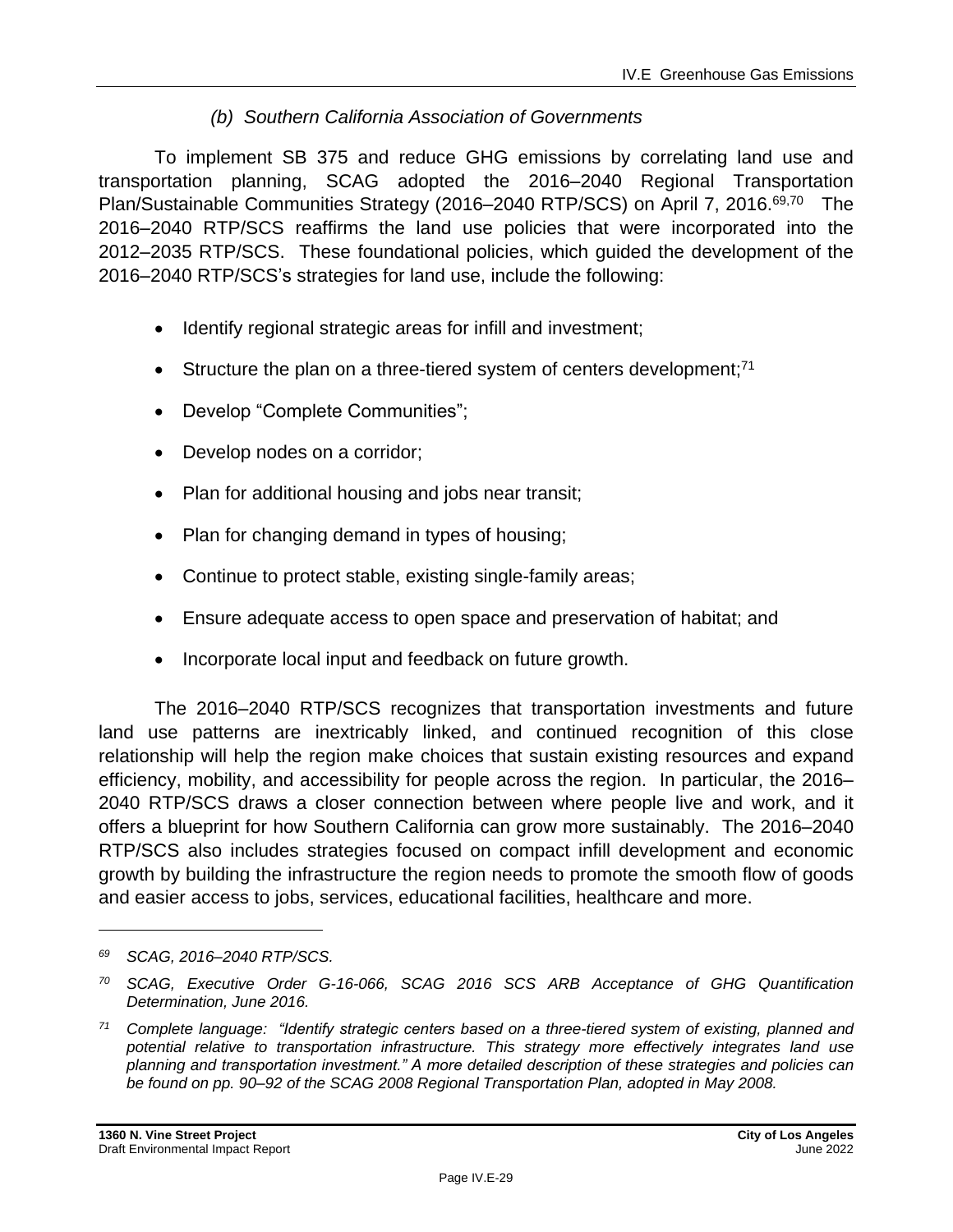*(b) Southern California Association of Governments*

To implement SB 375 and reduce GHG emissions by correlating land use and transportation planning, SCAG adopted the 2016–2040 Regional Transportation Plan/Sustainable Communities Strategy (2016–2040 RTP/SCS) on April 7, 2016.[69,70] The 2016–2040 RTP/SCS reaffirms the land use policies that were incorporated into the 2012–2035 RTP/SCS. These foundational policies, which guided the development of the 2016–2040 RTP/SCS's strategies for land use, include the following:

- Identify regional strategic areas for infill and investment;
- Structure the plan on a three-tiered system of centers development;[71]
- Develop "Complete Communities";
- Develop nodes on a corridor;
- Plan for additional housing and jobs near transit;
- Plan for changing demand in types of housing;
- Continue to protect stable, existing single-family areas;
- Ensure adequate access to open space and preservation of habitat; and
- Incorporate local input and feedback on future growth.

The 2016–2040 RTP/SCS recognizes that transportation investments and future land use patterns are inextricably linked, and continued recognition of this close relationship will help the region make choices that sustain existing resources and expand efficiency, mobility, and accessibility for people across the region. In particular, the 2016–2040 RTP/SCS draws a closer connection between where people live and work, and it offers a blueprint for how Southern California can grow more sustainably. The 2016–2040 RTP/SCS also includes strategies focused on compact infill development and economic growth by building the infrastructure the region needs to promote the smooth flow of goods and easier access to jobs, services, educational facilities, healthcare and more.

---

[69] *SCAG, 2016–2040 RTP/SCS.*

[70] *SCAG, Executive Order G-16-066, SCAG 2016 SCS ARB Acceptance of GHG Quantification Determination, June 2016.*

[71] *Complete language: "Identify strategic centers based on a three-tiered system of existing, planned and potential relative to transportation infrastructure. This strategy more effectively integrates land use planning and transportation investment." A more detailed description of these strategies and policies can be found on pp. 90–92 of the SCAG 2008 Regional Transportation Plan, adopted in May 2008.*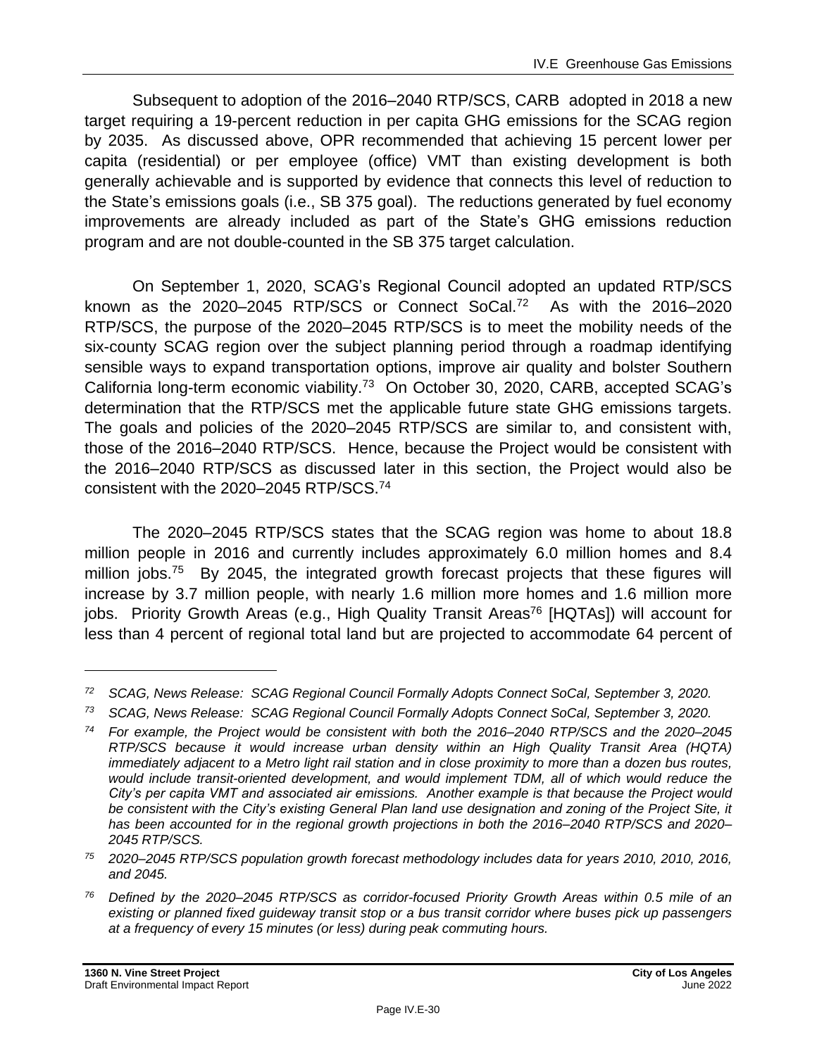Subsequent to adoption of the 2016–2040 RTP/SCS, CARB adopted in 2018 a new target requiring a 19-percent reduction in per capita GHG emissions for the SCAG region by 2035. As discussed above, OPR recommended that achieving 15 percent lower per capita (residential) or per employee (office) VMT than existing development is both generally achievable and is supported by evidence that connects this level of reduction to the State's emissions goals (i.e., SB 375 goal). The reductions generated by fuel economy improvements are already included as part of the State's GHG emissions reduction program and are not double-counted in the SB 375 target calculation.

On September 1, 2020, SCAG's Regional Council adopted an updated RTP/SCS known as the 2020–2045 RTP/SCS or Connect SoCal.[72] As with the 2016–2020 RTP/SCS, the purpose of the 2020–2045 RTP/SCS is to meet the mobility needs of the six-county SCAG region over the subject planning period through a roadmap identifying sensible ways to expand transportation options, improve air quality and bolster Southern California long-term economic viability.[73] On October 30, 2020, CARB, accepted SCAG's determination that the RTP/SCS met the applicable future state GHG emissions targets. The goals and policies of the 2020–2045 RTP/SCS are similar to, and consistent with, those of the 2016–2040 RTP/SCS. Hence, because the Project would be consistent with the 2016–2040 RTP/SCS as discussed later in this section, the Project would also be consistent with the 2020–2045 RTP/SCS.[74]

The 2020–2045 RTP/SCS states that the SCAG region was home to about 18.8 million people in 2016 and currently includes approximately 6.0 million homes and 8.4 million jobs.[75] By 2045, the integrated growth forecast projects that these figures will increase by 3.7 million people, with nearly 1.6 million more homes and 1.6 million more jobs. Priority Growth Areas (e.g., High Quality Transit Areas[76] [HQTAs]) will account for less than 4 percent of regional total land but are projected to accommodate 64 percent of

---

*[72] SCAG, News Release: SCAG Regional Council Formally Adopts Connect SoCal, September 3, 2020.*

*[73] SCAG, News Release: SCAG Regional Council Formally Adopts Connect SoCal, September 3, 2020.*

*[74] For example, the Project would be consistent with both the 2016–2040 RTP/SCS and the 2020–2045 RTP/SCS because it would increase urban density within an High Quality Transit Area (HQTA) immediately adjacent to a Metro light rail station and in close proximity to more than a dozen bus routes, would include transit-oriented development, and would implement TDM, all of which would reduce the City's per capita VMT and associated air emissions. Another example is that because the Project would be consistent with the City's existing General Plan land use designation and zoning of the Project Site, it has been accounted for in the regional growth projections in both the 2016–2040 RTP/SCS and 2020–2045 RTP/SCS.*

*[75] 2020–2045 RTP/SCS population growth forecast methodology includes data for years 2010, 2010, 2016, and 2045.*

*[76] Defined by the 2020–2045 RTP/SCS as corridor-focused Priority Growth Areas within 0.5 mile of an existing or planned fixed guideway transit stop or a bus transit corridor where buses pick up passengers at a frequency of every 15 minutes (or less) during peak commuting hours.*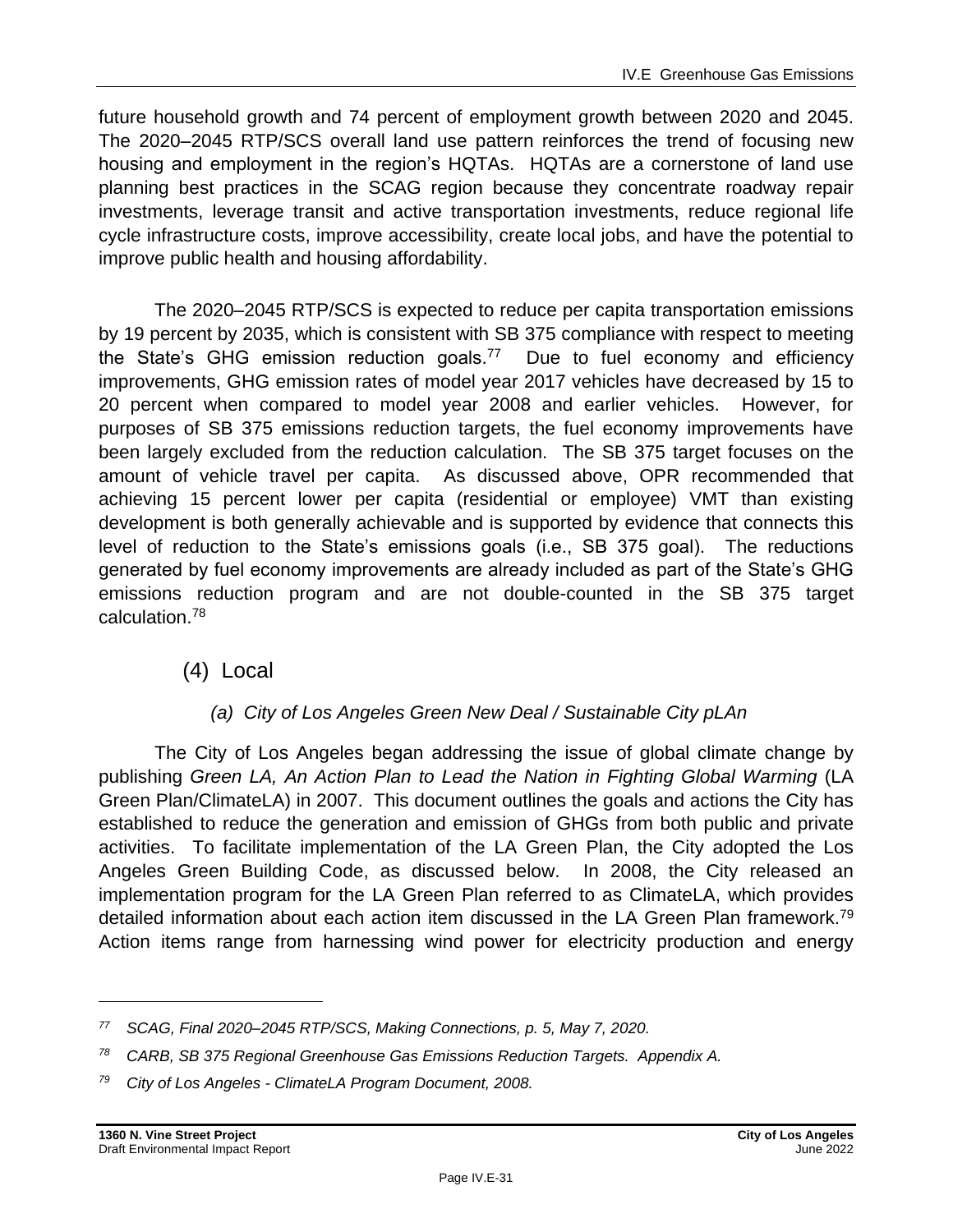future household growth and 74 percent of employment growth between 2020 and 2045. The 2020–2045 RTP/SCS overall land use pattern reinforces the trend of focusing new housing and employment in the region's HQTAs. HQTAs are a cornerstone of land use planning best practices in the SCAG region because they concentrate roadway repair investments, leverage transit and active transportation investments, reduce regional life cycle infrastructure costs, improve accessibility, create local jobs, and have the potential to improve public health and housing affordability.

The 2020–2045 RTP/SCS is expected to reduce per capita transportation emissions by 19 percent by 2035, which is consistent with SB 375 compliance with respect to meeting the State's GHG emission reduction goals.[77] Due to fuel economy and efficiency improvements, GHG emission rates of model year 2017 vehicles have decreased by 15 to 20 percent when compared to model year 2008 and earlier vehicles. However, for purposes of SB 375 emissions reduction targets, the fuel economy improvements have been largely excluded from the reduction calculation. The SB 375 target focuses on the amount of vehicle travel per capita. As discussed above, OPR recommended that achieving 15 percent lower per capita (residential or employee) VMT than existing development is both generally achievable and is supported by evidence that connects this level of reduction to the State's emissions goals (i.e., SB 375 goal). The reductions generated by fuel economy improvements are already included as part of the State's GHG emissions reduction program and are not double-counted in the SB 375 target calculation.[78]

### (4) Local

#### *(a) City of Los Angeles Green New Deal / Sustainable City pLAn*

The City of Los Angeles began addressing the issue of global climate change by publishing *Green LA, An Action Plan to Lead the Nation in Fighting Global Warming* (LA Green Plan/ClimateLA) in 2007. This document outlines the goals and actions the City has established to reduce the generation and emission of GHGs from both public and private activities. To facilitate implementation of the LA Green Plan, the City adopted the Los Angeles Green Building Code, as discussed below. In 2008, the City released an implementation program for the LA Green Plan referred to as ClimateLA, which provides detailed information about each action item discussed in the LA Green Plan framework.[79] Action items range from harnessing wind power for electricity production and energy

---

*[77] SCAG, Final 2020–2045 RTP/SCS, Making Connections, p. 5, May 7, 2020.*

*[78] CARB, SB 375 Regional Greenhouse Gas Emissions Reduction Targets. Appendix A.*

*[79] City of Los Angeles - ClimateLA Program Document, 2008.*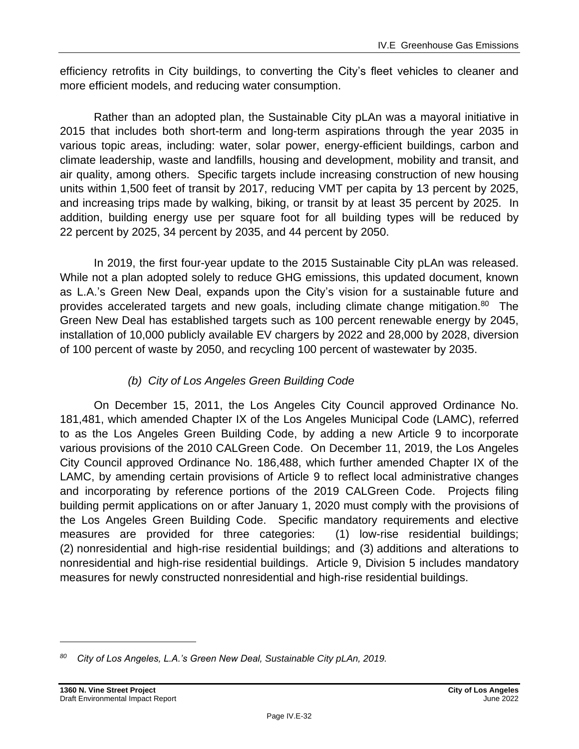efficiency retrofits in City buildings, to converting the City's fleet vehicles to cleaner and more efficient models, and reducing water consumption.

Rather than an adopted plan, the Sustainable City pLAn was a mayoral initiative in 2015 that includes both short-term and long-term aspirations through the year 2035 in various topic areas, including: water, solar power, energy-efficient buildings, carbon and climate leadership, waste and landfills, housing and development, mobility and transit, and air quality, among others. Specific targets include increasing construction of new housing units within 1,500 feet of transit by 2017, reducing VMT per capita by 13 percent by 2025, and increasing trips made by walking, biking, or transit by at least 35 percent by 2025. In addition, building energy use per square foot for all building types will be reduced by 22 percent by 2025, 34 percent by 2035, and 44 percent by 2050.

In 2019, the first four-year update to the 2015 Sustainable City pLAn was released. While not a plan adopted solely to reduce GHG emissions, this updated document, known as L.A.'s Green New Deal, expands upon the City's vision for a sustainable future and provides accelerated targets and new goals, including climate change mitigation.[80] The Green New Deal has established targets such as 100 percent renewable energy by 2045, installation of 10,000 publicly available EV chargers by 2022 and 28,000 by 2028, diversion of 100 percent of waste by 2050, and recycling 100 percent of wastewater by 2035.

*(b) City of Los Angeles Green Building Code*

On December 15, 2011, the Los Angeles City Council approved Ordinance No. 181,481, which amended Chapter IX of the Los Angeles Municipal Code (LAMC), referred to as the Los Angeles Green Building Code, by adding a new Article 9 to incorporate various provisions of the 2010 CALGreen Code. On December 11, 2019, the Los Angeles City Council approved Ordinance No. 186,488, which further amended Chapter IX of the LAMC, by amending certain provisions of Article 9 to reflect local administrative changes and incorporating by reference portions of the 2019 CALGreen Code. Projects filing building permit applications on or after January 1, 2020 must comply with the provisions of the Los Angeles Green Building Code. Specific mandatory requirements and elective measures are provided for three categories: (1) low-rise residential buildings; (2) nonresidential and high-rise residential buildings; and (3) additions and alterations to nonresidential and high-rise residential buildings. Article 9, Division 5 includes mandatory measures for newly constructed nonresidential and high-rise residential buildings.

---

[80] *City of Los Angeles, L.A.'s Green New Deal, Sustainable City pLAn, 2019.*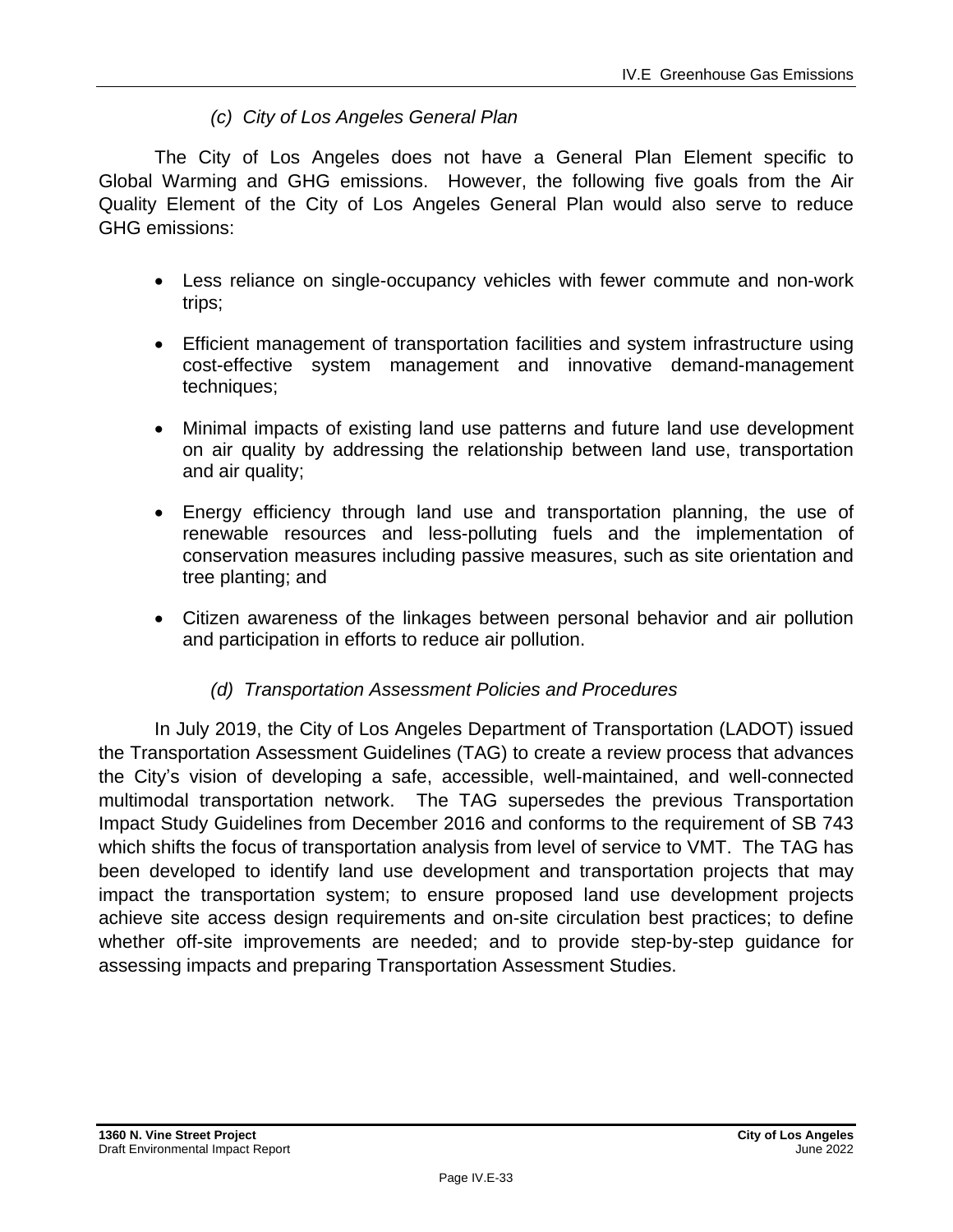#### *(c) City of Los Angeles General Plan*

The City of Los Angeles does not have a General Plan Element specific to Global Warming and GHG emissions. However, the following five goals from the Air Quality Element of the City of Los Angeles General Plan would also serve to reduce GHG emissions:

- Less reliance on single-occupancy vehicles with fewer commute and non-work trips;
- Efficient management of transportation facilities and system infrastructure using cost-effective system management and innovative demand-management techniques;
- Minimal impacts of existing land use patterns and future land use development on air quality by addressing the relationship between land use, transportation and air quality;
- Energy efficiency through land use and transportation planning, the use of renewable resources and less-polluting fuels and the implementation of conservation measures including passive measures, such as site orientation and tree planting; and
- Citizen awareness of the linkages between personal behavior and air pollution and participation in efforts to reduce air pollution.

#### *(d) Transportation Assessment Policies and Procedures*

In July 2019, the City of Los Angeles Department of Transportation (LADOT) issued the Transportation Assessment Guidelines (TAG) to create a review process that advances the City's vision of developing a safe, accessible, well-maintained, and well-connected multimodal transportation network. The TAG supersedes the previous Transportation Impact Study Guidelines from December 2016 and conforms to the requirement of SB 743 which shifts the focus of transportation analysis from level of service to VMT. The TAG has been developed to identify land use development and transportation projects that may impact the transportation system; to ensure proposed land use development projects achieve site access design requirements and on-site circulation best practices; to define whether off-site improvements are needed; and to provide step-by-step guidance for assessing impacts and preparing Transportation Assessment Studies.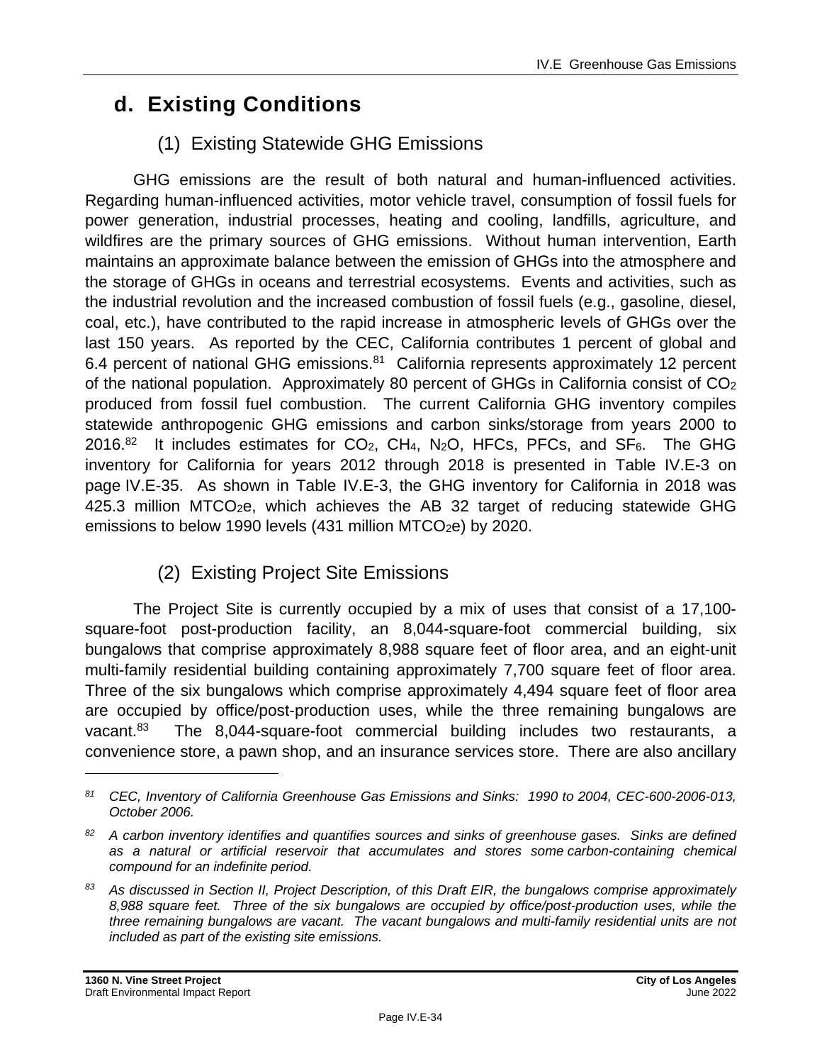## d. Existing Conditions

### (1) Existing Statewide GHG Emissions

GHG emissions are the result of both natural and human-influenced activities. Regarding human-influenced activities, motor vehicle travel, consumption of fossil fuels for power generation, industrial processes, heating and cooling, landfills, agriculture, and wildfires are the primary sources of GHG emissions. Without human intervention, Earth maintains an approximate balance between the emission of GHGs into the atmosphere and the storage of GHGs in oceans and terrestrial ecosystems. Events and activities, such as the industrial revolution and the increased combustion of fossil fuels (e.g., gasoline, diesel, coal, etc.), have contributed to the rapid increase in atmospheric levels of GHGs over the last 150 years. As reported by the CEC, California contributes 1 percent of global and 6.4 percent of national GHG emissions.[81] California represents approximately 12 percent of the national population. Approximately 80 percent of GHGs in California consist of $CO_2$ produced from fossil fuel combustion. The current California GHG inventory compiles statewide anthropogenic GHG emissions and carbon sinks/storage from years 2000 to 2016.[82] It includes estimates for $CO_2$, $CH_4$, $N_2O$, HFCs, PFCs, and $SF_6$. The GHG inventory for California for years 2012 through 2018 is presented in Table IV.E-3 on page IV.E-35. As shown in Table IV.E-3, the GHG inventory for California in 2018 was 425.3 million $MTCO_2e$, which achieves the AB 32 target of reducing statewide GHG emissions to below 1990 levels (431 million $MTCO_2e$) by 2020.

### (2) Existing Project Site Emissions

The Project Site is currently occupied by a mix of uses that consist of a 17,100-square-foot post-production facility, an 8,044-square-foot commercial building, six bungalows that comprise approximately 8,988 square feet of floor area, and an eight-unit multi-family residential building containing approximately 7,700 square feet of floor area. Three of the six bungalows which comprise approximately 4,494 square feet of floor area are occupied by office/post-production uses, while the three remaining bungalows are vacant.[83] The 8,044-square-foot commercial building includes two restaurants, a convenience store, a pawn shop, and an insurance services store. There are also ancillary

---

*[81] CEC, Inventory of California Greenhouse Gas Emissions and Sinks: 1990 to 2004, CEC-600-2006-013, October 2006.*

*[82] A carbon inventory identifies and quantifies sources and sinks of greenhouse gases. Sinks are defined as a natural or artificial reservoir that accumulates and stores some carbon-containing chemical compound for an indefinite period.*

*[83] As discussed in Section II, Project Description, of this Draft EIR, the bungalows comprise approximately 8,988 square feet. Three of the six bungalows are occupied by office/post-production uses, while the three remaining bungalows are vacant. The vacant bungalows and multi-family residential units are not included as part of the existing site emissions.*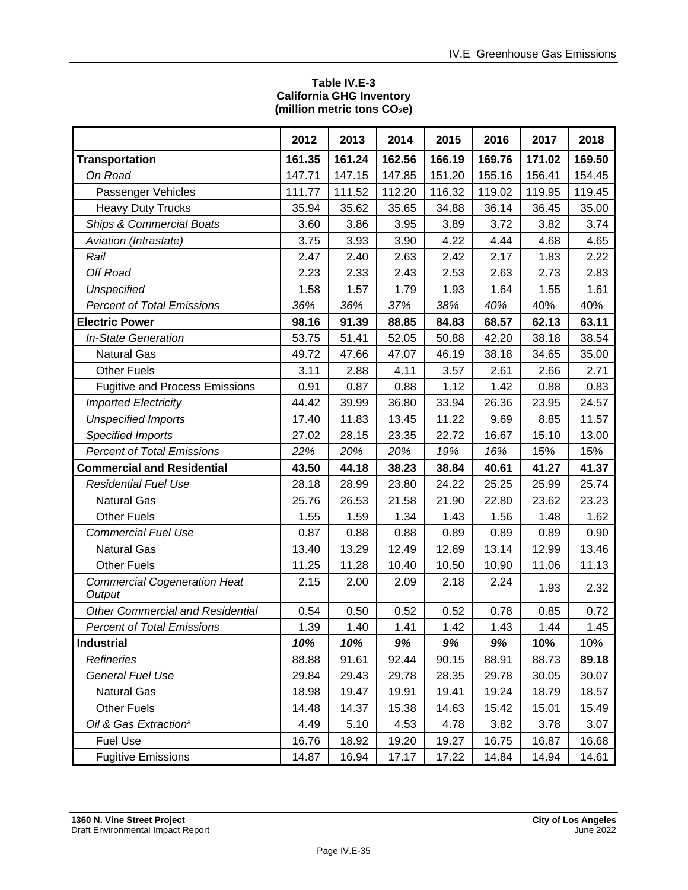**Table IV.E-3**
**California GHG Inventory**
**(million metric tons $CO_2e$)**

| | 2012 | 2013 | 2014 | 2015 | 2016 | 2017 | 2018 |
|---|---|---|---|---|---|---|---|
| **Transportation** | **161.35** | **161.24** | **162.56** | **166.19** | **169.76** | **171.02** | **169.50** |
| *On Road* | 147.71 | 147.15 | 147.85 | 151.20 | 155.16 | 156.41 | 154.45 |
| Passenger Vehicles | 111.77 | 111.52 | 112.20 | 116.32 | 119.02 | 119.95 | 119.45 |
| Heavy Duty Trucks | 35.94 | 35.62 | 35.65 | 34.88 | 36.14 | 36.45 | 35.00 |
| *Ships & Commercial Boats* | 3.60 | 3.86 | 3.95 | 3.89 | 3.72 | 3.82 | 3.74 |
| *Aviation (Intrastate)* | 3.75 | 3.93 | 3.90 | 4.22 | 4.44 | 4.68 | 4.65 |
| *Rail* | 2.47 | 2.40 | 2.63 | 2.42 | 2.17 | 1.83 | 2.22 |
| *Off Road* | 2.23 | 2.33 | 2.43 | 2.53 | 2.63 | 2.73 | 2.83 |
| *Unspecified* | 1.58 | 1.57 | 1.79 | 1.93 | 1.64 | 1.55 | 1.61 |
| *Percent of Total Emissions* | *36%* | *36%* | *37%* | *38%* | *40%* | 40% | 40% |
| **Electric Power** | **98.16** | **91.39** | **88.85** | **84.83** | **68.57** | **62.13** | **63.11** |
| *In-State Generation* | 53.75 | 51.41 | 52.05 | 50.88 | 42.20 | 38.18 | 38.54 |
| Natural Gas | 49.72 | 47.66 | 47.07 | 46.19 | 38.18 | 34.65 | 35.00 |
| Other Fuels | 3.11 | 2.88 | 4.11 | 3.57 | 2.61 | 2.66 | 2.71 |
| Fugitive and Process Emissions | 0.91 | 0.87 | 0.88 | 1.12 | 1.42 | 0.88 | 0.83 |
| *Imported Electricity* | 44.42 | 39.99 | 36.80 | 33.94 | 26.36 | 23.95 | 24.57 |
| *Unspecified Imports* | 17.40 | 11.83 | 13.45 | 11.22 | 9.69 | 8.85 | 11.57 |
| *Specified Imports* | 27.02 | 28.15 | 23.35 | 22.72 | 16.67 | 15.10 | 13.00 |
| *Percent of Total Emissions* | *22%* | *20%* | *20%* | *19%* | *16%* | 15% | 15% |
| **Commercial and Residential** | **43.50** | **44.18** | **38.23** | **38.84** | **40.61** | **41.27** | **41.37** |
| *Residential Fuel Use* | 28.18 | 28.99 | 23.80 | 24.22 | 25.25 | 25.99 | 25.74 |
| Natural Gas | 25.76 | 26.53 | 21.58 | 21.90 | 22.80 | 23.62 | 23.23 |
| Other Fuels | 1.55 | 1.59 | 1.34 | 1.43 | 1.56 | 1.48 | 1.62 |
| *Commercial Fuel Use* | 0.87 | 0.88 | 0.88 | 0.89 | 0.89 | 0.89 | 0.90 |
| Natural Gas | 13.40 | 13.29 | 12.49 | 12.69 | 13.14 | 12.99 | 13.46 |
| Other Fuels | 11.25 | 11.28 | 10.40 | 10.50 | 10.90 | 11.06 | 11.13 |
| *Commercial Cogeneration Heat Output* | 2.15 | 2.00 | 2.09 | 2.18 | 2.24 | 1.93 | 2.32 |
| *Other Commercial and Residential* | 0.54 | 0.50 | 0.52 | 0.52 | 0.78 | 0.85 | 0.72 |
| *Percent of Total Emissions* | 1.39 | 1.40 | 1.41 | 1.42 | 1.43 | 1.44 | 1.45 |
| **Industrial** | ***10%*** | ***10%*** | ***9%*** | ***9%*** | ***9%*** | **10%** | 10% |
| *Refineries* | 88.88 | 91.61 | 92.44 | 90.15 | 88.91 | 88.73 | **89.18** |
| *General Fuel Use* | 29.84 | 29.43 | 29.78 | 28.35 | 29.78 | 30.05 | 30.07 |
| Natural Gas | 18.98 | 19.47 | 19.91 | 19.41 | 19.24 | 18.79 | 18.57 |
| Other Fuels | 14.48 | 14.37 | 15.38 | 14.63 | 15.42 | 15.01 | 15.49 |
| *Oil & Gas Extraction*[a] | 4.49 | 5.10 | 4.53 | 4.78 | 3.82 | 3.78 | 3.07 |
| Fuel Use | 16.76 | 18.92 | 19.20 | 19.27 | 16.75 | 16.87 | 16.68 |
| Fugitive Emissions | 14.87 | 16.94 | 17.17 | 17.22 | 14.84 | 14.94 | 14.61 |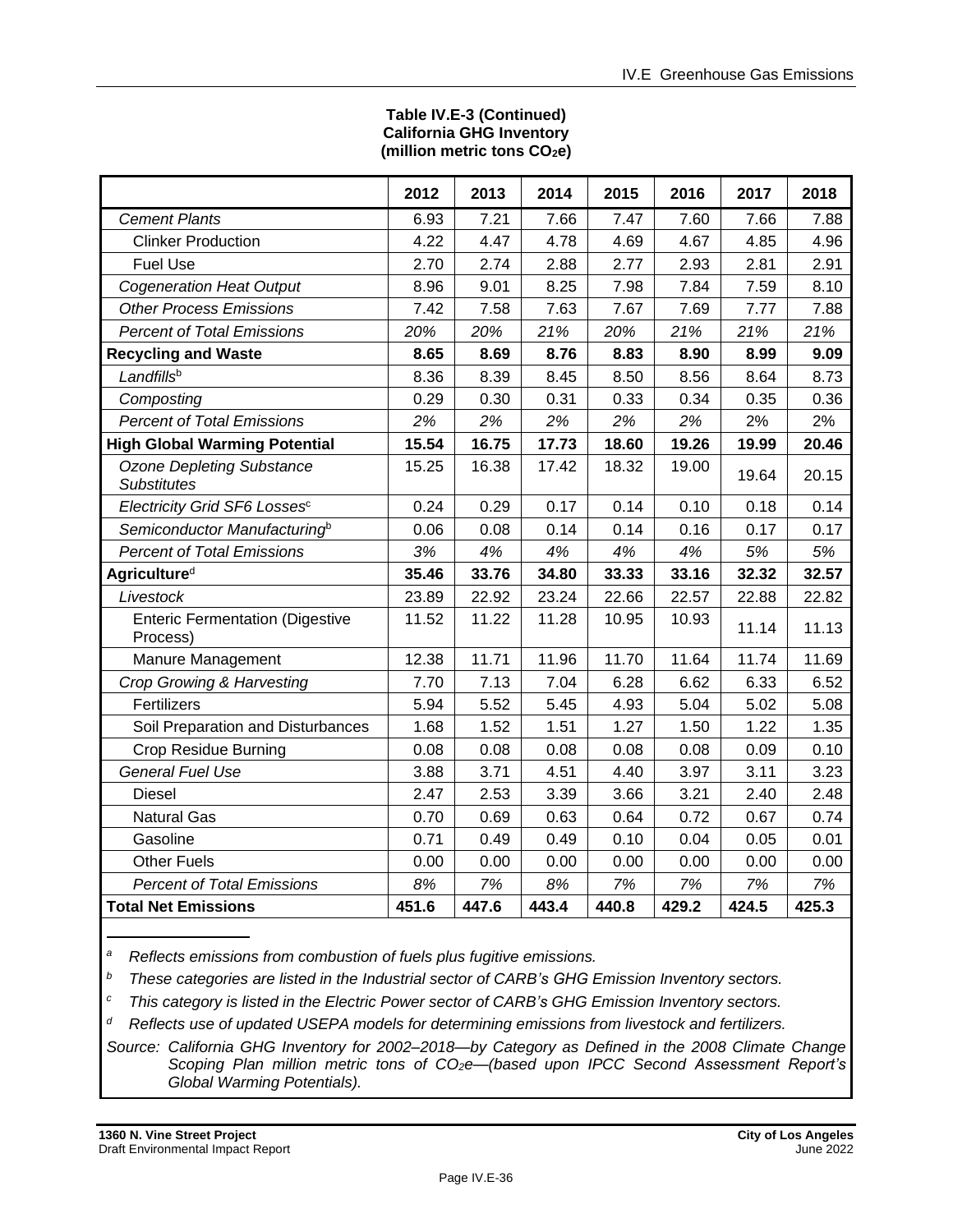**Table IV.E-3 (Continued)**
**California GHG Inventory**
**(million metric tons $CO_2e$)**

| | 2012 | 2013 | 2014 | 2015 | 2016 | 2017 | 2018 |
|---|---|---|---|---|---|---|---|
| *Cement Plants* | 6.93 | 7.21 | 7.66 | 7.47 | 7.60 | 7.66 | 7.88 |
| Clinker Production | 4.22 | 4.47 | 4.78 | 4.69 | 4.67 | 4.85 | 4.96 |
| Fuel Use | 2.70 | 2.74 | 2.88 | 2.77 | 2.93 | 2.81 | 2.91 |
| *Cogeneration Heat Output* | 8.96 | 9.01 | 8.25 | 7.98 | 7.84 | 7.59 | 8.10 |
| *Other Process Emissions* | 7.42 | 7.58 | 7.63 | 7.67 | 7.69 | 7.77 | 7.88 |
| *Percent of Total Emissions* | *20%* | *20%* | *21%* | *20%* | *21%* | *21%* | *21%* |
| **Recycling and Waste** | **8.65** | **8.69** | **8.76** | **8.83** | **8.90** | **8.99** | **9.09** |
| *Landfills*[b] | 8.36 | 8.39 | 8.45 | 8.50 | 8.56 | 8.64 | 8.73 |
| *Composting* | 0.29 | 0.30 | 0.31 | 0.33 | 0.34 | 0.35 | 0.36 |
| *Percent of Total Emissions* | *2%* | *2%* | *2%* | *2%* | *2%* | 2% | 2% |
| **High Global Warming Potential** | **15.54** | **16.75** | **17.73** | **18.60** | **19.26** | **19.99** | **20.46** |
| *Ozone Depleting Substance Substitutes* | 15.25 | 16.38 | 17.42 | 18.32 | 19.00 | 19.64 | 20.15 |
| *Electricity Grid SF6 Losses*[c] | 0.24 | 0.29 | 0.17 | 0.14 | 0.10 | 0.18 | 0.14 |
| *Semiconductor Manufacturing*[b] | 0.06 | 0.08 | 0.14 | 0.14 | 0.16 | 0.17 | 0.17 |
| *Percent of Total Emissions* | *3%* | *4%* | *4%* | *4%* | *4%* | *5%* | *5%* |
| **Agriculture**[d] | **35.46** | **33.76** | **34.80** | **33.33** | **33.16** | **32.32** | **32.57** |
| *Livestock* | 23.89 | 22.92 | 23.24 | 22.66 | 22.57 | 22.88 | 22.82 |
| Enteric Fermentation (Digestive Process) | 11.52 | 11.22 | 11.28 | 10.95 | 10.93 | 11.14 | 11.13 |
| Manure Management | 12.38 | 11.71 | 11.96 | 11.70 | 11.64 | 11.74 | 11.69 |
| *Crop Growing & Harvesting* | 7.70 | 7.13 | 7.04 | 6.28 | 6.62 | 6.33 | 6.52 |
| Fertilizers | 5.94 | 5.52 | 5.45 | 4.93 | 5.04 | 5.02 | 5.08 |
| Soil Preparation and Disturbances | 1.68 | 1.52 | 1.51 | 1.27 | 1.50 | 1.22 | 1.35 |
| Crop Residue Burning | 0.08 | 0.08 | 0.08 | 0.08 | 0.08 | 0.09 | 0.10 |
| *General Fuel Use* | 3.88 | 3.71 | 4.51 | 4.40 | 3.97 | 3.11 | 3.23 |
| Diesel | 2.47 | 2.53 | 3.39 | 3.66 | 3.21 | 2.40 | 2.48 |
| Natural Gas | 0.70 | 0.69 | 0.63 | 0.64 | 0.72 | 0.67 | 0.74 |
| Gasoline | 0.71 | 0.49 | 0.49 | 0.10 | 0.04 | 0.05 | 0.01 |
| Other Fuels | 0.00 | 0.00 | 0.00 | 0.00 | 0.00 | 0.00 | 0.00 |
| *Percent of Total Emissions* | *8%* | *7%* | *8%* | *7%* | *7%* | *7%* | *7%* |
| **Total Net Emissions** | **451.6** | **447.6** | **443.4** | **440.8** | **429.2** | **424.5** | **425.3** |

[a] *Reflects emissions from combustion of fuels plus fugitive emissions.*

[b] *These categories are listed in the Industrial sector of CARB's GHG Emission Inventory sectors.*

[c] *This category is listed in the Electric Power sector of CARB's GHG Emission Inventory sectors.*

[d] *Reflects use of updated USEPA models for determining emissions from livestock and fertilizers.*

*Source: California GHG Inventory for 2002–2018—by Category as Defined in the 2008 Climate Change Scoping Plan million metric tons of $CO_2e$—(based upon IPCC Second Assessment Report's Global Warming Potentials).*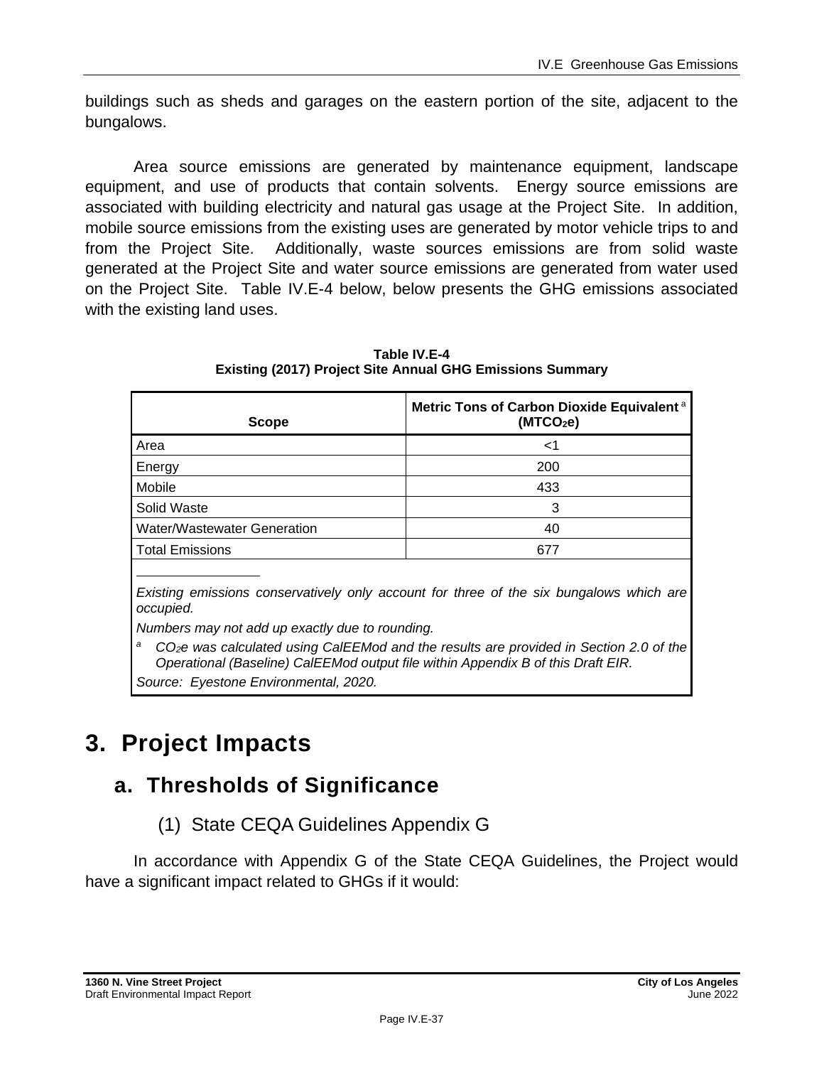buildings such as sheds and garages on the eastern portion of the site, adjacent to the bungalows.

Area source emissions are generated by maintenance equipment, landscape equipment, and use of products that contain solvents. Energy source emissions are associated with building electricity and natural gas usage at the Project Site. In addition, mobile source emissions from the existing uses are generated by motor vehicle trips to and from the Project Site. Additionally, waste sources emissions are from solid waste generated at the Project Site and water source emissions are generated from water used on the Project Site. Table IV.E-4 below, below presents the GHG emissions associated with the existing land uses.

**Table IV.E-4**
**Existing (2017) Project Site Annual GHG Emissions Summary**

| Scope | Metric Tons of Carbon Dioxide Equivalent [a] ($MTCO_2e$) |
|---|---|
| Area | <1 |
| Energy | 200 |
| Mobile | 433 |
| Solid Waste | 3 |
| Water/Wastewater Generation | 40 |
| Total Emissions | 677 |

*Existing emissions conservatively only account for three of the six bungalows which are occupied.*

*Numbers may not add up exactly due to rounding.*

[a] *$CO_2e$ was calculated using CalEEMod and the results are provided in Section 2.0 of the Operational (Baseline) CalEEMod output file within Appendix B of this Draft EIR.*

*Source: Eyestone Environmental, 2020.*

# 3. Project Impacts

## a. Thresholds of Significance

### (1) State CEQA Guidelines Appendix G

In accordance with Appendix G of the State CEQA Guidelines, the Project would have a significant impact related to GHGs if it would: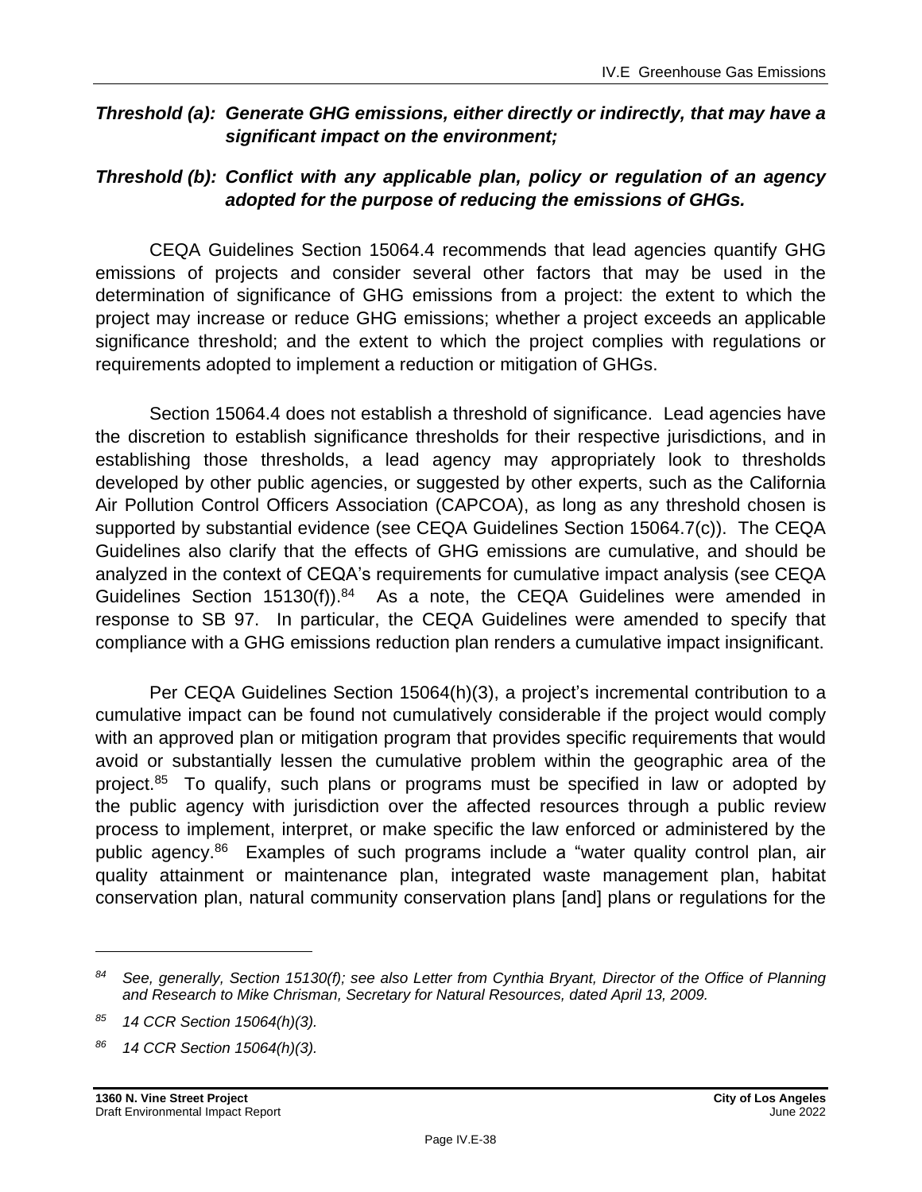***Threshold (a): Generate GHG emissions, either directly or indirectly, that may have a significant impact on the environment;***

***Threshold (b): Conflict with any applicable plan, policy or regulation of an agency adopted for the purpose of reducing the emissions of GHGs.***

CEQA Guidelines Section 15064.4 recommends that lead agencies quantify GHG emissions of projects and consider several other factors that may be used in the determination of significance of GHG emissions from a project: the extent to which the project may increase or reduce GHG emissions; whether a project exceeds an applicable significance threshold; and the extent to which the project complies with regulations or requirements adopted to implement a reduction or mitigation of GHGs.

Section 15064.4 does not establish a threshold of significance. Lead agencies have the discretion to establish significance thresholds for their respective jurisdictions, and in establishing those thresholds, a lead agency may appropriately look to thresholds developed by other public agencies, or suggested by other experts, such as the California Air Pollution Control Officers Association (CAPCOA), as long as any threshold chosen is supported by substantial evidence (see CEQA Guidelines Section 15064.7(c)). The CEQA Guidelines also clarify that the effects of GHG emissions are cumulative, and should be analyzed in the context of CEQA's requirements for cumulative impact analysis (see CEQA Guidelines Section 15130(f)).[84] As a note, the CEQA Guidelines were amended in response to SB 97. In particular, the CEQA Guidelines were amended to specify that compliance with a GHG emissions reduction plan renders a cumulative impact insignificant.

Per CEQA Guidelines Section 15064(h)(3), a project's incremental contribution to a cumulative impact can be found not cumulatively considerable if the project would comply with an approved plan or mitigation program that provides specific requirements that would avoid or substantially lessen the cumulative problem within the geographic area of the project.[85] To qualify, such plans or programs must be specified in law or adopted by the public agency with jurisdiction over the affected resources through a public review process to implement, interpret, or make specific the law enforced or administered by the public agency.[86] Examples of such programs include a "water quality control plan, air quality attainment or maintenance plan, integrated waste management plan, habitat conservation plan, natural community conservation plans [and] plans or regulations for the

---

[84] *See, generally, Section 15130(f); see also Letter from Cynthia Bryant, Director of the Office of Planning and Research to Mike Chrisman, Secretary for Natural Resources, dated April 13, 2009.*

[85] *14 CCR Section 15064(h)(3).*

[86] *14 CCR Section 15064(h)(3).*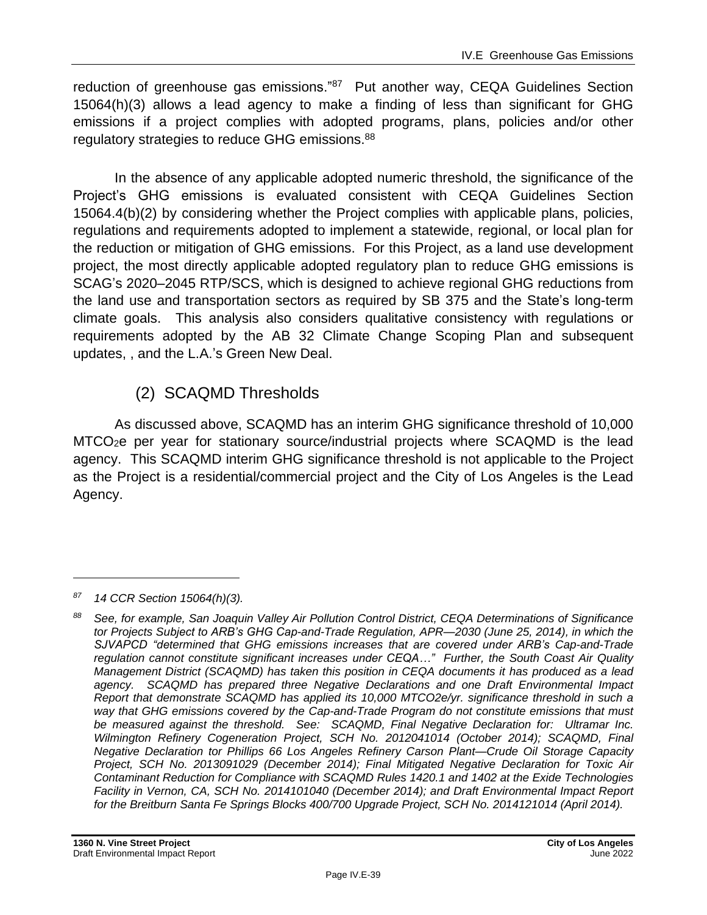reduction of greenhouse gas emissions."[87] Put another way, CEQA Guidelines Section 15064(h)(3) allows a lead agency to make a finding of less than significant for GHG emissions if a project complies with adopted programs, plans, policies and/or other regulatory strategies to reduce GHG emissions.[88]

In the absence of any applicable adopted numeric threshold, the significance of the Project's GHG emissions is evaluated consistent with CEQA Guidelines Section 15064.4(b)(2) by considering whether the Project complies with applicable plans, policies, regulations and requirements adopted to implement a statewide, regional, or local plan for the reduction or mitigation of GHG emissions. For this Project, as a land use development project, the most directly applicable adopted regulatory plan to reduce GHG emissions is SCAG's 2020–2045 RTP/SCS, which is designed to achieve regional GHG reductions from the land use and transportation sectors as required by SB 375 and the State's long-term climate goals. This analysis also considers qualitative consistency with regulations or requirements adopted by the AB 32 Climate Change Scoping Plan and subsequent updates, , and the L.A.'s Green New Deal.

### (2) SCAQMD Thresholds

As discussed above, SCAQMD has an interim GHG significance threshold of 10,000 $MTCO_2e$ per year for stationary source/industrial projects where SCAQMD is the lead agency. This SCAQMD interim GHG significance threshold is not applicable to the Project as the Project is a residential/commercial project and the City of Los Angeles is the Lead Agency.

---

*[87] 14 CCR Section 15064(h)(3).*

*[88] See, for example, San Joaquin Valley Air Pollution Control District, CEQA Determinations of Significance tor Projects Subject to ARB's GHG Cap-and-Trade Regulation, APR—2030 (June 25, 2014), in which the SJVAPCD "determined that GHG emissions increases that are covered under ARB's Cap-and-Trade regulation cannot constitute significant increases under CEQA…" Further, the South Coast Air Quality Management District (SCAQMD) has taken this position in CEQA documents it has produced as a lead agency. SCAQMD has prepared three Negative Declarations and one Draft Environmental Impact Report that demonstrate SCAQMD has applied its 10,000 MTCO2e/yr. significance threshold in such a way that GHG emissions covered by the Cap-and-Trade Program do not constitute emissions that must be measured against the threshold. See: SCAQMD, Final Negative Declaration for: Ultramar Inc. Wilmington Refinery Cogeneration Project, SCH No. 2012041014 (October 2014); SCAQMD, Final Negative Declaration tor Phillips 66 Los Angeles Refinery Carson Plant—Crude Oil Storage Capacity Project, SCH No. 2013091029 (December 2014); Final Mitigated Negative Declaration for Toxic Air Contaminant Reduction for Compliance with SCAQMD Rules 1420.1 and 1402 at the Exide Technologies Facility in Vernon, CA, SCH No. 2014101040 (December 2014); and Draft Environmental Impact Report for the Breitburn Santa Fe Springs Blocks 400/700 Upgrade Project, SCH No. 2014121014 (April 2014).*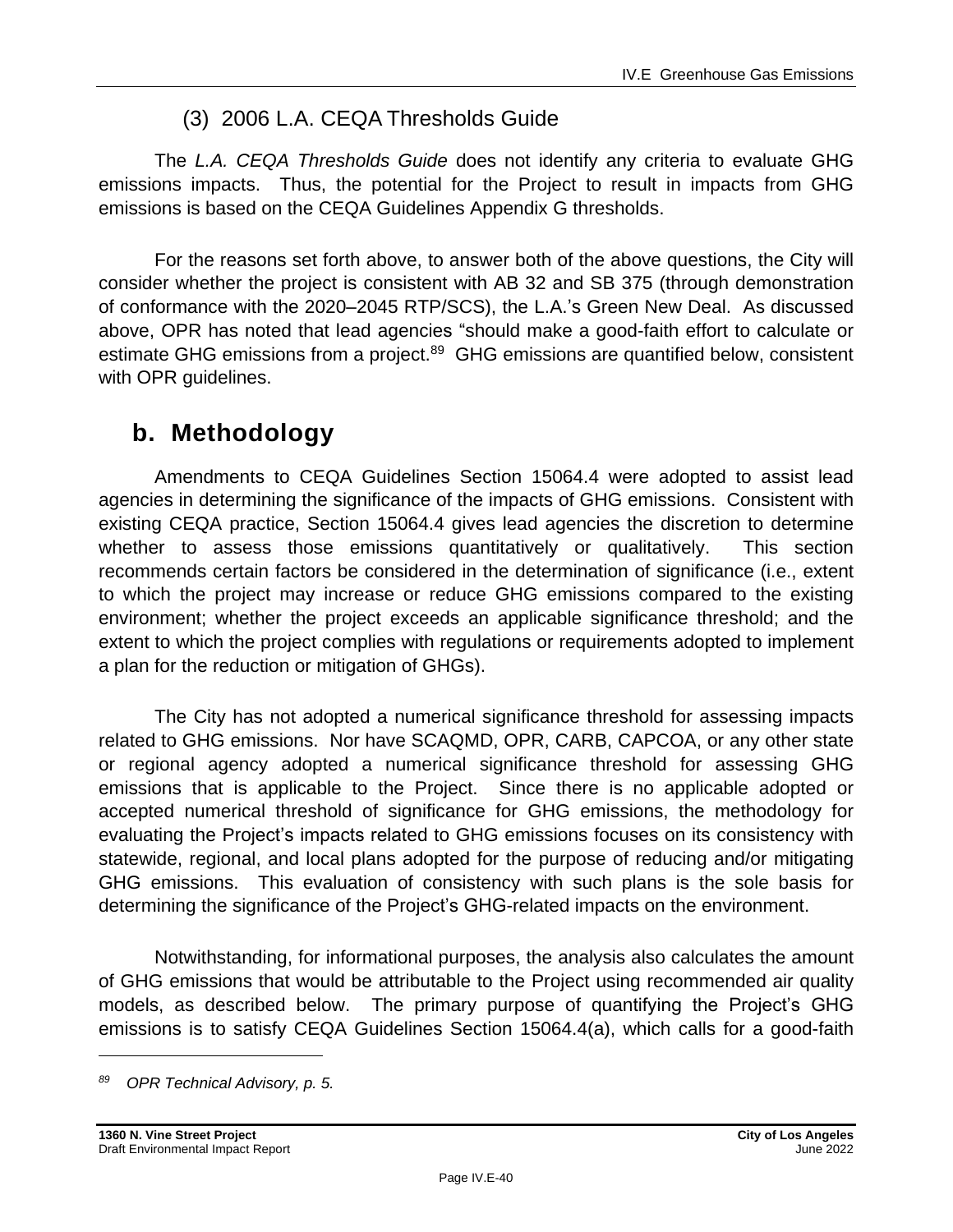### (3) 2006 L.A. CEQA Thresholds Guide

The *L.A. CEQA Thresholds Guide* does not identify any criteria to evaluate GHG emissions impacts. Thus, the potential for the Project to result in impacts from GHG emissions is based on the CEQA Guidelines Appendix G thresholds.

For the reasons set forth above, to answer both of the above questions, the City will consider whether the project is consistent with AB 32 and SB 375 (through demonstration of conformance with the 2020–2045 RTP/SCS), the L.A.'s Green New Deal. As discussed above, OPR has noted that lead agencies "should make a good-faith effort to calculate or estimate GHG emissions from a project.[89] GHG emissions are quantified below, consistent with OPR guidelines.

## b. Methodology

Amendments to CEQA Guidelines Section 15064.4 were adopted to assist lead agencies in determining the significance of the impacts of GHG emissions. Consistent with existing CEQA practice, Section 15064.4 gives lead agencies the discretion to determine whether to assess those emissions quantitatively or qualitatively. This section recommends certain factors be considered in the determination of significance (i.e., extent to which the project may increase or reduce GHG emissions compared to the existing environment; whether the project exceeds an applicable significance threshold; and the extent to which the project complies with regulations or requirements adopted to implement a plan for the reduction or mitigation of GHGs).

The City has not adopted a numerical significance threshold for assessing impacts related to GHG emissions. Nor have SCAQMD, OPR, CARB, CAPCOA, or any other state or regional agency adopted a numerical significance threshold for assessing GHG emissions that is applicable to the Project. Since there is no applicable adopted or accepted numerical threshold of significance for GHG emissions, the methodology for evaluating the Project's impacts related to GHG emissions focuses on its consistency with statewide, regional, and local plans adopted for the purpose of reducing and/or mitigating GHG emissions. This evaluation of consistency with such plans is the sole basis for determining the significance of the Project's GHG-related impacts on the environment.

Notwithstanding, for informational purposes, the analysis also calculates the amount of GHG emissions that would be attributable to the Project using recommended air quality models, as described below. The primary purpose of quantifying the Project's GHG emissions is to satisfy CEQA Guidelines Section 15064.4(a), which calls for a good-faith

---

[89] *OPR Technical Advisory, p. 5.*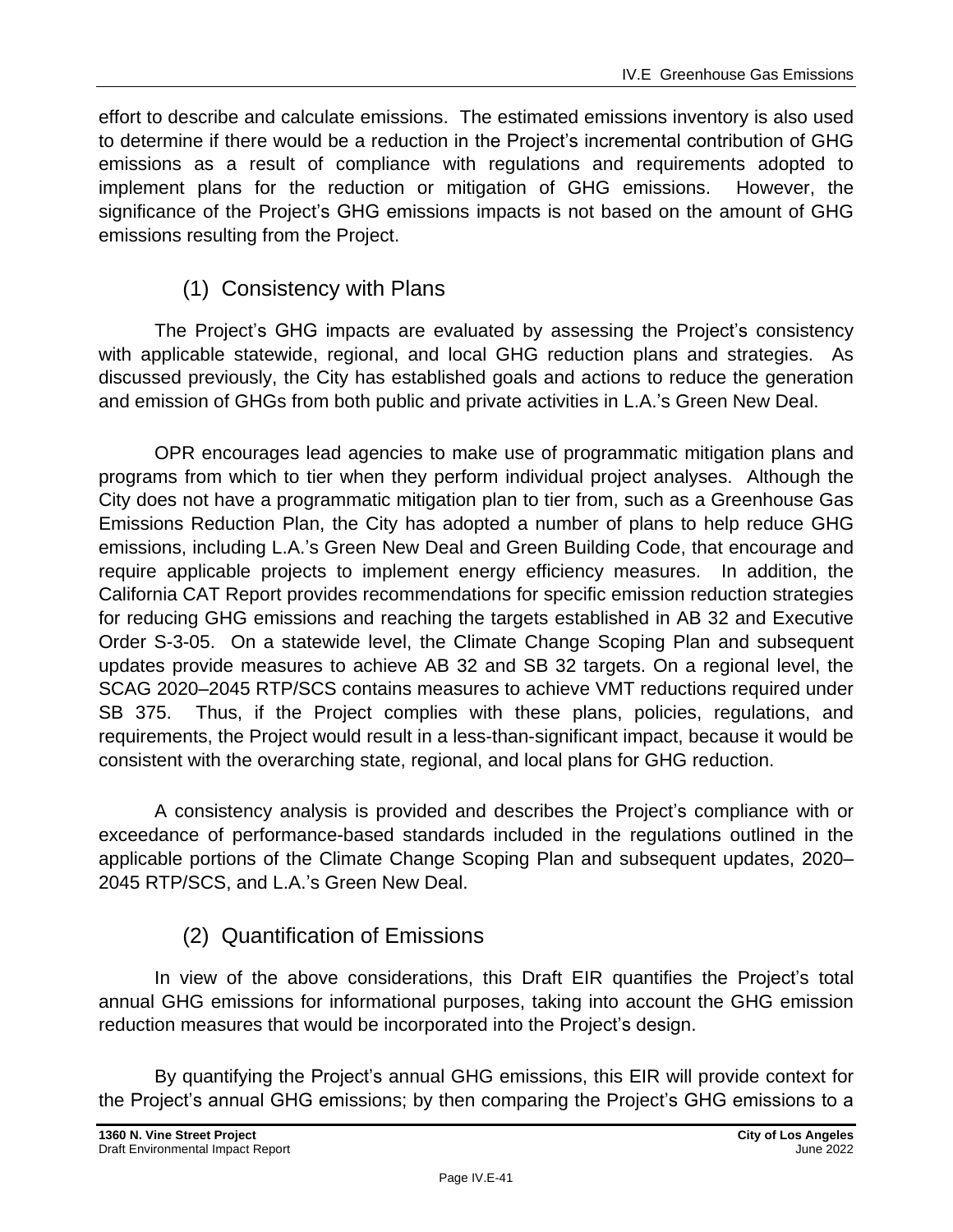effort to describe and calculate emissions. The estimated emissions inventory is also used to determine if there would be a reduction in the Project's incremental contribution of GHG emissions as a result of compliance with regulations and requirements adopted to implement plans for the reduction or mitigation of GHG emissions. However, the significance of the Project's GHG emissions impacts is not based on the amount of GHG emissions resulting from the Project.

### (1) Consistency with Plans

The Project's GHG impacts are evaluated by assessing the Project's consistency with applicable statewide, regional, and local GHG reduction plans and strategies. As discussed previously, the City has established goals and actions to reduce the generation and emission of GHGs from both public and private activities in L.A.'s Green New Deal.

OPR encourages lead agencies to make use of programmatic mitigation plans and programs from which to tier when they perform individual project analyses. Although the City does not have a programmatic mitigation plan to tier from, such as a Greenhouse Gas Emissions Reduction Plan, the City has adopted a number of plans to help reduce GHG emissions, including L.A.'s Green New Deal and Green Building Code, that encourage and require applicable projects to implement energy efficiency measures. In addition, the California CAT Report provides recommendations for specific emission reduction strategies for reducing GHG emissions and reaching the targets established in AB 32 and Executive Order S-3-05. On a statewide level, the Climate Change Scoping Plan and subsequent updates provide measures to achieve AB 32 and SB 32 targets. On a regional level, the SCAG 2020–2045 RTP/SCS contains measures to achieve VMT reductions required under SB 375. Thus, if the Project complies with these plans, policies, regulations, and requirements, the Project would result in a less-than-significant impact, because it would be consistent with the overarching state, regional, and local plans for GHG reduction.

A consistency analysis is provided and describes the Project's compliance with or exceedance of performance-based standards included in the regulations outlined in the applicable portions of the Climate Change Scoping Plan and subsequent updates, 2020–2045 RTP/SCS, and L.A.'s Green New Deal.

### (2) Quantification of Emissions

In view of the above considerations, this Draft EIR quantifies the Project's total annual GHG emissions for informational purposes, taking into account the GHG emission reduction measures that would be incorporated into the Project's design.

By quantifying the Project's annual GHG emissions, this EIR will provide context for the Project's annual GHG emissions; by then comparing the Project's GHG emissions to a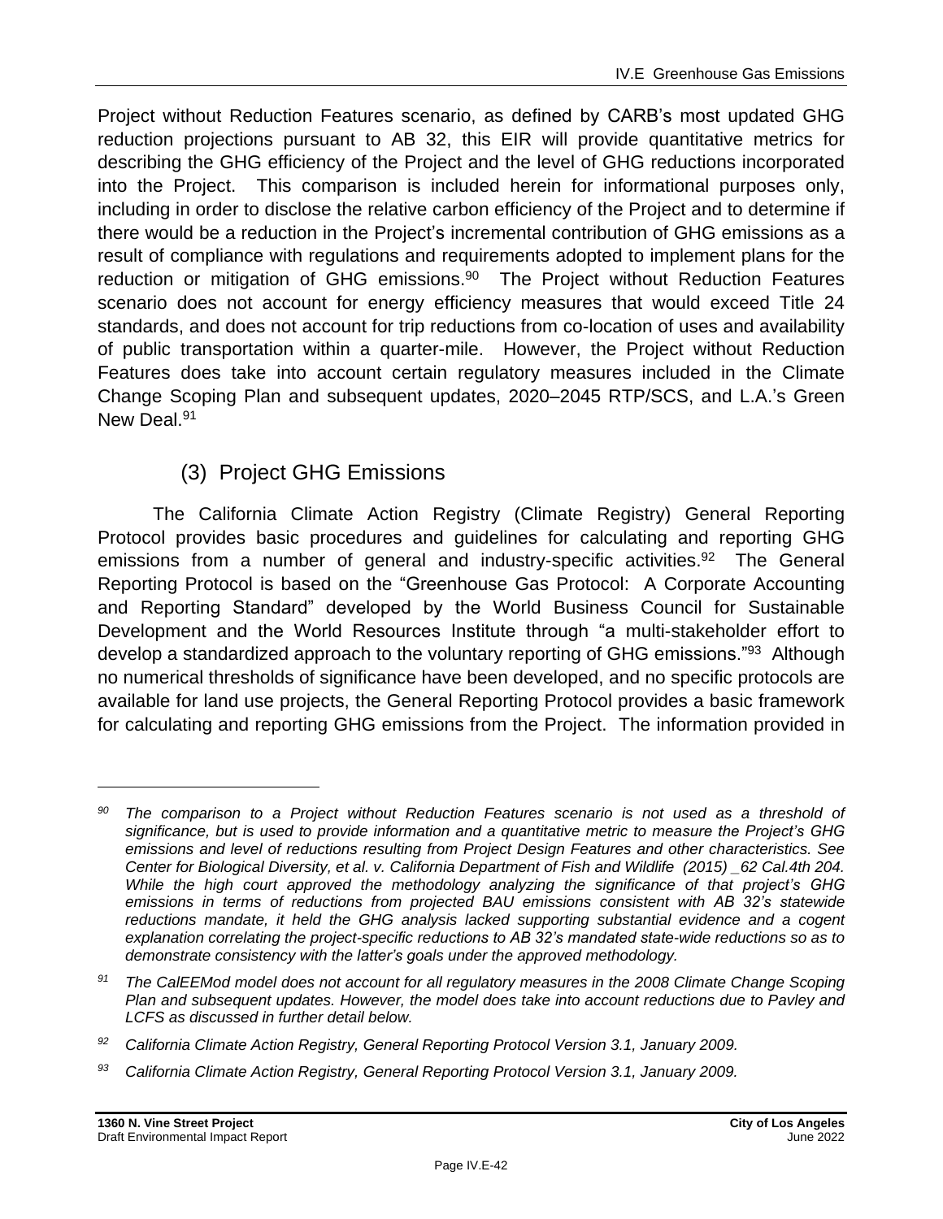Project without Reduction Features scenario, as defined by CARB's most updated GHG reduction projections pursuant to AB 32, this EIR will provide quantitative metrics for describing the GHG efficiency of the Project and the level of GHG reductions incorporated into the Project. This comparison is included herein for informational purposes only, including in order to disclose the relative carbon efficiency of the Project and to determine if there would be a reduction in the Project's incremental contribution of GHG emissions as a result of compliance with regulations and requirements adopted to implement plans for the reduction or mitigation of GHG emissions.[90] The Project without Reduction Features scenario does not account for energy efficiency measures that would exceed Title 24 standards, and does not account for trip reductions from co-location of uses and availability of public transportation within a quarter-mile. However, the Project without Reduction Features does take into account certain regulatory measures included in the Climate Change Scoping Plan and subsequent updates, 2020–2045 RTP/SCS, and L.A.'s Green New Deal.[91]

### (3) Project GHG Emissions

The California Climate Action Registry (Climate Registry) General Reporting Protocol provides basic procedures and guidelines for calculating and reporting GHG emissions from a number of general and industry-specific activities.[92] The General Reporting Protocol is based on the "Greenhouse Gas Protocol: A Corporate Accounting and Reporting Standard" developed by the World Business Council for Sustainable Development and the World Resources Institute through "a multi-stakeholder effort to develop a standardized approach to the voluntary reporting of GHG emissions."[93] Although no numerical thresholds of significance have been developed, and no specific protocols are available for land use projects, the General Reporting Protocol provides a basic framework for calculating and reporting GHG emissions from the Project. The information provided in

---

*[90] The comparison to a Project without Reduction Features scenario is not used as a threshold of significance, but is used to provide information and a quantitative metric to measure the Project's GHG emissions and level of reductions resulting from Project Design Features and other characteristics. See Center for Biological Diversity, et al. v. California Department of Fish and Wildlife (2015) _62 Cal.4th 204. While the high court approved the methodology analyzing the significance of that project's GHG emissions in terms of reductions from projected BAU emissions consistent with AB 32's statewide reductions mandate, it held the GHG analysis lacked supporting substantial evidence and a cogent explanation correlating the project-specific reductions to AB 32's mandated state-wide reductions so as to demonstrate consistency with the latter's goals under the approved methodology.*

*[91] The CalEEMod model does not account for all regulatory measures in the 2008 Climate Change Scoping Plan and subsequent updates. However, the model does take into account reductions due to Pavley and LCFS as discussed in further detail below.*

*[92] California Climate Action Registry, General Reporting Protocol Version 3.1, January 2009.*

*[93] California Climate Action Registry, General Reporting Protocol Version 3.1, January 2009.*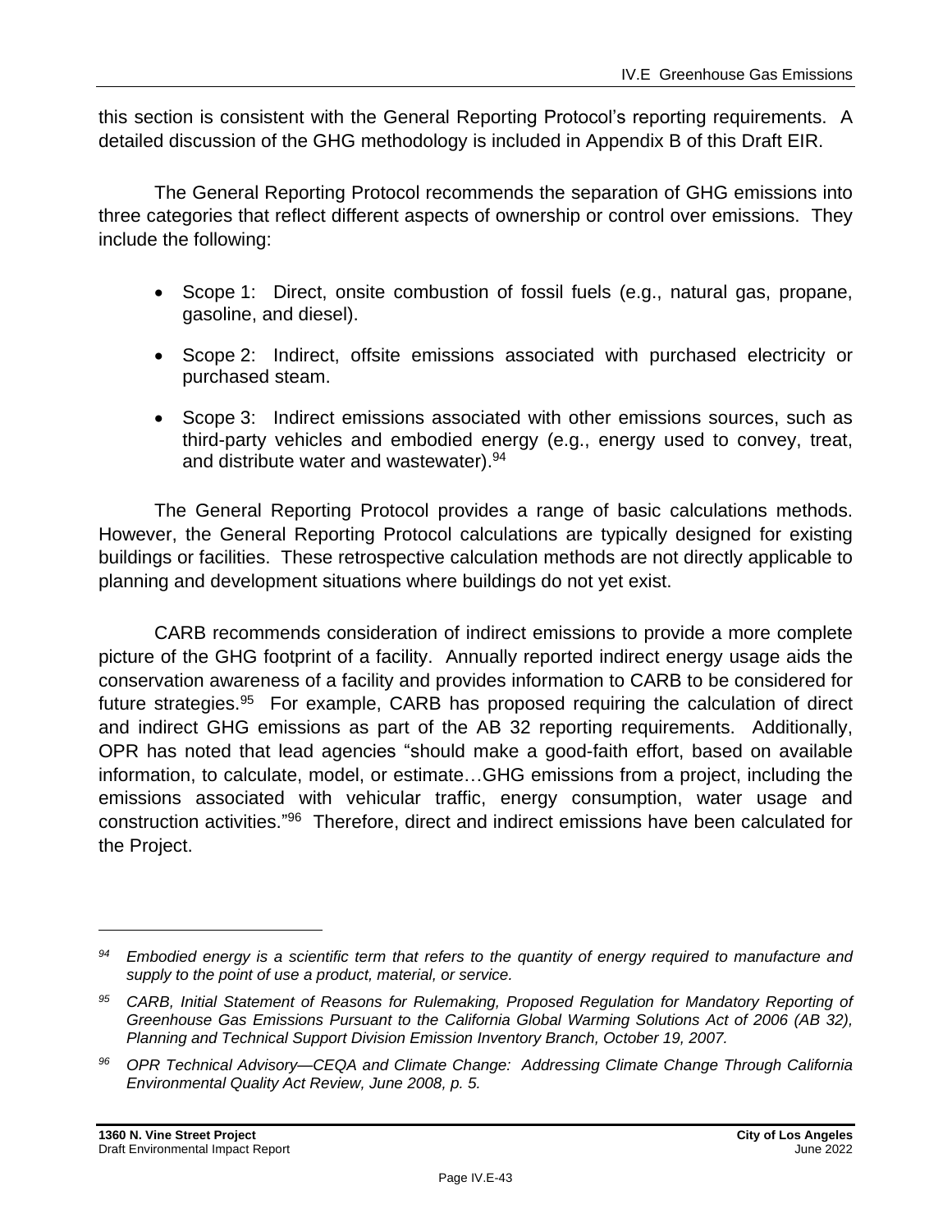this section is consistent with the General Reporting Protocol's reporting requirements. A detailed discussion of the GHG methodology is included in Appendix B of this Draft EIR.

The General Reporting Protocol recommends the separation of GHG emissions into three categories that reflect different aspects of ownership or control over emissions. They include the following:

- Scope 1: Direct, onsite combustion of fossil fuels (e.g., natural gas, propane, gasoline, and diesel).
- Scope 2: Indirect, offsite emissions associated with purchased electricity or purchased steam.
- Scope 3: Indirect emissions associated with other emissions sources, such as third-party vehicles and embodied energy (e.g., energy used to convey, treat, and distribute water and wastewater).[94]

The General Reporting Protocol provides a range of basic calculations methods. However, the General Reporting Protocol calculations are typically designed for existing buildings or facilities. These retrospective calculation methods are not directly applicable to planning and development situations where buildings do not yet exist.

CARB recommends consideration of indirect emissions to provide a more complete picture of the GHG footprint of a facility. Annually reported indirect energy usage aids the conservation awareness of a facility and provides information to CARB to be considered for future strategies.[95] For example, CARB has proposed requiring the calculation of direct and indirect GHG emissions as part of the AB 32 reporting requirements. Additionally, OPR has noted that lead agencies "should make a good-faith effort, based on available information, to calculate, model, or estimate…GHG emissions from a project, including the emissions associated with vehicular traffic, energy consumption, water usage and construction activities."[96] Therefore, direct and indirect emissions have been calculated for the Project.

---

[94] *Embodied energy is a scientific term that refers to the quantity of energy required to manufacture and supply to the point of use a product, material, or service.*

[95] *CARB, Initial Statement of Reasons for Rulemaking, Proposed Regulation for Mandatory Reporting of Greenhouse Gas Emissions Pursuant to the California Global Warming Solutions Act of 2006 (AB 32), Planning and Technical Support Division Emission Inventory Branch, October 19, 2007.*

[96] *OPR Technical Advisory—CEQA and Climate Change: Addressing Climate Change Through California Environmental Quality Act Review, June 2008, p. 5.*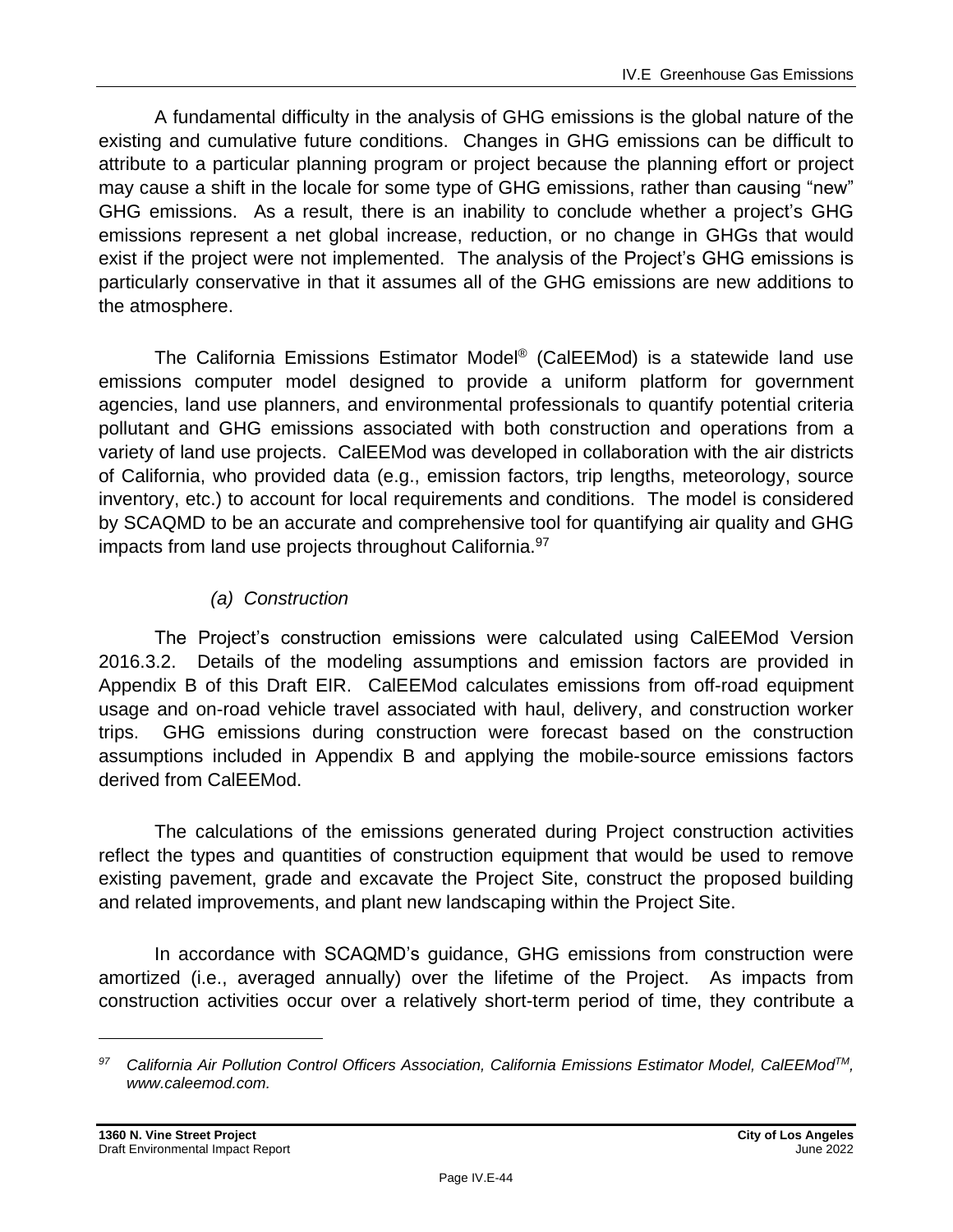A fundamental difficulty in the analysis of GHG emissions is the global nature of the existing and cumulative future conditions. Changes in GHG emissions can be difficult to attribute to a particular planning program or project because the planning effort or project may cause a shift in the locale for some type of GHG emissions, rather than causing "new" GHG emissions. As a result, there is an inability to conclude whether a project's GHG emissions represent a net global increase, reduction, or no change in GHGs that would exist if the project were not implemented. The analysis of the Project's GHG emissions is particularly conservative in that it assumes all of the GHG emissions are new additions to the atmosphere.

The California Emissions Estimator Model® (CalEEMod) is a statewide land use emissions computer model designed to provide a uniform platform for government agencies, land use planners, and environmental professionals to quantify potential criteria pollutant and GHG emissions associated with both construction and operations from a variety of land use projects. CalEEMod was developed in collaboration with the air districts of California, who provided data (e.g., emission factors, trip lengths, meteorology, source inventory, etc.) to account for local requirements and conditions. The model is considered by SCAQMD to be an accurate and comprehensive tool for quantifying air quality and GHG impacts from land use projects throughout California.[97]

*(a) Construction*

The Project's construction emissions were calculated using CalEEMod Version 2016.3.2. Details of the modeling assumptions and emission factors are provided in Appendix B of this Draft EIR. CalEEMod calculates emissions from off-road equipment usage and on-road vehicle travel associated with haul, delivery, and construction worker trips. GHG emissions during construction were forecast based on the construction assumptions included in Appendix B and applying the mobile-source emissions factors derived from CalEEMod.

The calculations of the emissions generated during Project construction activities reflect the types and quantities of construction equipment that would be used to remove existing pavement, grade and excavate the Project Site, construct the proposed building and related improvements, and plant new landscaping within the Project Site.

In accordance with SCAQMD's guidance, GHG emissions from construction were amortized (i.e., averaged annually) over the lifetime of the Project. As impacts from construction activities occur over a relatively short-term period of time, they contribute a

[97] *California Air Pollution Control Officers Association, California Emissions Estimator Model, CalEEMod™, www.caleemod.com.*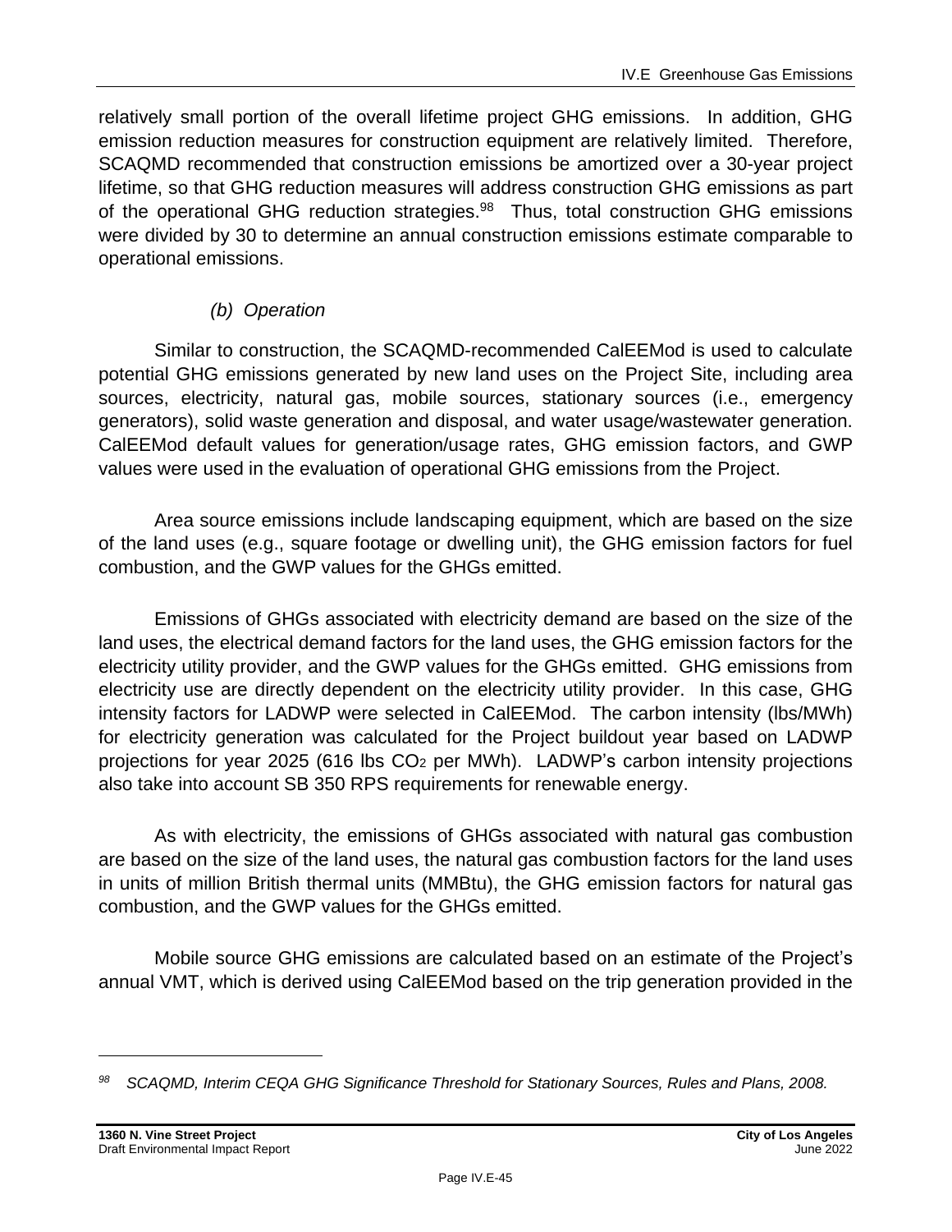relatively small portion of the overall lifetime project GHG emissions. In addition, GHG emission reduction measures for construction equipment are relatively limited. Therefore, SCAQMD recommended that construction emissions be amortized over a 30-year project lifetime, so that GHG reduction measures will address construction GHG emissions as part of the operational GHG reduction strategies.[98] Thus, total construction GHG emissions were divided by 30 to determine an annual construction emissions estimate comparable to operational emissions.

*(b) Operation*

Similar to construction, the SCAQMD-recommended CalEEMod is used to calculate potential GHG emissions generated by new land uses on the Project Site, including area sources, electricity, natural gas, mobile sources, stationary sources (i.e., emergency generators), solid waste generation and disposal, and water usage/wastewater generation. CalEEMod default values for generation/usage rates, GHG emission factors, and GWP values were used in the evaluation of operational GHG emissions from the Project.

Area source emissions include landscaping equipment, which are based on the size of the land uses (e.g., square footage or dwelling unit), the GHG emission factors for fuel combustion, and the GWP values for the GHGs emitted.

Emissions of GHGs associated with electricity demand are based on the size of the land uses, the electrical demand factors for the land uses, the GHG emission factors for the electricity utility provider, and the GWP values for the GHGs emitted. GHG emissions from electricity use are directly dependent on the electricity utility provider. In this case, GHG intensity factors for LADWP were selected in CalEEMod. The carbon intensity (lbs/MWh) for electricity generation was calculated for the Project buildout year based on LADWP projections for year 2025 (616 lbs $CO_2$ per MWh). LADWP's carbon intensity projections also take into account SB 350 RPS requirements for renewable energy.

As with electricity, the emissions of GHGs associated with natural gas combustion are based on the size of the land uses, the natural gas combustion factors for the land uses in units of million British thermal units (MMBtu), the GHG emission factors for natural gas combustion, and the GWP values for the GHGs emitted.

Mobile source GHG emissions are calculated based on an estimate of the Project's annual VMT, which is derived using CalEEMod based on the trip generation provided in the

---

[98] *SCAQMD, Interim CEQA GHG Significance Threshold for Stationary Sources, Rules and Plans, 2008.*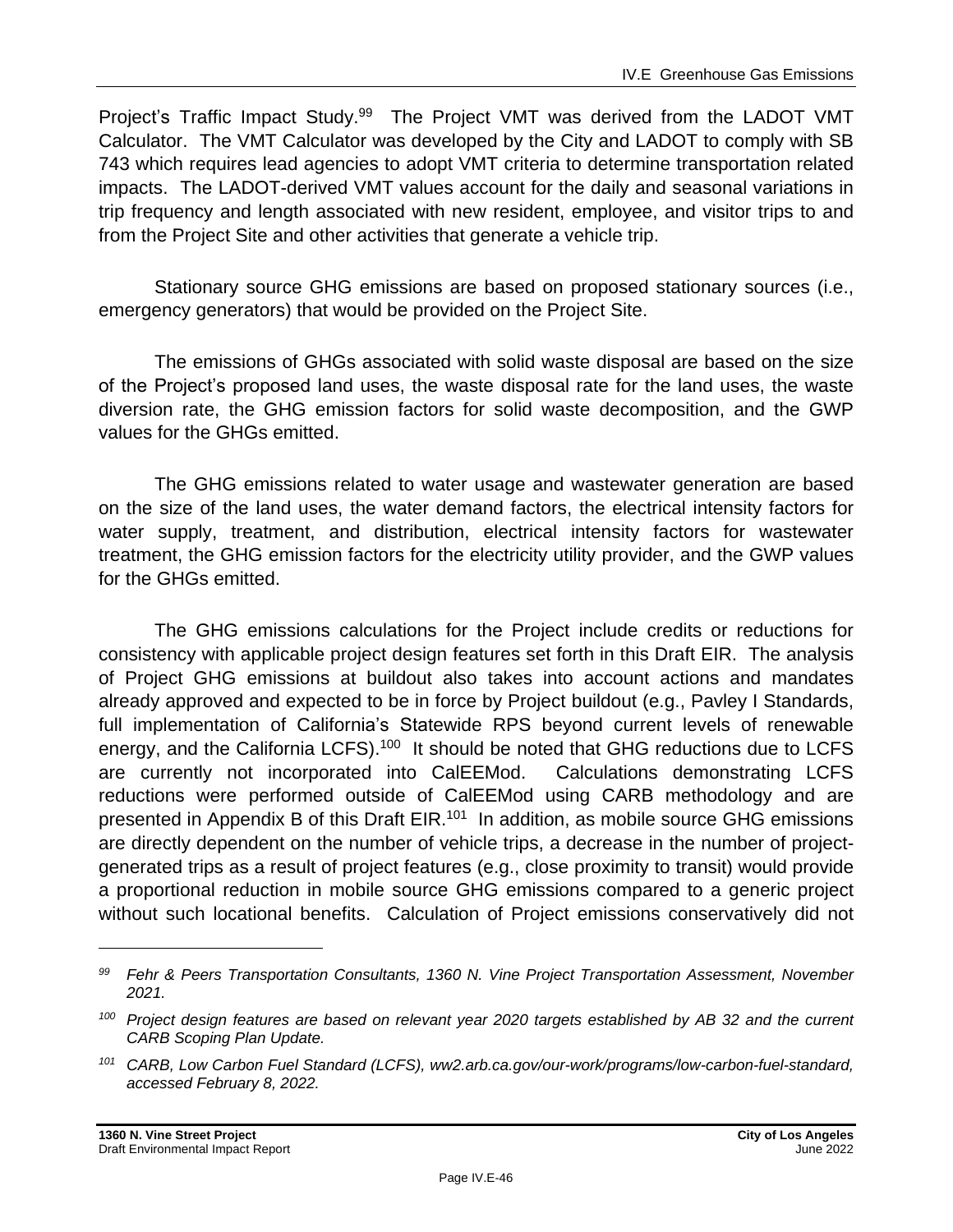Project's Traffic Impact Study.[99] The Project VMT was derived from the LADOT VMT Calculator. The VMT Calculator was developed by the City and LADOT to comply with SB 743 which requires lead agencies to adopt VMT criteria to determine transportation related impacts. The LADOT-derived VMT values account for the daily and seasonal variations in trip frequency and length associated with new resident, employee, and visitor trips to and from the Project Site and other activities that generate a vehicle trip.

Stationary source GHG emissions are based on proposed stationary sources (i.e., emergency generators) that would be provided on the Project Site.

The emissions of GHGs associated with solid waste disposal are based on the size of the Project's proposed land uses, the waste disposal rate for the land uses, the waste diversion rate, the GHG emission factors for solid waste decomposition, and the GWP values for the GHGs emitted.

The GHG emissions related to water usage and wastewater generation are based on the size of the land uses, the water demand factors, the electrical intensity factors for water supply, treatment, and distribution, electrical intensity factors for wastewater treatment, the GHG emission factors for the electricity utility provider, and the GWP values for the GHGs emitted.

The GHG emissions calculations for the Project include credits or reductions for consistency with applicable project design features set forth in this Draft EIR. The analysis of Project GHG emissions at buildout also takes into account actions and mandates already approved and expected to be in force by Project buildout (e.g., Pavley I Standards, full implementation of California's Statewide RPS beyond current levels of renewable energy, and the California LCFS).[100] It should be noted that GHG reductions due to LCFS are currently not incorporated into CalEEMod. Calculations demonstrating LCFS reductions were performed outside of CalEEMod using CARB methodology and are presented in Appendix B of this Draft EIR.[101] In addition, as mobile source GHG emissions are directly dependent on the number of vehicle trips, a decrease in the number of project-generated trips as a result of project features (e.g., close proximity to transit) would provide a proportional reduction in mobile source GHG emissions compared to a generic project without such locational benefits. Calculation of Project emissions conservatively did not

---

*[99] Fehr & Peers Transportation Consultants, 1360 N. Vine Project Transportation Assessment, November 2021.*

*[100] Project design features are based on relevant year 2020 targets established by AB 32 and the current CARB Scoping Plan Update.*

*[101] CARB, Low Carbon Fuel Standard (LCFS), ww2.arb.ca.gov/our-work/programs/low-carbon-fuel-standard, accessed February 8, 2022.*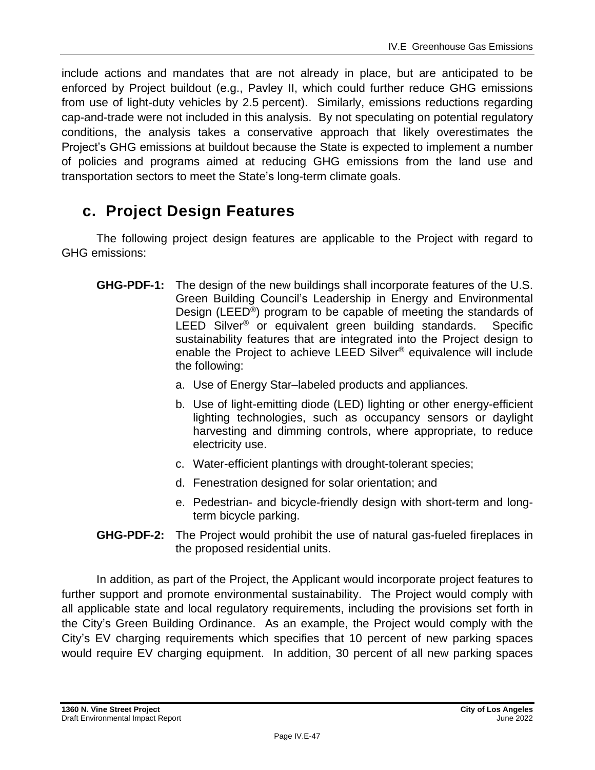include actions and mandates that are not already in place, but are anticipated to be enforced by Project buildout (e.g., Pavley II, which could further reduce GHG emissions from use of light-duty vehicles by 2.5 percent). Similarly, emissions reductions regarding cap-and-trade were not included in this analysis. By not speculating on potential regulatory conditions, the analysis takes a conservative approach that likely overestimates the Project's GHG emissions at buildout because the State is expected to implement a number of policies and programs aimed at reducing GHG emissions from the land use and transportation sectors to meet the State's long-term climate goals.

## c. Project Design Features

The following project design features are applicable to the Project with regard to GHG emissions:

**GHG-PDF-1:** The design of the new buildings shall incorporate features of the U.S. Green Building Council's Leadership in Energy and Environmental Design (LEED®) program to be capable of meeting the standards of LEED Silver® or equivalent green building standards. Specific sustainability features that are integrated into the Project design to enable the Project to achieve LEED Silver® equivalence will include the following:

a. Use of Energy Star–labeled products and appliances.

b. Use of light-emitting diode (LED) lighting or other energy-efficient lighting technologies, such as occupancy sensors or daylight harvesting and dimming controls, where appropriate, to reduce electricity use.

c. Water-efficient plantings with drought-tolerant species;

d. Fenestration designed for solar orientation; and

e. Pedestrian- and bicycle-friendly design with short-term and long-term bicycle parking.

**GHG-PDF-2:** The Project would prohibit the use of natural gas-fueled fireplaces in the proposed residential units.

In addition, as part of the Project, the Applicant would incorporate project features to further support and promote environmental sustainability. The Project would comply with all applicable state and local regulatory requirements, including the provisions set forth in the City's Green Building Ordinance. As an example, the Project would comply with the City's EV charging requirements which specifies that 10 percent of new parking spaces would require EV charging equipment. In addition, 30 percent of all new parking spaces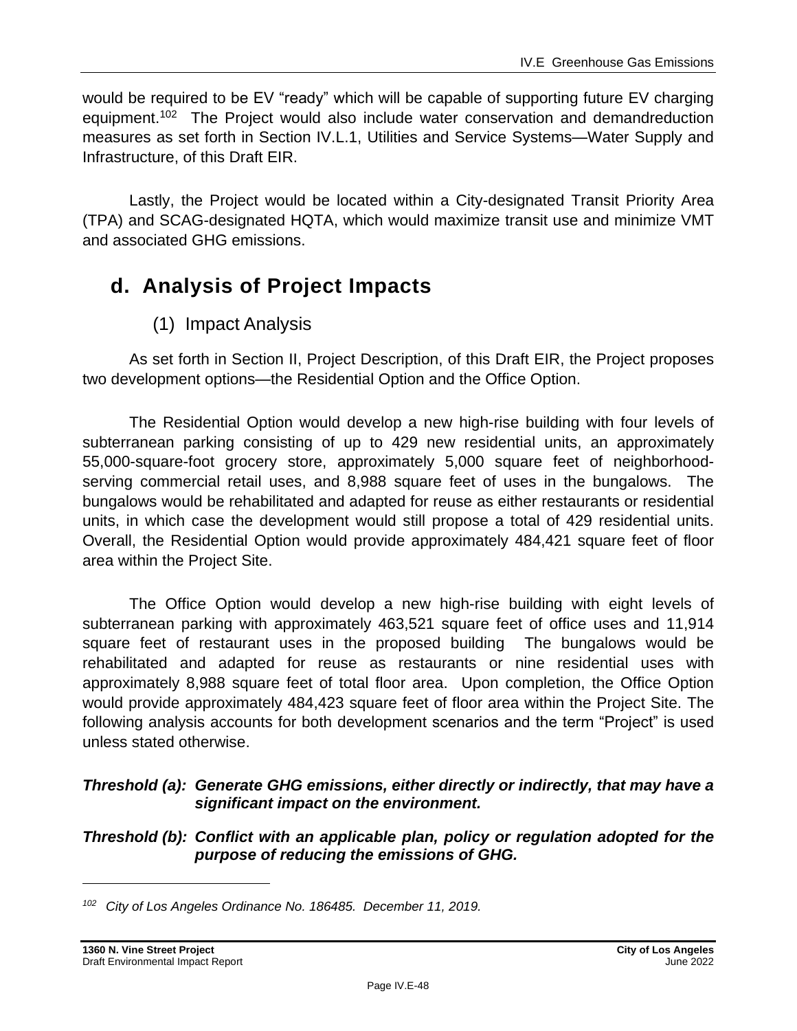would be required to be EV "ready" which will be capable of supporting future EV charging equipment.[102] The Project would also include water conservation and demandreduction measures as set forth in Section IV.L.1, Utilities and Service Systems—Water Supply and Infrastructure, of this Draft EIR.

Lastly, the Project would be located within a City-designated Transit Priority Area (TPA) and SCAG-designated HQTA, which would maximize transit use and minimize VMT and associated GHG emissions.

## d. Analysis of Project Impacts

### (1) Impact Analysis

As set forth in Section II, Project Description, of this Draft EIR, the Project proposes two development options—the Residential Option and the Office Option.

The Residential Option would develop a new high-rise building with four levels of subterranean parking consisting of up to 429 new residential units, an approximately 55,000-square-foot grocery store, approximately 5,000 square feet of neighborhood-serving commercial retail uses, and 8,988 square feet of uses in the bungalows. The bungalows would be rehabilitated and adapted for reuse as either restaurants or residential units, in which case the development would still propose a total of 429 residential units. Overall, the Residential Option would provide approximately 484,421 square feet of floor area within the Project Site.

The Office Option would develop a new high-rise building with eight levels of subterranean parking with approximately 463,521 square feet of office uses and 11,914 square feet of restaurant uses in the proposed building The bungalows would be rehabilitated and adapted for reuse as restaurants or nine residential uses with approximately 8,988 square feet of total floor area. Upon completion, the Office Option would provide approximately 484,423 square feet of floor area within the Project Site. The following analysis accounts for both development scenarios and the term "Project" is used unless stated otherwise.

***Threshold (a): Generate GHG emissions, either directly or indirectly, that may have a significant impact on the environment.***

***Threshold (b): Conflict with an applicable plan, policy or regulation adopted for the purpose of reducing the emissions of GHG.***

---

*[102] City of Los Angeles Ordinance No. 186485. December 11, 2019.*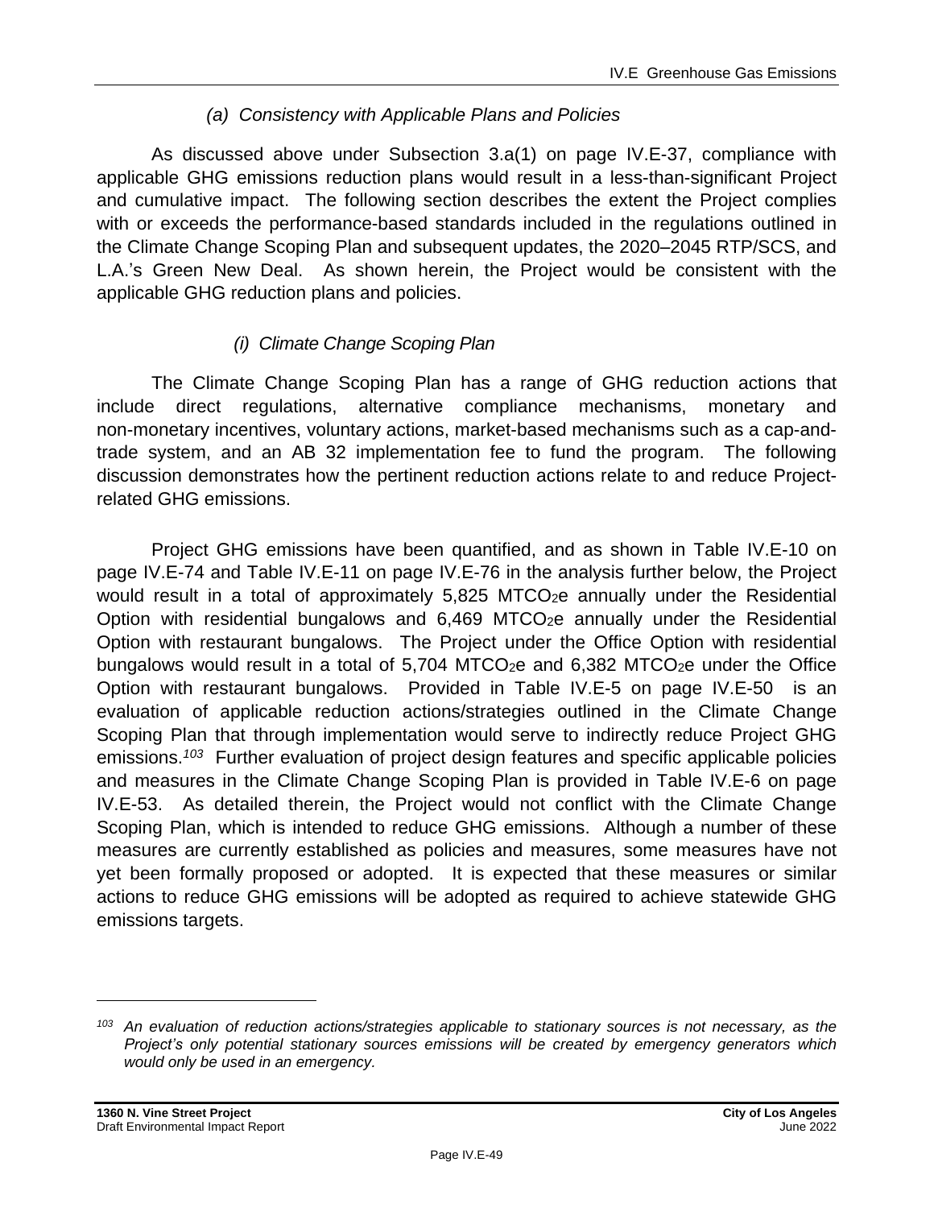### *(a) Consistency with Applicable Plans and Policies*

As discussed above under Subsection 3.a(1) on page IV.E-37, compliance with applicable GHG emissions reduction plans would result in a less-than-significant Project and cumulative impact. The following section describes the extent the Project complies with or exceeds the performance-based standards included in the regulations outlined in the Climate Change Scoping Plan and subsequent updates, the 2020–2045 RTP/SCS, and L.A.'s Green New Deal. As shown herein, the Project would be consistent with the applicable GHG reduction plans and policies.

#### *(i) Climate Change Scoping Plan*

The Climate Change Scoping Plan has a range of GHG reduction actions that include direct regulations, alternative compliance mechanisms, monetary and non-monetary incentives, voluntary actions, market-based mechanisms such as a cap-and-trade system, and an AB 32 implementation fee to fund the program. The following discussion demonstrates how the pertinent reduction actions relate to and reduce Project-related GHG emissions.

Project GHG emissions have been quantified, and as shown in Table IV.E-10 on page IV.E-74 and Table IV.E-11 on page IV.E-76 in the analysis further below, the Project would result in a total of approximately 5,825 $MTCO_2e$ annually under the Residential Option with residential bungalows and 6,469 $MTCO_2e$ annually under the Residential Option with restaurant bungalows. The Project under the Office Option with residential bungalows would result in a total of 5,704 $MTCO_2e$ and 6,382 $MTCO_2e$ under the Office Option with restaurant bungalows. Provided in Table IV.E-5 on page IV.E-50 is an evaluation of applicable reduction actions/strategies outlined in the Climate Change Scoping Plan that through implementation would serve to indirectly reduce Project GHG emissions.[103] Further evaluation of project design features and specific applicable policies and measures in the Climate Change Scoping Plan is provided in Table IV.E-6 on page IV.E-53. As detailed therein, the Project would not conflict with the Climate Change Scoping Plan, which is intended to reduce GHG emissions. Although a number of these measures are currently established as policies and measures, some measures have not yet been formally proposed or adopted. It is expected that these measures or similar actions to reduce GHG emissions will be adopted as required to achieve statewide GHG emissions targets.

---

[103] *An evaluation of reduction actions/strategies applicable to stationary sources is not necessary, as the Project's only potential stationary sources emissions will be created by emergency generators which would only be used in an emergency.*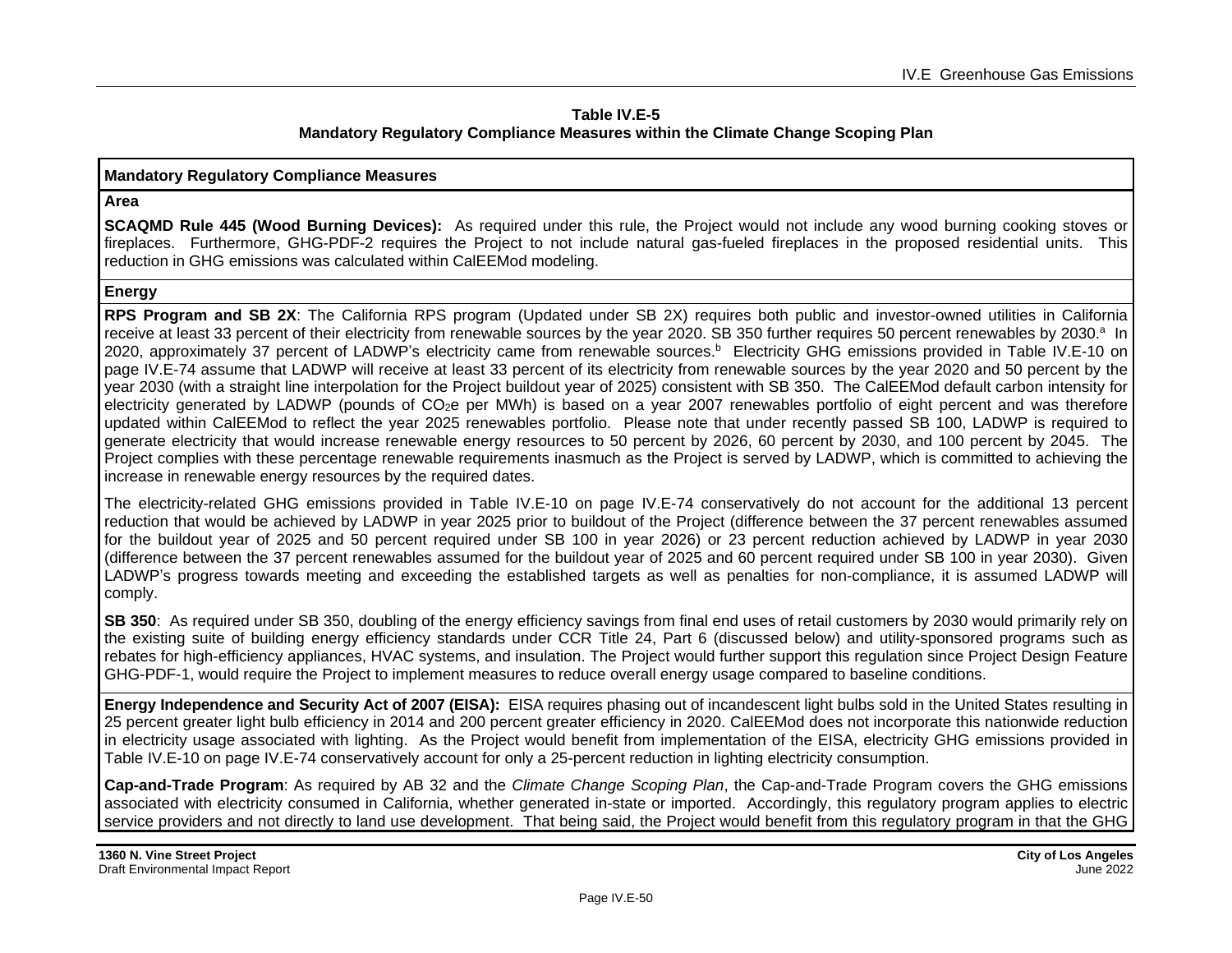**Table IV.E-5**
**Mandatory Regulatory Compliance Measures within the Climate Change Scoping Plan**

| Mandatory Regulatory Compliance Measures |
|---|
| **Area** |
| **SCAQMD Rule 445 (Wood Burning Devices):** As required under this rule, the Project would not include any wood burning cooking stoves or fireplaces. Furthermore, GHG-PDF-2 requires the Project to not include natural gas-fueled fireplaces in the proposed residential units. This reduction in GHG emissions was calculated within CalEEMod modeling. |
| **Energy** |
| **RPS Program and SB 2X**: The California RPS program (Updated under SB 2X) requires both public and investor-owned utilities in California receive at least 33 percent of their electricity from renewable sources by the year 2020. SB 350 further requires 50 percent renewables by 2030.[a] In 2020, approximately 37 percent of LADWP's electricity came from renewable sources.[b] Electricity GHG emissions provided in Table IV.E-10 on page IV.E-74 assume that LADWP will receive at least 33 percent of its electricity from renewable sources by the year 2020 and 50 percent by the year 2030 (with a straight line interpolation for the Project buildout year of 2025) consistent with SB 350. The CalEEMod default carbon intensity for electricity generated by LADWP (pounds of $CO_2e$ per MWh) is based on a year 2007 renewables portfolio of eight percent and was therefore updated within CalEEMod to reflect the year 2025 renewables portfolio. Please note that under recently passed SB 100, LADWP is required to generate electricity that would increase renewable energy resources to 50 percent by 2026, 60 percent by 2030, and 100 percent by 2045. The Project complies with these percentage renewable requirements inasmuch as the Project is served by LADWP, which is committed to achieving the increase in renewable energy resources by the required dates.<br><br>The electricity-related GHG emissions provided in Table IV.E-10 on page IV.E-74 conservatively do not account for the additional 13 percent reduction that would be achieved by LADWP in year 2025 prior to buildout of the Project (difference between the 37 percent renewables assumed for the buildout year of 2025 and 50 percent required under SB 100 in year 2026) or 23 percent reduction achieved by LADWP in year 2030 (difference between the 37 percent renewables assumed for the buildout year of 2025 and 60 percent required under SB 100 in year 2030). Given LADWP's progress towards meeting and exceeding the established targets as well as penalties for non-compliance, it is assumed LADWP will comply. |
| **SB 350**: As required under SB 350, doubling of the energy efficiency savings from final end uses of retail customers by 2030 would primarily rely on the existing suite of building energy efficiency standards under CCR Title 24, Part 6 (discussed below) and utility-sponsored programs such as rebates for high-efficiency appliances, HVAC systems, and insulation. The Project would further support this regulation since Project Design Feature GHG-PDF-1, would require the Project to implement measures to reduce overall energy usage compared to baseline conditions. |
| **Energy Independence and Security Act of 2007 (EISA):** EISA requires phasing out of incandescent light bulbs sold in the United States resulting in 25 percent greater light bulb efficiency in 2014 and 200 percent greater efficiency in 2020. CalEEMod does not incorporate this nationwide reduction in electricity usage associated with lighting. As the Project would benefit from implementation of the EISA, electricity GHG emissions provided in Table IV.E-10 on page IV.E-74 conservatively account for only a 25-percent reduction in lighting electricity consumption. |
| **Cap-and-Trade Program**: As required by AB 32 and the *Climate Change Scoping Plan*, the Cap-and-Trade Program covers the GHG emissions associated with electricity consumed in California, whether generated in-state or imported. Accordingly, this regulatory program applies to electric service providers and not directly to land use development. That being said, the Project would benefit from this regulatory program in that the GHG |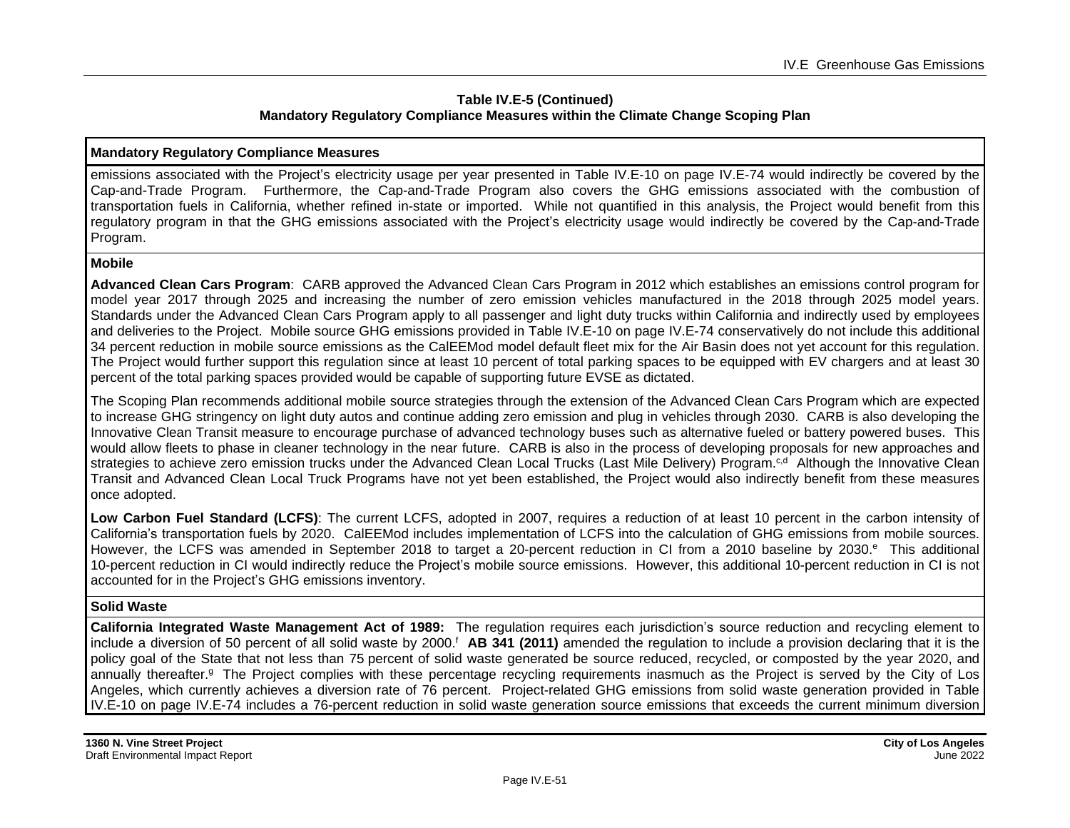**Table IV.E-5 (Continued)**
**Mandatory Regulatory Compliance Measures within the Climate Change Scoping Plan**

| Mandatory Regulatory Compliance Measures |
|---|
| emissions associated with the Project's electricity usage per year presented in Table IV.E-10 on page IV.E-74 would indirectly be covered by the Cap-and-Trade Program. Furthermore, the Cap-and-Trade Program also covers the GHG emissions associated with the combustion of transportation fuels in California, whether refined in-state or imported. While not quantified in this analysis, the Project would benefit from this regulatory program in that the GHG emissions associated with the Project's electricity usage would indirectly be covered by the Cap-and-Trade Program. |
| **Mobile** |
| **Advanced Clean Cars Program**: CARB approved the Advanced Clean Cars Program in 2012 which establishes an emissions control program for model year 2017 through 2025 and increasing the number of zero emission vehicles manufactured in the 2018 through 2025 model years. Standards under the Advanced Clean Cars Program apply to all passenger and light duty trucks within California and indirectly used by employees and deliveries to the Project. Mobile source GHG emissions provided in Table IV.E-10 on page IV.E-74 conservatively do not include this additional 34 percent reduction in mobile source emissions as the CalEEMod model default fleet mix for the Air Basin does not yet account for this regulation. The Project would further support this regulation since at least 10 percent of total parking spaces to be equipped with EV chargers and at least 30 percent of the total parking spaces provided would be capable of supporting future EVSE as dictated.<br><br>The Scoping Plan recommends additional mobile source strategies through the extension of the Advanced Clean Cars Program which are expected to increase GHG stringency on light duty autos and continue adding zero emission and plug in vehicles through 2030. CARB is also developing the Innovative Clean Transit measure to encourage purchase of advanced technology buses such as alternative fueled or battery powered buses. This would allow fleets to phase in cleaner technology in the near future. CARB is also in the process of developing proposals for new approaches and strategies to achieve zero emission trucks under the Advanced Clean Local Trucks (Last Mile Delivery) Program.[c,d] Although the Innovative Clean Transit and Advanced Clean Local Truck Programs have not yet been established, the Project would also indirectly benefit from these measures once adopted.<br><br>**Low Carbon Fuel Standard (LCFS)**: The current LCFS, adopted in 2007, requires a reduction of at least 10 percent in the carbon intensity of California's transportation fuels by 2020. CalEEMod includes implementation of LCFS into the calculation of GHG emissions from mobile sources. However, the LCFS was amended in September 2018 to target a 20-percent reduction in CI from a 2010 baseline by 2030.[e] This additional 10-percent reduction in CI would indirectly reduce the Project's mobile source emissions. However, this additional 10-percent reduction in CI is not accounted for in the Project's GHG emissions inventory. |
| **Solid Waste** |
| **California Integrated Waste Management Act of 1989:** The regulation requires each jurisdiction's source reduction and recycling element to include a diversion of 50 percent of all solid waste by 2000.[f] **AB 341 (2011)** amended the regulation to include a provision declaring that it is the policy goal of the State that not less than 75 percent of solid waste generated be source reduced, recycled, or composted by the year 2020, and annually thereafter.[g] The Project complies with these percentage recycling requirements inasmuch as the Project is served by the City of Los Angeles, which currently achieves a diversion rate of 76 percent. Project-related GHG emissions from solid waste generation provided in Table IV.E-10 on page IV.E-74 includes a 76-percent reduction in solid waste generation source emissions that exceeds the current minimum diversion |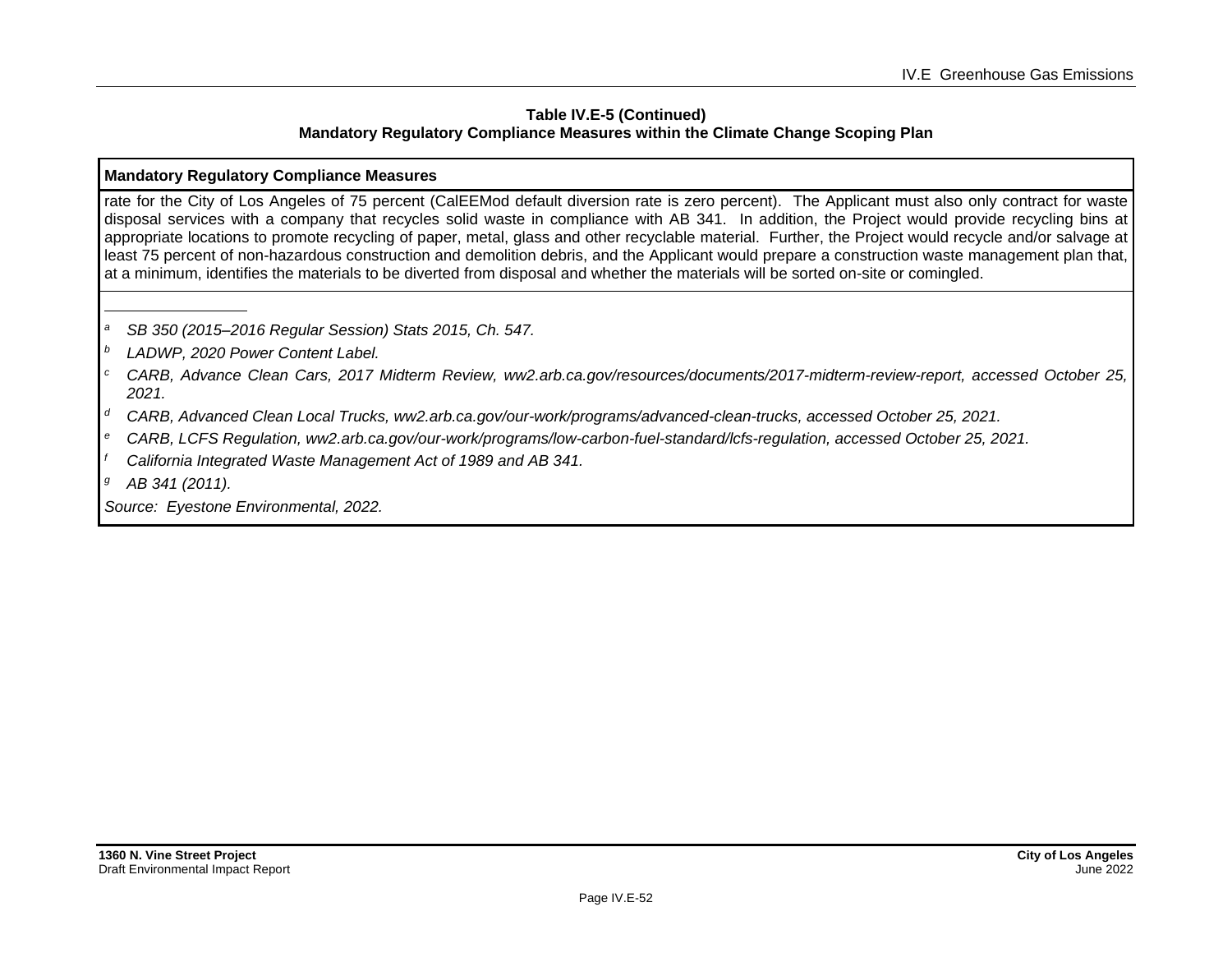**Table IV.E-5 (Continued)**
**Mandatory Regulatory Compliance Measures within the Climate Change Scoping Plan**

| Mandatory Regulatory Compliance Measures |
| --- |
| rate for the City of Los Angeles of 75 percent (CalEEMod default diversion rate is zero percent). The Applicant must also only contract for waste disposal services with a company that recycles solid waste in compliance with AB 341. In addition, the Project would provide recycling bins at appropriate locations to promote recycling of paper, metal, glass and other recyclable material. Further, the Project would recycle and/or salvage at least 75 percent of non-hazardous construction and demolition debris, and the Applicant would prepare a construction waste management plan that, at a minimum, identifies the materials to be diverted from disposal and whether the materials will be sorted on-site or comingled. |

[a] *SB 350 (2015–2016 Regular Session) Stats 2015, Ch. 547.*

[b] *LADWP, 2020 Power Content Label.*

[c] *CARB, Advance Clean Cars, 2017 Midterm Review, ww2.arb.ca.gov/resources/documents/2017-midterm-review-report, accessed October 25, 2021.*

[d] *CARB, Advanced Clean Local Trucks, ww2.arb.ca.gov/our-work/programs/advanced-clean-trucks, accessed October 25, 2021.*

[e] *CARB, LCFS Regulation, ww2.arb.ca.gov/our-work/programs/low-carbon-fuel-standard/lcfs-regulation, accessed October 25, 2021.*

[f] *California Integrated Waste Management Act of 1989 and AB 341.*

[g] *AB 341 (2011).*

*Source: Eyestone Environmental, 2022.*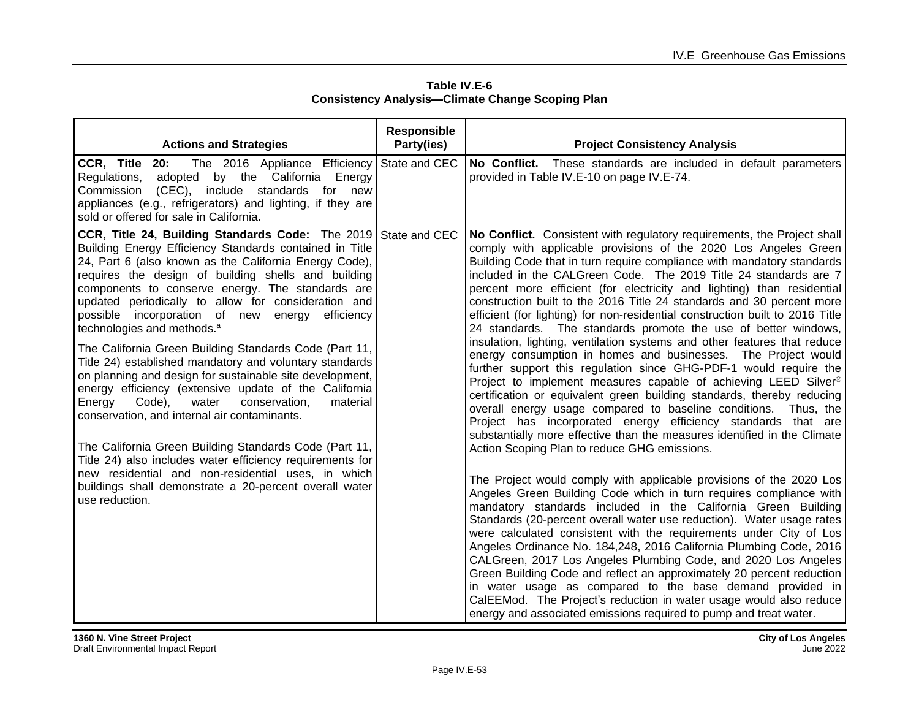**Table IV.E-6**
**Consistency Analysis—Climate Change Scoping Plan**

| Actions and Strategies | Responsible Party(ies) | Project Consistency Analysis |
|---|---|---|
| **CCR, Title 20:** The 2016 Appliance Efficiency Regulations, adopted by the California Energy Commission (CEC), include standards for new appliances (e.g., refrigerators) and lighting, if they are sold or offered for sale in California. | State and CEC | **No Conflict.** These standards are included in default parameters provided in Table IV.E-10 on page IV.E-74. |
| **CCR, Title 24, Building Standards Code:** The 2019 Building Energy Efficiency Standards contained in Title 24, Part 6 (also known as the California Energy Code), requires the design of building shells and building components to conserve energy. The standards are updated periodically to allow for consideration and possible incorporation of new energy efficiency technologies and methods.[a]<br><br>The California Green Building Standards Code (Part 11, Title 24) established mandatory and voluntary standards on planning and design for sustainable site development, energy efficiency (extensive update of the California Energy Code), water conservation, material conservation, and internal air contaminants.<br><br>The California Green Building Standards Code (Part 11, Title 24) also includes water efficiency requirements for new residential and non-residential uses, in which buildings shall demonstrate a 20-percent overall water use reduction. | State and CEC | **No Conflict.** Consistent with regulatory requirements, the Project shall comply with applicable provisions of the 2020 Los Angeles Green Building Code that in turn require compliance with mandatory standards included in the CALGreen Code. The 2019 Title 24 standards are 7 percent more efficient (for electricity and lighting) than residential construction built to the 2016 Title 24 standards and 30 percent more efficient (for lighting) for non-residential construction built to 2016 Title 24 standards. The standards promote the use of better windows, insulation, lighting, ventilation systems and other features that reduce energy consumption in homes and businesses. The Project would further support this regulation since GHG-PDF-1 would require the Project to implement measures capable of achieving LEED Silver® certification or equivalent green building standards, thereby reducing overall energy usage compared to baseline conditions. Thus, the Project has incorporated energy efficiency standards that are substantially more effective than the measures identified in the Climate Action Scoping Plan to reduce GHG emissions.<br><br>The Project would comply with applicable provisions of the 2020 Los Angeles Green Building Code which in turn requires compliance with mandatory standards included in the California Green Building Standards (20-percent overall water use reduction). Water usage rates were calculated consistent with the requirements under City of Los Angeles Ordinance No. 184,248, 2016 California Plumbing Code, 2016 CALGreen, 2017 Los Angeles Plumbing Code, and 2020 Los Angeles Green Building Code and reflect an approximately 20 percent reduction in water usage as compared to the base demand provided in CalEEMod. The Project's reduction in water usage would also reduce energy and associated emissions required to pump and treat water. |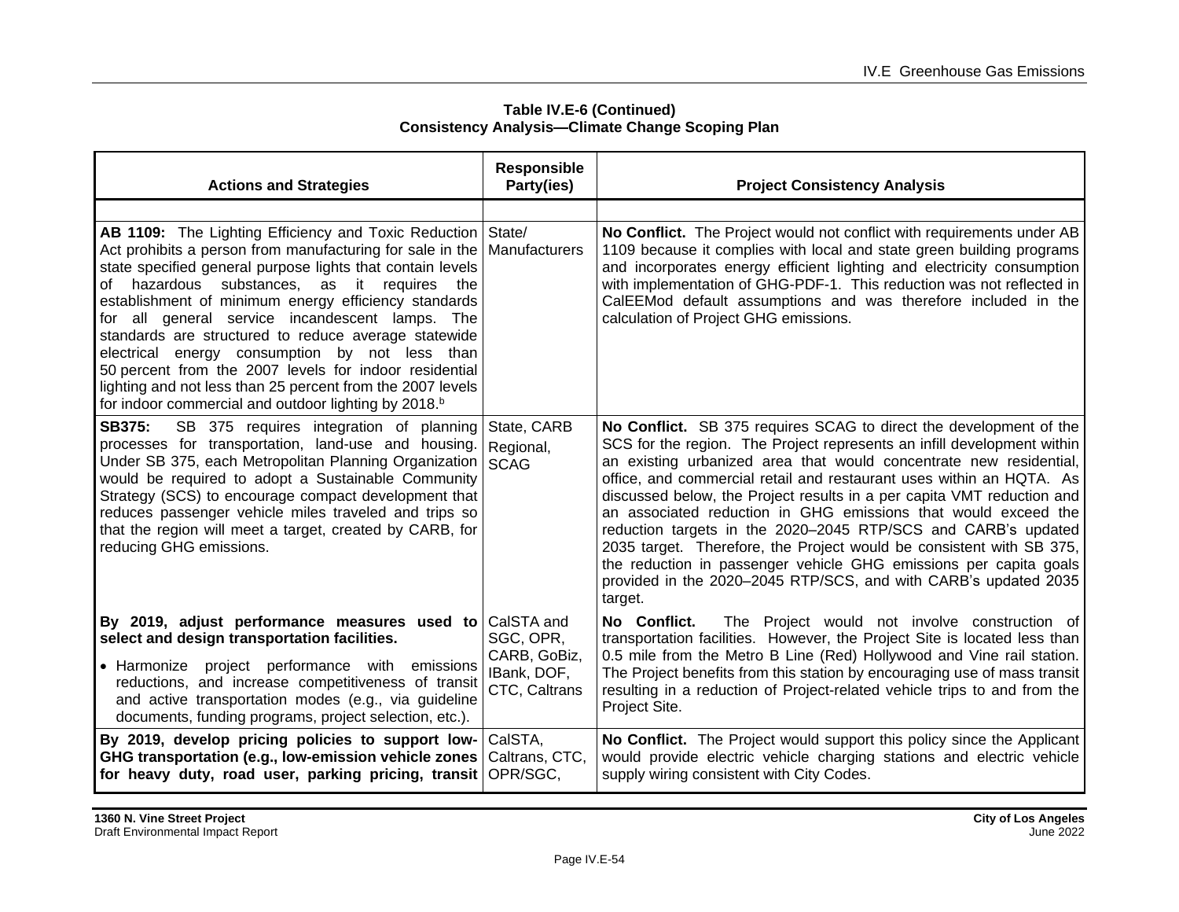**Table IV.E-6 (Continued)**
**Consistency Analysis—Climate Change Scoping Plan**

| Actions and Strategies | Responsible Party(ies) | Project Consistency Analysis |
|---|---|---|
| | | |
| **AB 1109:** The Lighting Efficiency and Toxic Reduction Act prohibits a person from manufacturing for sale in the state specified general purpose lights that contain levels of hazardous substances, as it requires the establishment of minimum energy efficiency standards for all general service incandescent lamps. The standards are structured to reduce average statewide electrical energy consumption by not less than 50 percent from the 2007 levels for indoor residential lighting and not less than 25 percent from the 2007 levels for indoor commercial and outdoor lighting by 2018.[b] | State/ Manufacturers | **No Conflict.** The Project would not conflict with requirements under AB 1109 because it complies with local and state green building programs and incorporates energy efficient lighting and electricity consumption with implementation of GHG-PDF-1. This reduction was not reflected in CalEEMod default assumptions and was therefore included in the calculation of Project GHG emissions. |
| **SB375:** SB 375 requires integration of planning processes for transportation, land-use and housing. Under SB 375, each Metropolitan Planning Organization would be required to adopt a Sustainable Community Strategy (SCS) to encourage compact development that reduces passenger vehicle miles traveled and trips so that the region will meet a target, created by CARB, for reducing GHG emissions. | State, CARB<br>Regional, SCAG | **No Conflict.** SB 375 requires SCAG to direct the development of the SCS for the region. The Project represents an infill development within an existing urbanized area that would concentrate new residential, office, and commercial retail and restaurant uses within an HQTA. As discussed below, the Project results in a per capita VMT reduction and an associated reduction in GHG emissions that would exceed the reduction targets in the 2020–2045 RTP/SCS and CARB's updated 2035 target. Therefore, the Project would be consistent with SB 375, the reduction in passenger vehicle GHG emissions per capita goals provided in the 2020–2045 RTP/SCS, and with CARB's updated 2035 target. |
| **By 2019, adjust performance measures used to select and design transportation facilities.**<br>• Harmonize project performance with emissions reductions, and increase competitiveness of transit and active transportation modes (e.g., via guideline documents, funding programs, project selection, etc.). | CalSTA and SGC, OPR, CARB, GoBiz, IBank, DOF, CTC, Caltrans | **No Conflict.** The Project would not involve construction of transportation facilities. However, the Project Site is located less than 0.5 mile from the Metro B Line (Red) Hollywood and Vine rail station. The Project benefits from this station by encouraging use of mass transit resulting in a reduction of Project-related vehicle trips to and from the Project Site. |
| **By 2019, develop pricing policies to support low-GHG transportation (e.g., low-emission vehicle zones for heavy duty, road user, parking pricing, transit** | CalSTA, Caltrans, CTC, OPR/SGC, | **No Conflict.** The Project would support this policy since the Applicant would provide electric vehicle charging stations and electric vehicle supply wiring consistent with City Codes. |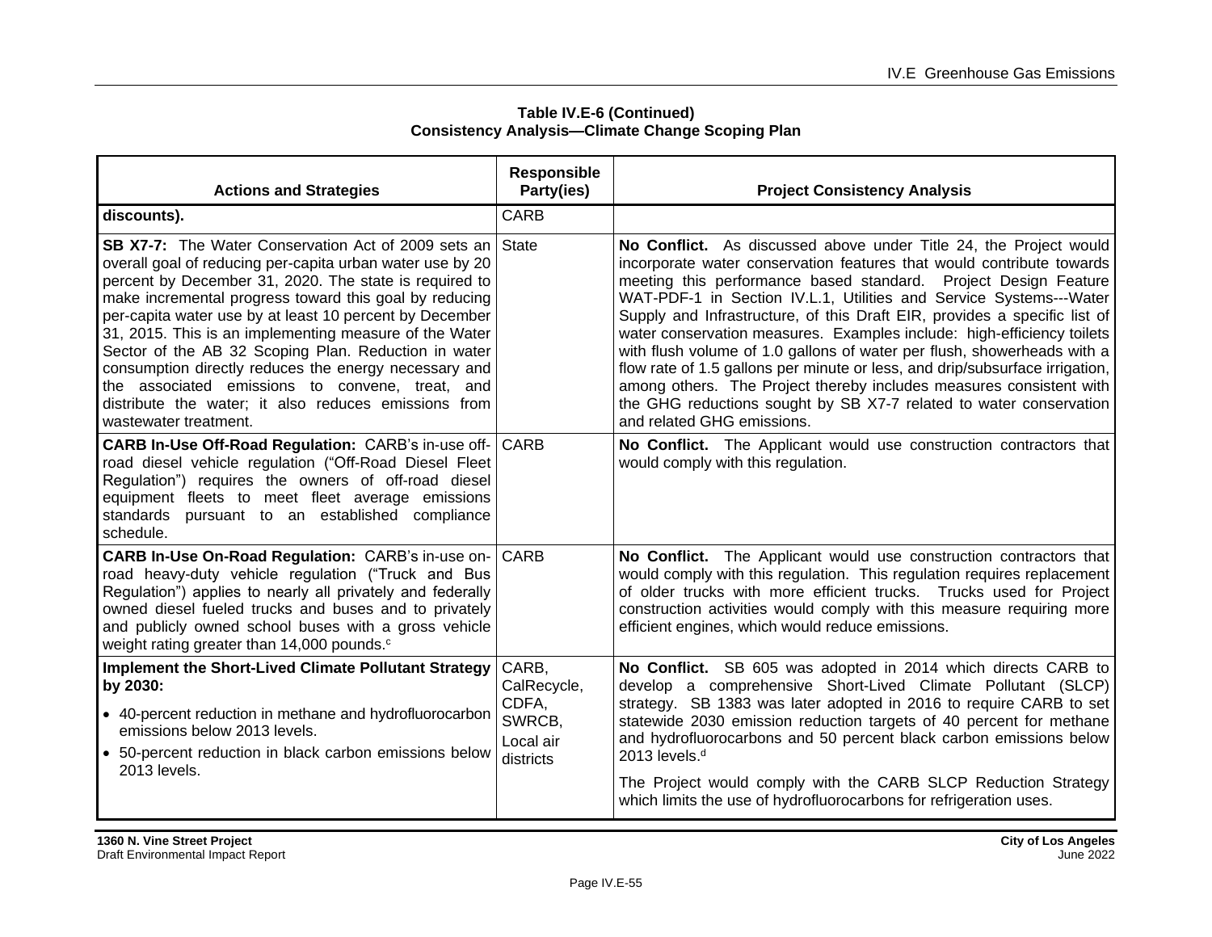**Table IV.E-6 (Continued)**
**Consistency Analysis—Climate Change Scoping Plan**

| Actions and Strategies | Responsible Party(ies) | Project Consistency Analysis |
|---|---|---|
| **discounts).** | CARB | |
| **SB X7-7:** The Water Conservation Act of 2009 sets an overall goal of reducing per-capita urban water use by 20 percent by December 31, 2020. The state is required to make incremental progress toward this goal by reducing per-capita water use by at least 10 percent by December 31, 2015. This is an implementing measure of the Water Sector of the AB 32 Scoping Plan. Reduction in water consumption directly reduces the energy necessary and the associated emissions to convene, treat, and distribute the water; it also reduces emissions from wastewater treatment. | State | **No Conflict.** As discussed above under Title 24, the Project would incorporate water conservation features that would contribute towards meeting this performance based standard. Project Design Feature WAT-PDF-1 in Section IV.L.1, Utilities and Service Systems---Water Supply and Infrastructure, of this Draft EIR, provides a specific list of water conservation measures. Examples include: high-efficiency toilets with flush volume of 1.0 gallons of water per flush, showerheads with a flow rate of 1.5 gallons per minute or less, and drip/subsurface irrigation, among others. The Project thereby includes measures consistent with the GHG reductions sought by SB X7-7 related to water conservation and related GHG emissions. |
| **CARB In-Use Off-Road Regulation:** CARB's in-use off-road diesel vehicle regulation ("Off-Road Diesel Fleet Regulation") requires the owners of off-road diesel equipment fleets to meet fleet average emissions standards pursuant to an established compliance schedule. | CARB | **No Conflict.** The Applicant would use construction contractors that would comply with this regulation. |
| **CARB In-Use On-Road Regulation:** CARB's in-use on-road heavy-duty vehicle regulation ("Truck and Bus Regulation") applies to nearly all privately and federally owned diesel fueled trucks and buses and to privately and publicly owned school buses with a gross vehicle weight rating greater than 14,000 pounds.[c] | CARB | **No Conflict.** The Applicant would use construction contractors that would comply with this regulation. This regulation requires replacement of older trucks with more efficient trucks. Trucks used for Project construction activities would comply with this measure requiring more efficient engines, which would reduce emissions. |
| **Implement the Short-Lived Climate Pollutant Strategy by 2030:**<br>• 40-percent reduction in methane and hydrofluorocarbon emissions below 2013 levels.<br>• 50-percent reduction in black carbon emissions below 2013 levels. | CARB, CalRecycle, CDFA, SWRCB, Local air districts | **No Conflict.** SB 605 was adopted in 2014 which directs CARB to develop a comprehensive Short-Lived Climate Pollutant (SLCP) strategy. SB 1383 was later adopted in 2016 to require CARB to set statewide 2030 emission reduction targets of 40 percent for methane and hydrofluorocarbons and 50 percent black carbon emissions below 2013 levels.[d]<br><br>The Project would comply with the CARB SLCP Reduction Strategy which limits the use of hydrofluorocarbons for refrigeration uses. |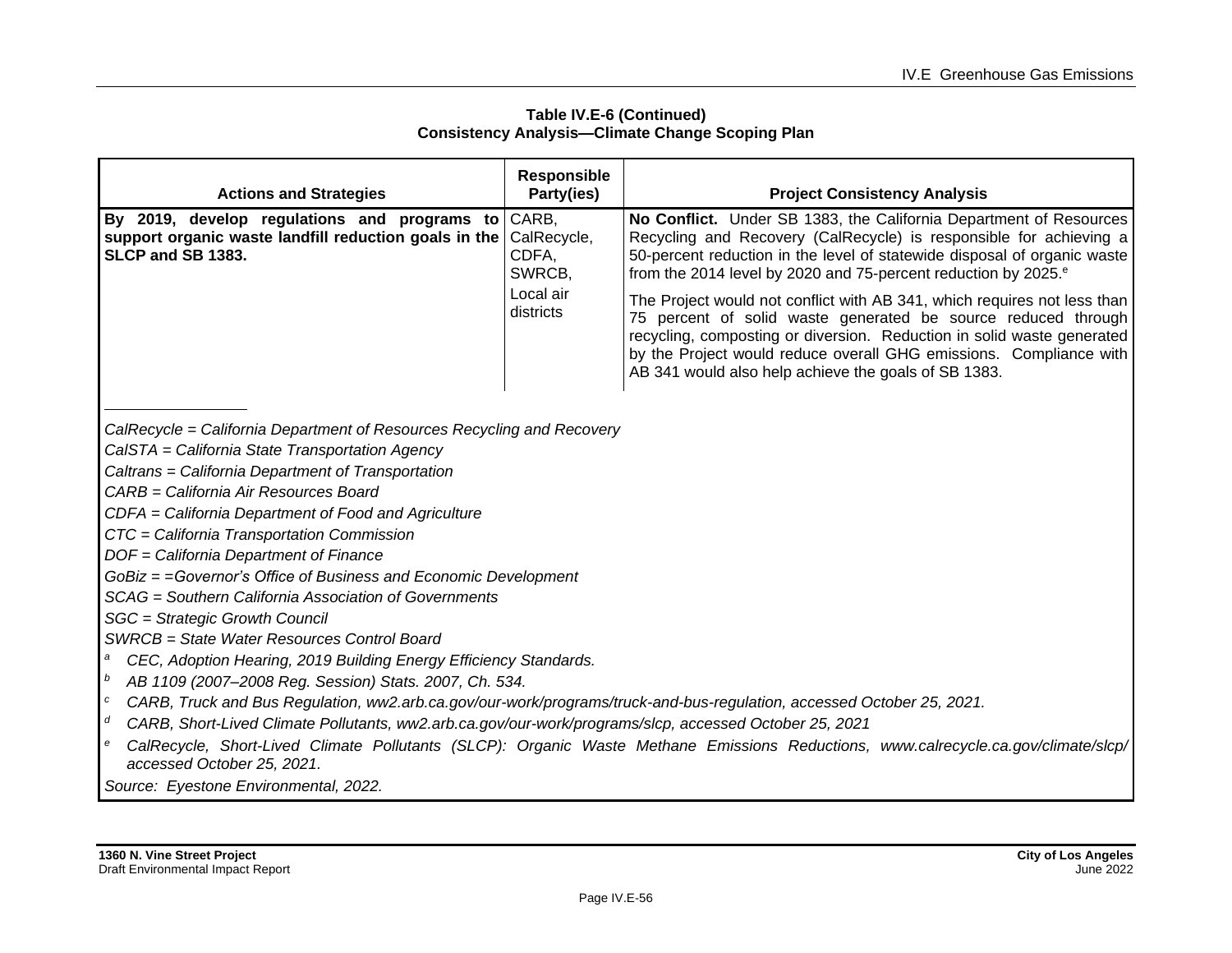**Table IV.E-6 (Continued)**
**Consistency Analysis—Climate Change Scoping Plan**

| Actions and Strategies | Responsible Party(ies) | Project Consistency Analysis |
|---|---|---|
| **By 2019, develop regulations and programs to support organic waste landfill reduction goals in the SLCP and SB 1383.** | CARB, CalRecycle, CDFA, SWRCB, Local air districts | **No Conflict.** Under SB 1383, the California Department of Resources Recycling and Recovery (CalRecycle) is responsible for achieving a 50-percent reduction in the level of statewide disposal of organic waste from the 2014 level by 2020 and 75-percent reduction by 2025.[e]<br><br>The Project would not conflict with AB 341, which requires not less than 75 percent of solid waste generated be source reduced through recycling, composting or diversion. Reduction in solid waste generated by the Project would reduce overall GHG emissions. Compliance with AB 341 would also help achieve the goals of SB 1383. |

*CalRecycle = California Department of Resources Recycling and Recovery*
*CalSTA = California State Transportation Agency*
*Caltrans = California Department of Transportation*
*CARB = California Air Resources Board*
*CDFA = California Department of Food and Agriculture*
*CTC = California Transportation Commission*
*DOF = California Department of Finance*
*GoBiz = =Governor's Office of Business and Economic Development*
*SCAG = Southern California Association of Governments*
*SGC = Strategic Growth Council*
*SWRCB = State Water Resources Control Board*

[a] *CEC, Adoption Hearing, 2019 Building Energy Efficiency Standards.*
[b] *AB 1109 (2007–2008 Reg. Session) Stats. 2007, Ch. 534.*
[c] *CARB, Truck and Bus Regulation, ww2.arb.ca.gov/our-work/programs/truck-and-bus-regulation, accessed October 25, 2021.*
[d] *CARB, Short-Lived Climate Pollutants, ww2.arb.ca.gov/our-work/programs/slcp, accessed October 25, 2021*
[e] *CalRecycle, Short-Lived Climate Pollutants (SLCP): Organic Waste Methane Emissions Reductions, www.calrecycle.ca.gov/climate/slcp/ accessed October 25, 2021.*

*Source: Eyestone Environmental, 2022.*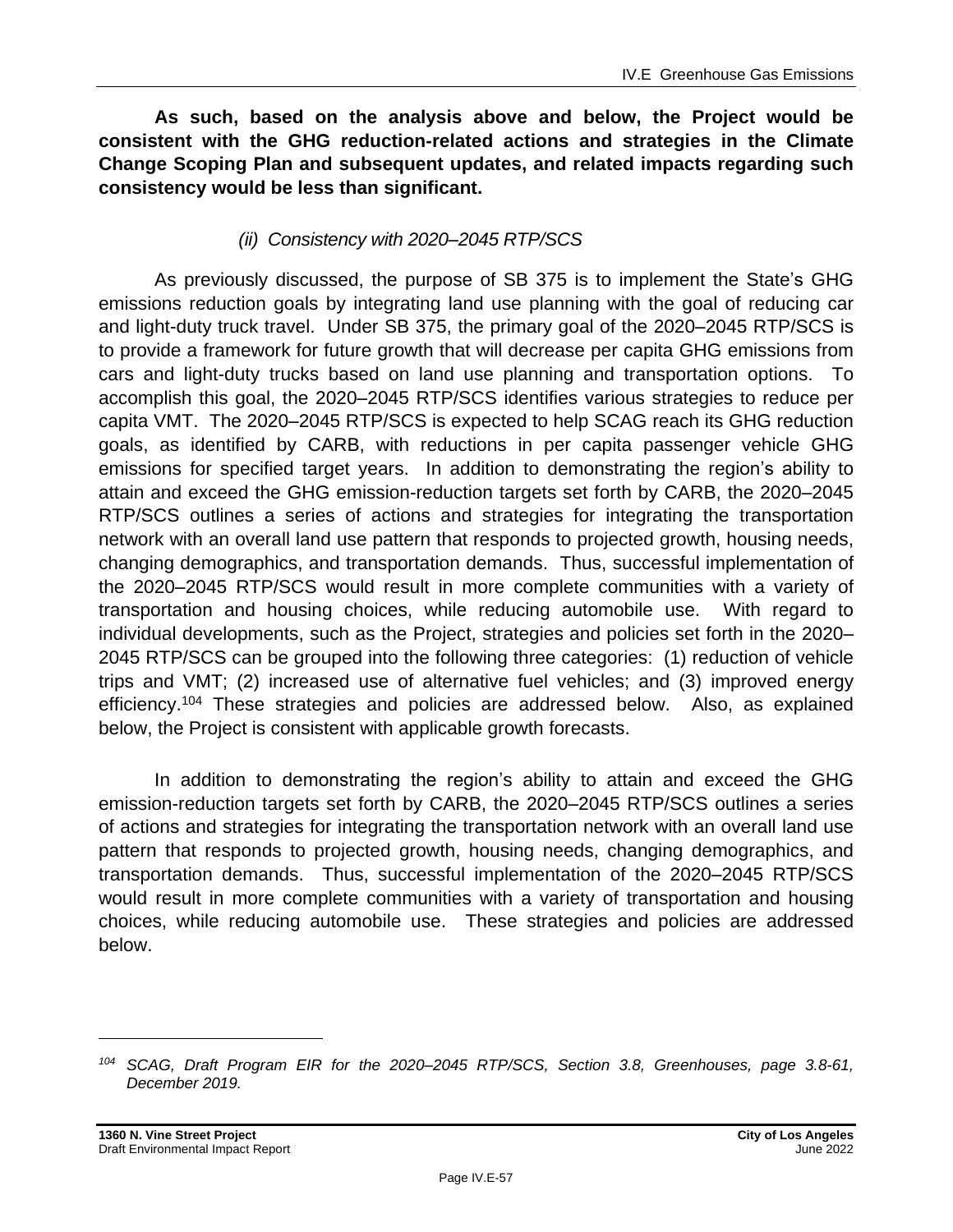**As such, based on the analysis above and below, the Project would be consistent with the GHG reduction-related actions and strategies in the Climate Change Scoping Plan and subsequent updates, and related impacts regarding such consistency would be less than significant.**

*(ii) Consistency with 2020–2045 RTP/SCS*

As previously discussed, the purpose of SB 375 is to implement the State's GHG emissions reduction goals by integrating land use planning with the goal of reducing car and light-duty truck travel. Under SB 375, the primary goal of the 2020–2045 RTP/SCS is to provide a framework for future growth that will decrease per capita GHG emissions from cars and light-duty trucks based on land use planning and transportation options. To accomplish this goal, the 2020–2045 RTP/SCS identifies various strategies to reduce per capita VMT. The 2020–2045 RTP/SCS is expected to help SCAG reach its GHG reduction goals, as identified by CARB, with reductions in per capita passenger vehicle GHG emissions for specified target years. In addition to demonstrating the region's ability to attain and exceed the GHG emission-reduction targets set forth by CARB, the 2020–2045 RTP/SCS outlines a series of actions and strategies for integrating the transportation network with an overall land use pattern that responds to projected growth, housing needs, changing demographics, and transportation demands. Thus, successful implementation of the 2020–2045 RTP/SCS would result in more complete communities with a variety of transportation and housing choices, while reducing automobile use. With regard to individual developments, such as the Project, strategies and policies set forth in the 2020–2045 RTP/SCS can be grouped into the following three categories: (1) reduction of vehicle trips and VMT; (2) increased use of alternative fuel vehicles; and (3) improved energy efficiency.[104] These strategies and policies are addressed below. Also, as explained below, the Project is consistent with applicable growth forecasts.

In addition to demonstrating the region's ability to attain and exceed the GHG emission-reduction targets set forth by CARB, the 2020–2045 RTP/SCS outlines a series of actions and strategies for integrating the transportation network with an overall land use pattern that responds to projected growth, housing needs, changing demographics, and transportation demands. Thus, successful implementation of the 2020–2045 RTP/SCS would result in more complete communities with a variety of transportation and housing choices, while reducing automobile use. These strategies and policies are addressed below.

---

[104] *SCAG, Draft Program EIR for the 2020–2045 RTP/SCS, Section 3.8, Greenhouses, page 3.8-61, December 2019.*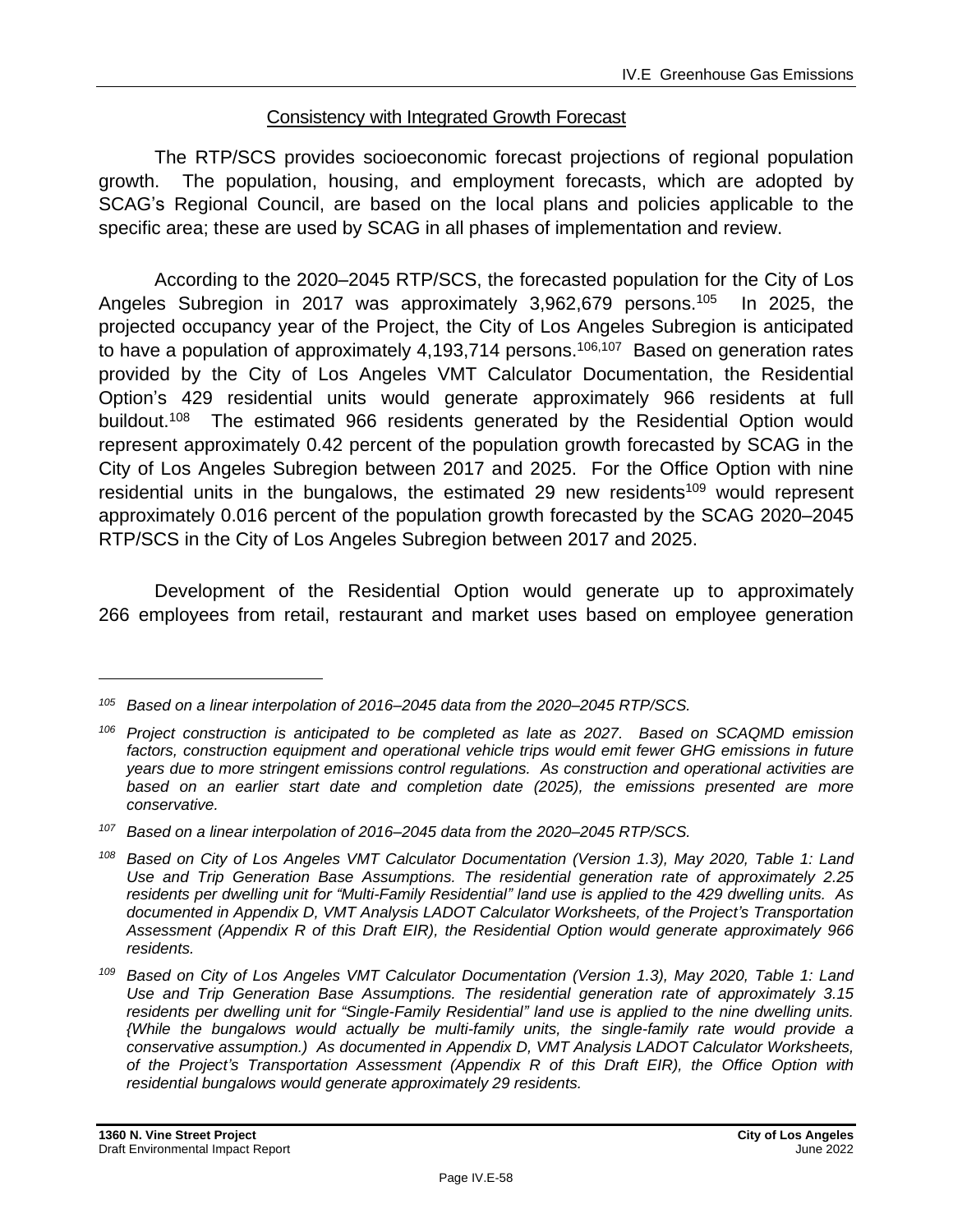## Consistency with Integrated Growth Forecast

The RTP/SCS provides socioeconomic forecast projections of regional population growth. The population, housing, and employment forecasts, which are adopted by SCAG's Regional Council, are based on the local plans and policies applicable to the specific area; these are used by SCAG in all phases of implementation and review.

According to the 2020–2045 RTP/SCS, the forecasted population for the City of Los Angeles Subregion in 2017 was approximately 3,962,679 persons.[105] In 2025, the projected occupancy year of the Project, the City of Los Angeles Subregion is anticipated to have a population of approximately 4,193,714 persons.[106,107] Based on generation rates provided by the City of Los Angeles VMT Calculator Documentation, the Residential Option's 429 residential units would generate approximately 966 residents at full buildout.[108] The estimated 966 residents generated by the Residential Option would represent approximately 0.42 percent of the population growth forecasted by SCAG in the City of Los Angeles Subregion between 2017 and 2025. For the Office Option with nine residential units in the bungalows, the estimated 29 new residents[109] would represent approximately 0.016 percent of the population growth forecasted by the SCAG 2020–2045 RTP/SCS in the City of Los Angeles Subregion between 2017 and 2025.

Development of the Residential Option would generate up to approximately 266 employees from retail, restaurant and market uses based on employee generation

---

[105] *Based on a linear interpolation of 2016–2045 data from the 2020–2045 RTP/SCS.*

[106] *Project construction is anticipated to be completed as late as 2027. Based on SCAQMD emission factors, construction equipment and operational vehicle trips would emit fewer GHG emissions in future years due to more stringent emissions control regulations. As construction and operational activities are based on an earlier start date and completion date (2025), the emissions presented are more conservative.*

[107] *Based on a linear interpolation of 2016–2045 data from the 2020–2045 RTP/SCS.*

[108] *Based on City of Los Angeles VMT Calculator Documentation (Version 1.3), May 2020, Table 1: Land Use and Trip Generation Base Assumptions. The residential generation rate of approximately 2.25 residents per dwelling unit for "Multi-Family Residential" land use is applied to the 429 dwelling units. As documented in Appendix D, VMT Analysis LADOT Calculator Worksheets, of the Project's Transportation Assessment (Appendix R of this Draft EIR), the Residential Option would generate approximately 966 residents.*

[109] *Based on City of Los Angeles VMT Calculator Documentation (Version 1.3), May 2020, Table 1: Land Use and Trip Generation Base Assumptions. The residential generation rate of approximately 3.15 residents per dwelling unit for "Single-Family Residential" land use is applied to the nine dwelling units. {While the bungalows would actually be multi-family units, the single-family rate would provide a conservative assumption.) As documented in Appendix D, VMT Analysis LADOT Calculator Worksheets, of the Project's Transportation Assessment (Appendix R of this Draft EIR), the Office Option with residential bungalows would generate approximately 29 residents.*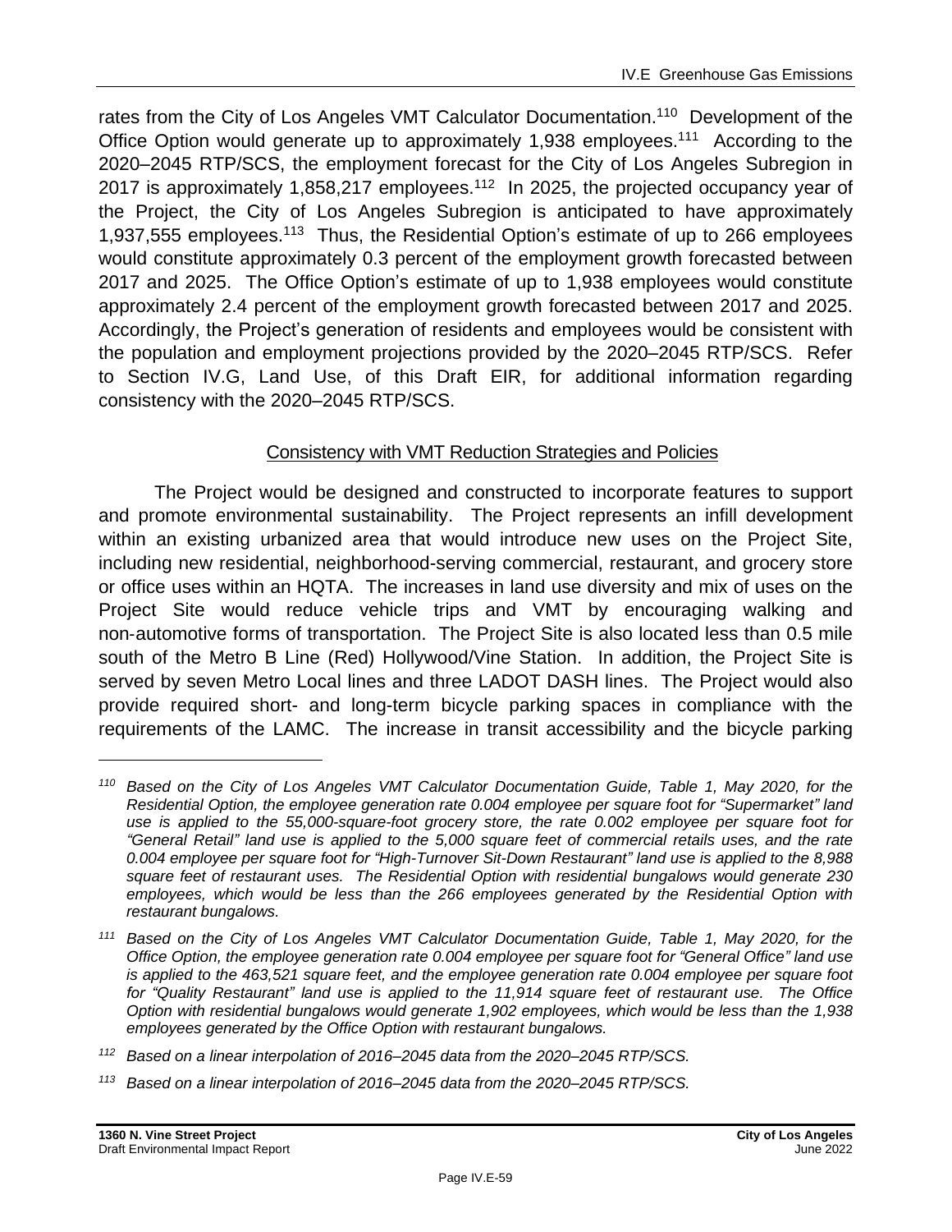rates from the City of Los Angeles VMT Calculator Documentation.[110] Development of the Office Option would generate up to approximately 1,938 employees.[111] According to the 2020–2045 RTP/SCS, the employment forecast for the City of Los Angeles Subregion in 2017 is approximately 1,858,217 employees.[112] In 2025, the projected occupancy year of the Project, the City of Los Angeles Subregion is anticipated to have approximately 1,937,555 employees.[113] Thus, the Residential Option's estimate of up to 266 employees would constitute approximately 0.3 percent of the employment growth forecasted between 2017 and 2025. The Office Option's estimate of up to 1,938 employees would constitute approximately 2.4 percent of the employment growth forecasted between 2017 and 2025. Accordingly, the Project's generation of residents and employees would be consistent with the population and employment projections provided by the 2020–2045 RTP/SCS. Refer to Section IV.G, Land Use, of this Draft EIR, for additional information regarding consistency with the 2020–2045 RTP/SCS.

### Consistency with VMT Reduction Strategies and Policies

The Project would be designed and constructed to incorporate features to support and promote environmental sustainability. The Project represents an infill development within an existing urbanized area that would introduce new uses on the Project Site, including new residential, neighborhood-serving commercial, restaurant, and grocery store or office uses within an HQTA. The increases in land use diversity and mix of uses on the Project Site would reduce vehicle trips and VMT by encouraging walking and non-automotive forms of transportation. The Project Site is also located less than 0.5 mile south of the Metro B Line (Red) Hollywood/Vine Station. In addition, the Project Site is served by seven Metro Local lines and three LADOT DASH lines. The Project would also provide required short- and long-term bicycle parking spaces in compliance with the requirements of the LAMC. The increase in transit accessibility and the bicycle parking

---

*[110] Based on the City of Los Angeles VMT Calculator Documentation Guide, Table 1, May 2020, for the Residential Option, the employee generation rate 0.004 employee per square foot for "Supermarket" land use is applied to the 55,000-square-foot grocery store, the rate 0.002 employee per square foot for "General Retail" land use is applied to the 5,000 square feet of commercial retails uses, and the rate 0.004 employee per square foot for "High-Turnover Sit-Down Restaurant" land use is applied to the 8,988 square feet of restaurant uses. The Residential Option with residential bungalows would generate 230 employees, which would be less than the 266 employees generated by the Residential Option with restaurant bungalows.*

*[111] Based on the City of Los Angeles VMT Calculator Documentation Guide, Table 1, May 2020, for the Office Option, the employee generation rate 0.004 employee per square foot for "General Office" land use is applied to the 463,521 square feet, and the employee generation rate 0.004 employee per square foot for "Quality Restaurant" land use is applied to the 11,914 square feet of restaurant use. The Office Option with residential bungalows would generate 1,902 employees, which would be less than the 1,938 employees generated by the Office Option with restaurant bungalows.*

*[112] Based on a linear interpolation of 2016–2045 data from the 2020–2045 RTP/SCS.*

*[113] Based on a linear interpolation of 2016–2045 data from the 2020–2045 RTP/SCS.*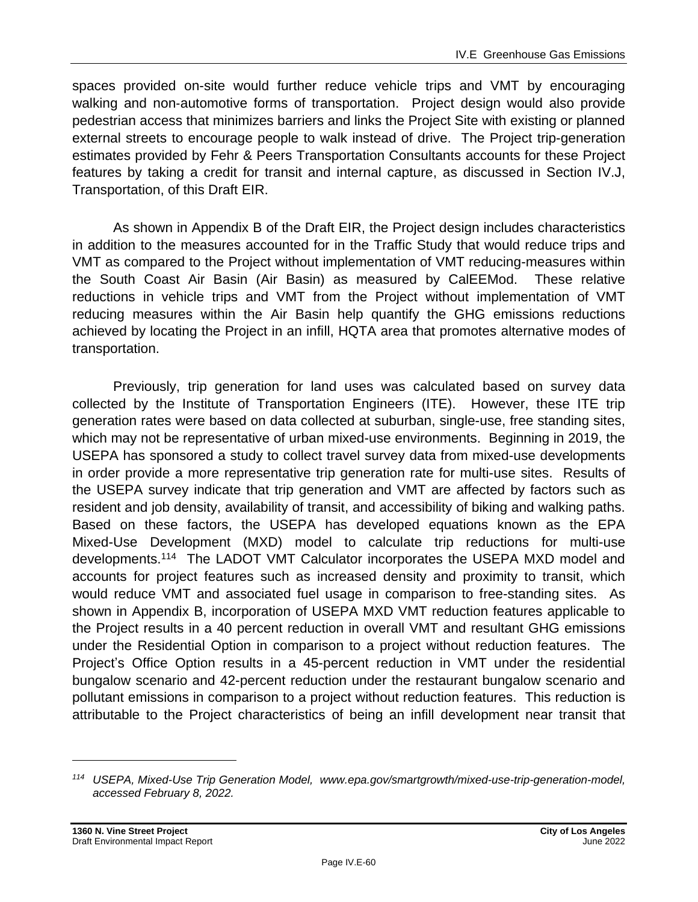spaces provided on-site would further reduce vehicle trips and VMT by encouraging walking and non-automotive forms of transportation. Project design would also provide pedestrian access that minimizes barriers and links the Project Site with existing or planned external streets to encourage people to walk instead of drive. The Project trip-generation estimates provided by Fehr & Peers Transportation Consultants accounts for these Project features by taking a credit for transit and internal capture, as discussed in Section IV.J, Transportation, of this Draft EIR.

As shown in Appendix B of the Draft EIR, the Project design includes characteristics in addition to the measures accounted for in the Traffic Study that would reduce trips and VMT as compared to the Project without implementation of VMT reducing-measures within the South Coast Air Basin (Air Basin) as measured by CalEEMod. These relative reductions in vehicle trips and VMT from the Project without implementation of VMT reducing measures within the Air Basin help quantify the GHG emissions reductions achieved by locating the Project in an infill, HQTA area that promotes alternative modes of transportation.

Previously, trip generation for land uses was calculated based on survey data collected by the Institute of Transportation Engineers (ITE). However, these ITE trip generation rates were based on data collected at suburban, single-use, free standing sites, which may not be representative of urban mixed-use environments. Beginning in 2019, the USEPA has sponsored a study to collect travel survey data from mixed-use developments in order provide a more representative trip generation rate for multi-use sites. Results of the USEPA survey indicate that trip generation and VMT are affected by factors such as resident and job density, availability of transit, and accessibility of biking and walking paths. Based on these factors, the USEPA has developed equations known as the EPA Mixed-Use Development (MXD) model to calculate trip reductions for multi-use developments.[114] The LADOT VMT Calculator incorporates the USEPA MXD model and accounts for project features such as increased density and proximity to transit, which would reduce VMT and associated fuel usage in comparison to free-standing sites. As shown in Appendix B, incorporation of USEPA MXD VMT reduction features applicable to the Project results in a 40 percent reduction in overall VMT and resultant GHG emissions under the Residential Option in comparison to a project without reduction features. The Project's Office Option results in a 45-percent reduction in VMT under the residential bungalow scenario and 42-percent reduction under the restaurant bungalow scenario and pollutant emissions in comparison to a project without reduction features. This reduction is attributable to the Project characteristics of being an infill development near transit that

---

[114] *USEPA, Mixed-Use Trip Generation Model, www.epa.gov/smartgrowth/mixed-use-trip-generation-model, accessed February 8, 2022.*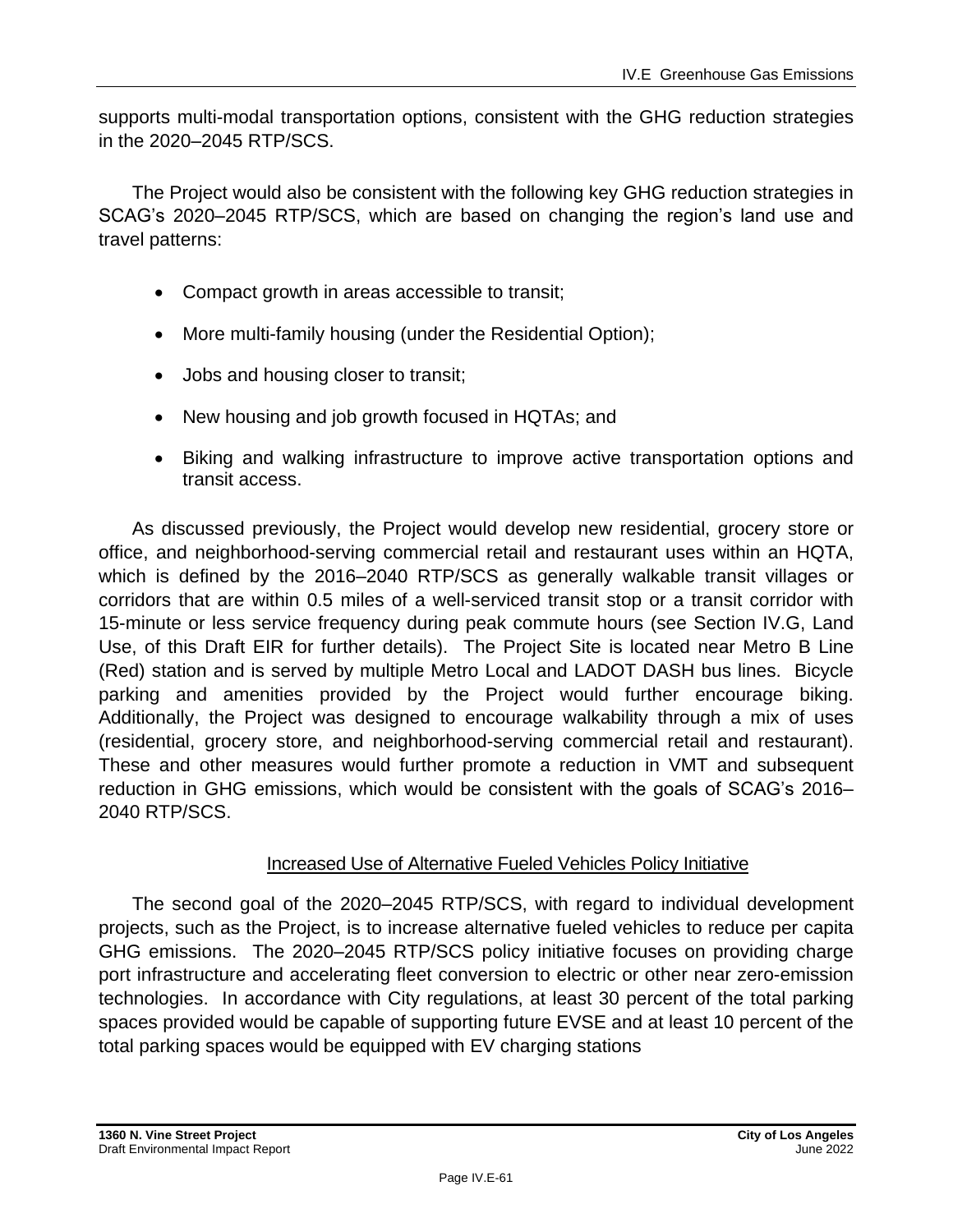supports multi-modal transportation options, consistent with the GHG reduction strategies in the 2020–2045 RTP/SCS.

The Project would also be consistent with the following key GHG reduction strategies in SCAG's 2020–2045 RTP/SCS, which are based on changing the region's land use and travel patterns:

- Compact growth in areas accessible to transit;
- More multi-family housing (under the Residential Option);
- Jobs and housing closer to transit;
- New housing and job growth focused in HQTAs; and
- Biking and walking infrastructure to improve active transportation options and transit access.

As discussed previously, the Project would develop new residential, grocery store or office, and neighborhood-serving commercial retail and restaurant uses within an HQTA, which is defined by the 2016–2040 RTP/SCS as generally walkable transit villages or corridors that are within 0.5 miles of a well-serviced transit stop or a transit corridor with 15-minute or less service frequency during peak commute hours (see Section IV.G, Land Use, of this Draft EIR for further details). The Project Site is located near Metro B Line (Red) station and is served by multiple Metro Local and LADOT DASH bus lines. Bicycle parking and amenities provided by the Project would further encourage biking. Additionally, the Project was designed to encourage walkability through a mix of uses (residential, grocery store, and neighborhood-serving commercial retail and restaurant). These and other measures would further promote a reduction in VMT and subsequent reduction in GHG emissions, which would be consistent with the goals of SCAG's 2016–2040 RTP/SCS.

<u>Increased Use of Alternative Fueled Vehicles Policy Initiative</u>

The second goal of the 2020–2045 RTP/SCS, with regard to individual development projects, such as the Project, is to increase alternative fueled vehicles to reduce per capita GHG emissions. The 2020–2045 RTP/SCS policy initiative focuses on providing charge port infrastructure and accelerating fleet conversion to electric or other near zero-emission technologies. In accordance with City regulations, at least 30 percent of the total parking spaces provided would be capable of supporting future EVSE and at least 10 percent of the total parking spaces would be equipped with EV charging stations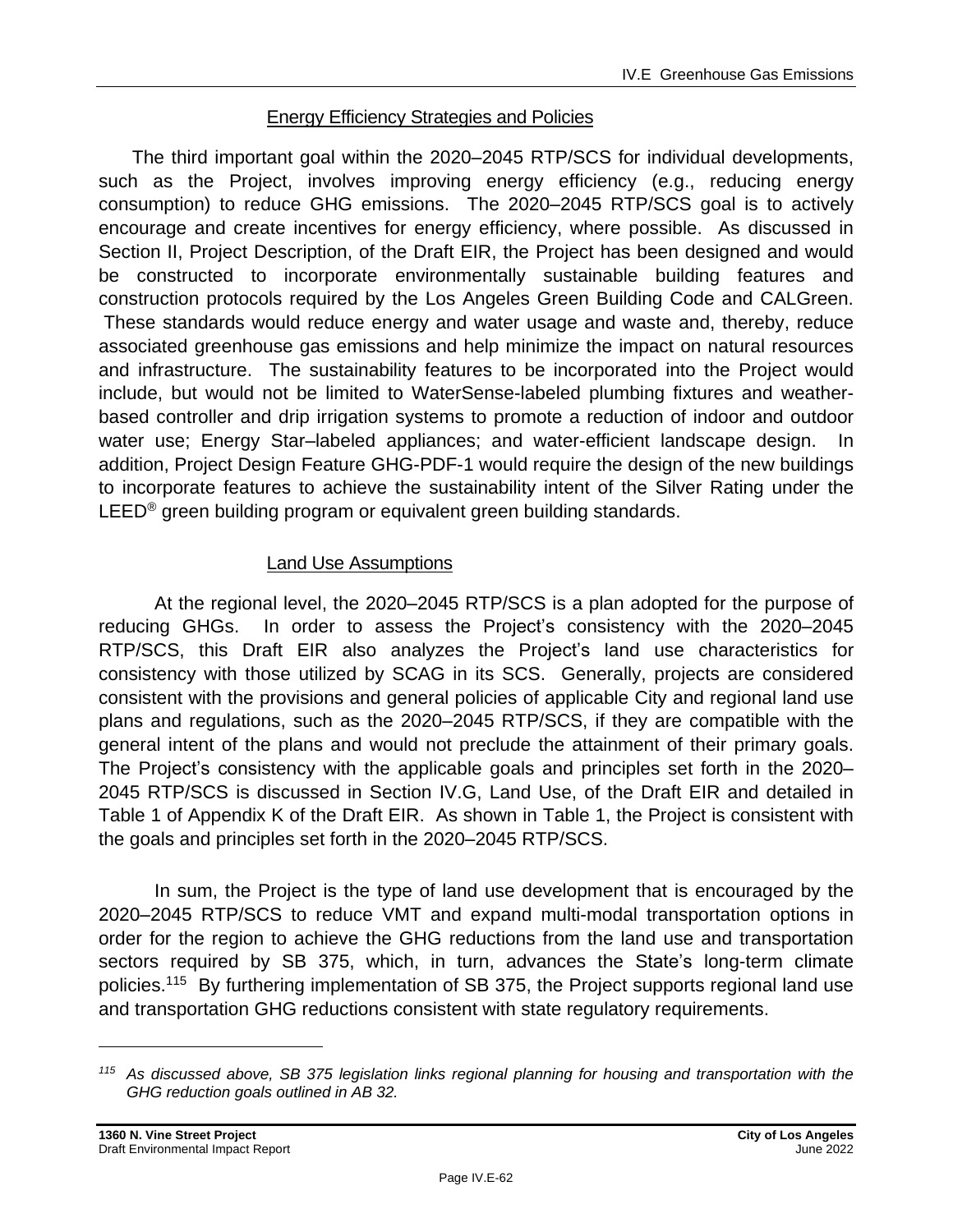### Energy Efficiency Strategies and Policies

The third important goal within the 2020–2045 RTP/SCS for individual developments, such as the Project, involves improving energy efficiency (e.g., reducing energy consumption) to reduce GHG emissions. The 2020–2045 RTP/SCS goal is to actively encourage and create incentives for energy efficiency, where possible. As discussed in Section II, Project Description, of the Draft EIR, the Project has been designed and would be constructed to incorporate environmentally sustainable building features and construction protocols required by the Los Angeles Green Building Code and CALGreen. These standards would reduce energy and water usage and waste and, thereby, reduce associated greenhouse gas emissions and help minimize the impact on natural resources and infrastructure. The sustainability features to be incorporated into the Project would include, but would not be limited to WaterSense-labeled plumbing fixtures and weather-based controller and drip irrigation systems to promote a reduction of indoor and outdoor water use; Energy Star–labeled appliances; and water-efficient landscape design. In addition, Project Design Feature GHG-PDF-1 would require the design of the new buildings to incorporate features to achieve the sustainability intent of the Silver Rating under the LEED® green building program or equivalent green building standards.

### Land Use Assumptions

At the regional level, the 2020–2045 RTP/SCS is a plan adopted for the purpose of reducing GHGs. In order to assess the Project's consistency with the 2020–2045 RTP/SCS, this Draft EIR also analyzes the Project's land use characteristics for consistency with those utilized by SCAG in its SCS. Generally, projects are considered consistent with the provisions and general policies of applicable City and regional land use plans and regulations, such as the 2020–2045 RTP/SCS, if they are compatible with the general intent of the plans and would not preclude the attainment of their primary goals. The Project's consistency with the applicable goals and principles set forth in the 2020–2045 RTP/SCS is discussed in Section IV.G, Land Use, of the Draft EIR and detailed in Table 1 of Appendix K of the Draft EIR. As shown in Table 1, the Project is consistent with the goals and principles set forth in the 2020–2045 RTP/SCS.

In sum, the Project is the type of land use development that is encouraged by the 2020–2045 RTP/SCS to reduce VMT and expand multi-modal transportation options in order for the region to achieve the GHG reductions from the land use and transportation sectors required by SB 375, which, in turn, advances the State's long-term climate policies.[115] By furthering implementation of SB 375, the Project supports regional land use and transportation GHG reductions consistent with state regulatory requirements.

---

[115] *As discussed above, SB 375 legislation links regional planning for housing and transportation with the GHG reduction goals outlined in AB 32.*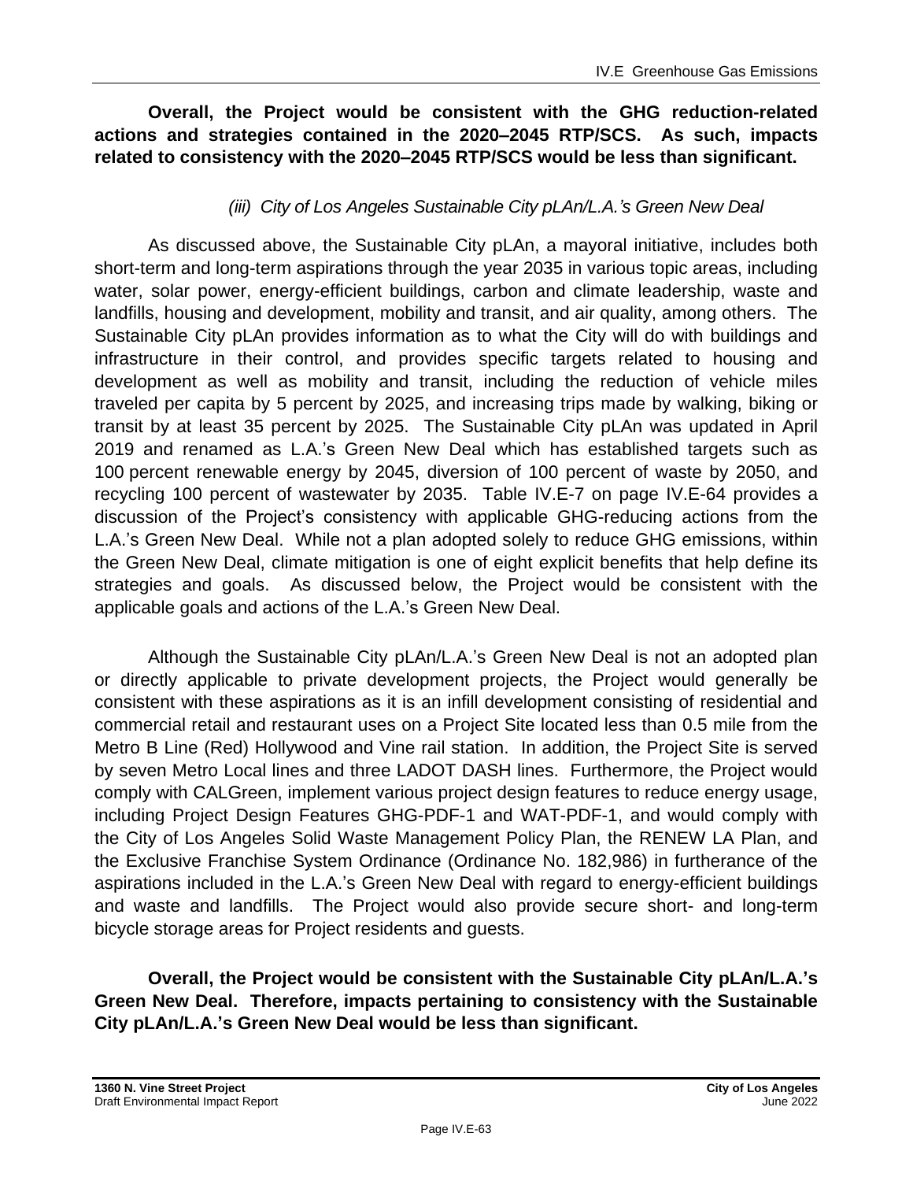**Overall, the Project would be consistent with the GHG reduction-related actions and strategies contained in the 2020–2045 RTP/SCS. As such, impacts related to consistency with the 2020–2045 RTP/SCS would be less than significant.**

*(iii) City of Los Angeles Sustainable City pLAn/L.A.'s Green New Deal*

As discussed above, the Sustainable City pLAn, a mayoral initiative, includes both short-term and long-term aspirations through the year 2035 in various topic areas, including water, solar power, energy-efficient buildings, carbon and climate leadership, waste and landfills, housing and development, mobility and transit, and air quality, among others. The Sustainable City pLAn provides information as to what the City will do with buildings and infrastructure in their control, and provides specific targets related to housing and development as well as mobility and transit, including the reduction of vehicle miles traveled per capita by 5 percent by 2025, and increasing trips made by walking, biking or transit by at least 35 percent by 2025. The Sustainable City pLAn was updated in April 2019 and renamed as L.A.'s Green New Deal which has established targets such as 100 percent renewable energy by 2045, diversion of 100 percent of waste by 2050, and recycling 100 percent of wastewater by 2035. Table IV.E-7 on page IV.E-64 provides a discussion of the Project's consistency with applicable GHG-reducing actions from the L.A.'s Green New Deal. While not a plan adopted solely to reduce GHG emissions, within the Green New Deal, climate mitigation is one of eight explicit benefits that help define its strategies and goals. As discussed below, the Project would be consistent with the applicable goals and actions of the L.A.'s Green New Deal.

Although the Sustainable City pLAn/L.A.'s Green New Deal is not an adopted plan or directly applicable to private development projects, the Project would generally be consistent with these aspirations as it is an infill development consisting of residential and commercial retail and restaurant uses on a Project Site located less than 0.5 mile from the Metro B Line (Red) Hollywood and Vine rail station. In addition, the Project Site is served by seven Metro Local lines and three LADOT DASH lines. Furthermore, the Project would comply with CALGreen, implement various project design features to reduce energy usage, including Project Design Features GHG-PDF-1 and WAT-PDF-1, and would comply with the City of Los Angeles Solid Waste Management Policy Plan, the RENEW LA Plan, and the Exclusive Franchise System Ordinance (Ordinance No. 182,986) in furtherance of the aspirations included in the L.A.'s Green New Deal with regard to energy-efficient buildings and waste and landfills. The Project would also provide secure short- and long-term bicycle storage areas for Project residents and guests.

**Overall, the Project would be consistent with the Sustainable City pLAn/L.A.'s Green New Deal. Therefore, impacts pertaining to consistency with the Sustainable City pLAn/L.A.'s Green New Deal would be less than significant.**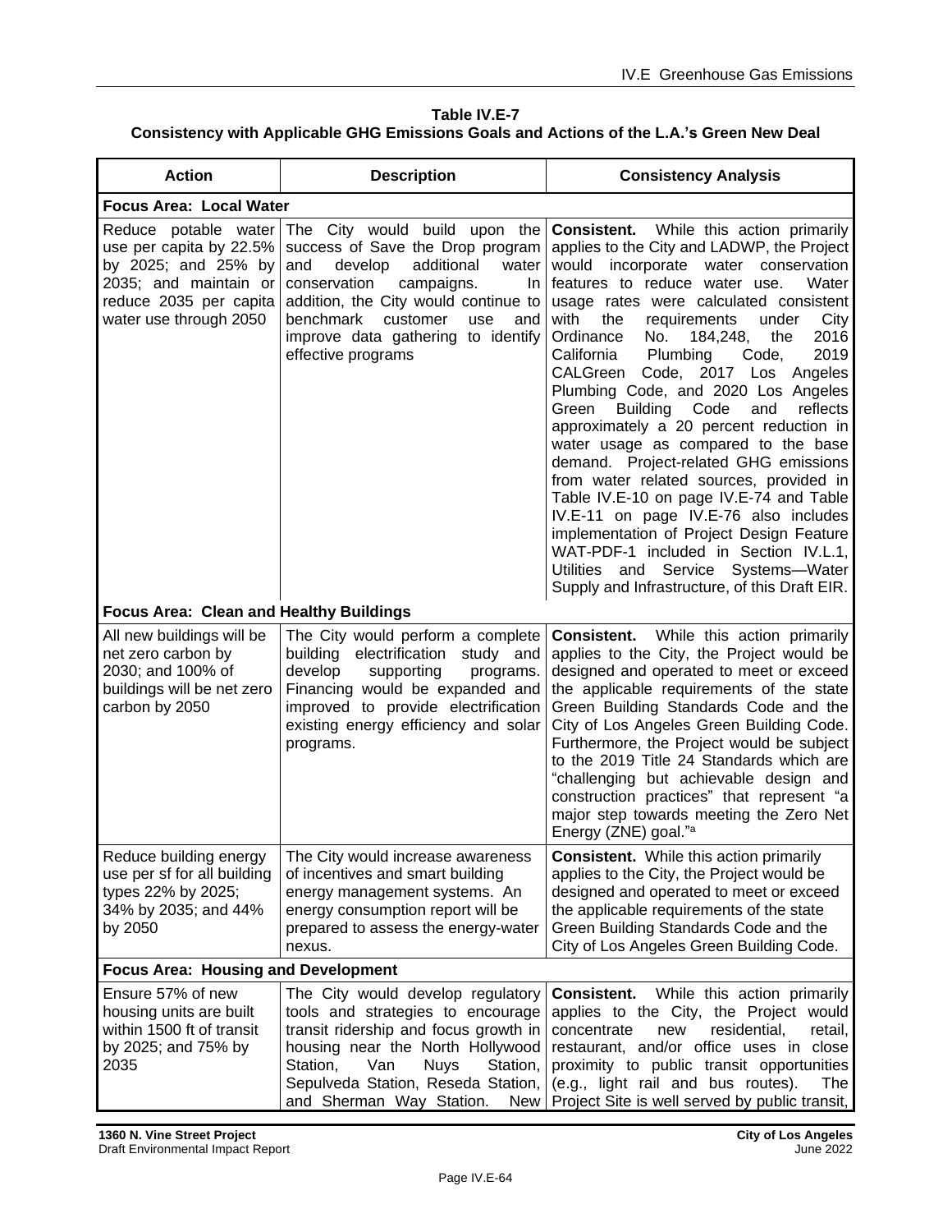**Table IV.E-7**
**Consistency with Applicable GHG Emissions Goals and Actions of the L.A.'s Green New Deal**

| Action | Description | Consistency Analysis |
|---|---|---|
| **Focus Area: Local Water** | | |
| Reduce potable water use per capita by 22.5% by 2025; and 25% by 2035; and maintain or reduce 2035 per capita water use through 2050 | The City would build upon the success of Save the Drop program and develop additional water conservation campaigns. In addition, the City would continue to benchmark customer use and improve data gathering to identify effective programs | **Consistent.** While this action primarily applies to the City and LADWP, the Project would incorporate water conservation features to reduce water use. Water usage rates were calculated consistent with the requirements under City Ordinance No. 184,248, the 2016 California Plumbing Code, 2019 CALGreen Code, 2017 Los Angeles Plumbing Code, and 2020 Los Angeles Green Building Code and reflects approximately a 20 percent reduction in water usage as compared to the base demand. Project-related GHG emissions from water related sources, provided in Table IV.E-10 on page IV.E-74 and Table IV.E-11 on page IV.E-76 also includes implementation of Project Design Feature WAT-PDF-1 included in Section IV.L.1, Utilities and Service Systems—Water Supply and Infrastructure, of this Draft EIR. |
| **Focus Area: Clean and Healthy Buildings** | | |
| All new buildings will be net zero carbon by 2030; and 100% of buildings will be net zero carbon by 2050 | The City would perform a complete building electrification study and develop supporting programs. Financing would be expanded and improved to provide electrification existing energy efficiency and solar programs. | **Consistent.** While this action primarily applies to the City, the Project would be designed and operated to meet or exceed the applicable requirements of the state Green Building Standards Code and the City of Los Angeles Green Building Code. Furthermore, the Project would be subject to the 2019 Title 24 Standards which are "challenging but achievable design and construction practices" that represent "a major step towards meeting the Zero Net Energy (ZNE) goal."[a] |
| Reduce building energy use per sf for all building types 22% by 2025; 34% by 2035; and 44% by 2050 | The City would increase awareness of incentives and smart building energy management systems. An energy consumption report will be prepared to assess the energy-water nexus. | **Consistent.** While this action primarily applies to the City, the Project would be designed and operated to meet or exceed the applicable requirements of the state Green Building Standards Code and the City of Los Angeles Green Building Code. |
| **Focus Area: Housing and Development** | | |
| Ensure 57% of new housing units are built within 1500 ft of transit by 2025; and 75% by 2035 | The City would develop regulatory tools and strategies to encourage transit ridership and focus growth in housing near the North Hollywood Station, Van Nuys Station, Sepulveda Station, Reseda Station, and Sherman Way Station. New | **Consistent.** While this action primarily applies to the City, the Project would concentrate new residential, retail, restaurant, and/or office uses in close proximity to public transit opportunities (e.g., light rail and bus routes). The Project Site is well served by public transit, |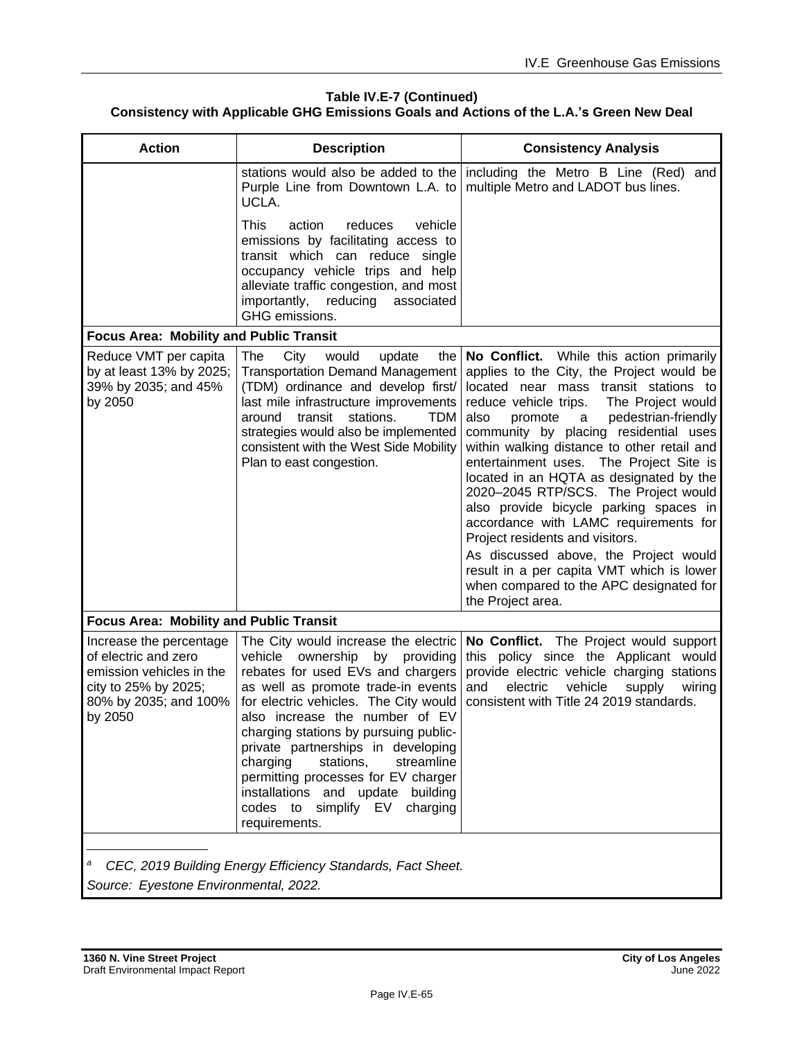**Table IV.E-7 (Continued)**
**Consistency with Applicable GHG Emissions Goals and Actions of the L.A.'s Green New Deal**

| Action | Description | Consistency Analysis |
|---|---|---|
| | stations would also be added to the Purple Line from Downtown L.A. to UCLA.<br><br>This action reduces vehicle emissions by facilitating access to transit which can reduce single occupancy vehicle trips and help alleviate traffic congestion, and most importantly, reducing associated GHG emissions. | including the Metro B Line (Red) and multiple Metro and LADOT bus lines. |
| **Focus Area: Mobility and Public Transit** | | |
| Reduce VMT per capita by at least 13% by 2025; 39% by 2035; and 45% by 2050 | The City would update the Transportation Demand Management (TDM) ordinance and develop first/last mile infrastructure improvements around transit stations. TDM strategies would also be implemented consistent with the West Side Mobility Plan to east congestion. | **No Conflict.** While this action primarily applies to the City, the Project would be located near mass transit stations to reduce vehicle trips. The Project would also promote a pedestrian-friendly community by placing residential uses within walking distance to other retail and entertainment uses. The Project Site is located in an HQTA as designated by the 2020–2045 RTP/SCS. The Project would also provide bicycle parking spaces in accordance with LAMC requirements for Project residents and visitors.<br><br>As discussed above, the Project would result in a per capita VMT which is lower when compared to the APC designated for the Project area. |
| **Focus Area: Mobility and Public Transit** | | |
| Increase the percentage of electric and zero emission vehicles in the city to 25% by 2025; 80% by 2035; and 100% by 2050 | The City would increase the electric vehicle ownership by providing rebates for used EVs and chargers as well as promote trade-in events for electric vehicles. The City would also increase the number of EV charging stations by pursuing public-private partnerships in developing charging stations, streamline permitting processes for EV charger installations and update building codes to simplify EV charging requirements. | **No Conflict.** The Project would support this policy since the Applicant would provide electric vehicle charging stations and electric vehicle supply wiring consistent with Title 24 2019 standards. |

[a] *CEC, 2019 Building Energy Efficiency Standards, Fact Sheet.*

*Source: Eyestone Environmental, 2022.*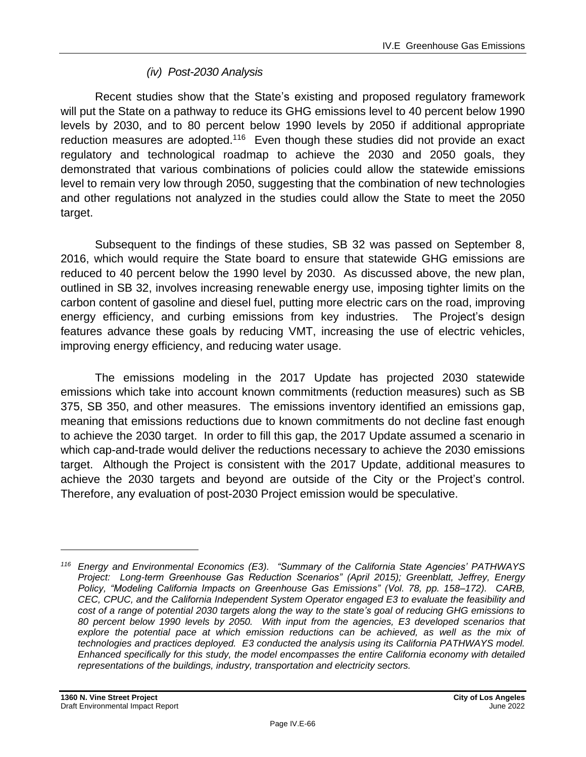#### *(iv) Post-2030 Analysis*

Recent studies show that the State's existing and proposed regulatory framework will put the State on a pathway to reduce its GHG emissions level to 40 percent below 1990 levels by 2030, and to 80 percent below 1990 levels by 2050 if additional appropriate reduction measures are adopted.[116] Even though these studies did not provide an exact regulatory and technological roadmap to achieve the 2030 and 2050 goals, they demonstrated that various combinations of policies could allow the statewide emissions level to remain very low through 2050, suggesting that the combination of new technologies and other regulations not analyzed in the studies could allow the State to meet the 2050 target.

Subsequent to the findings of these studies, SB 32 was passed on September 8, 2016, which would require the State board to ensure that statewide GHG emissions are reduced to 40 percent below the 1990 level by 2030. As discussed above, the new plan, outlined in SB 32, involves increasing renewable energy use, imposing tighter limits on the carbon content of gasoline and diesel fuel, putting more electric cars on the road, improving energy efficiency, and curbing emissions from key industries. The Project's design features advance these goals by reducing VMT, increasing the use of electric vehicles, improving energy efficiency, and reducing water usage.

The emissions modeling in the 2017 Update has projected 2030 statewide emissions which take into account known commitments (reduction measures) such as SB 375, SB 350, and other measures. The emissions inventory identified an emissions gap, meaning that emissions reductions due to known commitments do not decline fast enough to achieve the 2030 target. In order to fill this gap, the 2017 Update assumed a scenario in which cap-and-trade would deliver the reductions necessary to achieve the 2030 emissions target. Although the Project is consistent with the 2017 Update, additional measures to achieve the 2030 targets and beyond are outside of the City or the Project's control. Therefore, any evaluation of post-2030 Project emission would be speculative.

---

[116] *Energy and Environmental Economics (E3). "Summary of the California State Agencies' PATHWAYS Project: Long-term Greenhouse Gas Reduction Scenarios" (April 2015); Greenblatt, Jeffrey, Energy Policy, "Modeling California Impacts on Greenhouse Gas Emissions" (Vol. 78, pp. 158–172). CARB, CEC, CPUC, and the California Independent System Operator engaged E3 to evaluate the feasibility and cost of a range of potential 2030 targets along the way to the state's goal of reducing GHG emissions to 80 percent below 1990 levels by 2050. With input from the agencies, E3 developed scenarios that explore the potential pace at which emission reductions can be achieved, as well as the mix of technologies and practices deployed. E3 conducted the analysis using its California PATHWAYS model. Enhanced specifically for this study, the model encompasses the entire California economy with detailed representations of the buildings, industry, transportation and electricity sectors.*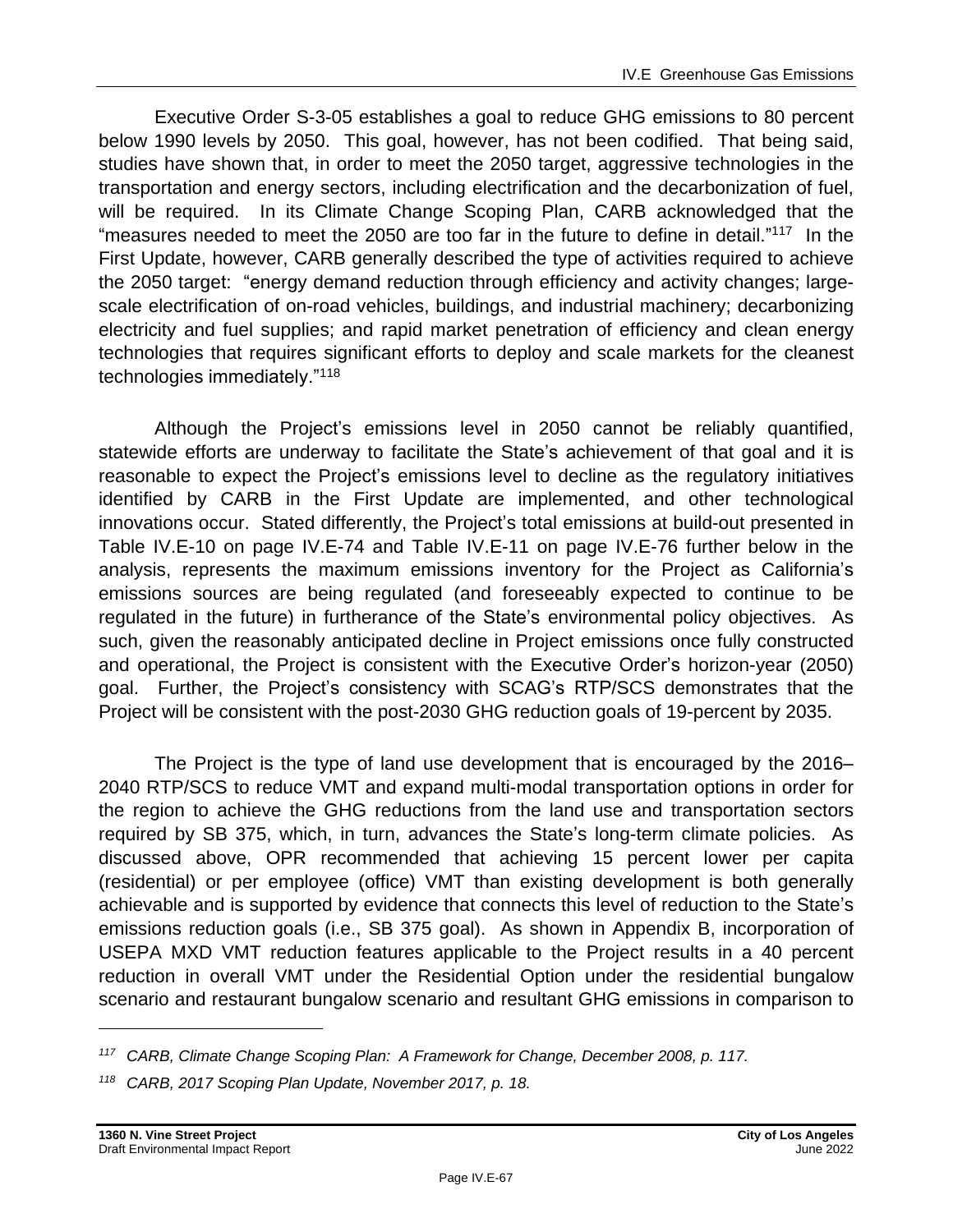Executive Order S-3-05 establishes a goal to reduce GHG emissions to 80 percent below 1990 levels by 2050. This goal, however, has not been codified. That being said, studies have shown that, in order to meet the 2050 target, aggressive technologies in the transportation and energy sectors, including electrification and the decarbonization of fuel, will be required. In its Climate Change Scoping Plan, CARB acknowledged that the "measures needed to meet the 2050 are too far in the future to define in detail."[117] In the First Update, however, CARB generally described the type of activities required to achieve the 2050 target: "energy demand reduction through efficiency and activity changes; large-scale electrification of on-road vehicles, buildings, and industrial machinery; decarbonizing electricity and fuel supplies; and rapid market penetration of efficiency and clean energy technologies that requires significant efforts to deploy and scale markets for the cleanest technologies immediately."[118]

Although the Project's emissions level in 2050 cannot be reliably quantified, statewide efforts are underway to facilitate the State's achievement of that goal and it is reasonable to expect the Project's emissions level to decline as the regulatory initiatives identified by CARB in the First Update are implemented, and other technological innovations occur. Stated differently, the Project's total emissions at build-out presented in Table IV.E-10 on page IV.E-74 and Table IV.E-11 on page IV.E-76 further below in the analysis, represents the maximum emissions inventory for the Project as California's emissions sources are being regulated (and foreseeably expected to continue to be regulated in the future) in furtherance of the State's environmental policy objectives. As such, given the reasonably anticipated decline in Project emissions once fully constructed and operational, the Project is consistent with the Executive Order's horizon-year (2050) goal. Further, the Project's consistency with SCAG's RTP/SCS demonstrates that the Project will be consistent with the post-2030 GHG reduction goals of 19-percent by 2035.

The Project is the type of land use development that is encouraged by the 2016–2040 RTP/SCS to reduce VMT and expand multi-modal transportation options in order for the region to achieve the GHG reductions from the land use and transportation sectors required by SB 375, which, in turn, advances the State's long-term climate policies. As discussed above, OPR recommended that achieving 15 percent lower per capita (residential) or per employee (office) VMT than existing development is both generally achievable and is supported by evidence that connects this level of reduction to the State's emissions reduction goals (i.e., SB 375 goal). As shown in Appendix B, incorporation of USEPA MXD VMT reduction features applicable to the Project results in a 40 percent reduction in overall VMT under the Residential Option under the residential bungalow scenario and restaurant bungalow scenario and resultant GHG emissions in comparison to

---

[117] *CARB, Climate Change Scoping Plan: A Framework for Change, December 2008, p. 117.*

[118] *CARB, 2017 Scoping Plan Update, November 2017, p. 18.*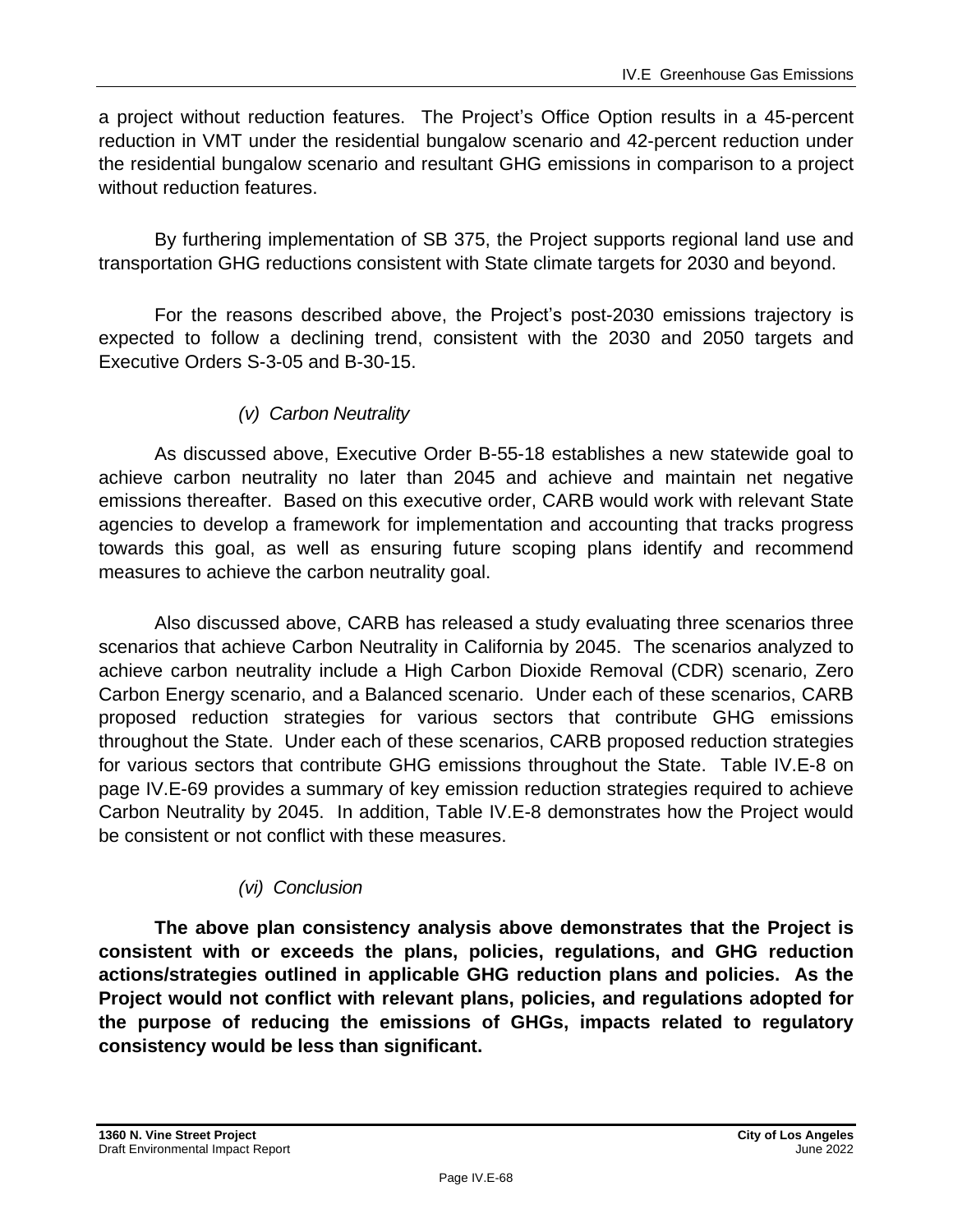a project without reduction features. The Project's Office Option results in a 45-percent reduction in VMT under the residential bungalow scenario and 42-percent reduction under the residential bungalow scenario and resultant GHG emissions in comparison to a project without reduction features.

By furthering implementation of SB 375, the Project supports regional land use and transportation GHG reductions consistent with State climate targets for 2030 and beyond.

For the reasons described above, the Project's post-2030 emissions trajectory is expected to follow a declining trend, consistent with the 2030 and 2050 targets and Executive Orders S-3-05 and B-30-15.

*(v) Carbon Neutrality*

As discussed above, Executive Order B-55-18 establishes a new statewide goal to achieve carbon neutrality no later than 2045 and achieve and maintain net negative emissions thereafter. Based on this executive order, CARB would work with relevant State agencies to develop a framework for implementation and accounting that tracks progress towards this goal, as well as ensuring future scoping plans identify and recommend measures to achieve the carbon neutrality goal.

Also discussed above, CARB has released a study evaluating three scenarios three scenarios that achieve Carbon Neutrality in California by 2045. The scenarios analyzed to achieve carbon neutrality include a High Carbon Dioxide Removal (CDR) scenario, Zero Carbon Energy scenario, and a Balanced scenario. Under each of these scenarios, CARB proposed reduction strategies for various sectors that contribute GHG emissions throughout the State. Under each of these scenarios, CARB proposed reduction strategies for various sectors that contribute GHG emissions throughout the State. Table IV.E-8 on page IV.E-69 provides a summary of key emission reduction strategies required to achieve Carbon Neutrality by 2045. In addition, Table IV.E-8 demonstrates how the Project would be consistent or not conflict with these measures.

*(vi) Conclusion*

**The above plan consistency analysis above demonstrates that the Project is consistent with or exceeds the plans, policies, regulations, and GHG reduction actions/strategies outlined in applicable GHG reduction plans and policies. As the Project would not conflict with relevant plans, policies, and regulations adopted for the purpose of reducing the emissions of GHGs, impacts related to regulatory consistency would be less than significant.**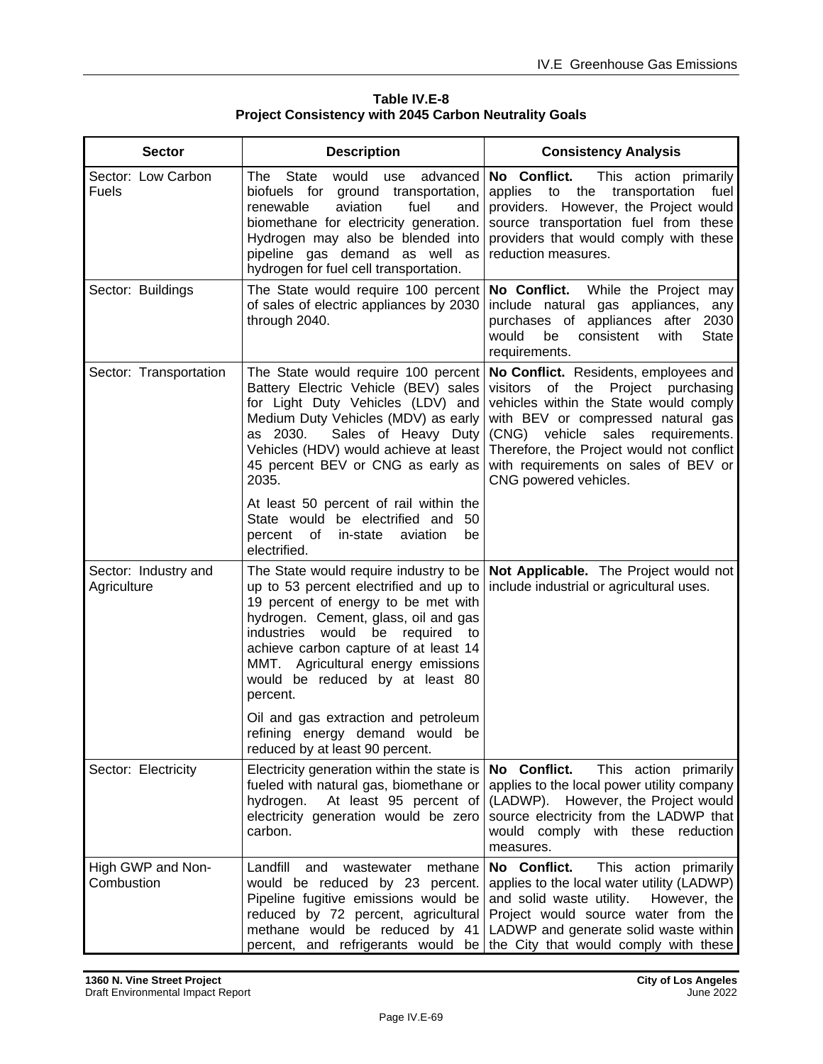**Table IV.E-8**
**Project Consistency with 2045 Carbon Neutrality Goals**

| Sector | Description | Consistency Analysis |
|---|---|---|
| Sector: Low Carbon Fuels | The State would use advanced biofuels for ground transportation, renewable aviation fuel and biomethane for electricity generation. Hydrogen may also be blended into pipeline gas demand as well as hydrogen for fuel cell transportation. | **No Conflict.** This action primarily applies to the transportation fuel providers. However, the Project would source transportation fuel from these providers that would comply with these reduction measures. |
| Sector: Buildings | The State would require 100 percent of sales of electric appliances by 2030 through 2040. | **No Conflict.** While the Project may include natural gas appliances, any purchases of appliances after 2030 would be consistent with State requirements. |
| Sector: Transportation | The State would require 100 percent Battery Electric Vehicle (BEV) sales for Light Duty Vehicles (LDV) and Medium Duty Vehicles (MDV) as early as 2030. Sales of Heavy Duty Vehicles (HDV) would achieve at least 45 percent BEV or CNG as early as 2035.<br><br>At least 50 percent of rail within the State would be electrified and 50 percent of in-state aviation be electrified. | **No Conflict.** Residents, employees and visitors of the Project purchasing vehicles within the State would comply with BEV or compressed natural gas (CNG) vehicle sales requirements. Therefore, the Project would not conflict with requirements on sales of BEV or CNG powered vehicles. |
| Sector: Industry and Agriculture | The State would require industry to be up to 53 percent electrified and up to 19 percent of energy to be met with hydrogen. Cement, glass, oil and gas industries would be required to achieve carbon capture of at least 14 MMT. Agricultural energy emissions would be reduced by at least 80 percent.<br><br>Oil and gas extraction and petroleum refining energy demand would be reduced by at least 90 percent. | **Not Applicable.** The Project would not include industrial or agricultural uses. |
| Sector: Electricity | Electricity generation within the state is fueled with natural gas, biomethane or hydrogen. At least 95 percent of electricity generation would be zero carbon. | **No Conflict.** This action primarily applies to the local power utility company (LADWP). However, the Project would source electricity from the LADWP that would comply with these reduction measures. |
| High GWP and Non-Combustion | Landfill and wastewater methane would be reduced by 23 percent. Pipeline fugitive emissions would be reduced by 72 percent, agricultural methane would be reduced by 41 percent, and refrigerants would be | **No Conflict.** This action primarily applies to the local water utility (LADWP) and solid waste utility. However, the Project would source water from the LADWP and generate solid waste within the City that would comply with these |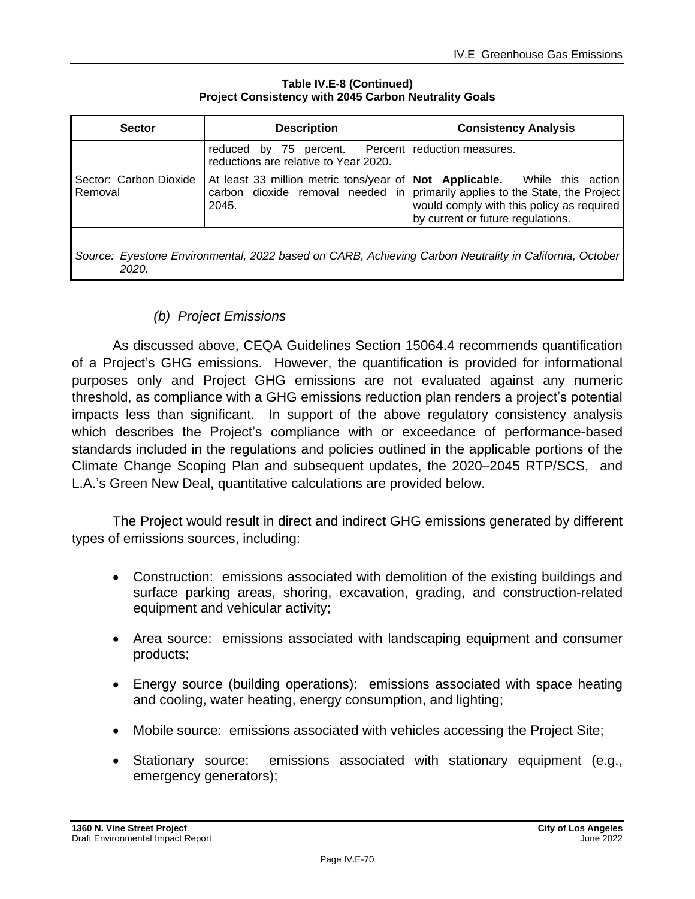**Table IV.E-8 (Continued)**
**Project Consistency with 2045 Carbon Neutrality Goals**

| Sector | Description | Consistency Analysis |
|---|---|---|
| | reduced by 75 percent. Percent reductions are relative to Year 2020. | reduction measures. |
| Sector: Carbon Dioxide Removal | At least 33 million metric tons/year of carbon dioxide removal needed in 2045. | **Not Applicable.** While this action primarily applies to the State, the Project would comply with this policy as required by current or future regulations. |

*Source: Eyestone Environmental, 2022 based on CARB, Achieving Carbon Neutrality in California, October 2020.*

*(b) Project Emissions*

As discussed above, CEQA Guidelines Section 15064.4 recommends quantification of a Project's GHG emissions. However, the quantification is provided for informational purposes only and Project GHG emissions are not evaluated against any numeric threshold, as compliance with a GHG emissions reduction plan renders a project's potential impacts less than significant. In support of the above regulatory consistency analysis which describes the Project's compliance with or exceedance of performance-based standards included in the regulations and policies outlined in the applicable portions of the Climate Change Scoping Plan and subsequent updates, the 2020–2045 RTP/SCS, and L.A.'s Green New Deal, quantitative calculations are provided below.

The Project would result in direct and indirect GHG emissions generated by different types of emissions sources, including:

- Construction: emissions associated with demolition of the existing buildings and surface parking areas, shoring, excavation, grading, and construction-related equipment and vehicular activity;
- Area source: emissions associated with landscaping equipment and consumer products;
- Energy source (building operations): emissions associated with space heating and cooling, water heating, energy consumption, and lighting;
- Mobile source: emissions associated with vehicles accessing the Project Site;
- Stationary source: emissions associated with stationary equipment (e.g., emergency generators);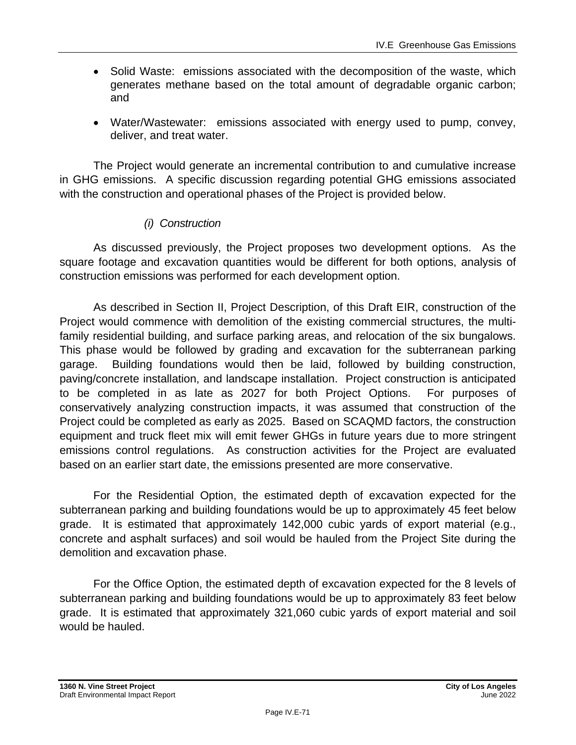- Solid Waste: emissions associated with the decomposition of the waste, which generates methane based on the total amount of degradable organic carbon; and
- Water/Wastewater: emissions associated with energy used to pump, convey, deliver, and treat water.

The Project would generate an incremental contribution to and cumulative increase in GHG emissions. A specific discussion regarding potential GHG emissions associated with the construction and operational phases of the Project is provided below.

*(i) Construction*

As discussed previously, the Project proposes two development options. As the square footage and excavation quantities would be different for both options, analysis of construction emissions was performed for each development option.

As described in Section II, Project Description, of this Draft EIR, construction of the Project would commence with demolition of the existing commercial structures, the multi-family residential building, and surface parking areas, and relocation of the six bungalows. This phase would be followed by grading and excavation for the subterranean parking garage. Building foundations would then be laid, followed by building construction, paving/concrete installation, and landscape installation. Project construction is anticipated to be completed in as late as 2027 for both Project Options. For purposes of conservatively analyzing construction impacts, it was assumed that construction of the Project could be completed as early as 2025. Based on SCAQMD factors, the construction equipment and truck fleet mix will emit fewer GHGs in future years due to more stringent emissions control regulations. As construction activities for the Project are evaluated based on an earlier start date, the emissions presented are more conservative.

For the Residential Option, the estimated depth of excavation expected for the subterranean parking and building foundations would be up to approximately 45 feet below grade. It is estimated that approximately 142,000 cubic yards of export material (e.g., concrete and asphalt surfaces) and soil would be hauled from the Project Site during the demolition and excavation phase.

For the Office Option, the estimated depth of excavation expected for the 8 levels of subterranean parking and building foundations would be up to approximately 83 feet below grade. It is estimated that approximately 321,060 cubic yards of export material and soil would be hauled.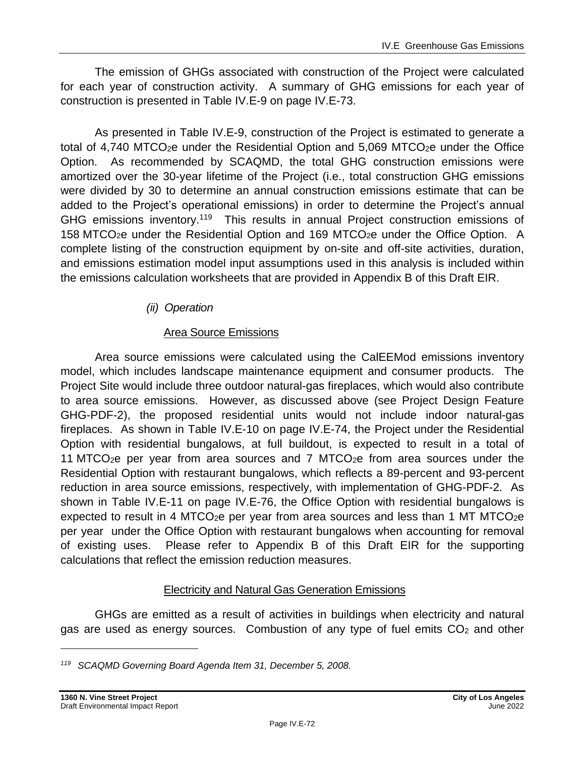The emission of GHGs associated with construction of the Project were calculated for each year of construction activity. A summary of GHG emissions for each year of construction is presented in Table IV.E-9 on page IV.E-73.

As presented in Table IV.E-9, construction of the Project is estimated to generate a total of 4,740 $MTCO_2e$ under the Residential Option and 5,069 $MTCO_2e$ under the Office Option. As recommended by SCAQMD, the total GHG construction emissions were amortized over the 30-year lifetime of the Project (i.e., total construction GHG emissions were divided by 30 to determine an annual construction emissions estimate that can be added to the Project's operational emissions) in order to determine the Project's annual GHG emissions inventory.[119] This results in annual Project construction emissions of 158 $MTCO_2e$ under the Residential Option and 169 $MTCO_2e$ under the Office Option. A complete listing of the construction equipment by on-site and off-site activities, duration, and emissions estimation model input assumptions used in this analysis is included within the emissions calculation worksheets that are provided in Appendix B of this Draft EIR.

*(ii) Operation*

<u>Area Source Emissions</u>

Area source emissions were calculated using the CalEEMod emissions inventory model, which includes landscape maintenance equipment and consumer products. The Project Site would include three outdoor natural-gas fireplaces, which would also contribute to area source emissions. However, as discussed above (see Project Design Feature GHG-PDF-2), the proposed residential units would not include indoor natural-gas fireplaces. As shown in Table IV.E-10 on page IV.E-74, the Project under the Residential Option with residential bungalows, at full buildout, is expected to result in a total of 11 $MTCO_2e$ per year from area sources and 7 $MTCO_2e$ from area sources under the Residential Option with restaurant bungalows, which reflects a 89-percent and 93-percent reduction in area source emissions, respectively, with implementation of GHG-PDF-2. As shown in Table IV.E-11 on page IV.E-76, the Office Option with residential bungalows is expected to result in 4 $MTCO_2e$ per year from area sources and less than 1 MT $MTCO_2e$ per year under the Office Option with restaurant bungalows when accounting for removal of existing uses. Please refer to Appendix B of this Draft EIR for the supporting calculations that reflect the emission reduction measures.

<u>Electricity and Natural Gas Generation Emissions</u>

GHGs are emitted as a result of activities in buildings when electricity and natural gas are used as energy sources. Combustion of any type of fuel emits $CO_2$ and other

---

[119] *SCAQMD Governing Board Agenda Item 31, December 5, 2008.*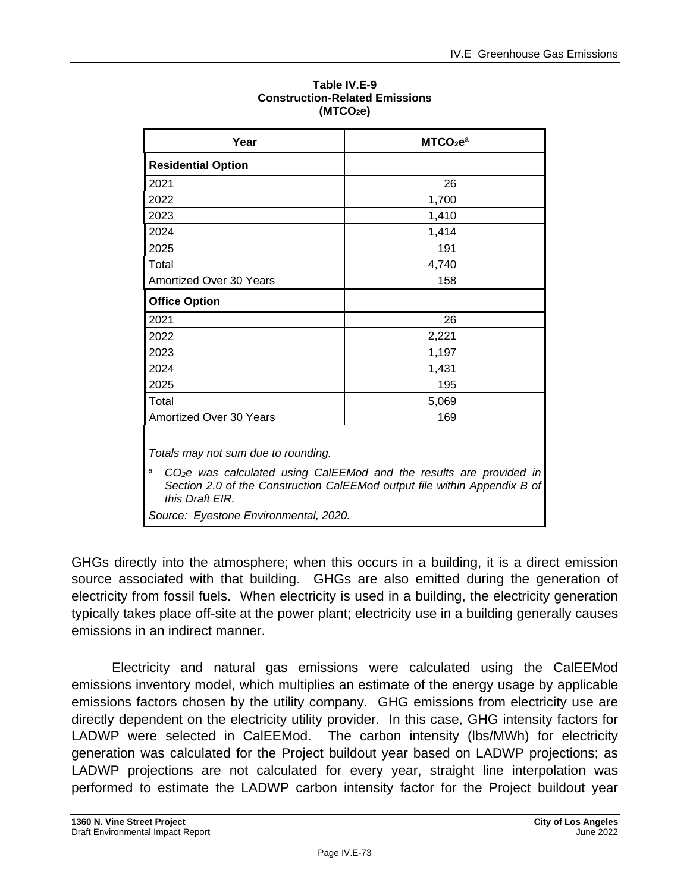**Table IV.E-9**
**Construction-Related Emissions**
**($MTCO_2e$)**

| Year | $MTCO_2e$[a] |
|---|---|
| **Residential Option** | |
| 2021 | 26 |
| 2022 | 1,700 |
| 2023 | 1,410 |
| 2024 | 1,414 |
| 2025 | 191 |
| Total | 4,740 |
| Amortized Over 30 Years | 158 |
| **Office Option** | |
| 2021 | 26 |
| 2022 | 2,221 |
| 2023 | 1,197 |
| 2024 | 1,431 |
| 2025 | 195 |
| Total | 5,069 |
| Amortized Over 30 Years | 169 |

*Totals may not sum due to rounding.*

[a] *$CO_2e$ was calculated using CalEEMod and the results are provided in Section 2.0 of the Construction CalEEMod output file within Appendix B of this Draft EIR.*

*Source: Eyestone Environmental, 2020.*

GHGs directly into the atmosphere; when this occurs in a building, it is a direct emission source associated with that building. GHGs are also emitted during the generation of electricity from fossil fuels. When electricity is used in a building, the electricity generation typically takes place off-site at the power plant; electricity use in a building generally causes emissions in an indirect manner.

Electricity and natural gas emissions were calculated using the CalEEMod emissions inventory model, which multiplies an estimate of the energy usage by applicable emissions factors chosen by the utility company. GHG emissions from electricity use are directly dependent on the electricity utility provider. In this case, GHG intensity factors for LADWP were selected in CalEEMod. The carbon intensity (lbs/MWh) for electricity generation was calculated for the Project buildout year based on LADWP projections; as LADWP projections are not calculated for every year, straight line interpolation was performed to estimate the LADWP carbon intensity factor for the Project buildout year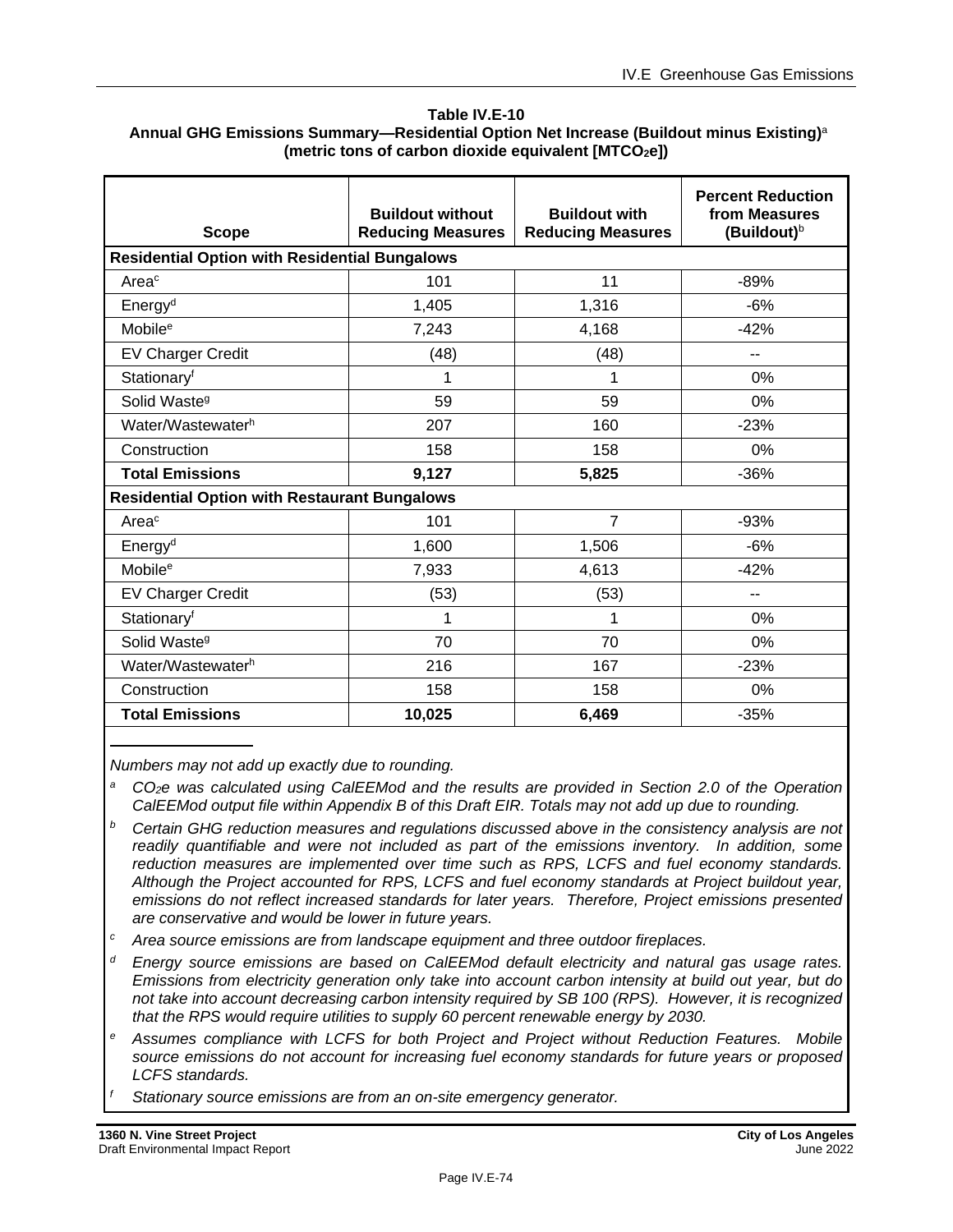**Table IV.E-10**
**Annual GHG Emissions Summary—Residential Option Net Increase (Buildout minus Existing)[a]**
**(metric tons of carbon dioxide equivalent [$MTCO_2e$])**

| Scope | Buildout without Reducing Measures | Buildout with Reducing Measures | Percent Reduction from Measures (Buildout)[b] |
|---|---|---|---|
| **Residential Option with Residential Bungalows** | | | |
| Area[c] | 101 | 11 | -89% |
| Energy[d] | 1,405 | 1,316 | -6% |
| Mobile[e] | 7,243 | 4,168 | -42% |
| EV Charger Credit | (48) | (48) | -- |
| Stationary[f] | 1 | 1 | 0% |
| Solid Waste[g] | 59 | 59 | 0% |
| Water/Wastewater[h] | 207 | 160 | -23% |
| Construction | 158 | 158 | 0% |
| **Total Emissions** | **9,127** | **5,825** | -36% |
| **Residential Option with Restaurant Bungalows** | | | |
| Area[c] | 101 | 7 | -93% |
| Energy[d] | 1,600 | 1,506 | -6% |
| Mobile[e] | 7,933 | 4,613 | -42% |
| EV Charger Credit | (53) | (53) | -- |
| Stationary[f] | 1 | 1 | 0% |
| Solid Waste[g] | 70 | 70 | 0% |
| Water/Wastewater[h] | 216 | 167 | -23% |
| Construction | 158 | 158 | 0% |
| **Total Emissions** | **10,025** | **6,469** | -35% |

*Numbers may not add up exactly due to rounding.*

[a] *$CO_2e$ was calculated using CalEEMod and the results are provided in Section 2.0 of the Operation CalEEMod output file within Appendix B of this Draft EIR. Totals may not add up due to rounding.*

[b] *Certain GHG reduction measures and regulations discussed above in the consistency analysis are not readily quantifiable and were not included as part of the emissions inventory. In addition, some reduction measures are implemented over time such as RPS, LCFS and fuel economy standards. Although the Project accounted for RPS, LCFS and fuel economy standards at Project buildout year, emissions do not reflect increased standards for later years. Therefore, Project emissions presented are conservative and would be lower in future years.*

[c] *Area source emissions are from landscape equipment and three outdoor fireplaces.*

[d] *Energy source emissions are based on CalEEMod default electricity and natural gas usage rates. Emissions from electricity generation only take into account carbon intensity at build out year, but do not take into account decreasing carbon intensity required by SB 100 (RPS). However, it is recognized that the RPS would require utilities to supply 60 percent renewable energy by 2030.*

[e] *Assumes compliance with LCFS for both Project and Project without Reduction Features. Mobile source emissions do not account for increasing fuel economy standards for future years or proposed LCFS standards.*

[f] *Stationary source emissions are from an on-site emergency generator.*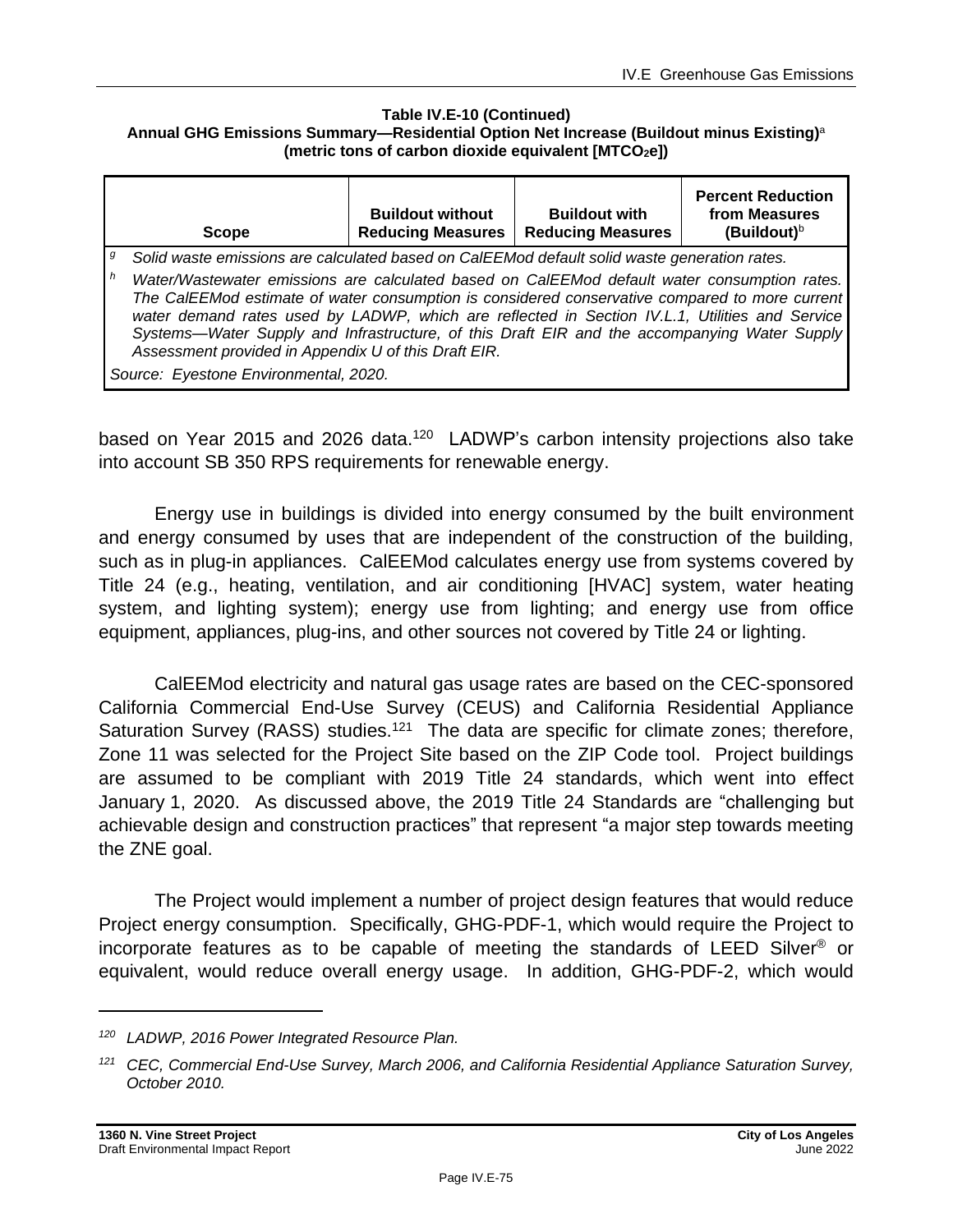**Table IV.E-10 (Continued)**
**Annual GHG Emissions Summary—Residential Option Net Increase (Buildout minus Existing)[a]**
**(metric tons of carbon dioxide equivalent [$MTCO_2e$])**

| Scope | Buildout without Reducing Measures | Buildout with Reducing Measures | Percent Reduction from Measures (Buildout)[b] |
|---|---|---|---|

[g] *Solid waste emissions are calculated based on CalEEMod default solid waste generation rates.*

[h] *Water/Wastewater emissions are calculated based on CalEEMod default water consumption rates. The CalEEMod estimate of water consumption is considered conservative compared to more current water demand rates used by LADWP, which are reflected in Section IV.L.1, Utilities and Service Systems—Water Supply and Infrastructure, of this Draft EIR and the accompanying Water Supply Assessment provided in Appendix U of this Draft EIR.*

*Source: Eyestone Environmental, 2020.*

based on Year 2015 and 2026 data.[120] LADWP's carbon intensity projections also take into account SB 350 RPS requirements for renewable energy.

Energy use in buildings is divided into energy consumed by the built environment and energy consumed by uses that are independent of the construction of the building, such as in plug-in appliances. CalEEMod calculates energy use from systems covered by Title 24 (e.g., heating, ventilation, and air conditioning [HVAC] system, water heating system, and lighting system); energy use from lighting; and energy use from office equipment, appliances, plug-ins, and other sources not covered by Title 24 or lighting.

CalEEMod electricity and natural gas usage rates are based on the CEC-sponsored California Commercial End-Use Survey (CEUS) and California Residential Appliance Saturation Survey (RASS) studies.[121] The data are specific for climate zones; therefore, Zone 11 was selected for the Project Site based on the ZIP Code tool. Project buildings are assumed to be compliant with 2019 Title 24 standards, which went into effect January 1, 2020. As discussed above, the 2019 Title 24 Standards are "challenging but achievable design and construction practices" that represent "a major step towards meeting the ZNE goal.

The Project would implement a number of project design features that would reduce Project energy consumption. Specifically, GHG-PDF-1, which would require the Project to incorporate features as to be capable of meeting the standards of LEED Silver® or equivalent, would reduce overall energy usage. In addition, GHG-PDF-2, which would

---

[120] *LADWP, 2016 Power Integrated Resource Plan.*

[121] *CEC, Commercial End-Use Survey, March 2006, and California Residential Appliance Saturation Survey, October 2010.*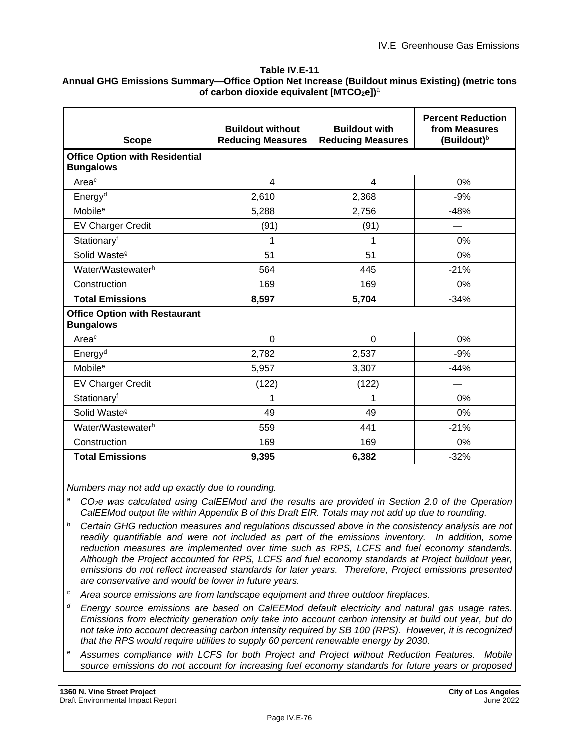**Table IV.E-11**
**Annual GHG Emissions Summary—Office Option Net Increase (Buildout minus Existing) (metric tons of carbon dioxide equivalent [$MTCO_2e$])**[a]

| Scope | Buildout without Reducing Measures | Buildout with Reducing Measures | Percent Reduction from Measures (Buildout)[b] |
|---|---|---|---|
| **Office Option with Residential Bungalows** | | | |
| Area[c] | 4 | 4 | 0% |
| Energy[d] | 2,610 | 2,368 | -9% |
| Mobile[e] | 5,288 | 2,756 | -48% |
| EV Charger Credit | (91) | (91) | — |
| Stationary[f] | 1 | 1 | 0% |
| Solid Waste[g] | 51 | 51 | 0% |
| Water/Wastewater[h] | 564 | 445 | -21% |
| Construction | 169 | 169 | 0% |
| **Total Emissions** | **8,597** | **5,704** | -34% |
| **Office Option with Restaurant Bungalows** | | | |
| Area[c] | 0 | 0 | 0% |
| Energy[d] | 2,782 | 2,537 | -9% |
| Mobile[e] | 5,957 | 3,307 | -44% |
| EV Charger Credit | (122) | (122) | — |
| Stationary[f] | 1 | 1 | 0% |
| Solid Waste[g] | 49 | 49 | 0% |
| Water/Wastewater[h] | 559 | 441 | -21% |
| Construction | 169 | 169 | 0% |
| **Total Emissions** | **9,395** | **6,382** | -32% |

*Numbers may not add up exactly due to rounding.*

[a] *$CO_2e$ was calculated using CalEEMod and the results are provided in Section 2.0 of the Operation CalEEMod output file within Appendix B of this Draft EIR. Totals may not add up due to rounding.*

[b] *Certain GHG reduction measures and regulations discussed above in the consistency analysis are not readily quantifiable and were not included as part of the emissions inventory. In addition, some reduction measures are implemented over time such as RPS, LCFS and fuel economy standards. Although the Project accounted for RPS, LCFS and fuel economy standards at Project buildout year, emissions do not reflect increased standards for later years. Therefore, Project emissions presented are conservative and would be lower in future years.*

[c] *Area source emissions are from landscape equipment and three outdoor fireplaces.*

[d] *Energy source emissions are based on CalEEMod default electricity and natural gas usage rates. Emissions from electricity generation only take into account carbon intensity at build out year, but do not take into account decreasing carbon intensity required by SB 100 (RPS). However, it is recognized that the RPS would require utilities to supply 60 percent renewable energy by 2030.*

[e] *Assumes compliance with LCFS for both Project and Project without Reduction Features. Mobile source emissions do not account for increasing fuel economy standards for future years or proposed*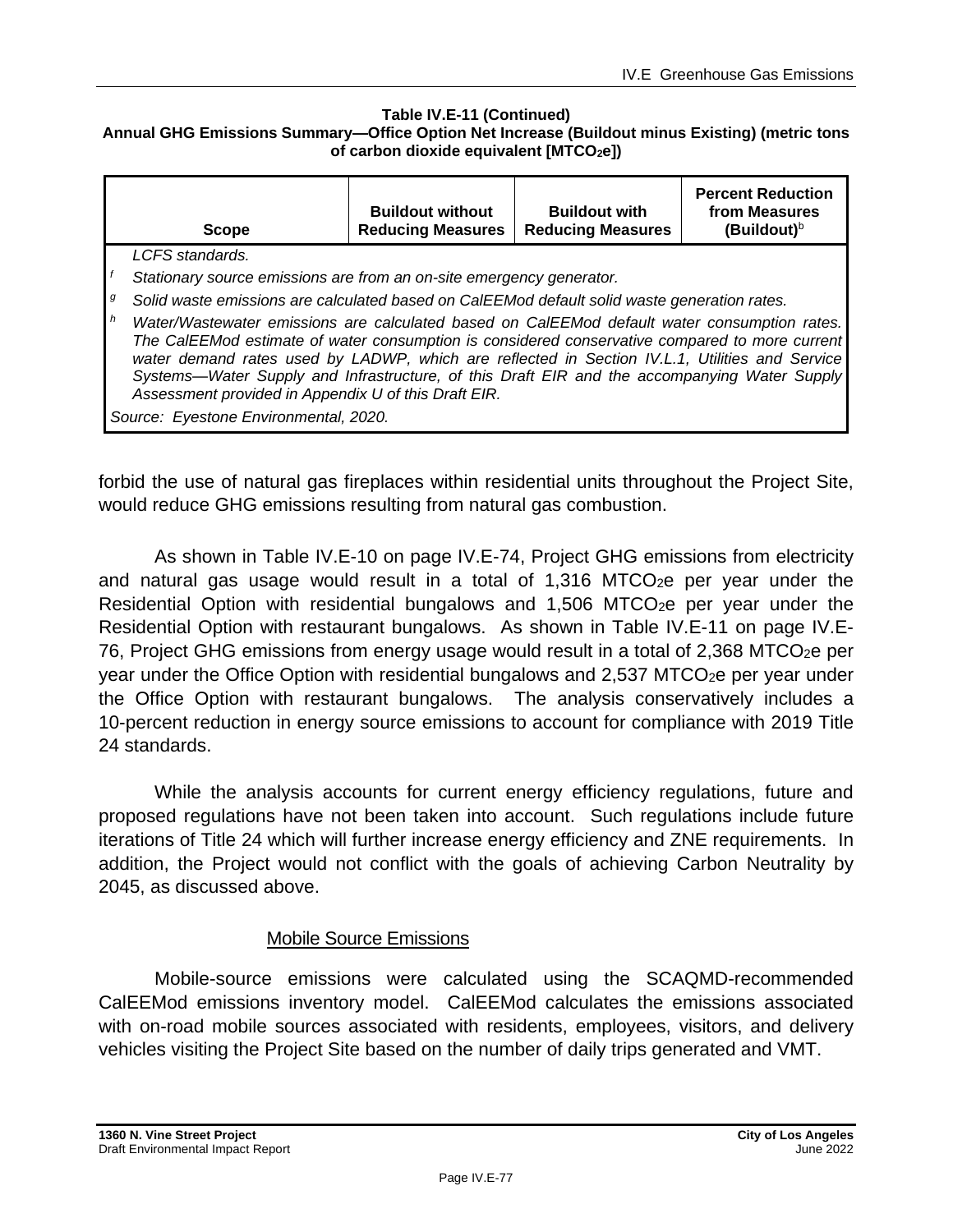**Table IV.E-11 (Continued)**
**Annual GHG Emissions Summary—Office Option Net Increase (Buildout minus Existing) (metric tons of carbon dioxide equivalent [$MTCO_2e$])**

| Scope | Buildout without Reducing Measures | Buildout with Reducing Measures | Percent Reduction from Measures (Buildout)[b] |
|---|---|---|---|

*LCFS standards.*

[f] *Stationary source emissions are from an on-site emergency generator.*

[g] *Solid waste emissions are calculated based on CalEEMod default solid waste generation rates.*

[h] *Water/Wastewater emissions are calculated based on CalEEMod default water consumption rates. The CalEEMod estimate of water consumption is considered conservative compared to more current water demand rates used by LADWP, which are reflected in Section IV.L.1, Utilities and Service Systems—Water Supply and Infrastructure, of this Draft EIR and the accompanying Water Supply Assessment provided in Appendix U of this Draft EIR.*

*Source: Eyestone Environmental, 2020.*

forbid the use of natural gas fireplaces within residential units throughout the Project Site, would reduce GHG emissions resulting from natural gas combustion.

As shown in Table IV.E-10 on page IV.E-74, Project GHG emissions from electricity and natural gas usage would result in a total of 1,316 $MTCO_2e$ per year under the Residential Option with residential bungalows and 1,506 $MTCO_2e$ per year under the Residential Option with restaurant bungalows. As shown in Table IV.E-11 on page IV.E-76, Project GHG emissions from energy usage would result in a total of 2,368 $MTCO_2e$ per year under the Office Option with residential bungalows and 2,537 $MTCO_2e$ per year under the Office Option with restaurant bungalows. The analysis conservatively includes a 10-percent reduction in energy source emissions to account for compliance with 2019 Title 24 standards.

While the analysis accounts for current energy efficiency regulations, future and proposed regulations have not been taken into account. Such regulations include future iterations of Title 24 which will further increase energy efficiency and ZNE requirements. In addition, the Project would not conflict with the goals of achieving Carbon Neutrality by 2045, as discussed above.

<u>Mobile Source Emissions</u>

Mobile-source emissions were calculated using the SCAQMD-recommended CalEEMod emissions inventory model. CalEEMod calculates the emissions associated with on-road mobile sources associated with residents, employees, visitors, and delivery vehicles visiting the Project Site based on the number of daily trips generated and VMT.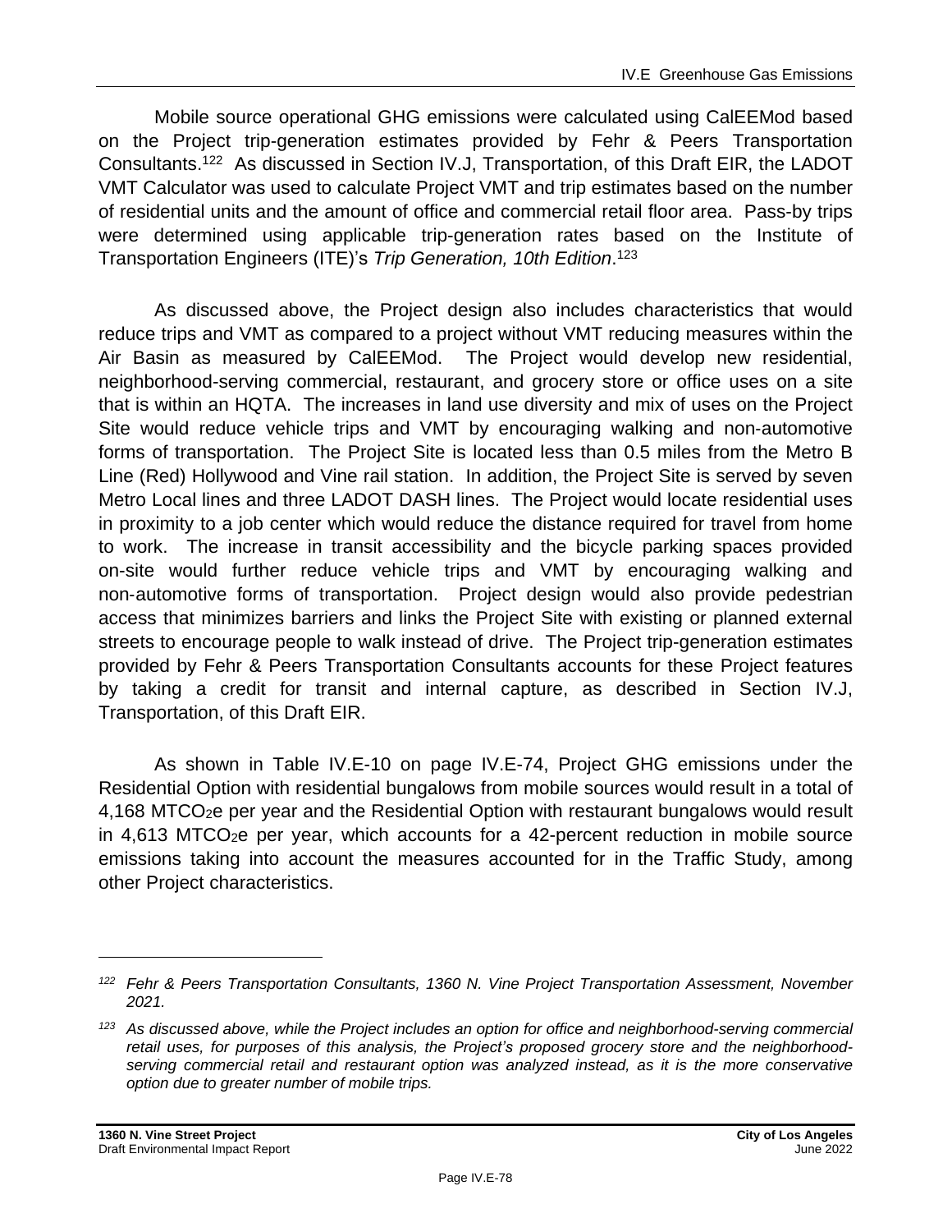Mobile source operational GHG emissions were calculated using CalEEMod based on the Project trip-generation estimates provided by Fehr & Peers Transportation Consultants.[122] As discussed in Section IV.J, Transportation, of this Draft EIR, the LADOT VMT Calculator was used to calculate Project VMT and trip estimates based on the number of residential units and the amount of office and commercial retail floor area. Pass-by trips were determined using applicable trip-generation rates based on the Institute of Transportation Engineers (ITE)'s *Trip Generation, 10th Edition*.[123]

As discussed above, the Project design also includes characteristics that would reduce trips and VMT as compared to a project without VMT reducing measures within the Air Basin as measured by CalEEMod. The Project would develop new residential, neighborhood-serving commercial, restaurant, and grocery store or office uses on a site that is within an HQTA. The increases in land use diversity and mix of uses on the Project Site would reduce vehicle trips and VMT by encouraging walking and non-automotive forms of transportation. The Project Site is located less than 0.5 miles from the Metro B Line (Red) Hollywood and Vine rail station. In addition, the Project Site is served by seven Metro Local lines and three LADOT DASH lines. The Project would locate residential uses in proximity to a job center which would reduce the distance required for travel from home to work. The increase in transit accessibility and the bicycle parking spaces provided on-site would further reduce vehicle trips and VMT by encouraging walking and non-automotive forms of transportation. Project design would also provide pedestrian access that minimizes barriers and links the Project Site with existing or planned external streets to encourage people to walk instead of drive. The Project trip-generation estimates provided by Fehr & Peers Transportation Consultants accounts for these Project features by taking a credit for transit and internal capture, as described in Section IV.J, Transportation, of this Draft EIR.

As shown in Table IV.E-10 on page IV.E-74, Project GHG emissions under the Residential Option with residential bungalows from mobile sources would result in a total of 4,168 $MTCO_2e$ per year and the Residential Option with restaurant bungalows would result in 4,613 $MTCO_2e$ per year, which accounts for a 42-percent reduction in mobile source emissions taking into account the measures accounted for in the Traffic Study, among other Project characteristics.

---

[122] *Fehr & Peers Transportation Consultants, 1360 N. Vine Project Transportation Assessment, November 2021.*

[123] *As discussed above, while the Project includes an option for office and neighborhood-serving commercial retail uses, for purposes of this analysis, the Project's proposed grocery store and the neighborhood-serving commercial retail and restaurant option was analyzed instead, as it is the more conservative option due to greater number of mobile trips.*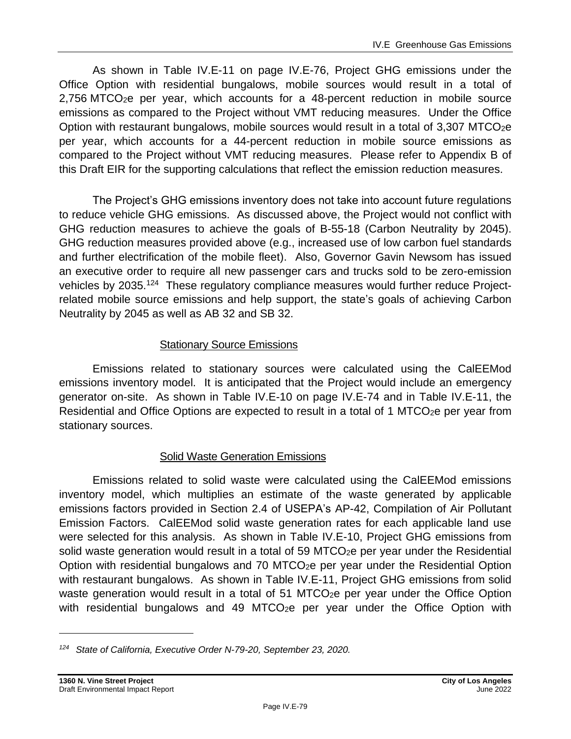As shown in Table IV.E-11 on page IV.E-76, Project GHG emissions under the Office Option with residential bungalows, mobile sources would result in a total of 2,756 $MTCO_2e$ per year, which accounts for a 48-percent reduction in mobile source emissions as compared to the Project without VMT reducing measures. Under the Office Option with restaurant bungalows, mobile sources would result in a total of 3,307 $MTCO_2e$ per year, which accounts for a 44-percent reduction in mobile source emissions as compared to the Project without VMT reducing measures. Please refer to Appendix B of this Draft EIR for the supporting calculations that reflect the emission reduction measures.

The Project's GHG emissions inventory does not take into account future regulations to reduce vehicle GHG emissions. As discussed above, the Project would not conflict with GHG reduction measures to achieve the goals of B-55-18 (Carbon Neutrality by 2045). GHG reduction measures provided above (e.g., increased use of low carbon fuel standards and further electrification of the mobile fleet). Also, Governor Gavin Newsom has issued an executive order to require all new passenger cars and trucks sold to be zero-emission vehicles by 2035.[124] These regulatory compliance measures would further reduce Project-related mobile source emissions and help support, the state's goals of achieving Carbon Neutrality by 2045 as well as AB 32 and SB 32.

<u>Stationary Source Emissions</u>

Emissions related to stationary sources were calculated using the CalEEMod emissions inventory model. It is anticipated that the Project would include an emergency generator on-site. As shown in Table IV.E-10 on page IV.E-74 and in Table IV.E-11, the Residential and Office Options are expected to result in a total of 1 $MTCO_2e$ per year from stationary sources.

<u>Solid Waste Generation Emissions</u>

Emissions related to solid waste were calculated using the CalEEMod emissions inventory model, which multiplies an estimate of the waste generated by applicable emissions factors provided in Section 2.4 of USEPA's AP-42, Compilation of Air Pollutant Emission Factors. CalEEMod solid waste generation rates for each applicable land use were selected for this analysis. As shown in Table IV.E-10, Project GHG emissions from solid waste generation would result in a total of 59 $MTCO_2e$ per year under the Residential Option with residential bungalows and 70 $MTCO_2e$ per year under the Residential Option with restaurant bungalows. As shown in Table IV.E-11, Project GHG emissions from solid waste generation would result in a total of 51 $MTCO_2e$ per year under the Office Option with residential bungalows and 49 $MTCO_2e$ per year under the Office Option with

---

*[124] State of California, Executive Order N-79-20, September 23, 2020.*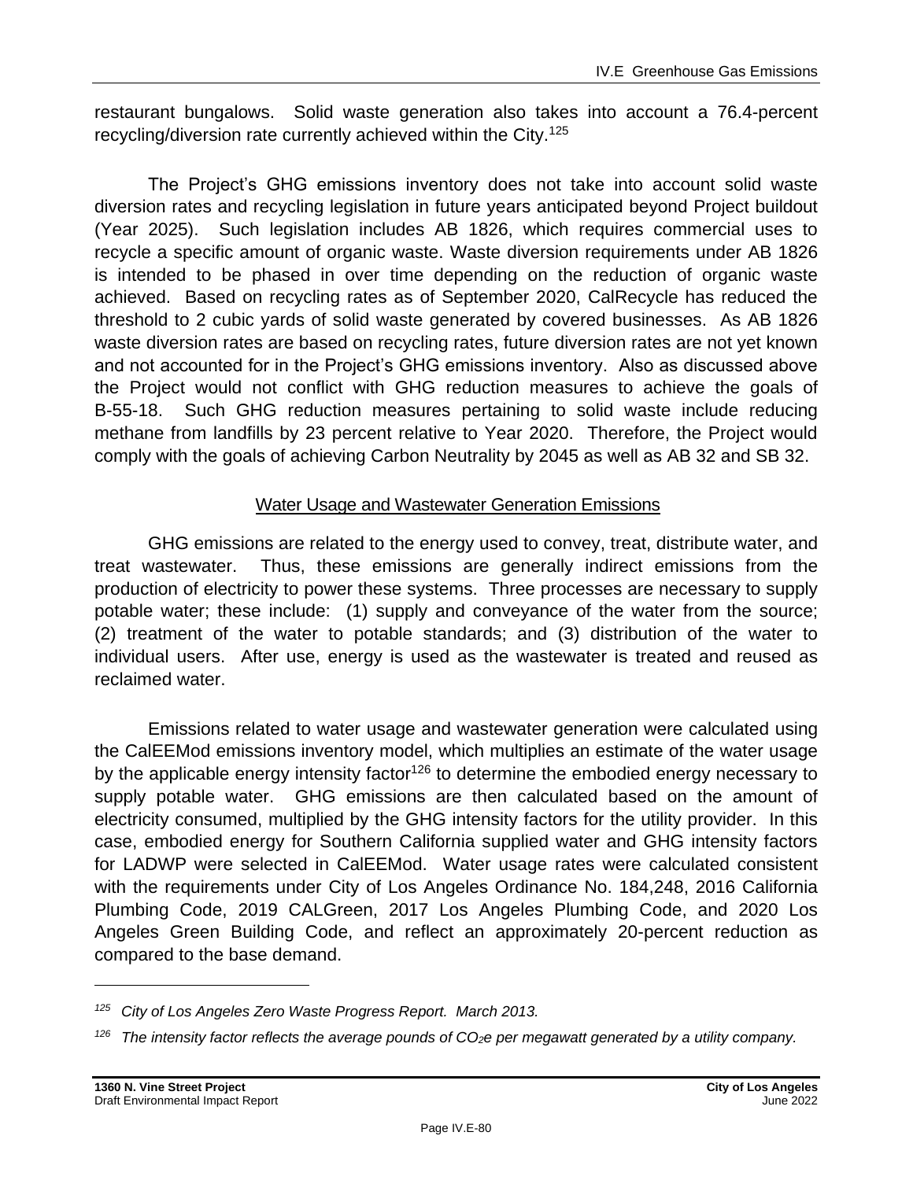restaurant bungalows. Solid waste generation also takes into account a 76.4-percent recycling/diversion rate currently achieved within the City.[125]

The Project's GHG emissions inventory does not take into account solid waste diversion rates and recycling legislation in future years anticipated beyond Project buildout (Year 2025). Such legislation includes AB 1826, which requires commercial uses to recycle a specific amount of organic waste. Waste diversion requirements under AB 1826 is intended to be phased in over time depending on the reduction of organic waste achieved. Based on recycling rates as of September 2020, CalRecycle has reduced the threshold to 2 cubic yards of solid waste generated by covered businesses. As AB 1826 waste diversion rates are based on recycling rates, future diversion rates are not yet known and not accounted for in the Project's GHG emissions inventory. Also as discussed above the Project would not conflict with GHG reduction measures to achieve the goals of B-55-18. Such GHG reduction measures pertaining to solid waste include reducing methane from landfills by 23 percent relative to Year 2020. Therefore, the Project would comply with the goals of achieving Carbon Neutrality by 2045 as well as AB 32 and SB 32.

<u>Water Usage and Wastewater Generation Emissions</u>

GHG emissions are related to the energy used to convey, treat, distribute water, and treat wastewater. Thus, these emissions are generally indirect emissions from the production of electricity to power these systems. Three processes are necessary to supply potable water; these include: (1) supply and conveyance of the water from the source; (2) treatment of the water to potable standards; and (3) distribution of the water to individual users. After use, energy is used as the wastewater is treated and reused as reclaimed water.

Emissions related to water usage and wastewater generation were calculated using the CalEEMod emissions inventory model, which multiplies an estimate of the water usage by the applicable energy intensity factor[126] to determine the embodied energy necessary to supply potable water. GHG emissions are then calculated based on the amount of electricity consumed, multiplied by the GHG intensity factors for the utility provider. In this case, embodied energy for Southern California supplied water and GHG intensity factors for LADWP were selected in CalEEMod. Water usage rates were calculated consistent with the requirements under City of Los Angeles Ordinance No. 184,248, 2016 California Plumbing Code, 2019 CALGreen, 2017 Los Angeles Plumbing Code, and 2020 Los Angeles Green Building Code, and reflect an approximately 20-percent reduction as compared to the base demand.

---

[125] *City of Los Angeles Zero Waste Progress Report. March 2013.*

[126] *The intensity factor reflects the average pounds of $CO_2e$ per megawatt generated by a utility company.*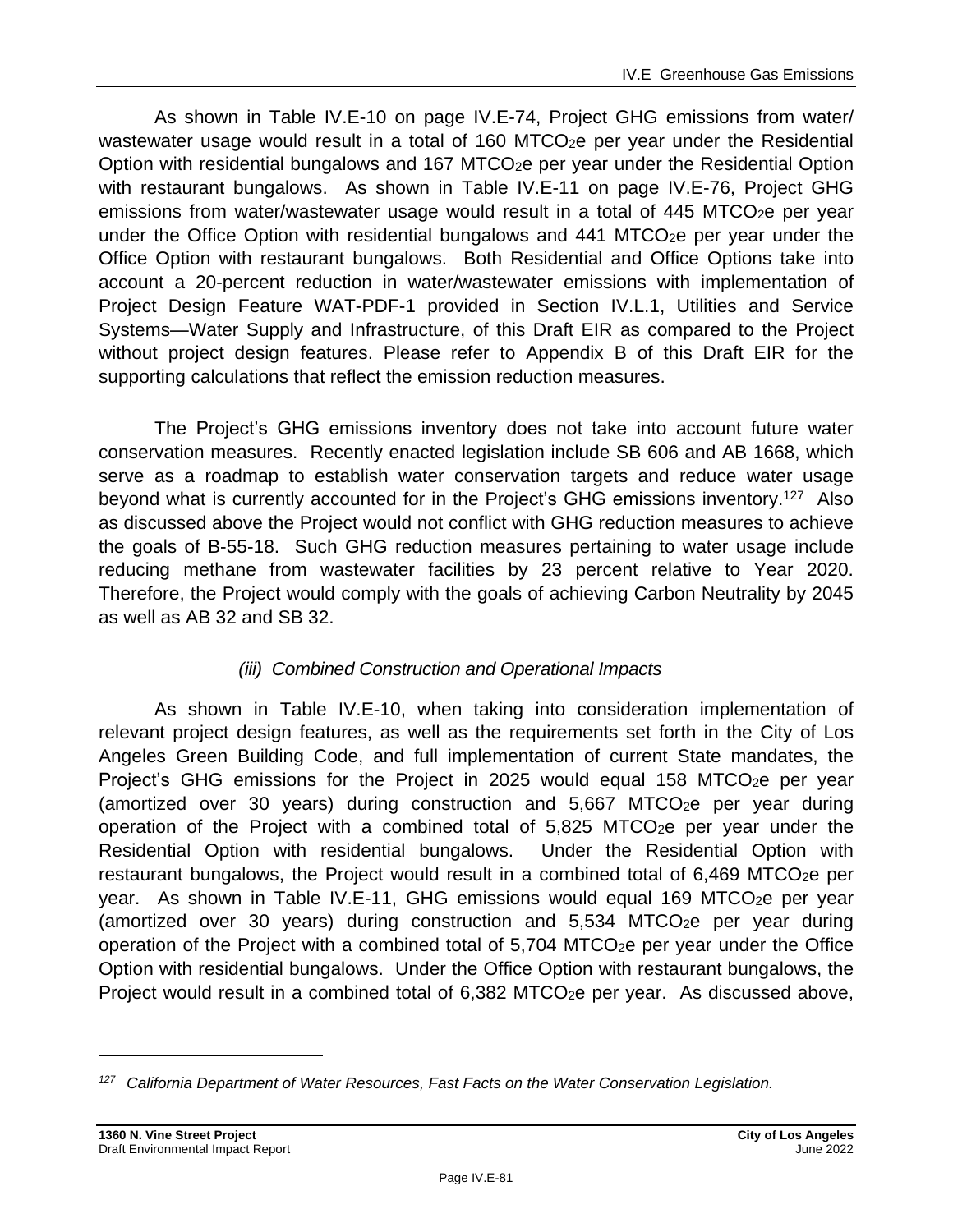As shown in Table IV.E-10 on page IV.E-74, Project GHG emissions from water/ wastewater usage would result in a total of 160 $MTCO_2e$ per year under the Residential Option with residential bungalows and 167 $MTCO_2e$ per year under the Residential Option with restaurant bungalows. As shown in Table IV.E-11 on page IV.E-76, Project GHG emissions from water/wastewater usage would result in a total of 445 $MTCO_2e$ per year under the Office Option with residential bungalows and 441 $MTCO_2e$ per year under the Office Option with restaurant bungalows. Both Residential and Office Options take into account a 20-percent reduction in water/wastewater emissions with implementation of Project Design Feature WAT-PDF-1 provided in Section IV.L.1, Utilities and Service Systems—Water Supply and Infrastructure, of this Draft EIR as compared to the Project without project design features. Please refer to Appendix B of this Draft EIR for the supporting calculations that reflect the emission reduction measures.

The Project's GHG emissions inventory does not take into account future water conservation measures. Recently enacted legislation include SB 606 and AB 1668, which serve as a roadmap to establish water conservation targets and reduce water usage beyond what is currently accounted for in the Project's GHG emissions inventory.[127] Also as discussed above the Project would not conflict with GHG reduction measures to achieve the goals of B-55-18. Such GHG reduction measures pertaining to water usage include reducing methane from wastewater facilities by 23 percent relative to Year 2020. Therefore, the Project would comply with the goals of achieving Carbon Neutrality by 2045 as well as AB 32 and SB 32.

*(iii) Combined Construction and Operational Impacts*

As shown in Table IV.E-10, when taking into consideration implementation of relevant project design features, as well as the requirements set forth in the City of Los Angeles Green Building Code, and full implementation of current State mandates, the Project's GHG emissions for the Project in 2025 would equal 158 $MTCO_2e$ per year (amortized over 30 years) during construction and 5,667 $MTCO_2e$ per year during operation of the Project with a combined total of 5,825 $MTCO_2e$ per year under the Residential Option with residential bungalows. Under the Residential Option with restaurant bungalows, the Project would result in a combined total of 6,469 $MTCO_2e$ per year. As shown in Table IV.E-11, GHG emissions would equal 169 $MTCO_2e$ per year (amortized over 30 years) during construction and 5,534 $MTCO_2e$ per year during operation of the Project with a combined total of 5,704 $MTCO_2e$ per year under the Office Option with residential bungalows. Under the Office Option with restaurant bungalows, the Project would result in a combined total of 6,382 $MTCO_2e$ per year. As discussed above,

---

[127] *California Department of Water Resources, Fast Facts on the Water Conservation Legislation.*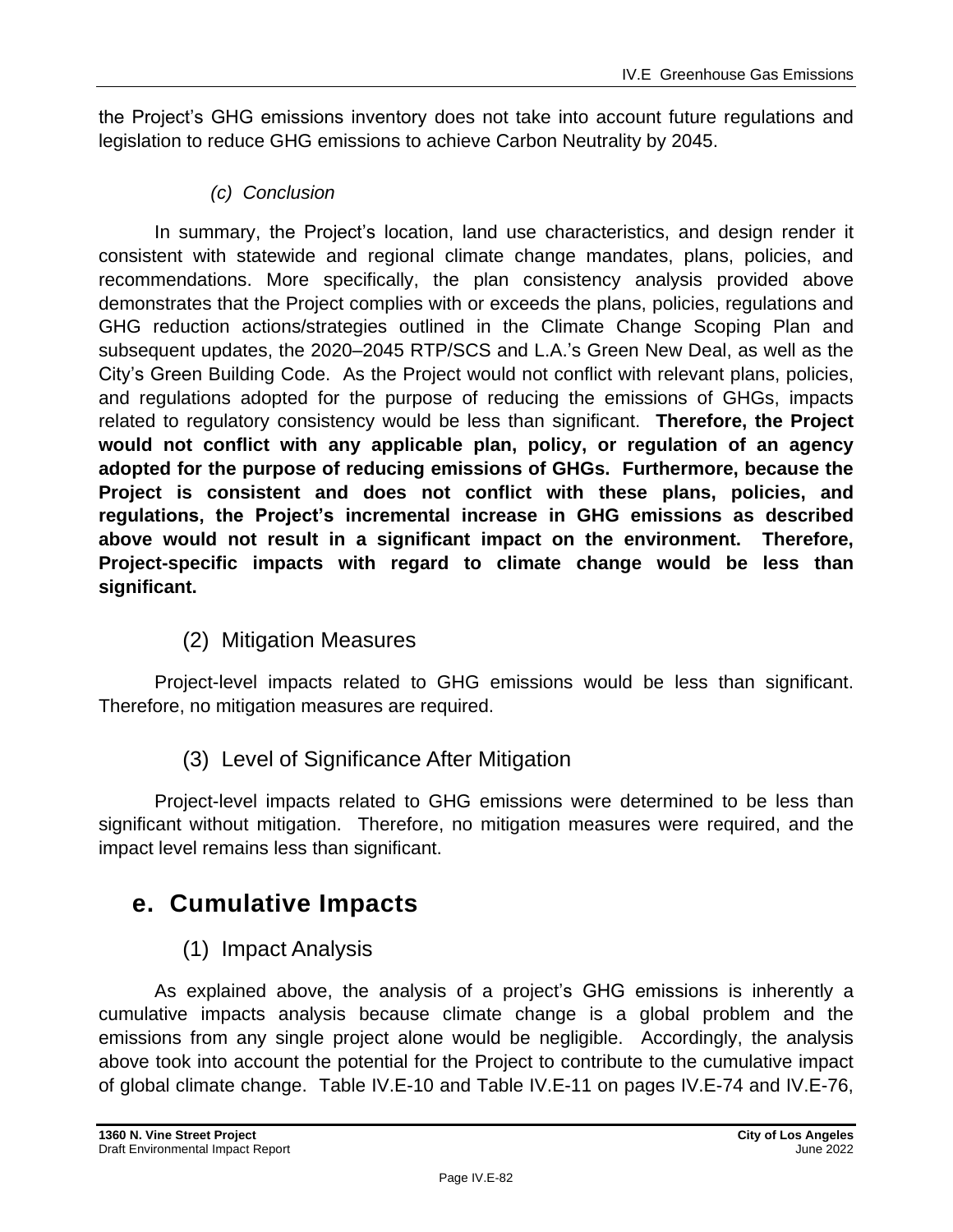the Project's GHG emissions inventory does not take into account future regulations and legislation to reduce GHG emissions to achieve Carbon Neutrality by 2045.

*(c) Conclusion*

In summary, the Project's location, land use characteristics, and design render it consistent with statewide and regional climate change mandates, plans, policies, and recommendations. More specifically, the plan consistency analysis provided above demonstrates that the Project complies with or exceeds the plans, policies, regulations and GHG reduction actions/strategies outlined in the Climate Change Scoping Plan and subsequent updates, the 2020–2045 RTP/SCS and L.A.'s Green New Deal, as well as the City's Green Building Code. As the Project would not conflict with relevant plans, policies, and regulations adopted for the purpose of reducing the emissions of GHGs, impacts related to regulatory consistency would be less than significant. **Therefore, the Project would not conflict with any applicable plan, policy, or regulation of an agency adopted for the purpose of reducing emissions of GHGs. Furthermore, because the Project is consistent and does not conflict with these plans, policies, and regulations, the Project's incremental increase in GHG emissions as described above would not result in a significant impact on the environment. Therefore, Project-specific impacts with regard to climate change would be less than significant.**

### (2) Mitigation Measures

Project-level impacts related to GHG emissions would be less than significant. Therefore, no mitigation measures are required.

### (3) Level of Significance After Mitigation

Project-level impacts related to GHG emissions were determined to be less than significant without mitigation. Therefore, no mitigation measures were required, and the impact level remains less than significant.

## e. Cumulative Impacts

### (1) Impact Analysis

As explained above, the analysis of a project's GHG emissions is inherently a cumulative impacts analysis because climate change is a global problem and the emissions from any single project alone would be negligible. Accordingly, the analysis above took into account the potential for the Project to contribute to the cumulative impact of global climate change. Table IV.E-10 and Table IV.E-11 on pages IV.E-74 and IV.E-76,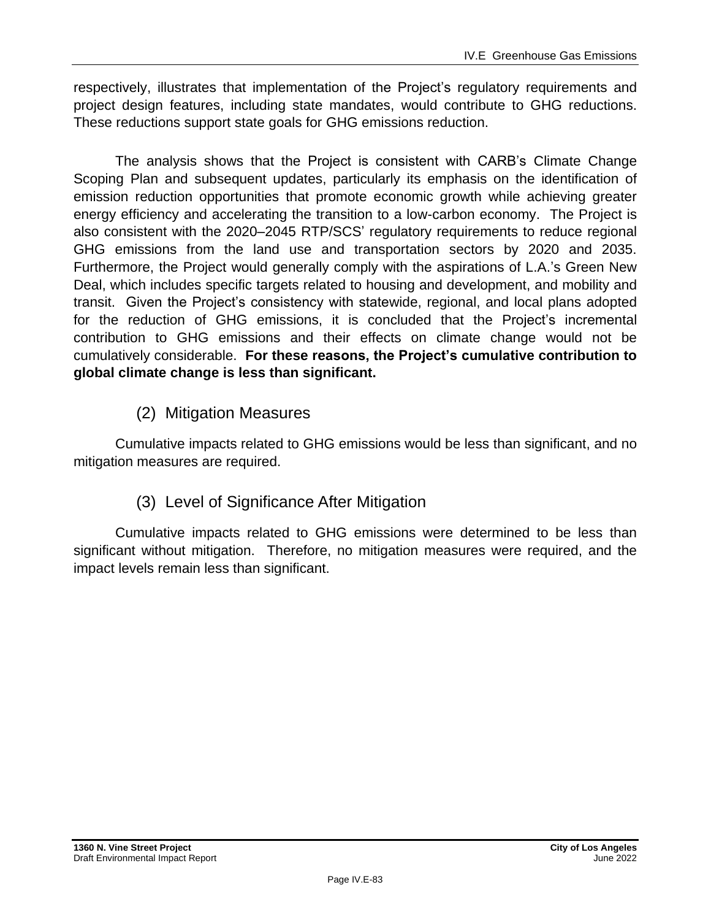respectively, illustrates that implementation of the Project's regulatory requirements and project design features, including state mandates, would contribute to GHG reductions. These reductions support state goals for GHG emissions reduction.

The analysis shows that the Project is consistent with CARB's Climate Change Scoping Plan and subsequent updates, particularly its emphasis on the identification of emission reduction opportunities that promote economic growth while achieving greater energy efficiency and accelerating the transition to a low-carbon economy. The Project is also consistent with the 2020–2045 RTP/SCS' regulatory requirements to reduce regional GHG emissions from the land use and transportation sectors by 2020 and 2035. Furthermore, the Project would generally comply with the aspirations of L.A.'s Green New Deal, which includes specific targets related to housing and development, and mobility and transit. Given the Project's consistency with statewide, regional, and local plans adopted for the reduction of GHG emissions, it is concluded that the Project's incremental contribution to GHG emissions and their effects on climate change would not be cumulatively considerable. **For these reasons, the Project's cumulative contribution to global climate change is less than significant.**

### (2) Mitigation Measures

Cumulative impacts related to GHG emissions would be less than significant, and no mitigation measures are required.

### (3) Level of Significance After Mitigation

Cumulative impacts related to GHG emissions were determined to be less than significant without mitigation. Therefore, no mitigation measures were required, and the impact levels remain less than significant.